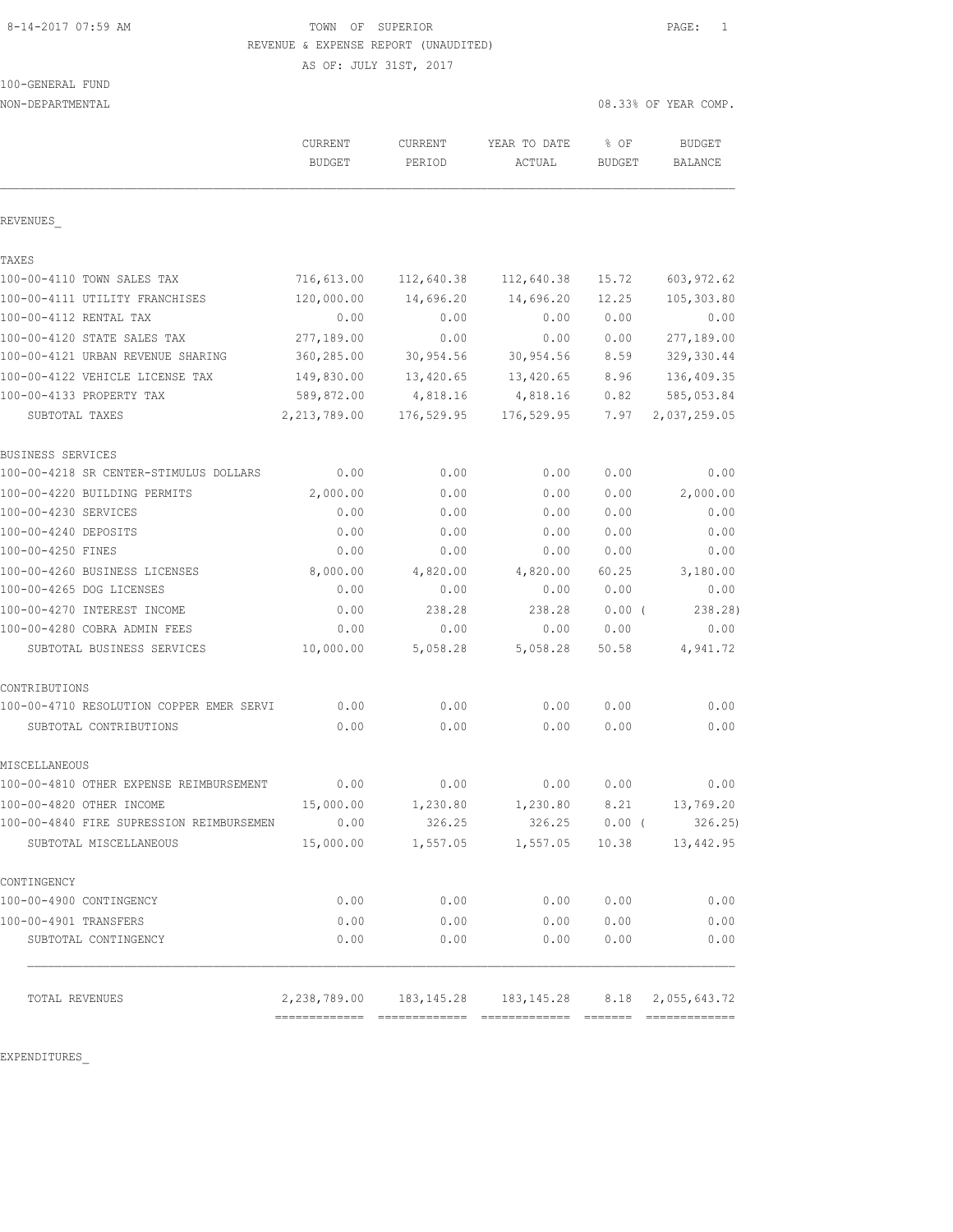8-14-2017 07:59 AM

# TOWN OF SUPERIOR
## REVENUE & EXPENSE REPORT (UNAUDITED)
AS OF: JULY 31ST, 2017

100-GENERAL FUND
NON-DEPARTMENTAL

08.33% OF YEAR COMP.

| | CURRENT BUDGET | CURRENT PERIOD | YEAR TO DATE ACTUAL | % OF BUDGET | BUDGET BALANCE |
|---|---|---|---|---|---|
| REVENUES_ | | | | | |
| TAXES | | | | | |
| 100-00-4110 TOWN SALES TAX | 716,613.00 | 112,640.38 | 112,640.38 | 15.72 | 603,972.62 |
| 100-00-4111 UTILITY FRANCHISES | 120,000.00 | 14,696.20 | 14,696.20 | 12.25 | 105,303.80 |
| 100-00-4112 RENTAL TAX | 0.00 | 0.00 | 0.00 | 0.00 | 0.00 |
| 100-00-4120 STATE SALES TAX | 277,189.00 | 0.00 | 0.00 | 0.00 | 277,189.00 |
| 100-00-4121 URBAN REVENUE SHARING | 360,285.00 | 30,954.56 | 30,954.56 | 8.59 | 329,330.44 |
| 100-00-4122 VEHICLE LICENSE TAX | 149,830.00 | 13,420.65 | 13,420.65 | 8.96 | 136,409.35 |
| 100-00-4133 PROPERTY TAX | 589,872.00 | 4,818.16 | 4,818.16 | 0.82 | 585,053.84 |
| SUBTOTAL TAXES | 2,213,789.00 | 176,529.95 | 176,529.95 | 7.97 | 2,037,259.05 |
| BUSINESS SERVICES | | | | | |
| 100-00-4218 SR CENTER-STIMULUS DOLLARS | 0.00 | 0.00 | 0.00 | 0.00 | 0.00 |
| 100-00-4220 BUILDING PERMITS | 2,000.00 | 0.00 | 0.00 | 0.00 | 2,000.00 |
| 100-00-4230 SERVICES | 0.00 | 0.00 | 0.00 | 0.00 | 0.00 |
| 100-00-4240 DEPOSITS | 0.00 | 0.00 | 0.00 | 0.00 | 0.00 |
| 100-00-4250 FINES | 0.00 | 0.00 | 0.00 | 0.00 | 0.00 |
| 100-00-4260 BUSINESS LICENSES | 8,000.00 | 4,820.00 | 4,820.00 | 60.25 | 3,180.00 |
| 100-00-4265 DOG LICENSES | 0.00 | 0.00 | 0.00 | 0.00 | 0.00 |
| 100-00-4270 INTEREST INCOME | 0.00 | 238.28 | 238.28 | 0.00 | ( 238.28) |
| 100-00-4280 COBRA ADMIN FEES | 0.00 | 0.00 | 0.00 | 0.00 | 0.00 |
| SUBTOTAL BUSINESS SERVICES | 10,000.00 | 5,058.28 | 5,058.28 | 50.58 | 4,941.72 |
| CONTRIBUTIONS | | | | | |
| 100-00-4710 RESOLUTION COPPER EMER SERVI | 0.00 | 0.00 | 0.00 | 0.00 | 0.00 |
| SUBTOTAL CONTRIBUTIONS | 0.00 | 0.00 | 0.00 | 0.00 | 0.00 |
| MISCELLANEOUS | | | | | |
| 100-00-4810 OTHER EXPENSE REIMBURSEMENT | 0.00 | 0.00 | 0.00 | 0.00 | 0.00 |
| 100-00-4820 OTHER INCOME | 15,000.00 | 1,230.80 | 1,230.80 | 8.21 | 13,769.20 |
| 100-00-4840 FIRE SUPRESSION REIMBURSEMEN | 0.00 | 326.25 | 326.25 | 0.00 | ( 326.25) |
| SUBTOTAL MISCELLANEOUS | 15,000.00 | 1,557.05 | 1,557.05 | 10.38 | 13,442.95 |
| CONTINGENCY | | | | | |
| 100-00-4900 CONTINGENCY | 0.00 | 0.00 | 0.00 | 0.00 | 0.00 |
| 100-00-4901 TRANSFERS | 0.00 | 0.00 | 0.00 | 0.00 | 0.00 |
| SUBTOTAL CONTINGENCY | 0.00 | 0.00 | 0.00 | 0.00 | 0.00 |
| TOTAL REVENUES | 2,238,789.00 | 183,145.28 | 183,145.28 | 8.18 | 2,055,643.72 |

EXPENDITURES_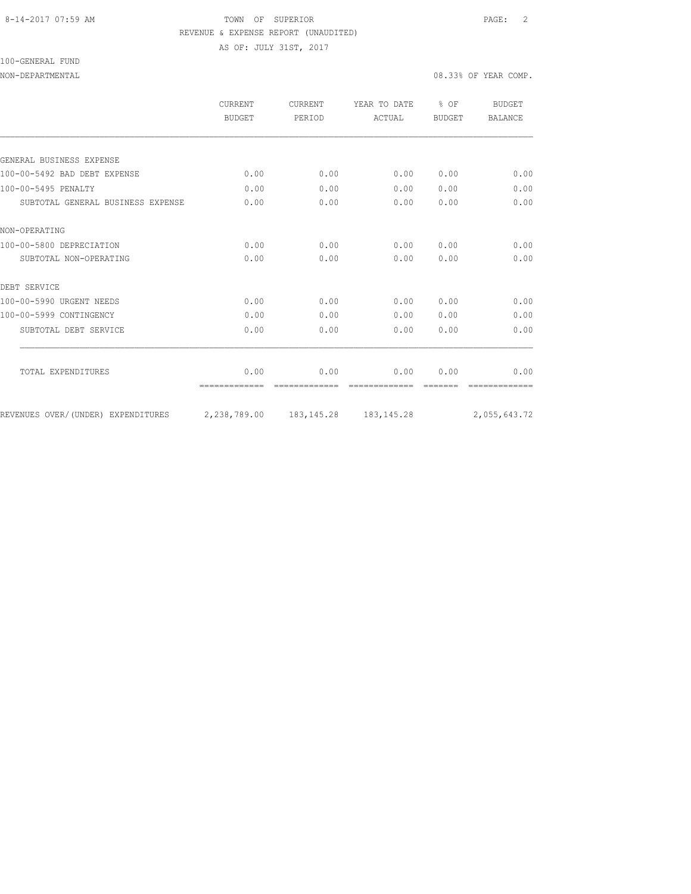TOWN OF SUPERIOR
REVENUE & EXPENSE REPORT (UNAUDITED)
AS OF: JULY 31ST, 2017

100-GENERAL FUND
NON-DEPARTMENTAL — 08.33% OF YEAR COMP.

| | CURRENT BUDGET | CURRENT PERIOD | YEAR TO DATE ACTUAL | % OF BUDGET | BUDGET BALANCE |
|---|---|---|---|---|---|
| GENERAL BUSINESS EXPENSE | | | | | |
| 100-00-5492 BAD DEBT EXPENSE | 0.00 | 0.00 | 0.00 | 0.00 | 0.00 |
| 100-00-5495 PENALTY | 0.00 | 0.00 | 0.00 | 0.00 | 0.00 |
| SUBTOTAL GENERAL BUSINESS EXPENSE | 0.00 | 0.00 | 0.00 | 0.00 | 0.00 |
| NON-OPERATING | | | | | |
| 100-00-5800 DEPRECIATION | 0.00 | 0.00 | 0.00 | 0.00 | 0.00 |
| SUBTOTAL NON-OPERATING | 0.00 | 0.00 | 0.00 | 0.00 | 0.00 |
| DEBT SERVICE | | | | | |
| 100-00-5990 URGENT NEEDS | 0.00 | 0.00 | 0.00 | 0.00 | 0.00 |
| 100-00-5999 CONTINGENCY | 0.00 | 0.00 | 0.00 | 0.00 | 0.00 |
| SUBTOTAL DEBT SERVICE | 0.00 | 0.00 | 0.00 | 0.00 | 0.00 |
| TOTAL EXPENDITURES | 0.00 | 0.00 | 0.00 | 0.00 | 0.00 |
| REVENUES OVER/(UNDER) EXPENDITURES | 2,238,789.00 | 183,145.28 | 183,145.28 | | 2,055,643.72 |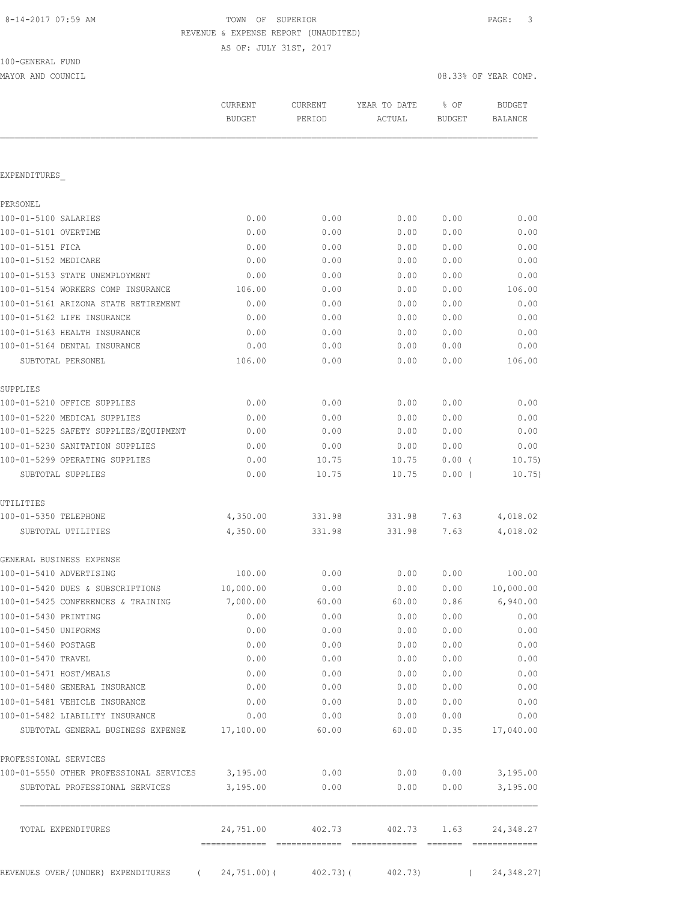TOWN OF SUPERIOR
REVENUE & EXPENSE REPORT (UNAUDITED)
AS OF: JULY 31ST, 2017

100-GENERAL FUND
MAYOR AND COUNCIL

08.33% OF YEAR COMP.

| | CURRENT BUDGET | CURRENT PERIOD | YEAR TO DATE ACTUAL | % OF BUDGET | BUDGET BALANCE |
|---|---|---|---|---|---|
| EXPENDITURES_ | | | | | |
| PERSONEL | | | | | |
| 100-01-5100 SALARIES | 0.00 | 0.00 | 0.00 | 0.00 | 0.00 |
| 100-01-5101 OVERTIME | 0.00 | 0.00 | 0.00 | 0.00 | 0.00 |
| 100-01-5151 FICA | 0.00 | 0.00 | 0.00 | 0.00 | 0.00 |
| 100-01-5152 MEDICARE | 0.00 | 0.00 | 0.00 | 0.00 | 0.00 |
| 100-01-5153 STATE UNEMPLOYMENT | 0.00 | 0.00 | 0.00 | 0.00 | 0.00 |
| 100-01-5154 WORKERS COMP INSURANCE | 106.00 | 0.00 | 0.00 | 0.00 | 106.00 |
| 100-01-5161 ARIZONA STATE RETIREMENT | 0.00 | 0.00 | 0.00 | 0.00 | 0.00 |
| 100-01-5162 LIFE INSURANCE | 0.00 | 0.00 | 0.00 | 0.00 | 0.00 |
| 100-01-5163 HEALTH INSURANCE | 0.00 | 0.00 | 0.00 | 0.00 | 0.00 |
| 100-01-5164 DENTAL INSURANCE | 0.00 | 0.00 | 0.00 | 0.00 | 0.00 |
| SUBTOTAL PERSONEL | 106.00 | 0.00 | 0.00 | 0.00 | 106.00 |
| SUPPLIES | | | | | |
| 100-01-5210 OFFICE SUPPLIES | 0.00 | 0.00 | 0.00 | 0.00 | 0.00 |
| 100-01-5220 MEDICAL SUPPLIES | 0.00 | 0.00 | 0.00 | 0.00 | 0.00 |
| 100-01-5225 SAFETY SUPPLIES/EQUIPMENT | 0.00 | 0.00 | 0.00 | 0.00 | 0.00 |
| 100-01-5230 SANITATION SUPPLIES | 0.00 | 0.00 | 0.00 | 0.00 | 0.00 |
| 100-01-5299 OPERATING SUPPLIES | 0.00 | 10.75 | 10.75 | 0.00 ( | 10.75) |
| SUBTOTAL SUPPLIES | 0.00 | 10.75 | 10.75 | 0.00 ( | 10.75) |
| UTILITIES | | | | | |
| 100-01-5350 TELEPHONE | 4,350.00 | 331.98 | 331.98 | 7.63 | 4,018.02 |
| SUBTOTAL UTILITIES | 4,350.00 | 331.98 | 331.98 | 7.63 | 4,018.02 |
| GENERAL BUSINESS EXPENSE | | | | | |
| 100-01-5410 ADVERTISING | 100.00 | 0.00 | 0.00 | 0.00 | 100.00 |
| 100-01-5420 DUES & SUBSCRIPTIONS | 10,000.00 | 0.00 | 0.00 | 0.00 | 10,000.00 |
| 100-01-5425 CONFERENCES & TRAINING | 7,000.00 | 60.00 | 60.00 | 0.86 | 6,940.00 |
| 100-01-5430 PRINTING | 0.00 | 0.00 | 0.00 | 0.00 | 0.00 |
| 100-01-5450 UNIFORMS | 0.00 | 0.00 | 0.00 | 0.00 | 0.00 |
| 100-01-5460 POSTAGE | 0.00 | 0.00 | 0.00 | 0.00 | 0.00 |
| 100-01-5470 TRAVEL | 0.00 | 0.00 | 0.00 | 0.00 | 0.00 |
| 100-01-5471 HOST/MEALS | 0.00 | 0.00 | 0.00 | 0.00 | 0.00 |
| 100-01-5480 GENERAL INSURANCE | 0.00 | 0.00 | 0.00 | 0.00 | 0.00 |
| 100-01-5481 VEHICLE INSURANCE | 0.00 | 0.00 | 0.00 | 0.00 | 0.00 |
| 100-01-5482 LIABILITY INSURANCE | 0.00 | 0.00 | 0.00 | 0.00 | 0.00 |
| SUBTOTAL GENERAL BUSINESS EXPENSE | 17,100.00 | 60.00 | 60.00 | 0.35 | 17,040.00 |
| PROFESSIONAL SERVICES | | | | | |
| 100-01-5550 OTHER PROFESSIONAL SERVICES | 3,195.00 | 0.00 | 0.00 | 0.00 | 3,195.00 |
| SUBTOTAL PROFESSIONAL SERVICES | 3,195.00 | 0.00 | 0.00 | 0.00 | 3,195.00 |
| TOTAL EXPENDITURES | 24,751.00 | 402.73 | 402.73 | 1.63 | 24,348.27 |
| REVENUES OVER/(UNDER) EXPENDITURES | ( 24,751.00)( | 402.73)( | 402.73) | ( | 24,348.27) |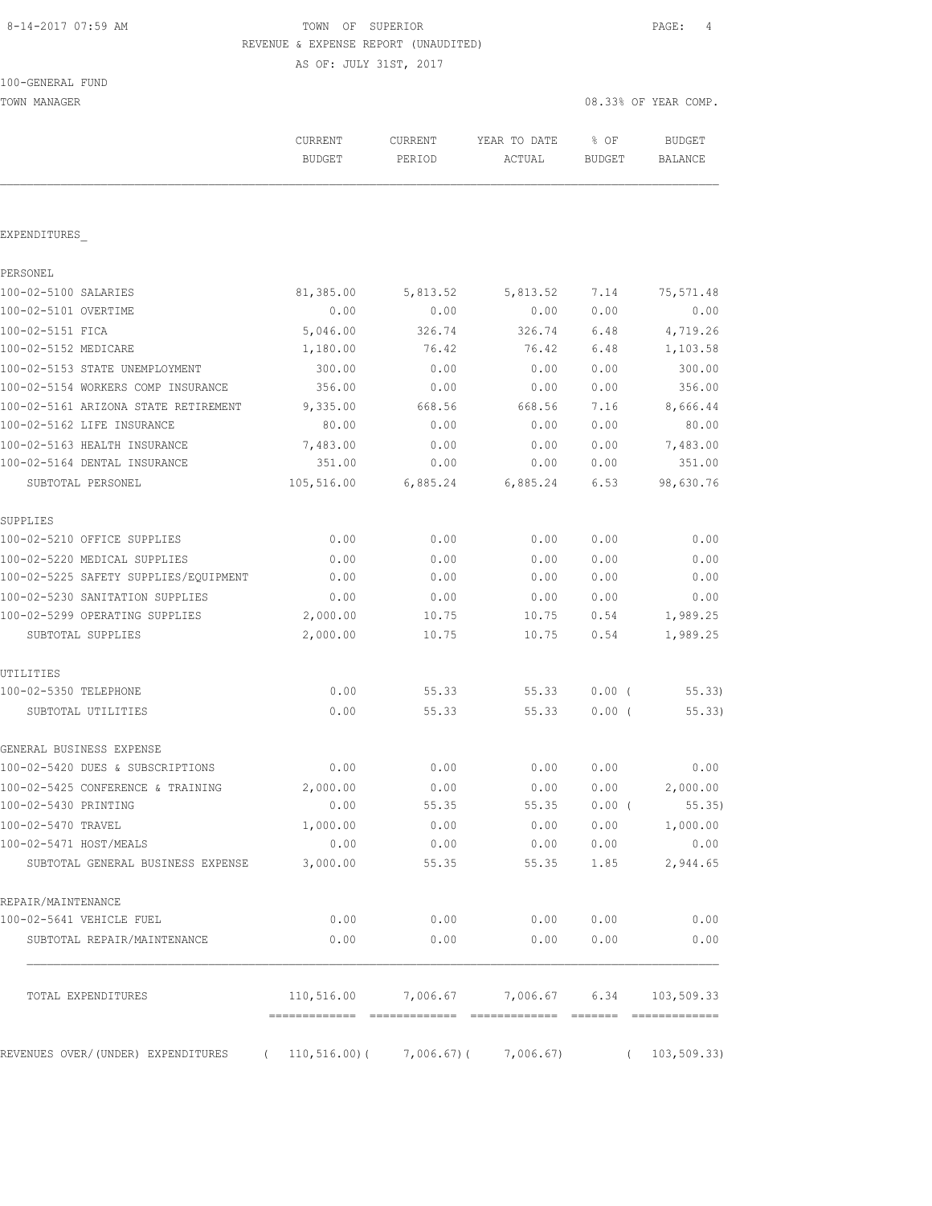8-14-2017 07:59 AM

TOWN OF SUPERIOR
REVENUE & EXPENSE REPORT (UNAUDITED)
AS OF: JULY 31ST, 2017

100-GENERAL FUND
TOWN MANAGER

08.33% OF YEAR COMP.

| | CURRENT BUDGET | CURRENT PERIOD | YEAR TO DATE ACTUAL | % OF BUDGET | BUDGET BALANCE |
|---|---|---|---|---|---|
| EXPENDITURES_ | | | | | |
| PERSONEL | | | | | |
| 100-02-5100 SALARIES | 81,385.00 | 5,813.52 | 5,813.52 | 7.14 | 75,571.48 |
| 100-02-5101 OVERTIME | 0.00 | 0.00 | 0.00 | 0.00 | 0.00 |
| 100-02-5151 FICA | 5,046.00 | 326.74 | 326.74 | 6.48 | 4,719.26 |
| 100-02-5152 MEDICARE | 1,180.00 | 76.42 | 76.42 | 6.48 | 1,103.58 |
| 100-02-5153 STATE UNEMPLOYMENT | 300.00 | 0.00 | 0.00 | 0.00 | 300.00 |
| 100-02-5154 WORKERS COMP INSURANCE | 356.00 | 0.00 | 0.00 | 0.00 | 356.00 |
| 100-02-5161 ARIZONA STATE RETIREMENT | 9,335.00 | 668.56 | 668.56 | 7.16 | 8,666.44 |
| 100-02-5162 LIFE INSURANCE | 80.00 | 0.00 | 0.00 | 0.00 | 80.00 |
| 100-02-5163 HEALTH INSURANCE | 7,483.00 | 0.00 | 0.00 | 0.00 | 7,483.00 |
| 100-02-5164 DENTAL INSURANCE | 351.00 | 0.00 | 0.00 | 0.00 | 351.00 |
| SUBTOTAL PERSONEL | 105,516.00 | 6,885.24 | 6,885.24 | 6.53 | 98,630.76 |
| SUPPLIES | | | | | |
| 100-02-5210 OFFICE SUPPLIES | 0.00 | 0.00 | 0.00 | 0.00 | 0.00 |
| 100-02-5220 MEDICAL SUPPLIES | 0.00 | 0.00 | 0.00 | 0.00 | 0.00 |
| 100-02-5225 SAFETY SUPPLIES/EQUIPMENT | 0.00 | 0.00 | 0.00 | 0.00 | 0.00 |
| 100-02-5230 SANITATION SUPPLIES | 0.00 | 0.00 | 0.00 | 0.00 | 0.00 |
| 100-02-5299 OPERATING SUPPLIES | 2,000.00 | 10.75 | 10.75 | 0.54 | 1,989.25 |
| SUBTOTAL SUPPLIES | 2,000.00 | 10.75 | 10.75 | 0.54 | 1,989.25 |
| UTILITIES | | | | | |
| 100-02-5350 TELEPHONE | 0.00 | 55.33 | 55.33 | 0.00 ( | 55.33) |
| SUBTOTAL UTILITIES | 0.00 | 55.33 | 55.33 | 0.00 ( | 55.33) |
| GENERAL BUSINESS EXPENSE | | | | | |
| 100-02-5420 DUES & SUBSCRIPTIONS | 0.00 | 0.00 | 0.00 | 0.00 | 0.00 |
| 100-02-5425 CONFERENCE & TRAINING | 2,000.00 | 0.00 | 0.00 | 0.00 | 2,000.00 |
| 100-02-5430 PRINTING | 0.00 | 55.35 | 55.35 | 0.00 ( | 55.35) |
| 100-02-5470 TRAVEL | 1,000.00 | 0.00 | 0.00 | 0.00 | 1,000.00 |
| 100-02-5471 HOST/MEALS | 0.00 | 0.00 | 0.00 | 0.00 | 0.00 |
| SUBTOTAL GENERAL BUSINESS EXPENSE | 3,000.00 | 55.35 | 55.35 | 1.85 | 2,944.65 |
| REPAIR/MAINTENANCE | | | | | |
| 100-02-5641 VEHICLE FUEL | 0.00 | 0.00 | 0.00 | 0.00 | 0.00 |
| SUBTOTAL REPAIR/MAINTENANCE | 0.00 | 0.00 | 0.00 | 0.00 | 0.00 |
| TOTAL EXPENDITURES | 110,516.00 | 7,006.67 | 7,006.67 | 6.34 | 103,509.33 |
| REVENUES OVER/(UNDER) EXPENDITURES | ( 110,516.00)( | 7,006.67)( | 7,006.67) | ( | 103,509.33) |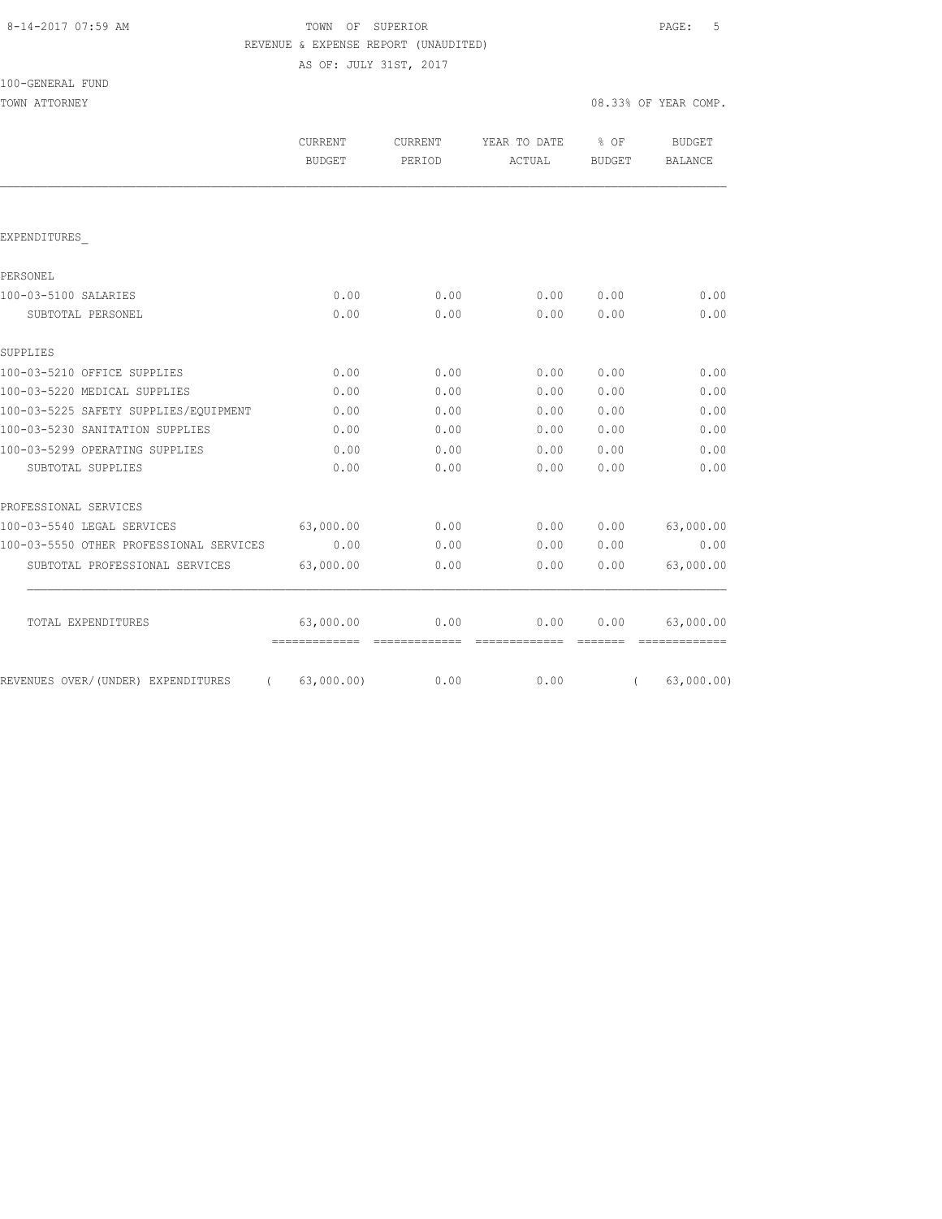8-14-2017 07:59 AM

# TOWN OF SUPERIOR

REVENUE & EXPENSE REPORT (UNAUDITED)

AS OF: JULY 31ST, 2017

100-GENERAL FUND

TOWN ATTORNEY — 08.33% OF YEAR COMP.

| | CURRENT BUDGET | CURRENT PERIOD | YEAR TO DATE ACTUAL | % OF BUDGET | BUDGET BALANCE |
|---|---|---|---|---|---|
| EXPENDITURES_ | | | | | |
| PERSONEL | | | | | |
| 100-03-5100 SALARIES | 0.00 | 0.00 | 0.00 | 0.00 | 0.00 |
| SUBTOTAL PERSONEL | 0.00 | 0.00 | 0.00 | 0.00 | 0.00 |
| SUPPLIES | | | | | |
| 100-03-5210 OFFICE SUPPLIES | 0.00 | 0.00 | 0.00 | 0.00 | 0.00 |
| 100-03-5220 MEDICAL SUPPLIES | 0.00 | 0.00 | 0.00 | 0.00 | 0.00 |
| 100-03-5225 SAFETY SUPPLIES/EQUIPMENT | 0.00 | 0.00 | 0.00 | 0.00 | 0.00 |
| 100-03-5230 SANITATION SUPPLIES | 0.00 | 0.00 | 0.00 | 0.00 | 0.00 |
| 100-03-5299 OPERATING SUPPLIES | 0.00 | 0.00 | 0.00 | 0.00 | 0.00 |
| SUBTOTAL SUPPLIES | 0.00 | 0.00 | 0.00 | 0.00 | 0.00 |
| PROFESSIONAL SERVICES | | | | | |
| 100-03-5540 LEGAL SERVICES | 63,000.00 | 0.00 | 0.00 | 0.00 | 63,000.00 |
| 100-03-5550 OTHER PROFESSIONAL SERVICES | 0.00 | 0.00 | 0.00 | 0.00 | 0.00 |
| SUBTOTAL PROFESSIONAL SERVICES | 63,000.00 | 0.00 | 0.00 | 0.00 | 63,000.00 |
| TOTAL EXPENDITURES | 63,000.00 | 0.00 | 0.00 | 0.00 | 63,000.00 |
| REVENUES OVER/(UNDER) EXPENDITURES | ( 63,000.00) | 0.00 | 0.00 | | ( 63,000.00) |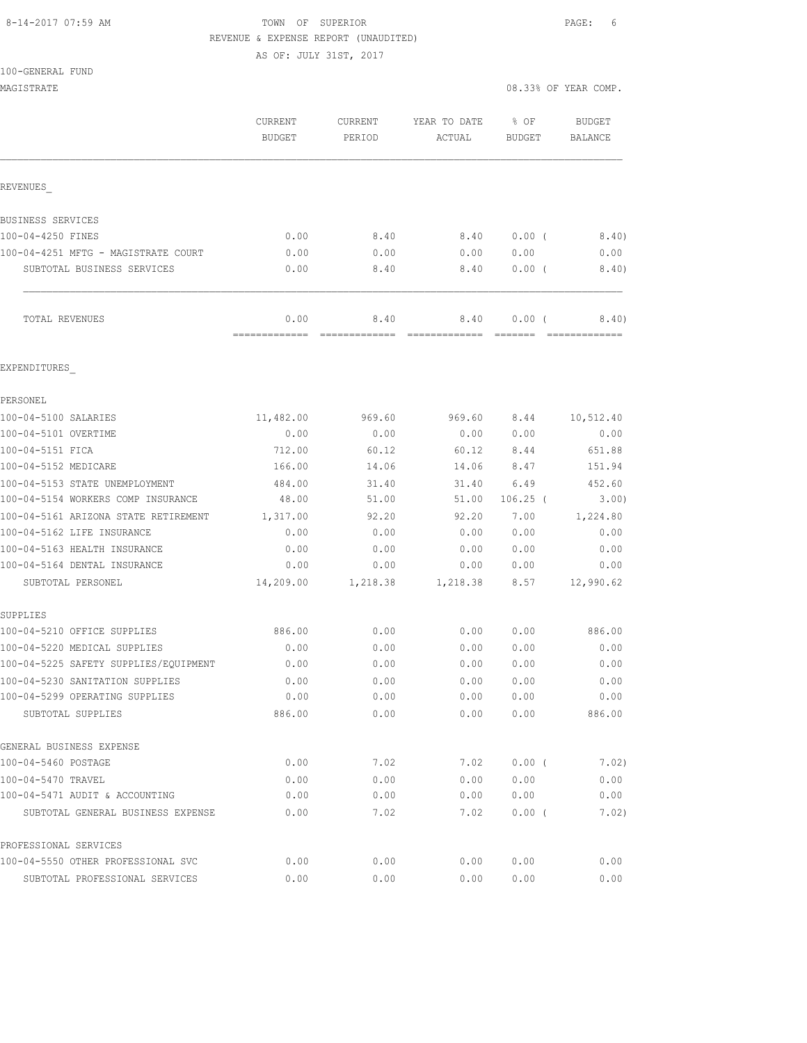TOWN OF SUPERIOR
REVENUE & EXPENSE REPORT (UNAUDITED)
AS OF: JULY 31ST, 2017

8-14-2017 07:59 AM

100-GENERAL FUND
MAGISTRATE

08.33% OF YEAR COMP.

| | CURRENT BUDGET | CURRENT PERIOD | YEAR TO DATE ACTUAL | % OF BUDGET | BUDGET BALANCE |
|---|---|---|---|---|---|
| REVENUES_ | | | | | |
| BUSINESS SERVICES | | | | | |
| 100-04-4250 FINES | 0.00 | 8.40 | 8.40 | 0.00 ( | 8.40) |
| 100-04-4251 MFTG - MAGISTRATE COURT | 0.00 | 0.00 | 0.00 | 0.00 | 0.00 |
| SUBTOTAL BUSINESS SERVICES | 0.00 | 8.40 | 8.40 | 0.00 ( | 8.40) |
| TOTAL REVENUES | 0.00 | 8.40 | 8.40 | 0.00 ( | 8.40) |
| EXPENDITURES_ | | | | | |
| PERSONEL | | | | | |
| 100-04-5100 SALARIES | 11,482.00 | 969.60 | 969.60 | 8.44 | 10,512.40 |
| 100-04-5101 OVERTIME | 0.00 | 0.00 | 0.00 | 0.00 | 0.00 |
| 100-04-5151 FICA | 712.00 | 60.12 | 60.12 | 8.44 | 651.88 |
| 100-04-5152 MEDICARE | 166.00 | 14.06 | 14.06 | 8.47 | 151.94 |
| 100-04-5153 STATE UNEMPLOYMENT | 484.00 | 31.40 | 31.40 | 6.49 | 452.60 |
| 100-04-5154 WORKERS COMP INSURANCE | 48.00 | 51.00 | 51.00 | 106.25 ( | 3.00) |
| 100-04-5161 ARIZONA STATE RETIREMENT | 1,317.00 | 92.20 | 92.20 | 7.00 | 1,224.80 |
| 100-04-5162 LIFE INSURANCE | 0.00 | 0.00 | 0.00 | 0.00 | 0.00 |
| 100-04-5163 HEALTH INSURANCE | 0.00 | 0.00 | 0.00 | 0.00 | 0.00 |
| 100-04-5164 DENTAL INSURANCE | 0.00 | 0.00 | 0.00 | 0.00 | 0.00 |
| SUBTOTAL PERSONEL | 14,209.00 | 1,218.38 | 1,218.38 | 8.57 | 12,990.62 |
| SUPPLIES | | | | | |
| 100-04-5210 OFFICE SUPPLIES | 886.00 | 0.00 | 0.00 | 0.00 | 886.00 |
| 100-04-5220 MEDICAL SUPPLIES | 0.00 | 0.00 | 0.00 | 0.00 | 0.00 |
| 100-04-5225 SAFETY SUPPLIES/EQUIPMENT | 0.00 | 0.00 | 0.00 | 0.00 | 0.00 |
| 100-04-5230 SANITATION SUPPLIES | 0.00 | 0.00 | 0.00 | 0.00 | 0.00 |
| 100-04-5299 OPERATING SUPPLIES | 0.00 | 0.00 | 0.00 | 0.00 | 0.00 |
| SUBTOTAL SUPPLIES | 886.00 | 0.00 | 0.00 | 0.00 | 886.00 |
| GENERAL BUSINESS EXPENSE | | | | | |
| 100-04-5460 POSTAGE | 0.00 | 7.02 | 7.02 | 0.00 ( | 7.02) |
| 100-04-5470 TRAVEL | 0.00 | 0.00 | 0.00 | 0.00 | 0.00 |
| 100-04-5471 AUDIT & ACCOUNTING | 0.00 | 0.00 | 0.00 | 0.00 | 0.00 |
| SUBTOTAL GENERAL BUSINESS EXPENSE | 0.00 | 7.02 | 7.02 | 0.00 ( | 7.02) |
| PROFESSIONAL SERVICES | | | | | |
| 100-04-5550 OTHER PROFESSIONAL SVC | 0.00 | 0.00 | 0.00 | 0.00 | 0.00 |
| SUBTOTAL PROFESSIONAL SERVICES | 0.00 | 0.00 | 0.00 | 0.00 | 0.00 |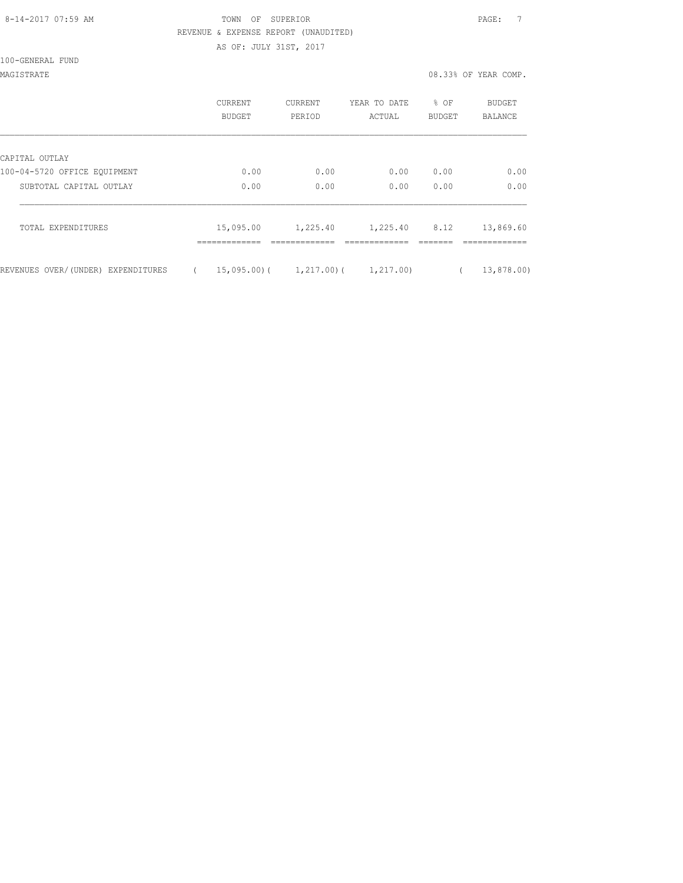TOWN OF SUPERIOR

REVENUE & EXPENSE REPORT (UNAUDITED)

AS OF: JULY 31ST, 2017

100-GENERAL FUND

MAGISTRATE

08.33% OF YEAR COMP.

| | CURRENT BUDGET | CURRENT PERIOD | YEAR TO DATE ACTUAL | % OF BUDGET | BUDGET BALANCE |
|---|---|---|---|---|---|
| CAPITAL OUTLAY | | | | | |
| 100-04-5720 OFFICE EQUIPMENT | 0.00 | 0.00 | 0.00 | 0.00 | 0.00 |
| SUBTOTAL CAPITAL OUTLAY | 0.00 | 0.00 | 0.00 | 0.00 | 0.00 |
| TOTAL EXPENDITURES | 15,095.00 | 1,225.40 | 1,225.40 | 8.12 | 13,869.60 |
| REVENUES OVER/(UNDER) EXPENDITURES | ( 15,095.00) | ( 1,217.00) | ( 1,217.00) | | ( 13,878.00) |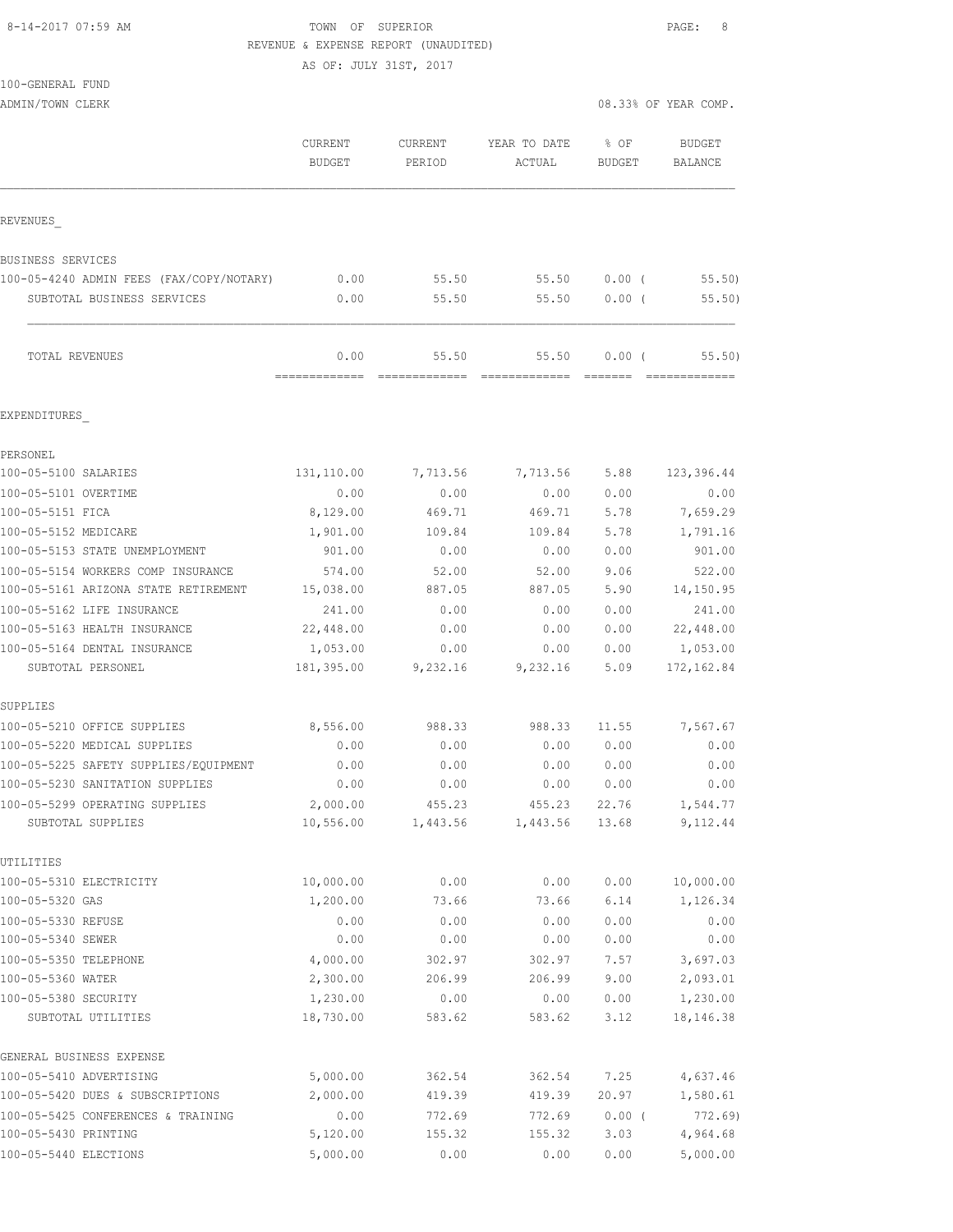TOWN OF SUPERIOR
REVENUE & EXPENSE REPORT (UNAUDITED)
AS OF: JULY 31ST, 2017

100-GENERAL FUND
ADMIN/TOWN CLERK

08.33% OF YEAR COMP.

| | CURRENT BUDGET | CURRENT PERIOD | YEAR TO DATE ACTUAL | % OF BUDGET | BUDGET BALANCE |
|---|---|---|---|---|---|
| **REVENUES** | | | | | |
| BUSINESS SERVICES | | | | | |
| 100-05-4240 ADMIN FEES (FAX/COPY/NOTARY) | 0.00 | 55.50 | 55.50 | 0.00 ( | 55.50) |
| SUBTOTAL BUSINESS SERVICES | 0.00 | 55.50 | 55.50 | 0.00 ( | 55.50) |
| TOTAL REVENUES | 0.00 | 55.50 | 55.50 | 0.00 ( | 55.50) |
| **EXPENDITURES** | | | | | |
| PERSONEL | | | | | |
| 100-05-5100 SALARIES | 131,110.00 | 7,713.56 | 7,713.56 | 5.88 | 123,396.44 |
| 100-05-5101 OVERTIME | 0.00 | 0.00 | 0.00 | 0.00 | 0.00 |
| 100-05-5151 FICA | 8,129.00 | 469.71 | 469.71 | 5.78 | 7,659.29 |
| 100-05-5152 MEDICARE | 1,901.00 | 109.84 | 109.84 | 5.78 | 1,791.16 |
| 100-05-5153 STATE UNEMPLOYMENT | 901.00 | 0.00 | 0.00 | 0.00 | 901.00 |
| 100-05-5154 WORKERS COMP INSURANCE | 574.00 | 52.00 | 52.00 | 9.06 | 522.00 |
| 100-05-5161 ARIZONA STATE RETIREMENT | 15,038.00 | 887.05 | 887.05 | 5.90 | 14,150.95 |
| 100-05-5162 LIFE INSURANCE | 241.00 | 0.00 | 0.00 | 0.00 | 241.00 |
| 100-05-5163 HEALTH INSURANCE | 22,448.00 | 0.00 | 0.00 | 0.00 | 22,448.00 |
| 100-05-5164 DENTAL INSURANCE | 1,053.00 | 0.00 | 0.00 | 0.00 | 1,053.00 |
| SUBTOTAL PERSONEL | 181,395.00 | 9,232.16 | 9,232.16 | 5.09 | 172,162.84 |
| SUPPLIES | | | | | |
| 100-05-5210 OFFICE SUPPLIES | 8,556.00 | 988.33 | 988.33 | 11.55 | 7,567.67 |
| 100-05-5220 MEDICAL SUPPLIES | 0.00 | 0.00 | 0.00 | 0.00 | 0.00 |
| 100-05-5225 SAFETY SUPPLIES/EQUIPMENT | 0.00 | 0.00 | 0.00 | 0.00 | 0.00 |
| 100-05-5230 SANITATION SUPPLIES | 0.00 | 0.00 | 0.00 | 0.00 | 0.00 |
| 100-05-5299 OPERATING SUPPLIES | 2,000.00 | 455.23 | 455.23 | 22.76 | 1,544.77 |
| SUBTOTAL SUPPLIES | 10,556.00 | 1,443.56 | 1,443.56 | 13.68 | 9,112.44 |
| UTILITIES | | | | | |
| 100-05-5310 ELECTRICITY | 10,000.00 | 0.00 | 0.00 | 0.00 | 10,000.00 |
| 100-05-5320 GAS | 1,200.00 | 73.66 | 73.66 | 6.14 | 1,126.34 |
| 100-05-5330 REFUSE | 0.00 | 0.00 | 0.00 | 0.00 | 0.00 |
| 100-05-5340 SEWER | 0.00 | 0.00 | 0.00 | 0.00 | 0.00 |
| 100-05-5350 TELEPHONE | 4,000.00 | 302.97 | 302.97 | 7.57 | 3,697.03 |
| 100-05-5360 WATER | 2,300.00 | 206.99 | 206.99 | 9.00 | 2,093.01 |
| 100-05-5380 SECURITY | 1,230.00 | 0.00 | 0.00 | 0.00 | 1,230.00 |
| SUBTOTAL UTILITIES | 18,730.00 | 583.62 | 583.62 | 3.12 | 18,146.38 |
| GENERAL BUSINESS EXPENSE | | | | | |
| 100-05-5410 ADVERTISING | 5,000.00 | 362.54 | 362.54 | 7.25 | 4,637.46 |
| 100-05-5420 DUES & SUBSCRIPTIONS | 2,000.00 | 419.39 | 419.39 | 20.97 | 1,580.61 |
| 100-05-5425 CONFERENCES & TRAINING | 0.00 | 772.69 | 772.69 | 0.00 ( | 772.69) |
| 100-05-5430 PRINTING | 5,120.00 | 155.32 | 155.32 | 3.03 | 4,964.68 |
| 100-05-5440 ELECTIONS | 5,000.00 | 0.00 | 0.00 | 0.00 | 5,000.00 |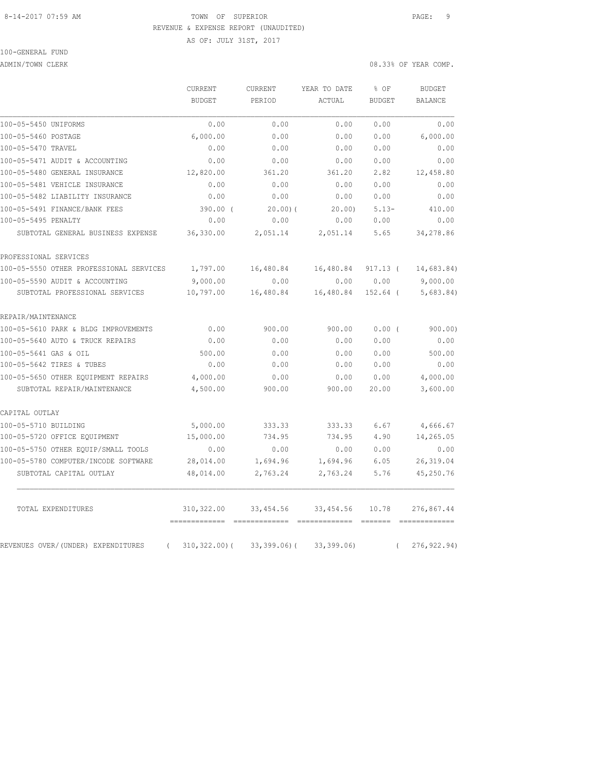8-14-2017 07:59 AM TOWN OF SUPERIOR

REVENUE & EXPENSE REPORT (UNAUDITED)

AS OF: JULY 31ST, 2017

100-GENERAL FUND

ADMIN/TOWN CLERK 08.33% OF YEAR COMP.

| | CURRENT BUDGET | CURRENT PERIOD | YEAR TO DATE ACTUAL | % OF BUDGET | BUDGET BALANCE |
|---|---|---|---|---|---|
| 100-05-5450 UNIFORMS | 0.00 | 0.00 | 0.00 | 0.00 | 0.00 |
| 100-05-5460 POSTAGE | 6,000.00 | 0.00 | 0.00 | 0.00 | 6,000.00 |
| 100-05-5470 TRAVEL | 0.00 | 0.00 | 0.00 | 0.00 | 0.00 |
| 100-05-5471 AUDIT & ACCOUNTING | 0.00 | 0.00 | 0.00 | 0.00 | 0.00 |
| 100-05-5480 GENERAL INSURANCE | 12,820.00 | 361.20 | 361.20 | 2.82 | 12,458.80 |
| 100-05-5481 VEHICLE INSURANCE | 0.00 | 0.00 | 0.00 | 0.00 | 0.00 |
| 100-05-5482 LIABILITY INSURANCE | 0.00 | 0.00 | 0.00 | 0.00 | 0.00 |
| 100-05-5491 FINANCE/BANK FEES | 390.00 | ( 20.00) | ( 20.00) | 5.13- | 410.00 |
| 100-05-5495 PENALTY | 0.00 | 0.00 | 0.00 | 0.00 | 0.00 |
| SUBTOTAL GENERAL BUSINESS EXPENSE | 36,330.00 | 2,051.14 | 2,051.14 | 5.65 | 34,278.86 |
| PROFESSIONAL SERVICES | | | | | |
| 100-05-5550 OTHER PROFESSIONAL SERVICES | 1,797.00 | 16,480.84 | 16,480.84 | 917.13 | ( 14,683.84) |
| 100-05-5590 AUDIT & ACCOUNTING | 9,000.00 | 0.00 | 0.00 | 0.00 | 9,000.00 |
| SUBTOTAL PROFESSIONAL SERVICES | 10,797.00 | 16,480.84 | 16,480.84 | 152.64 | ( 5,683.84) |
| REPAIR/MAINTENANCE | | | | | |
| 100-05-5610 PARK & BLDG IMPROVEMENTS | 0.00 | 900.00 | 900.00 | 0.00 | ( 900.00) |
| 100-05-5640 AUTO & TRUCK REPAIRS | 0.00 | 0.00 | 0.00 | 0.00 | 0.00 |
| 100-05-5641 GAS & OIL | 500.00 | 0.00 | 0.00 | 0.00 | 500.00 |
| 100-05-5642 TIRES & TUBES | 0.00 | 0.00 | 0.00 | 0.00 | 0.00 |
| 100-05-5650 OTHER EQUIPMENT REPAIRS | 4,000.00 | 0.00 | 0.00 | 0.00 | 4,000.00 |
| SUBTOTAL REPAIR/MAINTENANCE | 4,500.00 | 900.00 | 900.00 | 20.00 | 3,600.00 |
| CAPITAL OUTLAY | | | | | |
| 100-05-5710 BUILDING | 5,000.00 | 333.33 | 333.33 | 6.67 | 4,666.67 |
| 100-05-5720 OFFICE EQUIPMENT | 15,000.00 | 734.95 | 734.95 | 4.90 | 14,265.05 |
| 100-05-5750 OTHER EQUIP/SMALL TOOLS | 0.00 | 0.00 | 0.00 | 0.00 | 0.00 |
| 100-05-5780 COMPUTER/INCODE SOFTWARE | 28,014.00 | 1,694.96 | 1,694.96 | 6.05 | 26,319.04 |
| SUBTOTAL CAPITAL OUTLAY | 48,014.00 | 2,763.24 | 2,763.24 | 5.76 | 45,250.76 |
| TOTAL EXPENDITURES | 310,322.00 | 33,454.56 | 33,454.56 | 10.78 | 276,867.44 |
| REVENUES OVER/(UNDER) EXPENDITURES | ( 310,322.00) | ( 33,399.06) | ( 33,399.06) | | ( 276,922.94) |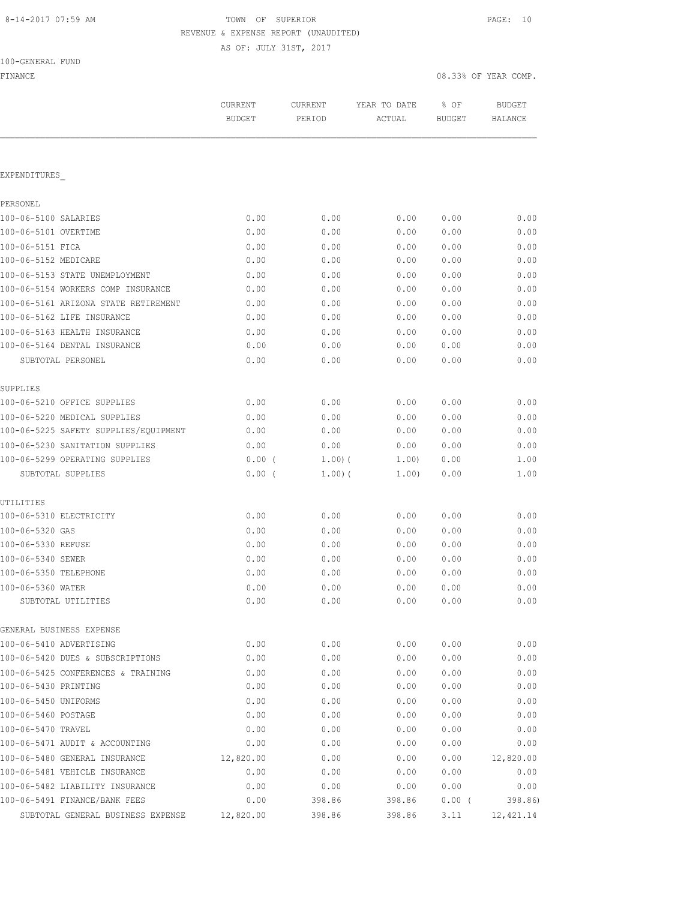8-14-2017 07:59 AM TOWN OF SUPERIOR

REVENUE & EXPENSE REPORT (UNAUDITED)

AS OF: JULY 31ST, 2017

100-GENERAL FUND

FINANCE 08.33% OF YEAR COMP.

| | CURRENT BUDGET | CURRENT PERIOD | YEAR TO DATE ACTUAL | % OF BUDGET | BUDGET BALANCE |
|---|---|---|---|---|---|
| EXPENDITURES_ | | | | | |
| PERSONEL | | | | | |
| 100-06-5100 SALARIES | 0.00 | 0.00 | 0.00 | 0.00 | 0.00 |
| 100-06-5101 OVERTIME | 0.00 | 0.00 | 0.00 | 0.00 | 0.00 |
| 100-06-5151 FICA | 0.00 | 0.00 | 0.00 | 0.00 | 0.00 |
| 100-06-5152 MEDICARE | 0.00 | 0.00 | 0.00 | 0.00 | 0.00 |
| 100-06-5153 STATE UNEMPLOYMENT | 0.00 | 0.00 | 0.00 | 0.00 | 0.00 |
| 100-06-5154 WORKERS COMP INSURANCE | 0.00 | 0.00 | 0.00 | 0.00 | 0.00 |
| 100-06-5161 ARIZONA STATE RETIREMENT | 0.00 | 0.00 | 0.00 | 0.00 | 0.00 |
| 100-06-5162 LIFE INSURANCE | 0.00 | 0.00 | 0.00 | 0.00 | 0.00 |
| 100-06-5163 HEALTH INSURANCE | 0.00 | 0.00 | 0.00 | 0.00 | 0.00 |
| 100-06-5164 DENTAL INSURANCE | 0.00 | 0.00 | 0.00 | 0.00 | 0.00 |
| SUBTOTAL PERSONEL | 0.00 | 0.00 | 0.00 | 0.00 | 0.00 |
| SUPPLIES | | | | | |
| 100-06-5210 OFFICE SUPPLIES | 0.00 | 0.00 | 0.00 | 0.00 | 0.00 |
| 100-06-5220 MEDICAL SUPPLIES | 0.00 | 0.00 | 0.00 | 0.00 | 0.00 |
| 100-06-5225 SAFETY SUPPLIES/EQUIPMENT | 0.00 | 0.00 | 0.00 | 0.00 | 0.00 |
| 100-06-5230 SANITATION SUPPLIES | 0.00 | 0.00 | 0.00 | 0.00 | 0.00 |
| 100-06-5299 OPERATING SUPPLIES | 0.00 ( | 1.00)( | 1.00) | 0.00 | 1.00 |
| SUBTOTAL SUPPLIES | 0.00 ( | 1.00)( | 1.00) | 0.00 | 1.00 |
| UTILITIES | | | | | |
| 100-06-5310 ELECTRICITY | 0.00 | 0.00 | 0.00 | 0.00 | 0.00 |
| 100-06-5320 GAS | 0.00 | 0.00 | 0.00 | 0.00 | 0.00 |
| 100-06-5330 REFUSE | 0.00 | 0.00 | 0.00 | 0.00 | 0.00 |
| 100-06-5340 SEWER | 0.00 | 0.00 | 0.00 | 0.00 | 0.00 |
| 100-06-5350 TELEPHONE | 0.00 | 0.00 | 0.00 | 0.00 | 0.00 |
| 100-06-5360 WATER | 0.00 | 0.00 | 0.00 | 0.00 | 0.00 |
| SUBTOTAL UTILITIES | 0.00 | 0.00 | 0.00 | 0.00 | 0.00 |
| GENERAL BUSINESS EXPENSE | | | | | |
| 100-06-5410 ADVERTISING | 0.00 | 0.00 | 0.00 | 0.00 | 0.00 |
| 100-06-5420 DUES & SUBSCRIPTIONS | 0.00 | 0.00 | 0.00 | 0.00 | 0.00 |
| 100-06-5425 CONFERENCES & TRAINING | 0.00 | 0.00 | 0.00 | 0.00 | 0.00 |
| 100-06-5430 PRINTING | 0.00 | 0.00 | 0.00 | 0.00 | 0.00 |
| 100-06-5450 UNIFORMS | 0.00 | 0.00 | 0.00 | 0.00 | 0.00 |
| 100-06-5460 POSTAGE | 0.00 | 0.00 | 0.00 | 0.00 | 0.00 |
| 100-06-5470 TRAVEL | 0.00 | 0.00 | 0.00 | 0.00 | 0.00 |
| 100-06-5471 AUDIT & ACCOUNTING | 0.00 | 0.00 | 0.00 | 0.00 | 0.00 |
| 100-06-5480 GENERAL INSURANCE | 12,820.00 | 0.00 | 0.00 | 0.00 | 12,820.00 |
| 100-06-5481 VEHICLE INSURANCE | 0.00 | 0.00 | 0.00 | 0.00 | 0.00 |
| 100-06-5482 LIABILITY INSURANCE | 0.00 | 0.00 | 0.00 | 0.00 | 0.00 |
| 100-06-5491 FINANCE/BANK FEES | 0.00 | 398.86 | 398.86 | 0.00 ( | 398.86) |
| SUBTOTAL GENERAL BUSINESS EXPENSE | 12,820.00 | 398.86 | 398.86 | 3.11 | 12,421.14 |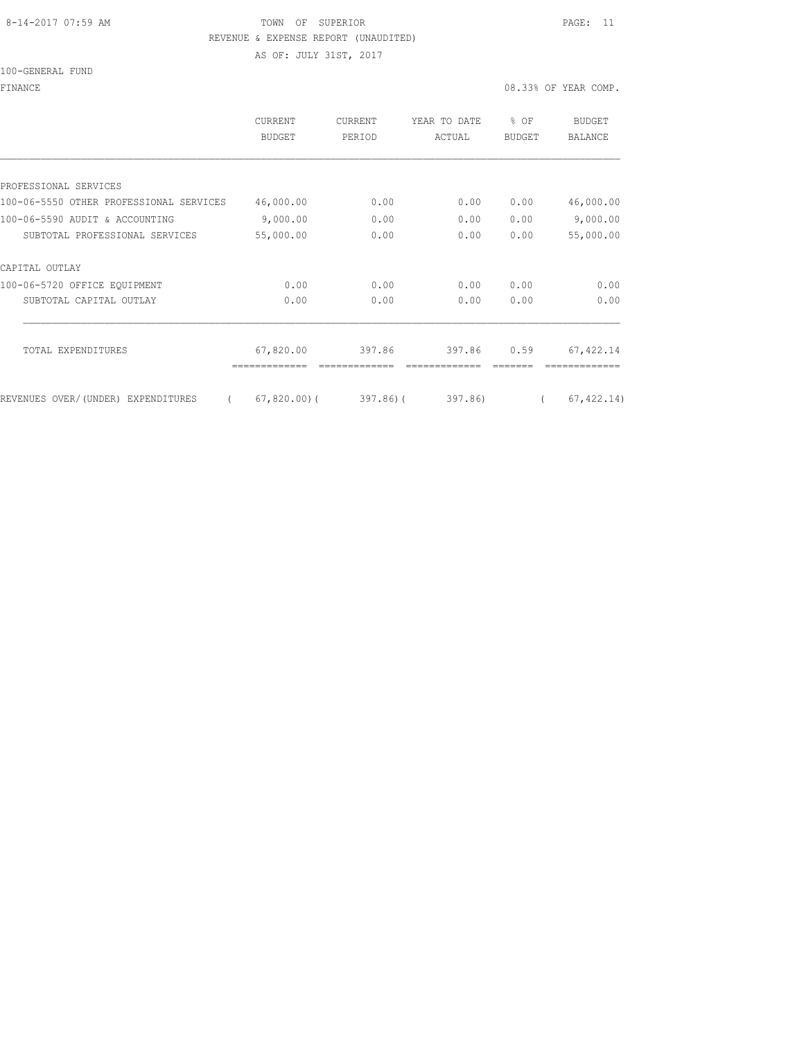8-14-2017 07:59 AM TOWN OF SUPERIOR

REVENUE & EXPENSE REPORT (UNAUDITED)

AS OF: JULY 31ST, 2017

100-GENERAL FUND

FINANCE 08.33% OF YEAR COMP.

| | CURRENT BUDGET | CURRENT PERIOD | YEAR TO DATE ACTUAL | % OF BUDGET | BUDGET BALANCE |
|---|---|---|---|---|---|
| PROFESSIONAL SERVICES | | | | | |
| 100-06-5550 OTHER PROFESSIONAL SERVICES | 46,000.00 | 0.00 | 0.00 | 0.00 | 46,000.00 |
| 100-06-5590 AUDIT & ACCOUNTING | 9,000.00 | 0.00 | 0.00 | 0.00 | 9,000.00 |
| SUBTOTAL PROFESSIONAL SERVICES | 55,000.00 | 0.00 | 0.00 | 0.00 | 55,000.00 |
| CAPITAL OUTLAY | | | | | |
| 100-06-5720 OFFICE EQUIPMENT | 0.00 | 0.00 | 0.00 | 0.00 | 0.00 |
| SUBTOTAL CAPITAL OUTLAY | 0.00 | 0.00 | 0.00 | 0.00 | 0.00 |
| TOTAL EXPENDITURES | 67,820.00 | 397.86 | 397.86 | 0.59 | 67,422.14 |
| REVENUES OVER/(UNDER) EXPENDITURES | ( 67,820.00) | ( 397.86) | ( 397.86) | | ( 67,422.14) |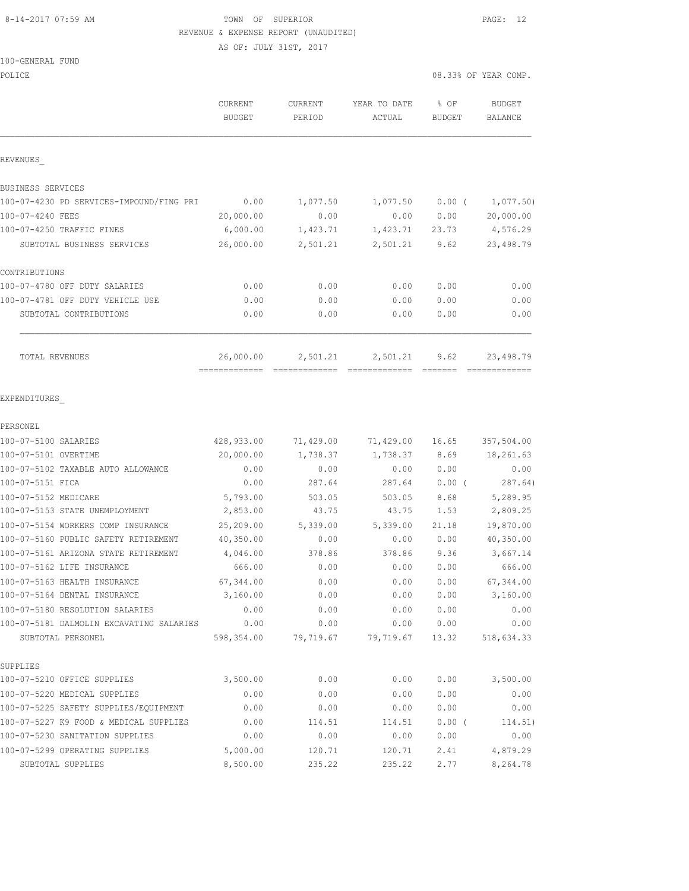8-14-2017 07:59 AM

TOWN OF SUPERIOR
REVENUE & EXPENSE REPORT (UNAUDITED)
AS OF: JULY 31ST, 2017

100-GENERAL FUND
POLICE

08.33% OF YEAR COMP.

| | CURRENT BUDGET | CURRENT PERIOD | YEAR TO DATE ACTUAL | % OF BUDGET | BUDGET BALANCE |
|---|---|---|---|---|---|
| **REVENUES_** | | | | | |
| BUSINESS SERVICES | | | | | |
| 100-07-4230 PD SERVICES-IMPOUND/FING PRI | 0.00 | 1,077.50 | 1,077.50 | 0.00 ( | 1,077.50) |
| 100-07-4240 FEES | 20,000.00 | 0.00 | 0.00 | 0.00 | 20,000.00 |
| 100-07-4250 TRAFFIC FINES | 6,000.00 | 1,423.71 | 1,423.71 | 23.73 | 4,576.29 |
| SUBTOTAL BUSINESS SERVICES | 26,000.00 | 2,501.21 | 2,501.21 | 9.62 | 23,498.79 |
| CONTRIBUTIONS | | | | | |
| 100-07-4780 OFF DUTY SALARIES | 0.00 | 0.00 | 0.00 | 0.00 | 0.00 |
| 100-07-4781 OFF DUTY VEHICLE USE | 0.00 | 0.00 | 0.00 | 0.00 | 0.00 |
| SUBTOTAL CONTRIBUTIONS | 0.00 | 0.00 | 0.00 | 0.00 | 0.00 |
| TOTAL REVENUES | 26,000.00 | 2,501.21 | 2,501.21 | 9.62 | 23,498.79 |
| **EXPENDITURES_** | | | | | |
| PERSONEL | | | | | |
| 100-07-5100 SALARIES | 428,933.00 | 71,429.00 | 71,429.00 | 16.65 | 357,504.00 |
| 100-07-5101 OVERTIME | 20,000.00 | 1,738.37 | 1,738.37 | 8.69 | 18,261.63 |
| 100-07-5102 TAXABLE AUTO ALLOWANCE | 0.00 | 0.00 | 0.00 | 0.00 | 0.00 |
| 100-07-5151 FICA | 0.00 | 287.64 | 287.64 | 0.00 ( | 287.64) |
| 100-07-5152 MEDICARE | 5,793.00 | 503.05 | 503.05 | 8.68 | 5,289.95 |
| 100-07-5153 STATE UNEMPLOYMENT | 2,853.00 | 43.75 | 43.75 | 1.53 | 2,809.25 |
| 100-07-5154 WORKERS COMP INSURANCE | 25,209.00 | 5,339.00 | 5,339.00 | 21.18 | 19,870.00 |
| 100-07-5160 PUBLIC SAFETY RETIREMENT | 40,350.00 | 0.00 | 0.00 | 0.00 | 40,350.00 |
| 100-07-5161 ARIZONA STATE RETIREMENT | 4,046.00 | 378.86 | 378.86 | 9.36 | 3,667.14 |
| 100-07-5162 LIFE INSURANCE | 666.00 | 0.00 | 0.00 | 0.00 | 666.00 |
| 100-07-5163 HEALTH INSURANCE | 67,344.00 | 0.00 | 0.00 | 0.00 | 67,344.00 |
| 100-07-5164 DENTAL INSURANCE | 3,160.00 | 0.00 | 0.00 | 0.00 | 3,160.00 |
| 100-07-5180 RESOLUTION SALARIES | 0.00 | 0.00 | 0.00 | 0.00 | 0.00 |
| 100-07-5181 DALMOLIN EXCAVATING SALARIES | 0.00 | 0.00 | 0.00 | 0.00 | 0.00 |
| SUBTOTAL PERSONEL | 598,354.00 | 79,719.67 | 79,719.67 | 13.32 | 518,634.33 |
| SUPPLIES | | | | | |
| 100-07-5210 OFFICE SUPPLIES | 3,500.00 | 0.00 | 0.00 | 0.00 | 3,500.00 |
| 100-07-5220 MEDICAL SUPPLIES | 0.00 | 0.00 | 0.00 | 0.00 | 0.00 |
| 100-07-5225 SAFETY SUPPLIES/EQUIPMENT | 0.00 | 0.00 | 0.00 | 0.00 | 0.00 |
| 100-07-5227 K9 FOOD & MEDICAL SUPPLIES | 0.00 | 114.51 | 114.51 | 0.00 ( | 114.51) |
| 100-07-5230 SANITATION SUPPLIES | 0.00 | 0.00 | 0.00 | 0.00 | 0.00 |
| 100-07-5299 OPERATING SUPPLIES | 5,000.00 | 120.71 | 120.71 | 2.41 | 4,879.29 |
| SUBTOTAL SUPPLIES | 8,500.00 | 235.22 | 235.22 | 2.77 | 8,264.78 |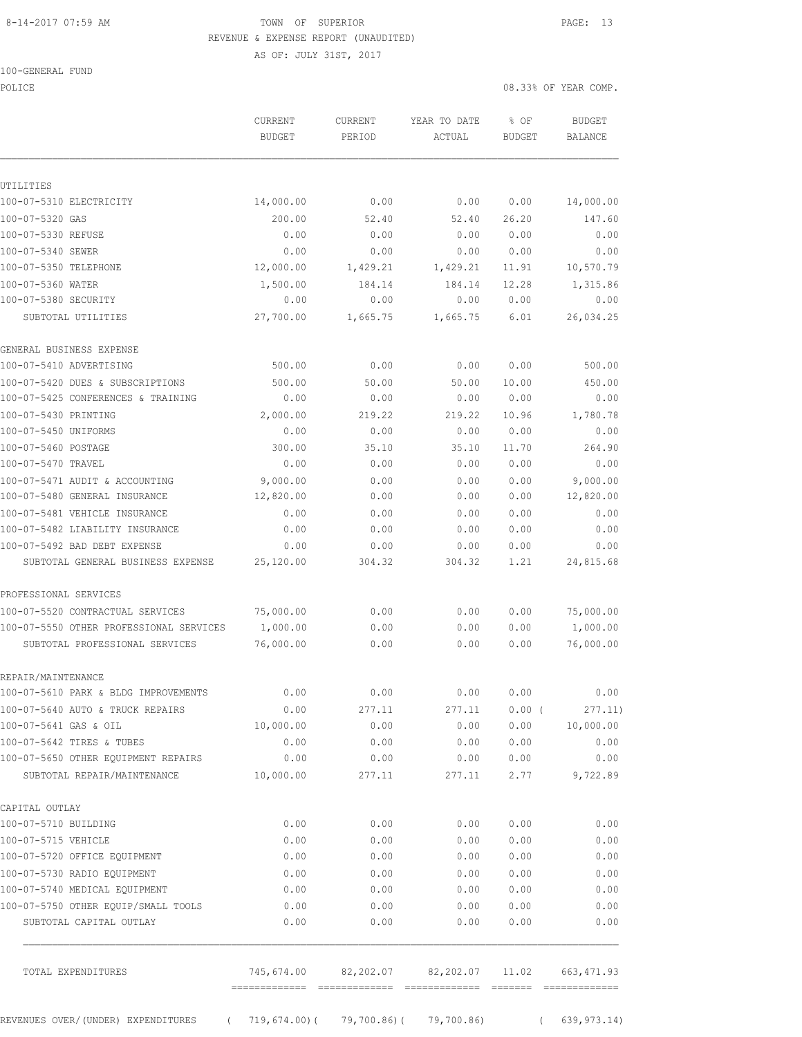TOWN OF SUPERIOR
REVENUE & EXPENSE REPORT (UNAUDITED)
AS OF: JULY 31ST, 2017

100-GENERAL FUND
POLICE

08.33% OF YEAR COMP.

| | CURRENT BUDGET | CURRENT PERIOD | YEAR TO DATE ACTUAL | % OF BUDGET | BUDGET BALANCE |
|---|---|---|---|---|---|
| **UTILITIES** | | | | | |
| 100-07-5310 ELECTRICITY | 14,000.00 | 0.00 | 0.00 | 0.00 | 14,000.00 |
| 100-07-5320 GAS | 200.00 | 52.40 | 52.40 | 26.20 | 147.60 |
| 100-07-5330 REFUSE | 0.00 | 0.00 | 0.00 | 0.00 | 0.00 |
| 100-07-5340 SEWER | 0.00 | 0.00 | 0.00 | 0.00 | 0.00 |
| 100-07-5350 TELEPHONE | 12,000.00 | 1,429.21 | 1,429.21 | 11.91 | 10,570.79 |
| 100-07-5360 WATER | 1,500.00 | 184.14 | 184.14 | 12.28 | 1,315.86 |
| 100-07-5380 SECURITY | 0.00 | 0.00 | 0.00 | 0.00 | 0.00 |
| SUBTOTAL UTILITIES | 27,700.00 | 1,665.75 | 1,665.75 | 6.01 | 26,034.25 |
| **GENERAL BUSINESS EXPENSE** | | | | | |
| 100-07-5410 ADVERTISING | 500.00 | 0.00 | 0.00 | 0.00 | 500.00 |
| 100-07-5420 DUES & SUBSCRIPTIONS | 500.00 | 50.00 | 50.00 | 10.00 | 450.00 |
| 100-07-5425 CONFERENCES & TRAINING | 0.00 | 0.00 | 0.00 | 0.00 | 0.00 |
| 100-07-5430 PRINTING | 2,000.00 | 219.22 | 219.22 | 10.96 | 1,780.78 |
| 100-07-5450 UNIFORMS | 0.00 | 0.00 | 0.00 | 0.00 | 0.00 |
| 100-07-5460 POSTAGE | 300.00 | 35.10 | 35.10 | 11.70 | 264.90 |
| 100-07-5470 TRAVEL | 0.00 | 0.00 | 0.00 | 0.00 | 0.00 |
| 100-07-5471 AUDIT & ACCOUNTING | 9,000.00 | 0.00 | 0.00 | 0.00 | 9,000.00 |
| 100-07-5480 GENERAL INSURANCE | 12,820.00 | 0.00 | 0.00 | 0.00 | 12,820.00 |
| 100-07-5481 VEHICLE INSURANCE | 0.00 | 0.00 | 0.00 | 0.00 | 0.00 |
| 100-07-5482 LIABILITY INSURANCE | 0.00 | 0.00 | 0.00 | 0.00 | 0.00 |
| 100-07-5492 BAD DEBT EXPENSE | 0.00 | 0.00 | 0.00 | 0.00 | 0.00 |
| SUBTOTAL GENERAL BUSINESS EXPENSE | 25,120.00 | 304.32 | 304.32 | 1.21 | 24,815.68 |
| **PROFESSIONAL SERVICES** | | | | | |
| 100-07-5520 CONTRACTUAL SERVICES | 75,000.00 | 0.00 | 0.00 | 0.00 | 75,000.00 |
| 100-07-5550 OTHER PROFESSIONAL SERVICES | 1,000.00 | 0.00 | 0.00 | 0.00 | 1,000.00 |
| SUBTOTAL PROFESSIONAL SERVICES | 76,000.00 | 0.00 | 0.00 | 0.00 | 76,000.00 |
| **REPAIR/MAINTENANCE** | | | | | |
| 100-07-5610 PARK & BLDG IMPROVEMENTS | 0.00 | 0.00 | 0.00 | 0.00 | 0.00 |
| 100-07-5640 AUTO & TRUCK REPAIRS | 0.00 | 277.11 | 277.11 | 0.00 | ( 277.11) |
| 100-07-5641 GAS & OIL | 10,000.00 | 0.00 | 0.00 | 0.00 | 10,000.00 |
| 100-07-5642 TIRES & TUBES | 0.00 | 0.00 | 0.00 | 0.00 | 0.00 |
| 100-07-5650 OTHER EQUIPMENT REPAIRS | 0.00 | 0.00 | 0.00 | 0.00 | 0.00 |
| SUBTOTAL REPAIR/MAINTENANCE | 10,000.00 | 277.11 | 277.11 | 2.77 | 9,722.89 |
| **CAPITAL OUTLAY** | | | | | |
| 100-07-5710 BUILDING | 0.00 | 0.00 | 0.00 | 0.00 | 0.00 |
| 100-07-5715 VEHICLE | 0.00 | 0.00 | 0.00 | 0.00 | 0.00 |
| 100-07-5720 OFFICE EQUIPMENT | 0.00 | 0.00 | 0.00 | 0.00 | 0.00 |
| 100-07-5730 RADIO EQUIPMENT | 0.00 | 0.00 | 0.00 | 0.00 | 0.00 |
| 100-07-5740 MEDICAL EQUIPMENT | 0.00 | 0.00 | 0.00 | 0.00 | 0.00 |
| 100-07-5750 OTHER EQUIP/SMALL TOOLS | 0.00 | 0.00 | 0.00 | 0.00 | 0.00 |
| SUBTOTAL CAPITAL OUTLAY | 0.00 | 0.00 | 0.00 | 0.00 | 0.00 |
| TOTAL EXPENDITURES | 745,674.00 | 82,202.07 | 82,202.07 | 11.02 | 663,471.93 |
| REVENUES OVER/(UNDER) EXPENDITURES | ( 719,674.00) | ( 79,700.86) | ( 79,700.86) | | ( 639,973.14) |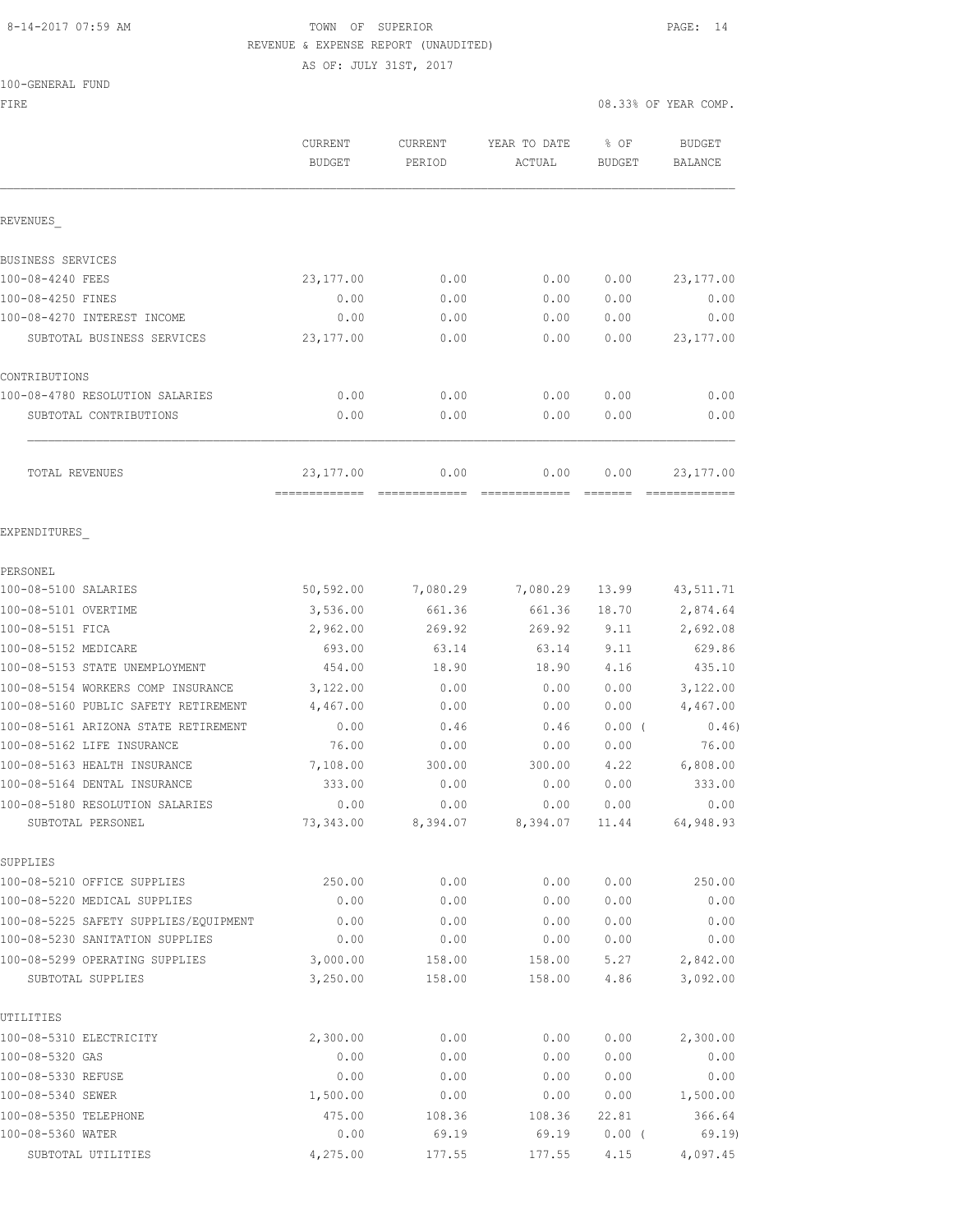TOWN OF SUPERIOR
REVENUE & EXPENSE REPORT (UNAUDITED)
AS OF: JULY 31ST, 2017

100-GENERAL FUND
FIRE

08.33% OF YEAR COMP.

| | CURRENT BUDGET | CURRENT PERIOD | YEAR TO DATE ACTUAL | % OF BUDGET | BUDGET BALANCE |
|---|---|---|---|---|---|
| **REVENUES** | | | | | |
| **BUSINESS SERVICES** | | | | | |
| 100-08-4240 FEES | 23,177.00 | 0.00 | 0.00 | 0.00 | 23,177.00 |
| 100-08-4250 FINES | 0.00 | 0.00 | 0.00 | 0.00 | 0.00 |
| 100-08-4270 INTEREST INCOME | 0.00 | 0.00 | 0.00 | 0.00 | 0.00 |
| SUBTOTAL BUSINESS SERVICES | 23,177.00 | 0.00 | 0.00 | 0.00 | 23,177.00 |
| **CONTRIBUTIONS** | | | | | |
| 100-08-4780 RESOLUTION SALARIES | 0.00 | 0.00 | 0.00 | 0.00 | 0.00 |
| SUBTOTAL CONTRIBUTIONS | 0.00 | 0.00 | 0.00 | 0.00 | 0.00 |
| TOTAL REVENUES | 23,177.00 | 0.00 | 0.00 | 0.00 | 23,177.00 |
| **EXPENDITURES** | | | | | |
| **PERSONEL** | | | | | |
| 100-08-5100 SALARIES | 50,592.00 | 7,080.29 | 7,080.29 | 13.99 | 43,511.71 |
| 100-08-5101 OVERTIME | 3,536.00 | 661.36 | 661.36 | 18.70 | 2,874.64 |
| 100-08-5151 FICA | 2,962.00 | 269.92 | 269.92 | 9.11 | 2,692.08 |
| 100-08-5152 MEDICARE | 693.00 | 63.14 | 63.14 | 9.11 | 629.86 |
| 100-08-5153 STATE UNEMPLOYMENT | 454.00 | 18.90 | 18.90 | 4.16 | 435.10 |
| 100-08-5154 WORKERS COMP INSURANCE | 3,122.00 | 0.00 | 0.00 | 0.00 | 3,122.00 |
| 100-08-5160 PUBLIC SAFETY RETIREMENT | 4,467.00 | 0.00 | 0.00 | 0.00 | 4,467.00 |
| 100-08-5161 ARIZONA STATE RETIREMENT | 0.00 | 0.46 | 0.46 | 0.00 ( | 0.46) |
| 100-08-5162 LIFE INSURANCE | 76.00 | 0.00 | 0.00 | 0.00 | 76.00 |
| 100-08-5163 HEALTH INSURANCE | 7,108.00 | 300.00 | 300.00 | 4.22 | 6,808.00 |
| 100-08-5164 DENTAL INSURANCE | 333.00 | 0.00 | 0.00 | 0.00 | 333.00 |
| 100-08-5180 RESOLUTION SALARIES | 0.00 | 0.00 | 0.00 | 0.00 | 0.00 |
| SUBTOTAL PERSONEL | 73,343.00 | 8,394.07 | 8,394.07 | 11.44 | 64,948.93 |
| **SUPPLIES** | | | | | |
| 100-08-5210 OFFICE SUPPLIES | 250.00 | 0.00 | 0.00 | 0.00 | 250.00 |
| 100-08-5220 MEDICAL SUPPLIES | 0.00 | 0.00 | 0.00 | 0.00 | 0.00 |
| 100-08-5225 SAFETY SUPPLIES/EQUIPMENT | 0.00 | 0.00 | 0.00 | 0.00 | 0.00 |
| 100-08-5230 SANITATION SUPPLIES | 0.00 | 0.00 | 0.00 | 0.00 | 0.00 |
| 100-08-5299 OPERATING SUPPLIES | 3,000.00 | 158.00 | 158.00 | 5.27 | 2,842.00 |
| SUBTOTAL SUPPLIES | 3,250.00 | 158.00 | 158.00 | 4.86 | 3,092.00 |
| **UTILITIES** | | | | | |
| 100-08-5310 ELECTRICITY | 2,300.00 | 0.00 | 0.00 | 0.00 | 2,300.00 |
| 100-08-5320 GAS | 0.00 | 0.00 | 0.00 | 0.00 | 0.00 |
| 100-08-5330 REFUSE | 0.00 | 0.00 | 0.00 | 0.00 | 0.00 |
| 100-08-5340 SEWER | 1,500.00 | 0.00 | 0.00 | 0.00 | 1,500.00 |
| 100-08-5350 TELEPHONE | 475.00 | 108.36 | 108.36 | 22.81 | 366.64 |
| 100-08-5360 WATER | 0.00 | 69.19 | 69.19 | 0.00 ( | 69.19) |
| SUBTOTAL UTILITIES | 4,275.00 | 177.55 | 177.55 | 4.15 | 4,097.45 |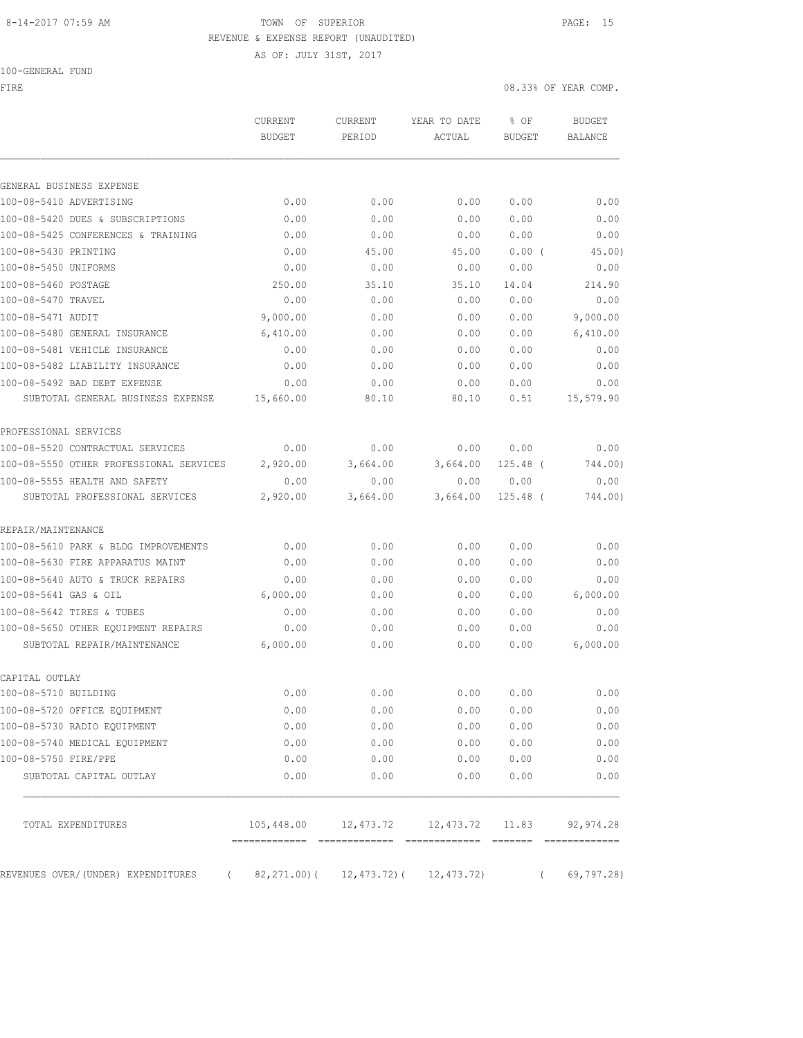8-14-2017 07:59 AM TOWN OF SUPERIOR

REVENUE & EXPENSE REPORT (UNAUDITED)

AS OF: JULY 31ST, 2017

100-GENERAL FUND

FIRE 08.33% OF YEAR COMP.

| | CURRENT BUDGET | CURRENT PERIOD | YEAR TO DATE ACTUAL | % OF BUDGET | BUDGET BALANCE |
|---|---|---|---|---|---|
| GENERAL BUSINESS EXPENSE | | | | | |
| 100-08-5410 ADVERTISING | 0.00 | 0.00 | 0.00 | 0.00 | 0.00 |
| 100-08-5420 DUES & SUBSCRIPTIONS | 0.00 | 0.00 | 0.00 | 0.00 | 0.00 |
| 100-08-5425 CONFERENCES & TRAINING | 0.00 | 0.00 | 0.00 | 0.00 | 0.00 |
| 100-08-5430 PRINTING | 0.00 | 45.00 | 45.00 | 0.00 ( | 45.00) |
| 100-08-5450 UNIFORMS | 0.00 | 0.00 | 0.00 | 0.00 | 0.00 |
| 100-08-5460 POSTAGE | 250.00 | 35.10 | 35.10 | 14.04 | 214.90 |
| 100-08-5470 TRAVEL | 0.00 | 0.00 | 0.00 | 0.00 | 0.00 |
| 100-08-5471 AUDIT | 9,000.00 | 0.00 | 0.00 | 0.00 | 9,000.00 |
| 100-08-5480 GENERAL INSURANCE | 6,410.00 | 0.00 | 0.00 | 0.00 | 6,410.00 |
| 100-08-5481 VEHICLE INSURANCE | 0.00 | 0.00 | 0.00 | 0.00 | 0.00 |
| 100-08-5482 LIABILITY INSURANCE | 0.00 | 0.00 | 0.00 | 0.00 | 0.00 |
| 100-08-5492 BAD DEBT EXPENSE | 0.00 | 0.00 | 0.00 | 0.00 | 0.00 |
| SUBTOTAL GENERAL BUSINESS EXPENSE | 15,660.00 | 80.10 | 80.10 | 0.51 | 15,579.90 |
| PROFESSIONAL SERVICES | | | | | |
| 100-08-5520 CONTRACTUAL SERVICES | 0.00 | 0.00 | 0.00 | 0.00 | 0.00 |
| 100-08-5550 OTHER PROFESSIONAL SERVICES | 2,920.00 | 3,664.00 | 3,664.00 | 125.48 ( | 744.00) |
| 100-08-5555 HEALTH AND SAFETY | 0.00 | 0.00 | 0.00 | 0.00 | 0.00 |
| SUBTOTAL PROFESSIONAL SERVICES | 2,920.00 | 3,664.00 | 3,664.00 | 125.48 ( | 744.00) |
| REPAIR/MAINTENANCE | | | | | |
| 100-08-5610 PARK & BLDG IMPROVEMENTS | 0.00 | 0.00 | 0.00 | 0.00 | 0.00 |
| 100-08-5630 FIRE APPARATUS MAINT | 0.00 | 0.00 | 0.00 | 0.00 | 0.00 |
| 100-08-5640 AUTO & TRUCK REPAIRS | 0.00 | 0.00 | 0.00 | 0.00 | 0.00 |
| 100-08-5641 GAS & OIL | 6,000.00 | 0.00 | 0.00 | 0.00 | 6,000.00 |
| 100-08-5642 TIRES & TUBES | 0.00 | 0.00 | 0.00 | 0.00 | 0.00 |
| 100-08-5650 OTHER EQUIPMENT REPAIRS | 0.00 | 0.00 | 0.00 | 0.00 | 0.00 |
| SUBTOTAL REPAIR/MAINTENANCE | 6,000.00 | 0.00 | 0.00 | 0.00 | 6,000.00 |
| CAPITAL OUTLAY | | | | | |
| 100-08-5710 BUILDING | 0.00 | 0.00 | 0.00 | 0.00 | 0.00 |
| 100-08-5720 OFFICE EQUIPMENT | 0.00 | 0.00 | 0.00 | 0.00 | 0.00 |
| 100-08-5730 RADIO EQUIPMENT | 0.00 | 0.00 | 0.00 | 0.00 | 0.00 |
| 100-08-5740 MEDICAL EQUIPMENT | 0.00 | 0.00 | 0.00 | 0.00 | 0.00 |
| 100-08-5750 FIRE/PPE | 0.00 | 0.00 | 0.00 | 0.00 | 0.00 |
| SUBTOTAL CAPITAL OUTLAY | 0.00 | 0.00 | 0.00 | 0.00 | 0.00 |
| TOTAL EXPENDITURES | 105,448.00 | 12,473.72 | 12,473.72 | 11.83 | 92,974.28 |
| REVENUES OVER/(UNDER) EXPENDITURES | ( 82,271.00)( | 12,473.72)( | 12,473.72) | ( | 69,797.28) |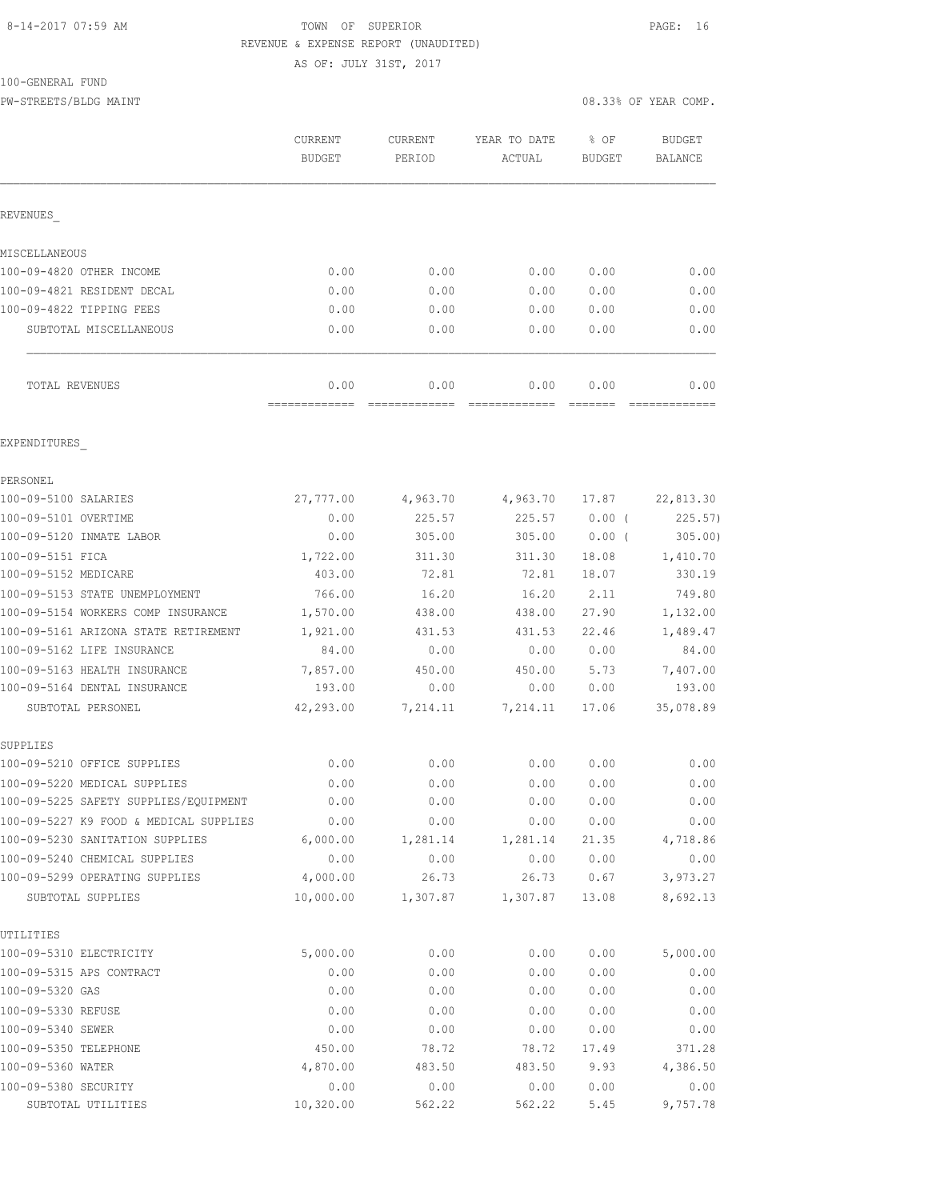8-14-2017 07:59 AM

TOWN OF SUPERIOR

REVENUE & EXPENSE REPORT (UNAUDITED)

AS OF: JULY 31ST, 2017

100-GENERAL FUND

PW-STREETS/BLDG MAINT

08.33% OF YEAR COMP.

| | CURRENT BUDGET | CURRENT PERIOD | YEAR TO DATE ACTUAL | % OF BUDGET | BUDGET BALANCE |
|---|---|---|---|---|---|
| REVENUES_ | | | | | |
| MISCELLANEOUS | | | | | |
| 100-09-4820 OTHER INCOME | 0.00 | 0.00 | 0.00 | 0.00 | 0.00 |
| 100-09-4821 RESIDENT DECAL | 0.00 | 0.00 | 0.00 | 0.00 | 0.00 |
| 100-09-4822 TIPPING FEES | 0.00 | 0.00 | 0.00 | 0.00 | 0.00 |
| SUBTOTAL MISCELLANEOUS | 0.00 | 0.00 | 0.00 | 0.00 | 0.00 |
| TOTAL REVENUES | 0.00 | 0.00 | 0.00 | 0.00 | 0.00 |
| EXPENDITURES_ | | | | | |
| PERSONEL | | | | | |
| 100-09-5100 SALARIES | 27,777.00 | 4,963.70 | 4,963.70 | 17.87 | 22,813.30 |
| 100-09-5101 OVERTIME | 0.00 | 225.57 | 225.57 | 0.00 ( | 225.57) |
| 100-09-5120 INMATE LABOR | 0.00 | 305.00 | 305.00 | 0.00 ( | 305.00) |
| 100-09-5151 FICA | 1,722.00 | 311.30 | 311.30 | 18.08 | 1,410.70 |
| 100-09-5152 MEDICARE | 403.00 | 72.81 | 72.81 | 18.07 | 330.19 |
| 100-09-5153 STATE UNEMPLOYMENT | 766.00 | 16.20 | 16.20 | 2.11 | 749.80 |
| 100-09-5154 WORKERS COMP INSURANCE | 1,570.00 | 438.00 | 438.00 | 27.90 | 1,132.00 |
| 100-09-5161 ARIZONA STATE RETIREMENT | 1,921.00 | 431.53 | 431.53 | 22.46 | 1,489.47 |
| 100-09-5162 LIFE INSURANCE | 84.00 | 0.00 | 0.00 | 0.00 | 84.00 |
| 100-09-5163 HEALTH INSURANCE | 7,857.00 | 450.00 | 450.00 | 5.73 | 7,407.00 |
| 100-09-5164 DENTAL INSURANCE | 193.00 | 0.00 | 0.00 | 0.00 | 193.00 |
| SUBTOTAL PERSONEL | 42,293.00 | 7,214.11 | 7,214.11 | 17.06 | 35,078.89 |
| SUPPLIES | | | | | |
| 100-09-5210 OFFICE SUPPLIES | 0.00 | 0.00 | 0.00 | 0.00 | 0.00 |
| 100-09-5220 MEDICAL SUPPLIES | 0.00 | 0.00 | 0.00 | 0.00 | 0.00 |
| 100-09-5225 SAFETY SUPPLIES/EQUIPMENT | 0.00 | 0.00 | 0.00 | 0.00 | 0.00 |
| 100-09-5227 K9 FOOD & MEDICAL SUPPLIES | 0.00 | 0.00 | 0.00 | 0.00 | 0.00 |
| 100-09-5230 SANITATION SUPPLIES | 6,000.00 | 1,281.14 | 1,281.14 | 21.35 | 4,718.86 |
| 100-09-5240 CHEMICAL SUPPLIES | 0.00 | 0.00 | 0.00 | 0.00 | 0.00 |
| 100-09-5299 OPERATING SUPPLIES | 4,000.00 | 26.73 | 26.73 | 0.67 | 3,973.27 |
| SUBTOTAL SUPPLIES | 10,000.00 | 1,307.87 | 1,307.87 | 13.08 | 8,692.13 |
| UTILITIES | | | | | |
| 100-09-5310 ELECTRICITY | 5,000.00 | 0.00 | 0.00 | 0.00 | 5,000.00 |
| 100-09-5315 APS CONTRACT | 0.00 | 0.00 | 0.00 | 0.00 | 0.00 |
| 100-09-5320 GAS | 0.00 | 0.00 | 0.00 | 0.00 | 0.00 |
| 100-09-5330 REFUSE | 0.00 | 0.00 | 0.00 | 0.00 | 0.00 |
| 100-09-5340 SEWER | 0.00 | 0.00 | 0.00 | 0.00 | 0.00 |
| 100-09-5350 TELEPHONE | 450.00 | 78.72 | 78.72 | 17.49 | 371.28 |
| 100-09-5360 WATER | 4,870.00 | 483.50 | 483.50 | 9.93 | 4,386.50 |
| 100-09-5380 SECURITY | 0.00 | 0.00 | 0.00 | 0.00 | 0.00 |
| SUBTOTAL UTILITIES | 10,320.00 | 562.22 | 562.22 | 5.45 | 9,757.78 |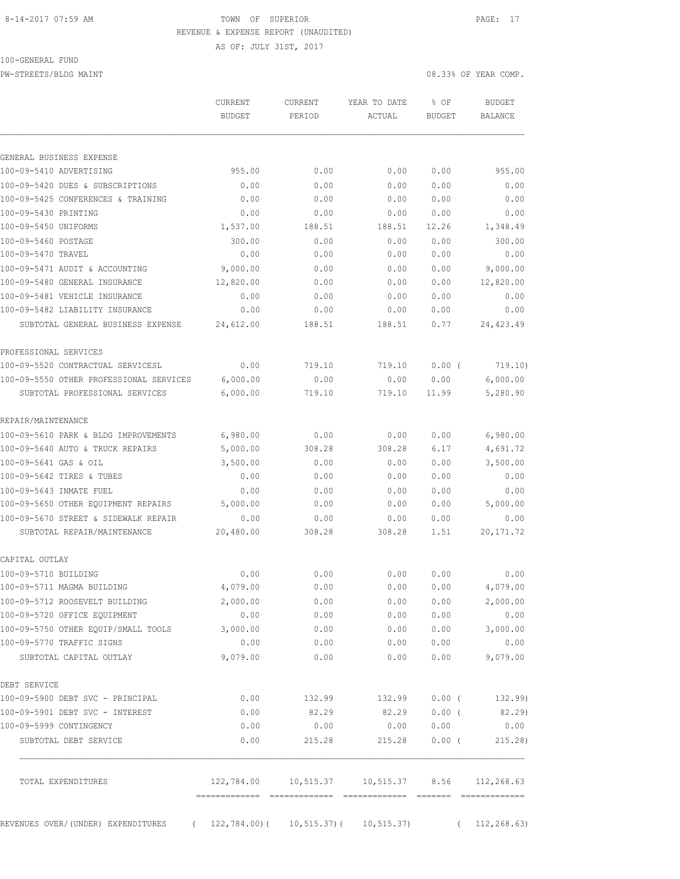8-14-2017 07:59 AM TOWN OF SUPERIOR

REVENUE & EXPENSE REPORT (UNAUDITED)

AS OF: JULY 31ST, 2017

100-GENERAL FUND

PW-STREETS/BLDG MAINT 08.33% OF YEAR COMP.

| | CURRENT BUDGET | CURRENT PERIOD | YEAR TO DATE ACTUAL | % OF BUDGET | BUDGET BALANCE |
|---|---|---|---|---|---|
| **GENERAL BUSINESS EXPENSE** | | | | | |
| 100-09-5410 ADVERTISING | 955.00 | 0.00 | 0.00 | 0.00 | 955.00 |
| 100-09-5420 DUES & SUBSCRIPTIONS | 0.00 | 0.00 | 0.00 | 0.00 | 0.00 |
| 100-09-5425 CONFERENCES & TRAINING | 0.00 | 0.00 | 0.00 | 0.00 | 0.00 |
| 100-09-5430 PRINTING | 0.00 | 0.00 | 0.00 | 0.00 | 0.00 |
| 100-09-5450 UNIFORMS | 1,537.00 | 188.51 | 188.51 | 12.26 | 1,348.49 |
| 100-09-5460 POSTAGE | 300.00 | 0.00 | 0.00 | 0.00 | 300.00 |
| 100-09-5470 TRAVEL | 0.00 | 0.00 | 0.00 | 0.00 | 0.00 |
| 100-09-5471 AUDIT & ACCOUNTING | 9,000.00 | 0.00 | 0.00 | 0.00 | 9,000.00 |
| 100-09-5480 GENERAL INSURANCE | 12,820.00 | 0.00 | 0.00 | 0.00 | 12,820.00 |
| 100-09-5481 VEHICLE INSURANCE | 0.00 | 0.00 | 0.00 | 0.00 | 0.00 |
| 100-09-5482 LIABILITY INSURANCE | 0.00 | 0.00 | 0.00 | 0.00 | 0.00 |
| SUBTOTAL GENERAL BUSINESS EXPENSE | 24,612.00 | 188.51 | 188.51 | 0.77 | 24,423.49 |
| **PROFESSIONAL SERVICES** | | | | | |
| 100-09-5520 CONTRACTUAL SERVICESL | 0.00 | 719.10 | 719.10 | 0.00 ( | 719.10) |
| 100-09-5550 OTHER PROFESSIONAL SERVICES | 6,000.00 | 0.00 | 0.00 | 0.00 | 6,000.00 |
| SUBTOTAL PROFESSIONAL SERVICES | 6,000.00 | 719.10 | 719.10 | 11.99 | 5,280.90 |
| **REPAIR/MAINTENANCE** | | | | | |
| 100-09-5610 PARK & BLDG IMPROVEMENTS | 6,980.00 | 0.00 | 0.00 | 0.00 | 6,980.00 |
| 100-09-5640 AUTO & TRUCK REPAIRS | 5,000.00 | 308.28 | 308.28 | 6.17 | 4,691.72 |
| 100-09-5641 GAS & OIL | 3,500.00 | 0.00 | 0.00 | 0.00 | 3,500.00 |
| 100-09-5642 TIRES & TUBES | 0.00 | 0.00 | 0.00 | 0.00 | 0.00 |
| 100-09-5643 INMATE FUEL | 0.00 | 0.00 | 0.00 | 0.00 | 0.00 |
| 100-09-5650 OTHER EQUIPMENT REPAIRS | 5,000.00 | 0.00 | 0.00 | 0.00 | 5,000.00 |
| 100-09-5670 STREET & SIDEWALK REPAIR | 0.00 | 0.00 | 0.00 | 0.00 | 0.00 |
| SUBTOTAL REPAIR/MAINTENANCE | 20,480.00 | 308.28 | 308.28 | 1.51 | 20,171.72 |
| **CAPITAL OUTLAY** | | | | | |
| 100-09-5710 BUILDING | 0.00 | 0.00 | 0.00 | 0.00 | 0.00 |
| 100-09-5711 MAGMA BUILDING | 4,079.00 | 0.00 | 0.00 | 0.00 | 4,079.00 |
| 100-09-5712 ROOSEVELT BUILDING | 2,000.00 | 0.00 | 0.00 | 0.00 | 2,000.00 |
| 100-09-5720 OFFICE EQUIPMENT | 0.00 | 0.00 | 0.00 | 0.00 | 0.00 |
| 100-09-5750 OTHER EQUIP/SMALL TOOLS | 3,000.00 | 0.00 | 0.00 | 0.00 | 3,000.00 |
| 100-09-5770 TRAFFIC SIGNS | 0.00 | 0.00 | 0.00 | 0.00 | 0.00 |
| SUBTOTAL CAPITAL OUTLAY | 9,079.00 | 0.00 | 0.00 | 0.00 | 9,079.00 |
| **DEBT SERVICE** | | | | | |
| 100-09-5900 DEBT SVC - PRINCIPAL | 0.00 | 132.99 | 132.99 | 0.00 ( | 132.99) |
| 100-09-5901 DEBT SVC - INTEREST | 0.00 | 82.29 | 82.29 | 0.00 ( | 82.29) |
| 100-09-5999 CONTINGENCY | 0.00 | 0.00 | 0.00 | 0.00 | 0.00 |
| SUBTOTAL DEBT SERVICE | 0.00 | 215.28 | 215.28 | 0.00 ( | 215.28) |
| TOTAL EXPENDITURES | 122,784.00 | 10,515.37 | 10,515.37 | 8.56 | 112,268.63 |
| REVENUES OVER/(UNDER) EXPENDITURES | ( 122,784.00)( | 10,515.37)( | 10,515.37) | ( | 112,268.63) |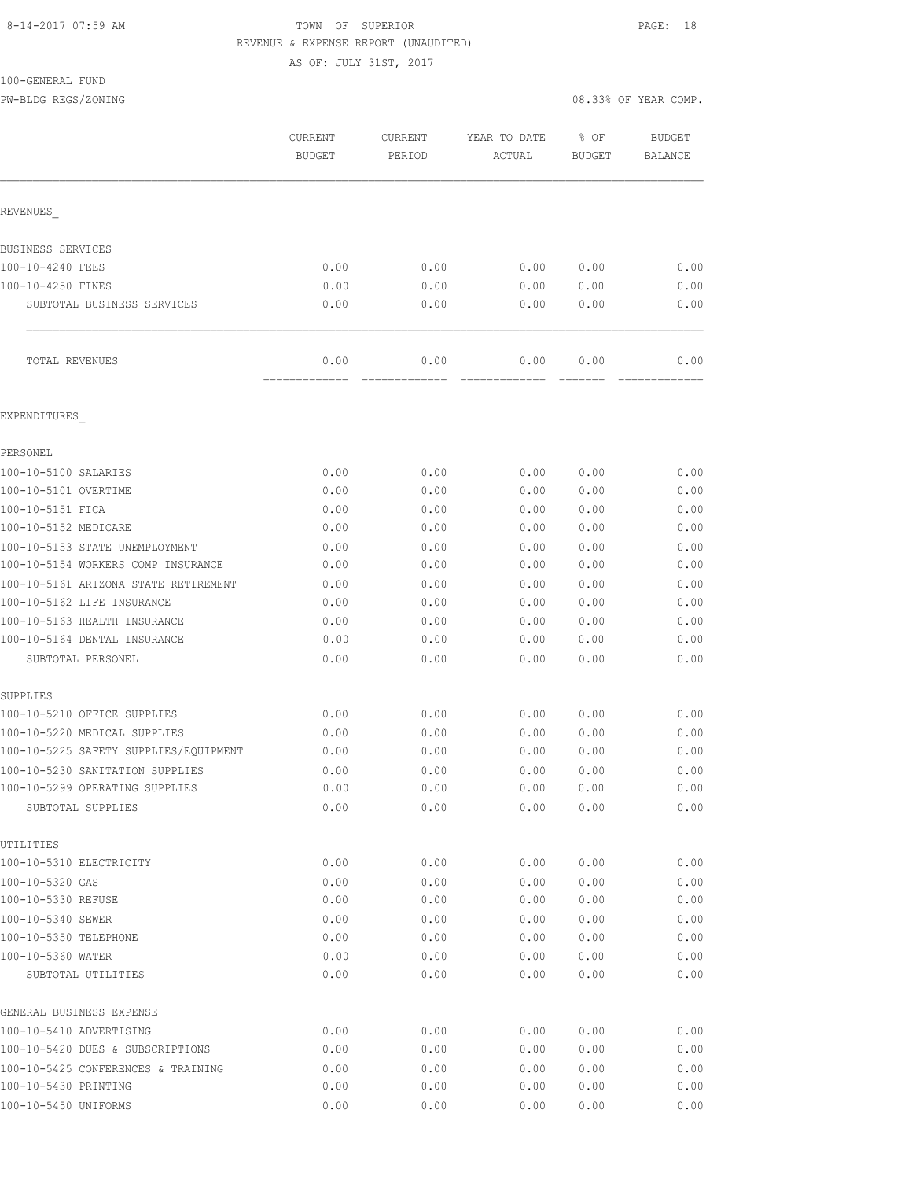8-14-2017 07:59 AM TOWN OF SUPERIOR

REVENUE & EXPENSE REPORT (UNAUDITED)

AS OF: JULY 31ST, 2017

100-GENERAL FUND

PW-BLDG REGS/ZONING 08.33% OF YEAR COMP.

| | CURRENT BUDGET | CURRENT PERIOD | YEAR TO DATE ACTUAL | % OF BUDGET | BUDGET BALANCE |
|---|---|---|---|---|---|
| REVENUES_ | | | | | |
| BUSINESS SERVICES | | | | | |
| 100-10-4240 FEES | 0.00 | 0.00 | 0.00 | 0.00 | 0.00 |
| 100-10-4250 FINES | 0.00 | 0.00 | 0.00 | 0.00 | 0.00 |
| SUBTOTAL BUSINESS SERVICES | 0.00 | 0.00 | 0.00 | 0.00 | 0.00 |
| TOTAL REVENUES | 0.00 | 0.00 | 0.00 | 0.00 | 0.00 |
| EXPENDITURES_ | | | | | |
| PERSONEL | | | | | |
| 100-10-5100 SALARIES | 0.00 | 0.00 | 0.00 | 0.00 | 0.00 |
| 100-10-5101 OVERTIME | 0.00 | 0.00 | 0.00 | 0.00 | 0.00 |
| 100-10-5151 FICA | 0.00 | 0.00 | 0.00 | 0.00 | 0.00 |
| 100-10-5152 MEDICARE | 0.00 | 0.00 | 0.00 | 0.00 | 0.00 |
| 100-10-5153 STATE UNEMPLOYMENT | 0.00 | 0.00 | 0.00 | 0.00 | 0.00 |
| 100-10-5154 WORKERS COMP INSURANCE | 0.00 | 0.00 | 0.00 | 0.00 | 0.00 |
| 100-10-5161 ARIZONA STATE RETIREMENT | 0.00 | 0.00 | 0.00 | 0.00 | 0.00 |
| 100-10-5162 LIFE INSURANCE | 0.00 | 0.00 | 0.00 | 0.00 | 0.00 |
| 100-10-5163 HEALTH INSURANCE | 0.00 | 0.00 | 0.00 | 0.00 | 0.00 |
| 100-10-5164 DENTAL INSURANCE | 0.00 | 0.00 | 0.00 | 0.00 | 0.00 |
| SUBTOTAL PERSONEL | 0.00 | 0.00 | 0.00 | 0.00 | 0.00 |
| SUPPLIES | | | | | |
| 100-10-5210 OFFICE SUPPLIES | 0.00 | 0.00 | 0.00 | 0.00 | 0.00 |
| 100-10-5220 MEDICAL SUPPLIES | 0.00 | 0.00 | 0.00 | 0.00 | 0.00 |
| 100-10-5225 SAFETY SUPPLIES/EQUIPMENT | 0.00 | 0.00 | 0.00 | 0.00 | 0.00 |
| 100-10-5230 SANITATION SUPPLIES | 0.00 | 0.00 | 0.00 | 0.00 | 0.00 |
| 100-10-5299 OPERATING SUPPLIES | 0.00 | 0.00 | 0.00 | 0.00 | 0.00 |
| SUBTOTAL SUPPLIES | 0.00 | 0.00 | 0.00 | 0.00 | 0.00 |
| UTILITIES | | | | | |
| 100-10-5310 ELECTRICITY | 0.00 | 0.00 | 0.00 | 0.00 | 0.00 |
| 100-10-5320 GAS | 0.00 | 0.00 | 0.00 | 0.00 | 0.00 |
| 100-10-5330 REFUSE | 0.00 | 0.00 | 0.00 | 0.00 | 0.00 |
| 100-10-5340 SEWER | 0.00 | 0.00 | 0.00 | 0.00 | 0.00 |
| 100-10-5350 TELEPHONE | 0.00 | 0.00 | 0.00 | 0.00 | 0.00 |
| 100-10-5360 WATER | 0.00 | 0.00 | 0.00 | 0.00 | 0.00 |
| SUBTOTAL UTILITIES | 0.00 | 0.00 | 0.00 | 0.00 | 0.00 |
| GENERAL BUSINESS EXPENSE | | | | | |
| 100-10-5410 ADVERTISING | 0.00 | 0.00 | 0.00 | 0.00 | 0.00 |
| 100-10-5420 DUES & SUBSCRIPTIONS | 0.00 | 0.00 | 0.00 | 0.00 | 0.00 |
| 100-10-5425 CONFERENCES & TRAINING | 0.00 | 0.00 | 0.00 | 0.00 | 0.00 |
| 100-10-5430 PRINTING | 0.00 | 0.00 | 0.00 | 0.00 | 0.00 |
| 100-10-5450 UNIFORMS | 0.00 | 0.00 | 0.00 | 0.00 | 0.00 |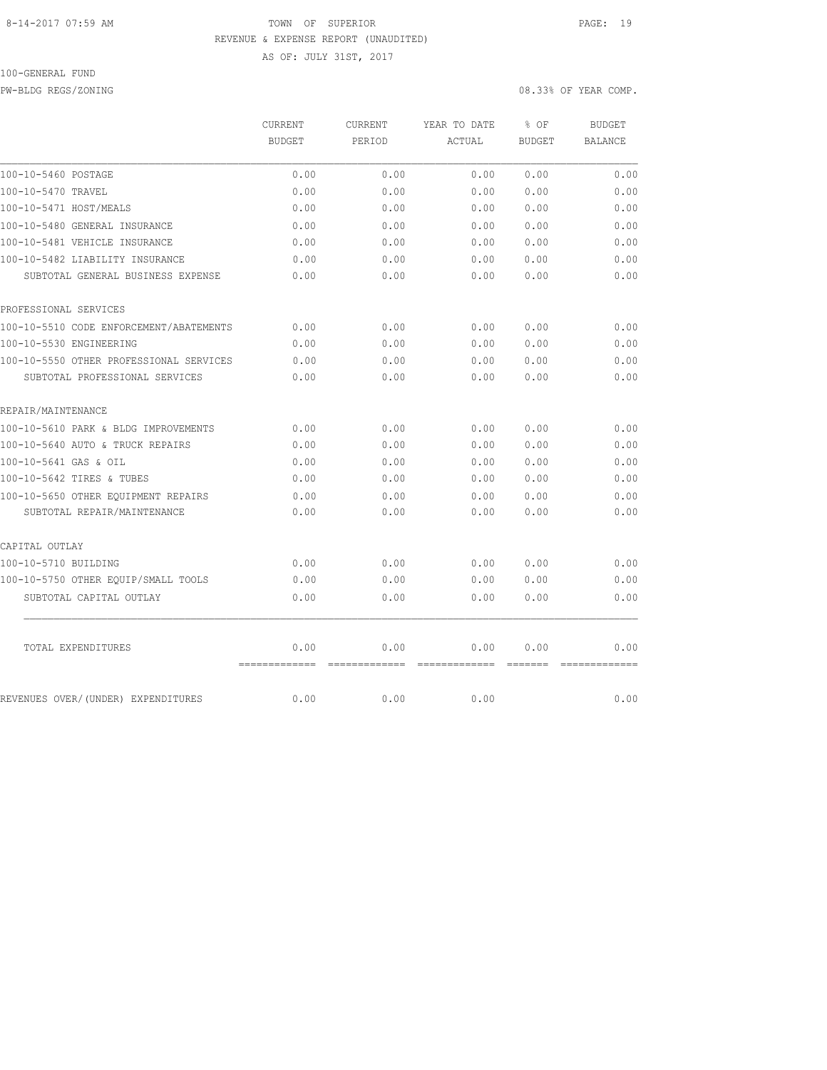8-14-2017 07:59 AM TOWN OF SUPERIOR

REVENUE & EXPENSE REPORT (UNAUDITED)

AS OF: JULY 31ST, 2017

100-GENERAL FUND

PW-BLDG REGS/ZONING 08.33% OF YEAR COMP.

| | CURRENT BUDGET | CURRENT PERIOD | YEAR TO DATE ACTUAL | % OF BUDGET | BUDGET BALANCE |
|---|---|---|---|---|---|
| 100-10-5460 POSTAGE | 0.00 | 0.00 | 0.00 | 0.00 | 0.00 |
| 100-10-5470 TRAVEL | 0.00 | 0.00 | 0.00 | 0.00 | 0.00 |
| 100-10-5471 HOST/MEALS | 0.00 | 0.00 | 0.00 | 0.00 | 0.00 |
| 100-10-5480 GENERAL INSURANCE | 0.00 | 0.00 | 0.00 | 0.00 | 0.00 |
| 100-10-5481 VEHICLE INSURANCE | 0.00 | 0.00 | 0.00 | 0.00 | 0.00 |
| 100-10-5482 LIABILITY INSURANCE | 0.00 | 0.00 | 0.00 | 0.00 | 0.00 |
| SUBTOTAL GENERAL BUSINESS EXPENSE | 0.00 | 0.00 | 0.00 | 0.00 | 0.00 |
| PROFESSIONAL SERVICES | | | | | |
| 100-10-5510 CODE ENFORCEMENT/ABATEMENTS | 0.00 | 0.00 | 0.00 | 0.00 | 0.00 |
| 100-10-5530 ENGINEERING | 0.00 | 0.00 | 0.00 | 0.00 | 0.00 |
| 100-10-5550 OTHER PROFESSIONAL SERVICES | 0.00 | 0.00 | 0.00 | 0.00 | 0.00 |
| SUBTOTAL PROFESSIONAL SERVICES | 0.00 | 0.00 | 0.00 | 0.00 | 0.00 |
| REPAIR/MAINTENANCE | | | | | |
| 100-10-5610 PARK & BLDG IMPROVEMENTS | 0.00 | 0.00 | 0.00 | 0.00 | 0.00 |
| 100-10-5640 AUTO & TRUCK REPAIRS | 0.00 | 0.00 | 0.00 | 0.00 | 0.00 |
| 100-10-5641 GAS & OIL | 0.00 | 0.00 | 0.00 | 0.00 | 0.00 |
| 100-10-5642 TIRES & TUBES | 0.00 | 0.00 | 0.00 | 0.00 | 0.00 |
| 100-10-5650 OTHER EQUIPMENT REPAIRS | 0.00 | 0.00 | 0.00 | 0.00 | 0.00 |
| SUBTOTAL REPAIR/MAINTENANCE | 0.00 | 0.00 | 0.00 | 0.00 | 0.00 |
| CAPITAL OUTLAY | | | | | |
| 100-10-5710 BUILDING | 0.00 | 0.00 | 0.00 | 0.00 | 0.00 |
| 100-10-5750 OTHER EQUIP/SMALL TOOLS | 0.00 | 0.00 | 0.00 | 0.00 | 0.00 |
| SUBTOTAL CAPITAL OUTLAY | 0.00 | 0.00 | 0.00 | 0.00 | 0.00 |
| TOTAL EXPENDITURES | 0.00 | 0.00 | 0.00 | 0.00 | 0.00 |
| REVENUES OVER/(UNDER) EXPENDITURES | 0.00 | 0.00 | 0.00 | | 0.00 |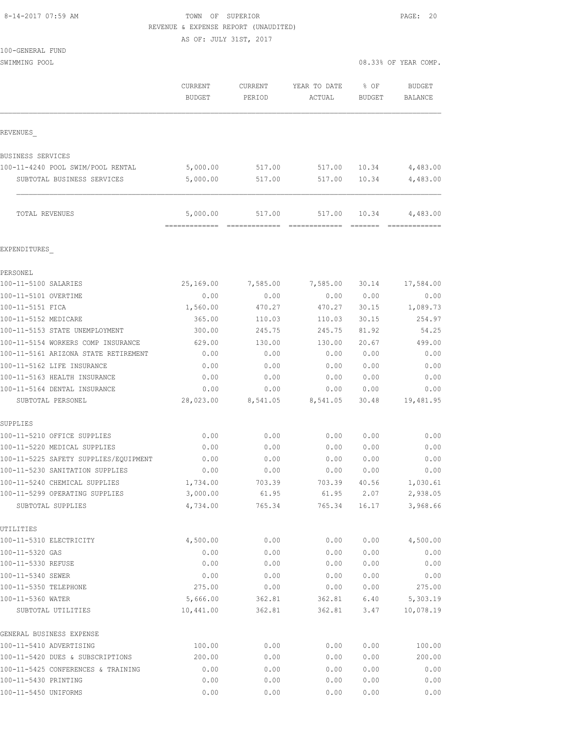8-14-2017 07:59 AM TOWN OF SUPERIOR

REVENUE & EXPENSE REPORT (UNAUDITED)

AS OF: JULY 31ST, 2017

100-GENERAL FUND

SWIMMING POOL 08.33% OF YEAR COMP.

| | CURRENT BUDGET | CURRENT PERIOD | YEAR TO DATE ACTUAL | % OF BUDGET | BUDGET BALANCE |
|---|---|---|---|---|---|
| REVENUES_ | | | | | |
| BUSINESS SERVICES | | | | | |
| 100-11-4240 POOL SWIM/POOL RENTAL | 5,000.00 | 517.00 | 517.00 | 10.34 | 4,483.00 |
| SUBTOTAL BUSINESS SERVICES | 5,000.00 | 517.00 | 517.00 | 10.34 | 4,483.00 |
| TOTAL REVENUES | 5,000.00 | 517.00 | 517.00 | 10.34 | 4,483.00 |
| EXPENDITURES_ | | | | | |
| PERSONEL | | | | | |
| 100-11-5100 SALARIES | 25,169.00 | 7,585.00 | 7,585.00 | 30.14 | 17,584.00 |
| 100-11-5101 OVERTIME | 0.00 | 0.00 | 0.00 | 0.00 | 0.00 |
| 100-11-5151 FICA | 1,560.00 | 470.27 | 470.27 | 30.15 | 1,089.73 |
| 100-11-5152 MEDICARE | 365.00 | 110.03 | 110.03 | 30.15 | 254.97 |
| 100-11-5153 STATE UNEMPLOYMENT | 300.00 | 245.75 | 245.75 | 81.92 | 54.25 |
| 100-11-5154 WORKERS COMP INSURANCE | 629.00 | 130.00 | 130.00 | 20.67 | 499.00 |
| 100-11-5161 ARIZONA STATE RETIREMENT | 0.00 | 0.00 | 0.00 | 0.00 | 0.00 |
| 100-11-5162 LIFE INSURANCE | 0.00 | 0.00 | 0.00 | 0.00 | 0.00 |
| 100-11-5163 HEALTH INSURANCE | 0.00 | 0.00 | 0.00 | 0.00 | 0.00 |
| 100-11-5164 DENTAL INSURANCE | 0.00 | 0.00 | 0.00 | 0.00 | 0.00 |
| SUBTOTAL PERSONEL | 28,023.00 | 8,541.05 | 8,541.05 | 30.48 | 19,481.95 |
| SUPPLIES | | | | | |
| 100-11-5210 OFFICE SUPPLIES | 0.00 | 0.00 | 0.00 | 0.00 | 0.00 |
| 100-11-5220 MEDICAL SUPPLIES | 0.00 | 0.00 | 0.00 | 0.00 | 0.00 |
| 100-11-5225 SAFETY SUPPLIES/EQUIPMENT | 0.00 | 0.00 | 0.00 | 0.00 | 0.00 |
| 100-11-5230 SANITATION SUPPLIES | 0.00 | 0.00 | 0.00 | 0.00 | 0.00 |
| 100-11-5240 CHEMICAL SUPPLIES | 1,734.00 | 703.39 | 703.39 | 40.56 | 1,030.61 |
| 100-11-5299 OPERATING SUPPLIES | 3,000.00 | 61.95 | 61.95 | 2.07 | 2,938.05 |
| SUBTOTAL SUPPLIES | 4,734.00 | 765.34 | 765.34 | 16.17 | 3,968.66 |
| UTILITIES | | | | | |
| 100-11-5310 ELECTRICITY | 4,500.00 | 0.00 | 0.00 | 0.00 | 4,500.00 |
| 100-11-5320 GAS | 0.00 | 0.00 | 0.00 | 0.00 | 0.00 |
| 100-11-5330 REFUSE | 0.00 | 0.00 | 0.00 | 0.00 | 0.00 |
| 100-11-5340 SEWER | 0.00 | 0.00 | 0.00 | 0.00 | 0.00 |
| 100-11-5350 TELEPHONE | 275.00 | 0.00 | 0.00 | 0.00 | 275.00 |
| 100-11-5360 WATER | 5,666.00 | 362.81 | 362.81 | 6.40 | 5,303.19 |
| SUBTOTAL UTILITIES | 10,441.00 | 362.81 | 362.81 | 3.47 | 10,078.19 |
| GENERAL BUSINESS EXPENSE | | | | | |
| 100-11-5410 ADVERTISING | 100.00 | 0.00 | 0.00 | 0.00 | 100.00 |
| 100-11-5420 DUES & SUBSCRIPTIONS | 200.00 | 0.00 | 0.00 | 0.00 | 200.00 |
| 100-11-5425 CONFERENCES & TRAINING | 0.00 | 0.00 | 0.00 | 0.00 | 0.00 |
| 100-11-5430 PRINTING | 0.00 | 0.00 | 0.00 | 0.00 | 0.00 |
| 100-11-5450 UNIFORMS | 0.00 | 0.00 | 0.00 | 0.00 | 0.00 |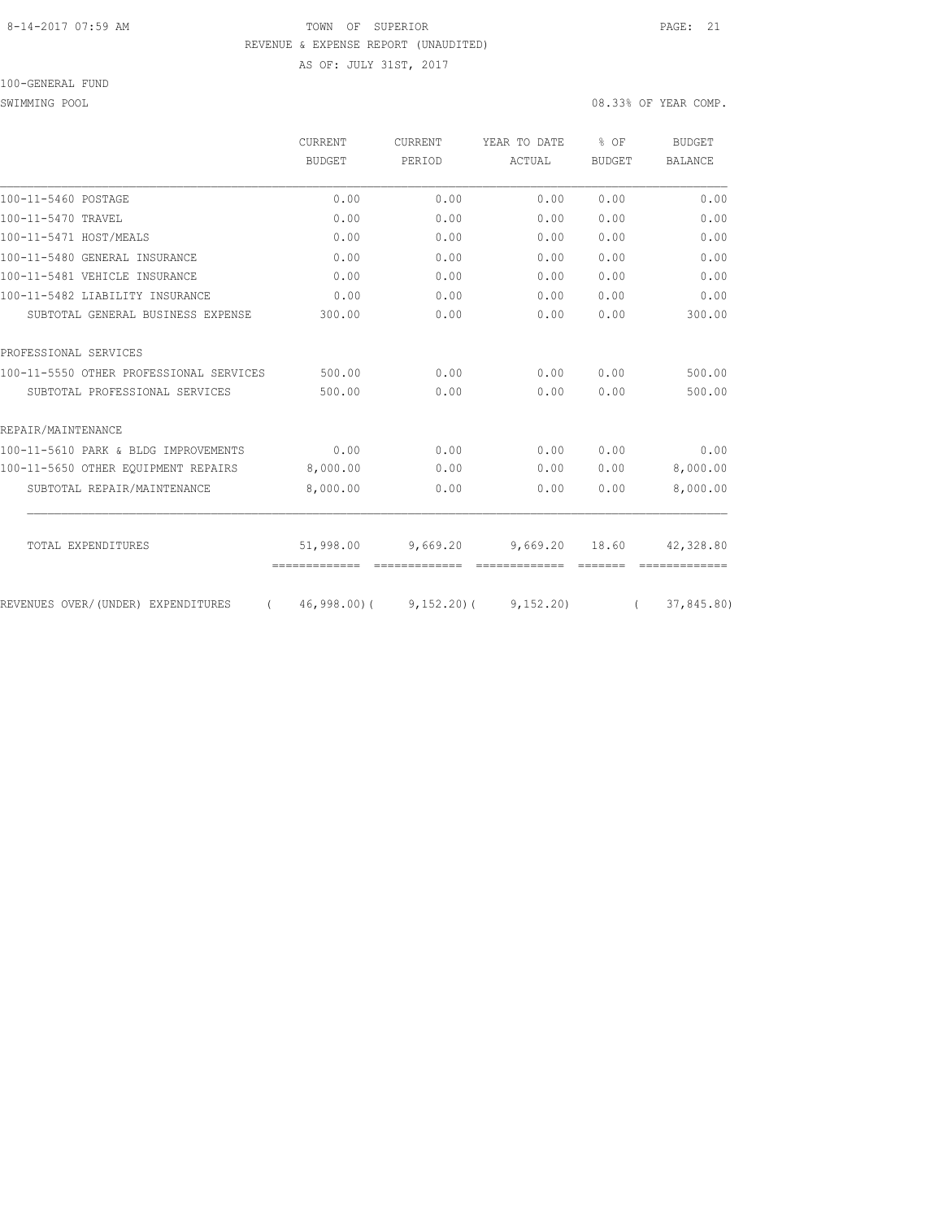8-14-2017 07:59 AM TOWN OF SUPERIOR

REVENUE & EXPENSE REPORT (UNAUDITED)

AS OF: JULY 31ST, 2017

100-GENERAL FUND

SWIMMING POOL 08.33% OF YEAR COMP.

| | CURRENT BUDGET | CURRENT PERIOD | YEAR TO DATE ACTUAL | % OF BUDGET | BUDGET BALANCE |
|---|---|---|---|---|---|
| 100-11-5460 POSTAGE | 0.00 | 0.00 | 0.00 | 0.00 | 0.00 |
| 100-11-5470 TRAVEL | 0.00 | 0.00 | 0.00 | 0.00 | 0.00 |
| 100-11-5471 HOST/MEALS | 0.00 | 0.00 | 0.00 | 0.00 | 0.00 |
| 100-11-5480 GENERAL INSURANCE | 0.00 | 0.00 | 0.00 | 0.00 | 0.00 |
| 100-11-5481 VEHICLE INSURANCE | 0.00 | 0.00 | 0.00 | 0.00 | 0.00 |
| 100-11-5482 LIABILITY INSURANCE | 0.00 | 0.00 | 0.00 | 0.00 | 0.00 |
| SUBTOTAL GENERAL BUSINESS EXPENSE | 300.00 | 0.00 | 0.00 | 0.00 | 300.00 |
| PROFESSIONAL SERVICES | | | | | |
| 100-11-5550 OTHER PROFESSIONAL SERVICES | 500.00 | 0.00 | 0.00 | 0.00 | 500.00 |
| SUBTOTAL PROFESSIONAL SERVICES | 500.00 | 0.00 | 0.00 | 0.00 | 500.00 |
| REPAIR/MAINTENANCE | | | | | |
| 100-11-5610 PARK & BLDG IMPROVEMENTS | 0.00 | 0.00 | 0.00 | 0.00 | 0.00 |
| 100-11-5650 OTHER EQUIPMENT REPAIRS | 8,000.00 | 0.00 | 0.00 | 0.00 | 8,000.00 |
| SUBTOTAL REPAIR/MAINTENANCE | 8,000.00 | 0.00 | 0.00 | 0.00 | 8,000.00 |
| TOTAL EXPENDITURES | 51,998.00 | 9,669.20 | 9,669.20 | 18.60 | 42,328.80 |
| REVENUES OVER/(UNDER) EXPENDITURES | ( 46,998.00) | ( 9,152.20) | ( 9,152.20) | | ( 37,845.80) |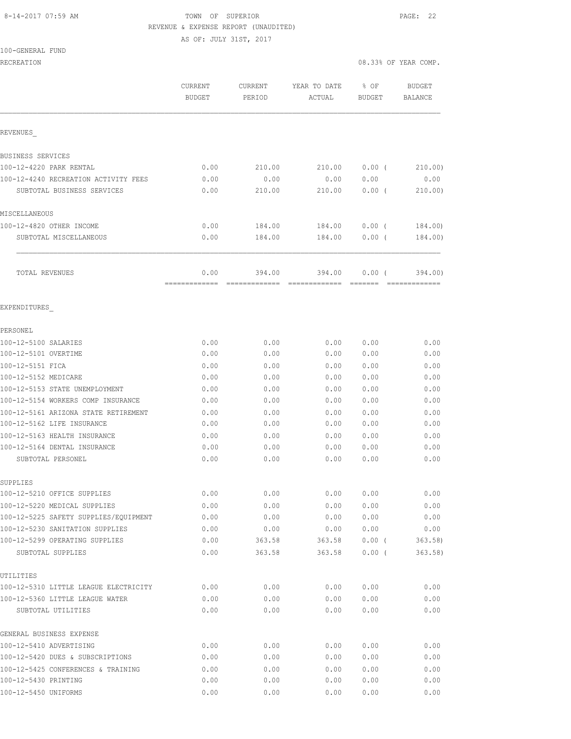8-14-2017 07:59 AM

TOWN OF SUPERIOR

REVENUE & EXPENSE REPORT (UNAUDITED)

AS OF: JULY 31ST, 2017

100-GENERAL FUND

RECREATION

08.33% OF YEAR COMP.

| | CURRENT BUDGET | CURRENT PERIOD | YEAR TO DATE ACTUAL | % OF BUDGET | BUDGET BALANCE |
|---|---|---|---|---|---|
| REVENUES_ | | | | | |
| BUSINESS SERVICES | | | | | |
| 100-12-4220 PARK RENTAL | 0.00 | 210.00 | 210.00 | 0.00 ( | 210.00) |
| 100-12-4240 RECREATION ACTIVITY FEES | 0.00 | 0.00 | 0.00 | 0.00 | 0.00 |
| SUBTOTAL BUSINESS SERVICES | 0.00 | 210.00 | 210.00 | 0.00 ( | 210.00) |
| MISCELLANEOUS | | | | | |
| 100-12-4820 OTHER INCOME | 0.00 | 184.00 | 184.00 | 0.00 ( | 184.00) |
| SUBTOTAL MISCELLANEOUS | 0.00 | 184.00 | 184.00 | 0.00 ( | 184.00) |
| TOTAL REVENUES | 0.00 | 394.00 | 394.00 | 0.00 ( | 394.00) |
| EXPENDITURES_ | | | | | |
| PERSONEL | | | | | |
| 100-12-5100 SALARIES | 0.00 | 0.00 | 0.00 | 0.00 | 0.00 |
| 100-12-5101 OVERTIME | 0.00 | 0.00 | 0.00 | 0.00 | 0.00 |
| 100-12-5151 FICA | 0.00 | 0.00 | 0.00 | 0.00 | 0.00 |
| 100-12-5152 MEDICARE | 0.00 | 0.00 | 0.00 | 0.00 | 0.00 |
| 100-12-5153 STATE UNEMPLOYMENT | 0.00 | 0.00 | 0.00 | 0.00 | 0.00 |
| 100-12-5154 WORKERS COMP INSURANCE | 0.00 | 0.00 | 0.00 | 0.00 | 0.00 |
| 100-12-5161 ARIZONA STATE RETIREMENT | 0.00 | 0.00 | 0.00 | 0.00 | 0.00 |
| 100-12-5162 LIFE INSURANCE | 0.00 | 0.00 | 0.00 | 0.00 | 0.00 |
| 100-12-5163 HEALTH INSURANCE | 0.00 | 0.00 | 0.00 | 0.00 | 0.00 |
| 100-12-5164 DENTAL INSURANCE | 0.00 | 0.00 | 0.00 | 0.00 | 0.00 |
| SUBTOTAL PERSONEL | 0.00 | 0.00 | 0.00 | 0.00 | 0.00 |
| SUPPLIES | | | | | |
| 100-12-5210 OFFICE SUPPLIES | 0.00 | 0.00 | 0.00 | 0.00 | 0.00 |
| 100-12-5220 MEDICAL SUPPLIES | 0.00 | 0.00 | 0.00 | 0.00 | 0.00 |
| 100-12-5225 SAFETY SUPPLIES/EQUIPMENT | 0.00 | 0.00 | 0.00 | 0.00 | 0.00 |
| 100-12-5230 SANITATION SUPPLIES | 0.00 | 0.00 | 0.00 | 0.00 | 0.00 |
| 100-12-5299 OPERATING SUPPLIES | 0.00 | 363.58 | 363.58 | 0.00 ( | 363.58) |
| SUBTOTAL SUPPLIES | 0.00 | 363.58 | 363.58 | 0.00 ( | 363.58) |
| UTILITIES | | | | | |
| 100-12-5310 LITTLE LEAGUE ELECTRICITY | 0.00 | 0.00 | 0.00 | 0.00 | 0.00 |
| 100-12-5360 LITTLE LEAGUE WATER | 0.00 | 0.00 | 0.00 | 0.00 | 0.00 |
| SUBTOTAL UTILITIES | 0.00 | 0.00 | 0.00 | 0.00 | 0.00 |
| GENERAL BUSINESS EXPENSE | | | | | |
| 100-12-5410 ADVERTISING | 0.00 | 0.00 | 0.00 | 0.00 | 0.00 |
| 100-12-5420 DUES & SUBSCRIPTIONS | 0.00 | 0.00 | 0.00 | 0.00 | 0.00 |
| 100-12-5425 CONFERENCES & TRAINING | 0.00 | 0.00 | 0.00 | 0.00 | 0.00 |
| 100-12-5430 PRINTING | 0.00 | 0.00 | 0.00 | 0.00 | 0.00 |
| 100-12-5450 UNIFORMS | 0.00 | 0.00 | 0.00 | 0.00 | 0.00 |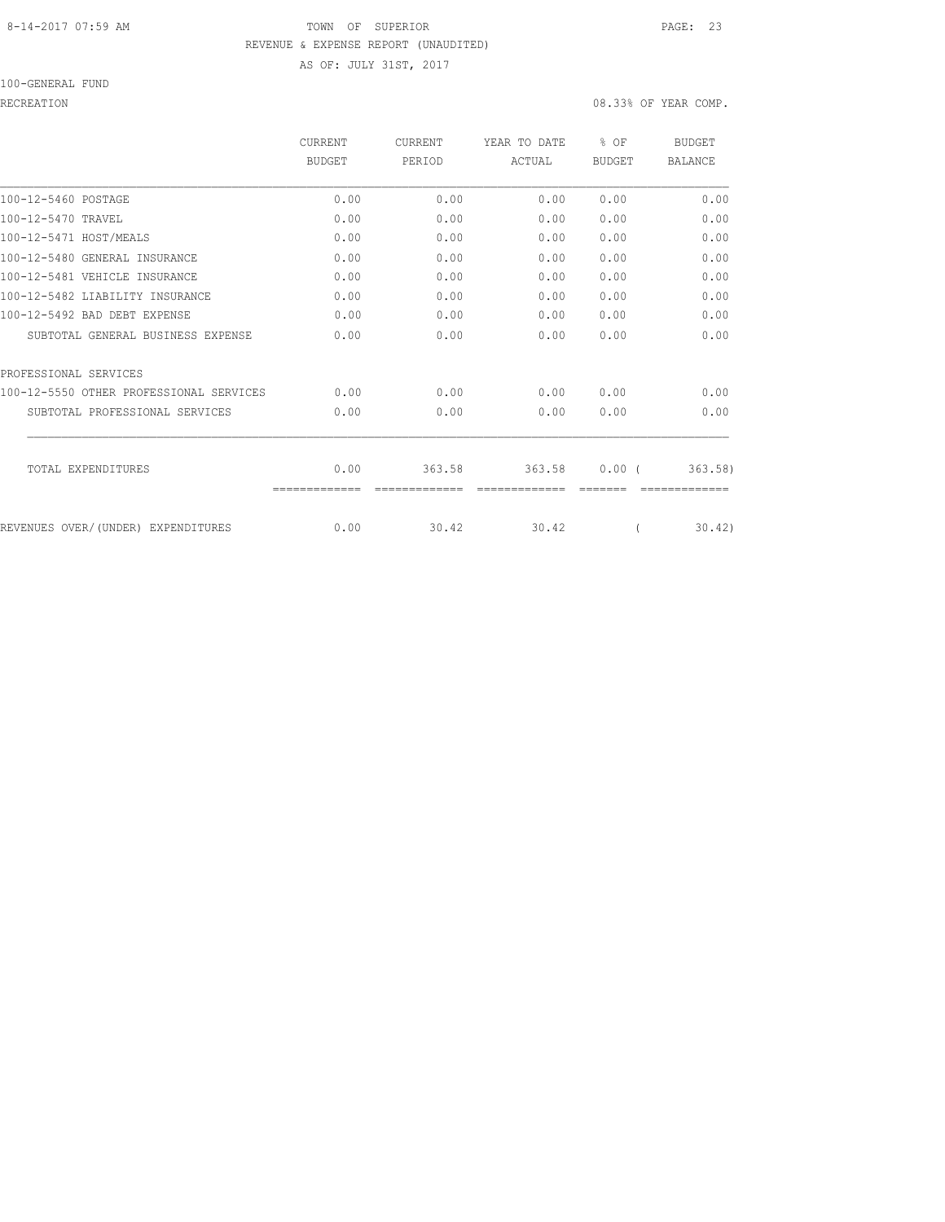8-14-2017 07:59 AM TOWN OF SUPERIOR

REVENUE & EXPENSE REPORT (UNAUDITED)

AS OF: JULY 31ST, 2017

100-GENERAL FUND

RECREATION 08.33% OF YEAR COMP.

| | CURRENT BUDGET | CURRENT PERIOD | YEAR TO DATE ACTUAL | % OF BUDGET | BUDGET BALANCE |
|---|---|---|---|---|---|
| 100-12-5460 POSTAGE | 0.00 | 0.00 | 0.00 | 0.00 | 0.00 |
| 100-12-5470 TRAVEL | 0.00 | 0.00 | 0.00 | 0.00 | 0.00 |
| 100-12-5471 HOST/MEALS | 0.00 | 0.00 | 0.00 | 0.00 | 0.00 |
| 100-12-5480 GENERAL INSURANCE | 0.00 | 0.00 | 0.00 | 0.00 | 0.00 |
| 100-12-5481 VEHICLE INSURANCE | 0.00 | 0.00 | 0.00 | 0.00 | 0.00 |
| 100-12-5482 LIABILITY INSURANCE | 0.00 | 0.00 | 0.00 | 0.00 | 0.00 |
| 100-12-5492 BAD DEBT EXPENSE | 0.00 | 0.00 | 0.00 | 0.00 | 0.00 |
| SUBTOTAL GENERAL BUSINESS EXPENSE | 0.00 | 0.00 | 0.00 | 0.00 | 0.00 |
| PROFESSIONAL SERVICES | | | | | |
| 100-12-5550 OTHER PROFESSIONAL SERVICES | 0.00 | 0.00 | 0.00 | 0.00 | 0.00 |
| SUBTOTAL PROFESSIONAL SERVICES | 0.00 | 0.00 | 0.00 | 0.00 | 0.00 |
| TOTAL EXPENDITURES | 0.00 | 363.58 | 363.58 | 0.00 | ( 363.58) |
| REVENUES OVER/(UNDER) EXPENDITURES | 0.00 | 30.42 | 30.42 | | ( 30.42) |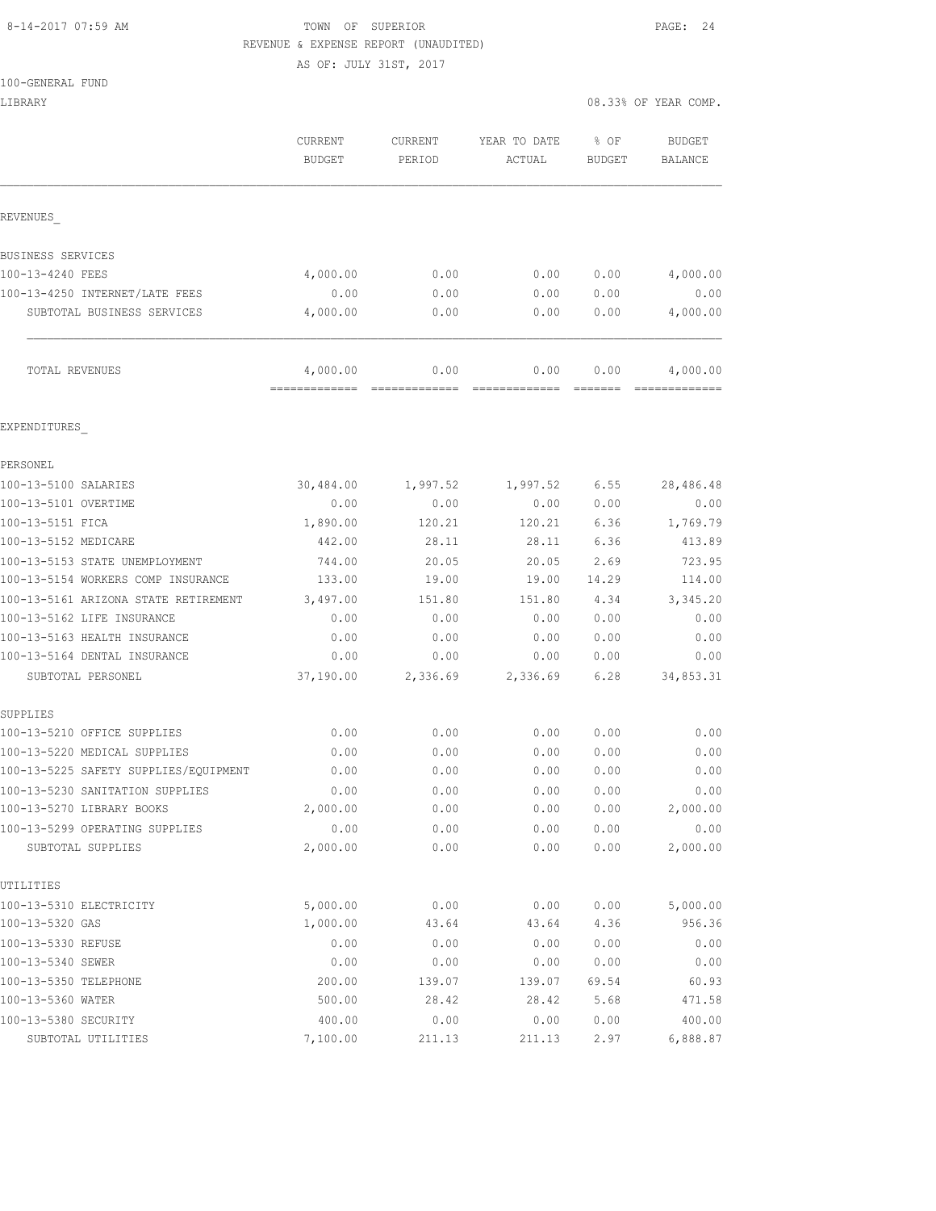8-14-2017 07:59 AM

TOWN OF SUPERIOR
REVENUE & EXPENSE REPORT (UNAUDITED)
AS OF: JULY 31ST, 2017

100-GENERAL FUND
LIBRARY

08.33% OF YEAR COMP.

| | CURRENT BUDGET | CURRENT PERIOD | YEAR TO DATE ACTUAL | % OF BUDGET | BUDGET BALANCE |
|---|---|---|---|---|---|
| **REVENUES** | | | | | |
| BUSINESS SERVICES | | | | | |
| 100-13-4240 FEES | 4,000.00 | 0.00 | 0.00 | 0.00 | 4,000.00 |
| 100-13-4250 INTERNET/LATE FEES | 0.00 | 0.00 | 0.00 | 0.00 | 0.00 |
| SUBTOTAL BUSINESS SERVICES | 4,000.00 | 0.00 | 0.00 | 0.00 | 4,000.00 |
| TOTAL REVENUES | 4,000.00 | 0.00 | 0.00 | 0.00 | 4,000.00 |
| **EXPENDITURES** | | | | | |
| PERSONEL | | | | | |
| 100-13-5100 SALARIES | 30,484.00 | 1,997.52 | 1,997.52 | 6.55 | 28,486.48 |
| 100-13-5101 OVERTIME | 0.00 | 0.00 | 0.00 | 0.00 | 0.00 |
| 100-13-5151 FICA | 1,890.00 | 120.21 | 120.21 | 6.36 | 1,769.79 |
| 100-13-5152 MEDICARE | 442.00 | 28.11 | 28.11 | 6.36 | 413.89 |
| 100-13-5153 STATE UNEMPLOYMENT | 744.00 | 20.05 | 20.05 | 2.69 | 723.95 |
| 100-13-5154 WORKERS COMP INSURANCE | 133.00 | 19.00 | 19.00 | 14.29 | 114.00 |
| 100-13-5161 ARIZONA STATE RETIREMENT | 3,497.00 | 151.80 | 151.80 | 4.34 | 3,345.20 |
| 100-13-5162 LIFE INSURANCE | 0.00 | 0.00 | 0.00 | 0.00 | 0.00 |
| 100-13-5163 HEALTH INSURANCE | 0.00 | 0.00 | 0.00 | 0.00 | 0.00 |
| 100-13-5164 DENTAL INSURANCE | 0.00 | 0.00 | 0.00 | 0.00 | 0.00 |
| SUBTOTAL PERSONEL | 37,190.00 | 2,336.69 | 2,336.69 | 6.28 | 34,853.31 |
| SUPPLIES | | | | | |
| 100-13-5210 OFFICE SUPPLIES | 0.00 | 0.00 | 0.00 | 0.00 | 0.00 |
| 100-13-5220 MEDICAL SUPPLIES | 0.00 | 0.00 | 0.00 | 0.00 | 0.00 |
| 100-13-5225 SAFETY SUPPLIES/EQUIPMENT | 0.00 | 0.00 | 0.00 | 0.00 | 0.00 |
| 100-13-5230 SANITATION SUPPLIES | 0.00 | 0.00 | 0.00 | 0.00 | 0.00 |
| 100-13-5270 LIBRARY BOOKS | 2,000.00 | 0.00 | 0.00 | 0.00 | 2,000.00 |
| 100-13-5299 OPERATING SUPPLIES | 0.00 | 0.00 | 0.00 | 0.00 | 0.00 |
| SUBTOTAL SUPPLIES | 2,000.00 | 0.00 | 0.00 | 0.00 | 2,000.00 |
| UTILITIES | | | | | |
| 100-13-5310 ELECTRICITY | 5,000.00 | 0.00 | 0.00 | 0.00 | 5,000.00 |
| 100-13-5320 GAS | 1,000.00 | 43.64 | 43.64 | 4.36 | 956.36 |
| 100-13-5330 REFUSE | 0.00 | 0.00 | 0.00 | 0.00 | 0.00 |
| 100-13-5340 SEWER | 0.00 | 0.00 | 0.00 | 0.00 | 0.00 |
| 100-13-5350 TELEPHONE | 200.00 | 139.07 | 139.07 | 69.54 | 60.93 |
| 100-13-5360 WATER | 500.00 | 28.42 | 28.42 | 5.68 | 471.58 |
| 100-13-5380 SECURITY | 400.00 | 0.00 | 0.00 | 0.00 | 400.00 |
| SUBTOTAL UTILITIES | 7,100.00 | 211.13 | 211.13 | 2.97 | 6,888.87 |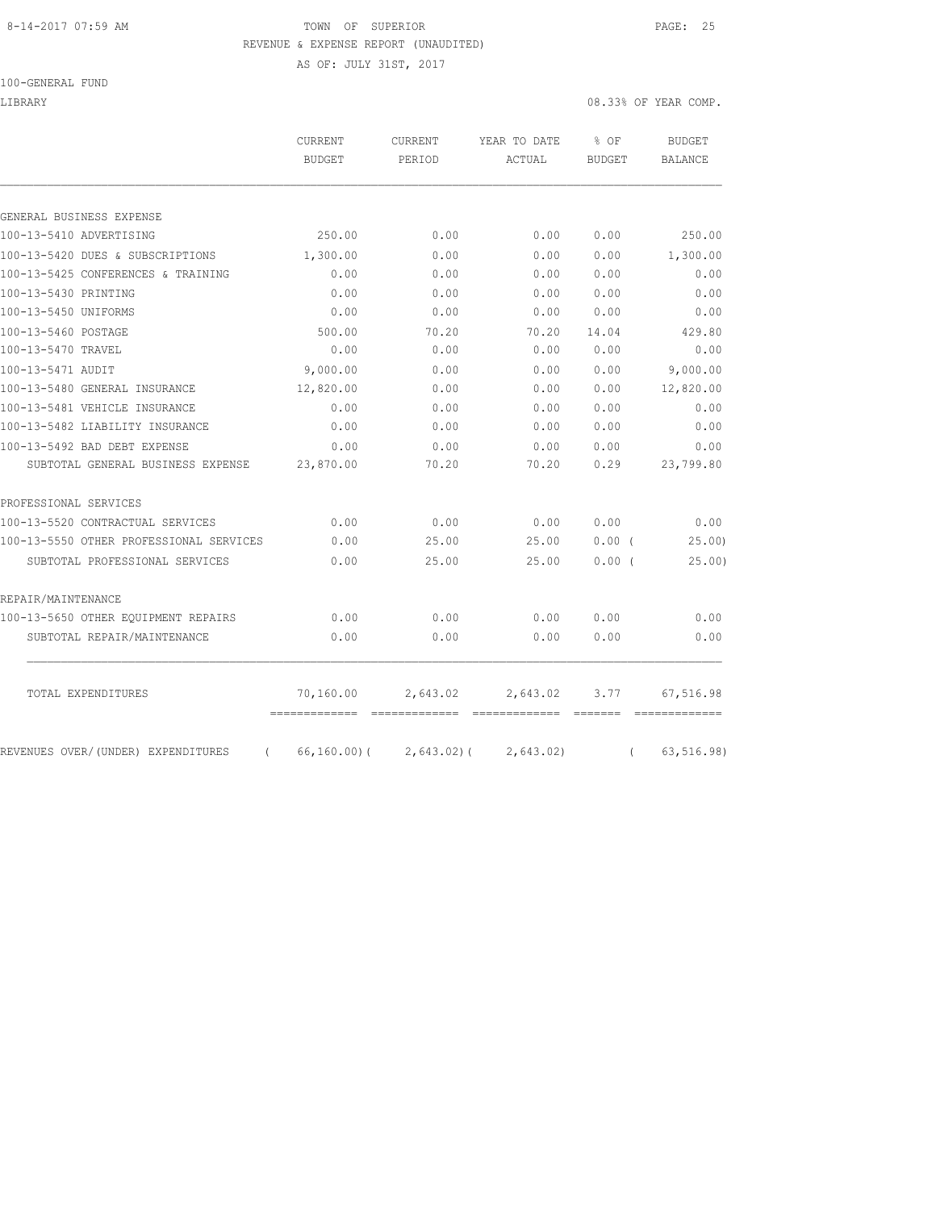TOWN OF SUPERIOR

REVENUE & EXPENSE REPORT (UNAUDITED)

AS OF: JULY 31ST, 2017

100-GENERAL FUND

LIBRARY

08.33% OF YEAR COMP.

| | CURRENT BUDGET | CURRENT PERIOD | YEAR TO DATE ACTUAL | % OF BUDGET | BUDGET BALANCE |
|---|---|---|---|---|---|
| GENERAL BUSINESS EXPENSE | | | | | |
| 100-13-5410 ADVERTISING | 250.00 | 0.00 | 0.00 | 0.00 | 250.00 |
| 100-13-5420 DUES & SUBSCRIPTIONS | 1,300.00 | 0.00 | 0.00 | 0.00 | 1,300.00 |
| 100-13-5425 CONFERENCES & TRAINING | 0.00 | 0.00 | 0.00 | 0.00 | 0.00 |
| 100-13-5430 PRINTING | 0.00 | 0.00 | 0.00 | 0.00 | 0.00 |
| 100-13-5450 UNIFORMS | 0.00 | 0.00 | 0.00 | 0.00 | 0.00 |
| 100-13-5460 POSTAGE | 500.00 | 70.20 | 70.20 | 14.04 | 429.80 |
| 100-13-5470 TRAVEL | 0.00 | 0.00 | 0.00 | 0.00 | 0.00 |
| 100-13-5471 AUDIT | 9,000.00 | 0.00 | 0.00 | 0.00 | 9,000.00 |
| 100-13-5480 GENERAL INSURANCE | 12,820.00 | 0.00 | 0.00 | 0.00 | 12,820.00 |
| 100-13-5481 VEHICLE INSURANCE | 0.00 | 0.00 | 0.00 | 0.00 | 0.00 |
| 100-13-5482 LIABILITY INSURANCE | 0.00 | 0.00 | 0.00 | 0.00 | 0.00 |
| 100-13-5492 BAD DEBT EXPENSE | 0.00 | 0.00 | 0.00 | 0.00 | 0.00 |
| SUBTOTAL GENERAL BUSINESS EXPENSE | 23,870.00 | 70.20 | 70.20 | 0.29 | 23,799.80 |
| PROFESSIONAL SERVICES | | | | | |
| 100-13-5520 CONTRACTUAL SERVICES | 0.00 | 0.00 | 0.00 | 0.00 | 0.00 |
| 100-13-5550 OTHER PROFESSIONAL SERVICES | 0.00 | 25.00 | 25.00 | 0.00 ( | 25.00) |
| SUBTOTAL PROFESSIONAL SERVICES | 0.00 | 25.00 | 25.00 | 0.00 ( | 25.00) |
| REPAIR/MAINTENANCE | | | | | |
| 100-13-5650 OTHER EQUIPMENT REPAIRS | 0.00 | 0.00 | 0.00 | 0.00 | 0.00 |
| SUBTOTAL REPAIR/MAINTENANCE | 0.00 | 0.00 | 0.00 | 0.00 | 0.00 |
| TOTAL EXPENDITURES | 70,160.00 | 2,643.02 | 2,643.02 | 3.77 | 67,516.98 |
| REVENUES OVER/(UNDER) EXPENDITURES | ( 66,160.00)( | 2,643.02)( | 2,643.02) | ( | 63,516.98) |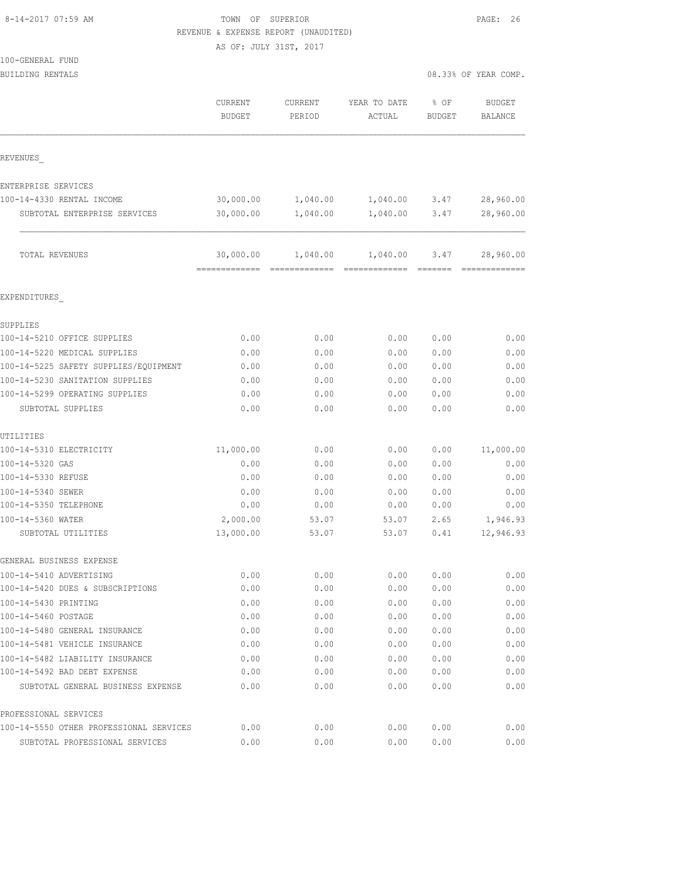8-14-2017 07:59 AM

# TOWN OF SUPERIOR

REVENUE & EXPENSE REPORT (UNAUDITED)

AS OF: JULY 31ST, 2017

100-GENERAL FUND

BUILDING RENTALS

08.33% OF YEAR COMP.

| | CURRENT BUDGET | CURRENT PERIOD | YEAR TO DATE ACTUAL | % OF BUDGET | BUDGET BALANCE |
|---|---|---|---|---|---|
| **REVENUES_** | | | | | |
| ENTERPRISE SERVICES | | | | | |
| 100-14-4330 RENTAL INCOME | 30,000.00 | 1,040.00 | 1,040.00 | 3.47 | 28,960.00 |
| SUBTOTAL ENTERPRISE SERVICES | 30,000.00 | 1,040.00 | 1,040.00 | 3.47 | 28,960.00 |
| TOTAL REVENUES | 30,000.00 | 1,040.00 | 1,040.00 | 3.47 | 28,960.00 |
| **EXPENDITURES_** | | | | | |
| SUPPLIES | | | | | |
| 100-14-5210 OFFICE SUPPLIES | 0.00 | 0.00 | 0.00 | 0.00 | 0.00 |
| 100-14-5220 MEDICAL SUPPLIES | 0.00 | 0.00 | 0.00 | 0.00 | 0.00 |
| 100-14-5225 SAFETY SUPPLIES/EQUIPMENT | 0.00 | 0.00 | 0.00 | 0.00 | 0.00 |
| 100-14-5230 SANITATION SUPPLIES | 0.00 | 0.00 | 0.00 | 0.00 | 0.00 |
| 100-14-5299 OPERATING SUPPLIES | 0.00 | 0.00 | 0.00 | 0.00 | 0.00 |
| SUBTOTAL SUPPLIES | 0.00 | 0.00 | 0.00 | 0.00 | 0.00 |
| UTILITIES | | | | | |
| 100-14-5310 ELECTRICITY | 11,000.00 | 0.00 | 0.00 | 0.00 | 11,000.00 |
| 100-14-5320 GAS | 0.00 | 0.00 | 0.00 | 0.00 | 0.00 |
| 100-14-5330 REFUSE | 0.00 | 0.00 | 0.00 | 0.00 | 0.00 |
| 100-14-5340 SEWER | 0.00 | 0.00 | 0.00 | 0.00 | 0.00 |
| 100-14-5350 TELEPHONE | 0.00 | 0.00 | 0.00 | 0.00 | 0.00 |
| 100-14-5360 WATER | 2,000.00 | 53.07 | 53.07 | 2.65 | 1,946.93 |
| SUBTOTAL UTILITIES | 13,000.00 | 53.07 | 53.07 | 0.41 | 12,946.93 |
| GENERAL BUSINESS EXPENSE | | | | | |
| 100-14-5410 ADVERTISING | 0.00 | 0.00 | 0.00 | 0.00 | 0.00 |
| 100-14-5420 DUES & SUBSCRIPTIONS | 0.00 | 0.00 | 0.00 | 0.00 | 0.00 |
| 100-14-5430 PRINTING | 0.00 | 0.00 | 0.00 | 0.00 | 0.00 |
| 100-14-5460 POSTAGE | 0.00 | 0.00 | 0.00 | 0.00 | 0.00 |
| 100-14-5480 GENERAL INSURANCE | 0.00 | 0.00 | 0.00 | 0.00 | 0.00 |
| 100-14-5481 VEHICLE INSURANCE | 0.00 | 0.00 | 0.00 | 0.00 | 0.00 |
| 100-14-5482 LIABILITY INSURANCE | 0.00 | 0.00 | 0.00 | 0.00 | 0.00 |
| 100-14-5492 BAD DEBT EXPENSE | 0.00 | 0.00 | 0.00 | 0.00 | 0.00 |
| SUBTOTAL GENERAL BUSINESS EXPENSE | 0.00 | 0.00 | 0.00 | 0.00 | 0.00 |
| PROFESSIONAL SERVICES | | | | | |
| 100-14-5550 OTHER PROFESSIONAL SERVICES | 0.00 | 0.00 | 0.00 | 0.00 | 0.00 |
| SUBTOTAL PROFESSIONAL SERVICES | 0.00 | 0.00 | 0.00 | 0.00 | 0.00 |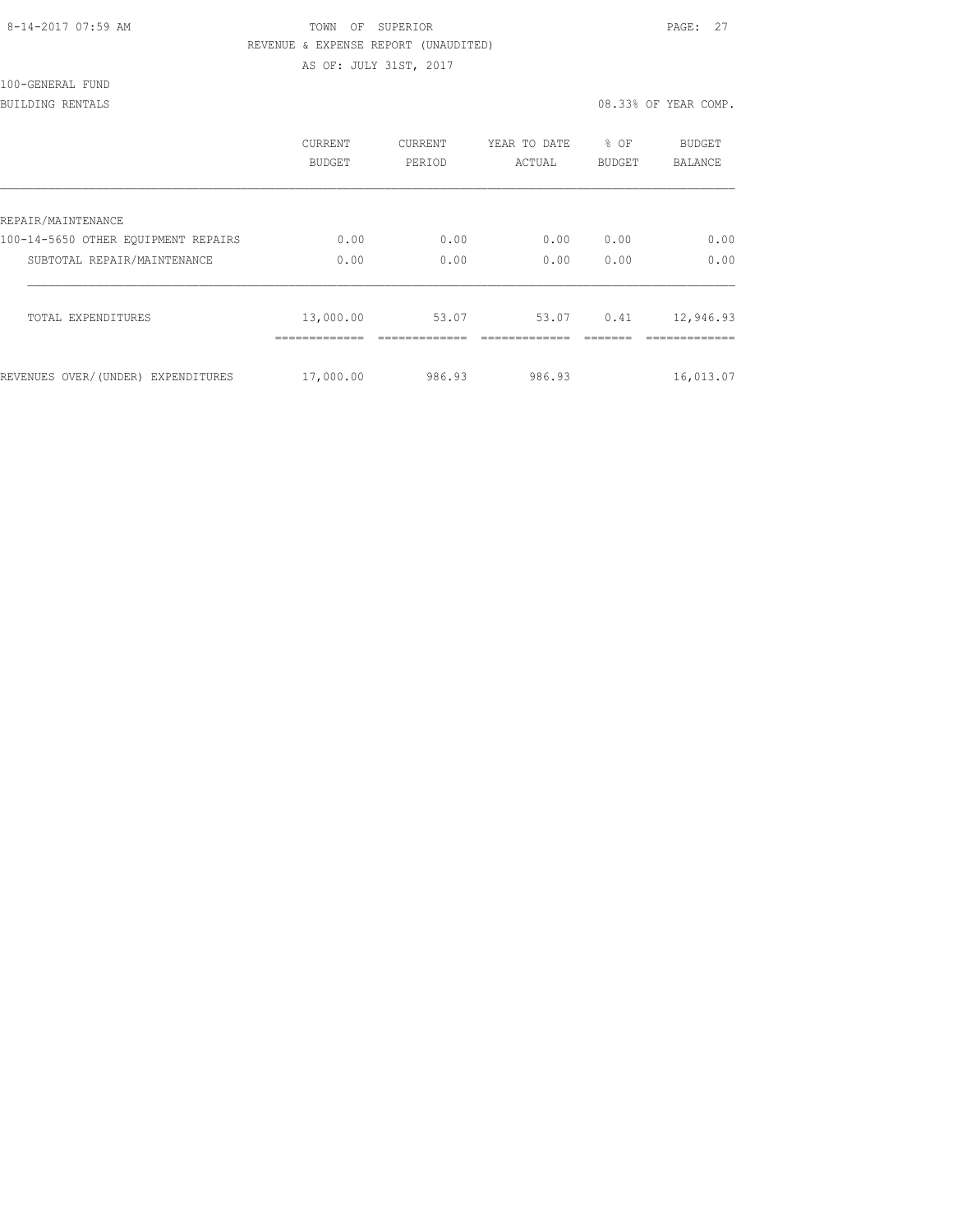TOWN OF SUPERIOR

REVENUE & EXPENSE REPORT (UNAUDITED)

AS OF: JULY 31ST, 2017

100-GENERAL FUND

BUILDING RENTALS 08.33% OF YEAR COMP.

| | CURRENT BUDGET | CURRENT PERIOD | YEAR TO DATE ACTUAL | % OF BUDGET | BUDGET BALANCE |
|---|---|---|---|---|---|
| REPAIR/MAINTENANCE | | | | | |
| 100-14-5650 OTHER EQUIPMENT REPAIRS | 0.00 | 0.00 | 0.00 | 0.00 | 0.00 |
| SUBTOTAL REPAIR/MAINTENANCE | 0.00 | 0.00 | 0.00 | 0.00 | 0.00 |
| TOTAL EXPENDITURES | 13,000.00 | 53.07 | 53.07 | 0.41 | 12,946.93 |
| REVENUES OVER/(UNDER) EXPENDITURES | 17,000.00 | 986.93 | 986.93 | | 16,013.07 |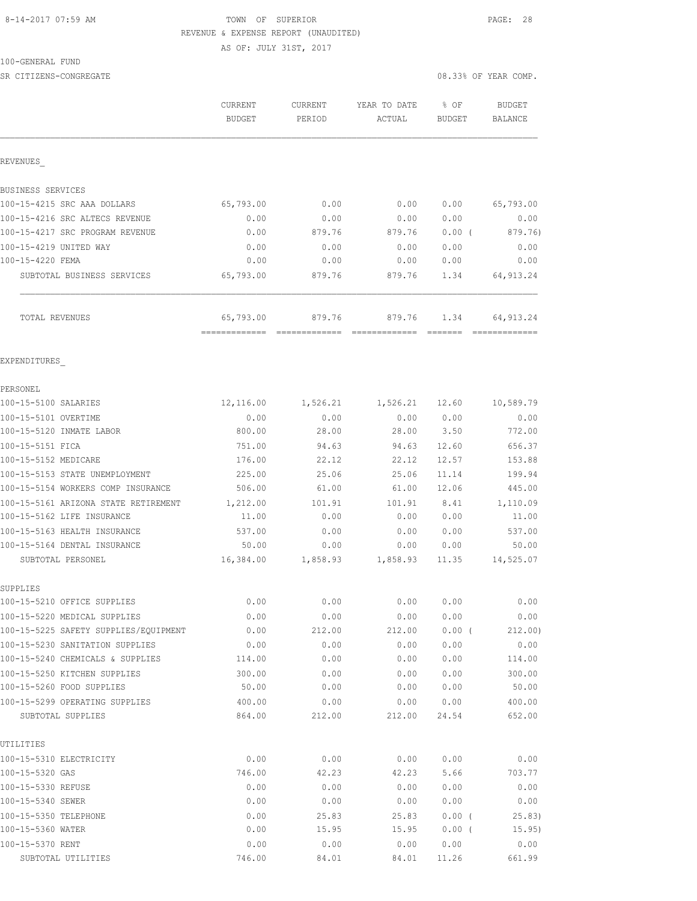TOWN OF SUPERIOR
REVENUE & EXPENSE REPORT (UNAUDITED)
AS OF: JULY 31ST, 2017

100-GENERAL FUND
SR CITIZENS-CONGREGATE

08.33% OF YEAR COMP.

| | CURRENT BUDGET | CURRENT PERIOD | YEAR TO DATE ACTUAL | % OF BUDGET | BUDGET BALANCE |
|---|---|---|---|---|---|
| **REVENUES** | | | | | |
| BUSINESS SERVICES | | | | | |
| 100-15-4215 SRC AAA DOLLARS | 65,793.00 | 0.00 | 0.00 | 0.00 | 65,793.00 |
| 100-15-4216 SRC ALTECS REVENUE | 0.00 | 0.00 | 0.00 | 0.00 | 0.00 |
| 100-15-4217 SRC PROGRAM REVENUE | 0.00 | 879.76 | 879.76 | 0.00 ( | 879.76) |
| 100-15-4219 UNITED WAY | 0.00 | 0.00 | 0.00 | 0.00 | 0.00 |
| 100-15-4220 FEMA | 0.00 | 0.00 | 0.00 | 0.00 | 0.00 |
| SUBTOTAL BUSINESS SERVICES | 65,793.00 | 879.76 | 879.76 | 1.34 | 64,913.24 |
| TOTAL REVENUES | 65,793.00 | 879.76 | 879.76 | 1.34 | 64,913.24 |
| **EXPENDITURES** | | | | | |
| PERSONEL | | | | | |
| 100-15-5100 SALARIES | 12,116.00 | 1,526.21 | 1,526.21 | 12.60 | 10,589.79 |
| 100-15-5101 OVERTIME | 0.00 | 0.00 | 0.00 | 0.00 | 0.00 |
| 100-15-5120 INMATE LABOR | 800.00 | 28.00 | 28.00 | 3.50 | 772.00 |
| 100-15-5151 FICA | 751.00 | 94.63 | 94.63 | 12.60 | 656.37 |
| 100-15-5152 MEDICARE | 176.00 | 22.12 | 22.12 | 12.57 | 153.88 |
| 100-15-5153 STATE UNEMPLOYMENT | 225.00 | 25.06 | 25.06 | 11.14 | 199.94 |
| 100-15-5154 WORKERS COMP INSURANCE | 506.00 | 61.00 | 61.00 | 12.06 | 445.00 |
| 100-15-5161 ARIZONA STATE RETIREMENT | 1,212.00 | 101.91 | 101.91 | 8.41 | 1,110.09 |
| 100-15-5162 LIFE INSURANCE | 11.00 | 0.00 | 0.00 | 0.00 | 11.00 |
| 100-15-5163 HEALTH INSURANCE | 537.00 | 0.00 | 0.00 | 0.00 | 537.00 |
| 100-15-5164 DENTAL INSURANCE | 50.00 | 0.00 | 0.00 | 0.00 | 50.00 |
| SUBTOTAL PERSONEL | 16,384.00 | 1,858.93 | 1,858.93 | 11.35 | 14,525.07 |
| SUPPLIES | | | | | |
| 100-15-5210 OFFICE SUPPLIES | 0.00 | 0.00 | 0.00 | 0.00 | 0.00 |
| 100-15-5220 MEDICAL SUPPLIES | 0.00 | 0.00 | 0.00 | 0.00 | 0.00 |
| 100-15-5225 SAFETY SUPPLIES/EQUIPMENT | 0.00 | 212.00 | 212.00 | 0.00 ( | 212.00) |
| 100-15-5230 SANITATION SUPPLIES | 0.00 | 0.00 | 0.00 | 0.00 | 0.00 |
| 100-15-5240 CHEMICALS & SUPPLIES | 114.00 | 0.00 | 0.00 | 0.00 | 114.00 |
| 100-15-5250 KITCHEN SUPPLIES | 300.00 | 0.00 | 0.00 | 0.00 | 300.00 |
| 100-15-5260 FOOD SUPPLIES | 50.00 | 0.00 | 0.00 | 0.00 | 50.00 |
| 100-15-5299 OPERATING SUPPLIES | 400.00 | 0.00 | 0.00 | 0.00 | 400.00 |
| SUBTOTAL SUPPLIES | 864.00 | 212.00 | 212.00 | 24.54 | 652.00 |
| UTILITIES | | | | | |
| 100-15-5310 ELECTRICITY | 0.00 | 0.00 | 0.00 | 0.00 | 0.00 |
| 100-15-5320 GAS | 746.00 | 42.23 | 42.23 | 5.66 | 703.77 |
| 100-15-5330 REFUSE | 0.00 | 0.00 | 0.00 | 0.00 | 0.00 |
| 100-15-5340 SEWER | 0.00 | 0.00 | 0.00 | 0.00 | 0.00 |
| 100-15-5350 TELEPHONE | 0.00 | 25.83 | 25.83 | 0.00 ( | 25.83) |
| 100-15-5360 WATER | 0.00 | 15.95 | 15.95 | 0.00 ( | 15.95) |
| 100-15-5370 RENT | 0.00 | 0.00 | 0.00 | 0.00 | 0.00 |
| SUBTOTAL UTILITIES | 746.00 | 84.01 | 84.01 | 11.26 | 661.99 |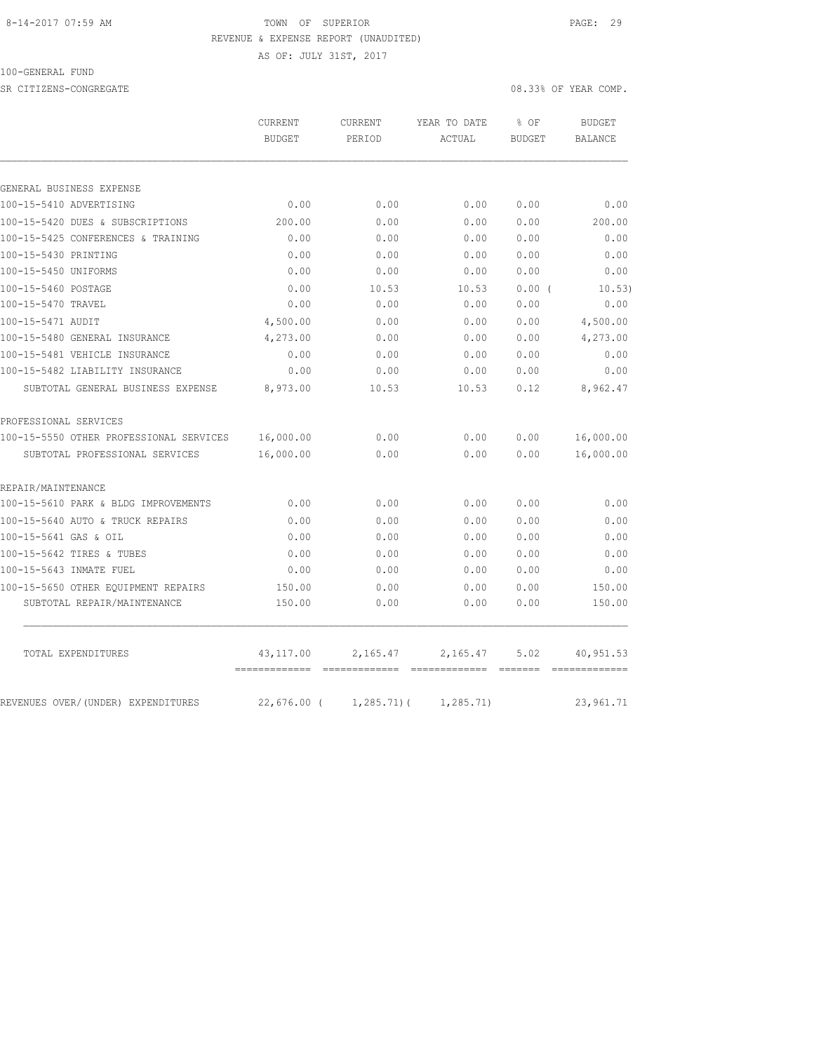8-14-2017 07:59 AM TOWN OF SUPERIOR

REVENUE & EXPENSE REPORT (UNAUDITED)

AS OF: JULY 31ST, 2017

100-GENERAL FUND

SR CITIZENS-CONGREGATE 08.33% OF YEAR COMP.

| | CURRENT BUDGET | CURRENT PERIOD | YEAR TO DATE ACTUAL | % OF BUDGET | BUDGET BALANCE |
|---|---|---|---|---|---|
| GENERAL BUSINESS EXPENSE | | | | | |
| 100-15-5410 ADVERTISING | 0.00 | 0.00 | 0.00 | 0.00 | 0.00 |
| 100-15-5420 DUES & SUBSCRIPTIONS | 200.00 | 0.00 | 0.00 | 0.00 | 200.00 |
| 100-15-5425 CONFERENCES & TRAINING | 0.00 | 0.00 | 0.00 | 0.00 | 0.00 |
| 100-15-5430 PRINTING | 0.00 | 0.00 | 0.00 | 0.00 | 0.00 |
| 100-15-5450 UNIFORMS | 0.00 | 0.00 | 0.00 | 0.00 | 0.00 |
| 100-15-5460 POSTAGE | 0.00 | 10.53 | 10.53 | 0.00 ( | 10.53) |
| 100-15-5470 TRAVEL | 0.00 | 0.00 | 0.00 | 0.00 | 0.00 |
| 100-15-5471 AUDIT | 4,500.00 | 0.00 | 0.00 | 0.00 | 4,500.00 |
| 100-15-5480 GENERAL INSURANCE | 4,273.00 | 0.00 | 0.00 | 0.00 | 4,273.00 |
| 100-15-5481 VEHICLE INSURANCE | 0.00 | 0.00 | 0.00 | 0.00 | 0.00 |
| 100-15-5482 LIABILITY INSURANCE | 0.00 | 0.00 | 0.00 | 0.00 | 0.00 |
| SUBTOTAL GENERAL BUSINESS EXPENSE | 8,973.00 | 10.53 | 10.53 | 0.12 | 8,962.47 |
| PROFESSIONAL SERVICES | | | | | |
| 100-15-5550 OTHER PROFESSIONAL SERVICES | 16,000.00 | 0.00 | 0.00 | 0.00 | 16,000.00 |
| SUBTOTAL PROFESSIONAL SERVICES | 16,000.00 | 0.00 | 0.00 | 0.00 | 16,000.00 |
| REPAIR/MAINTENANCE | | | | | |
| 100-15-5610 PARK & BLDG IMPROVEMENTS | 0.00 | 0.00 | 0.00 | 0.00 | 0.00 |
| 100-15-5640 AUTO & TRUCK REPAIRS | 0.00 | 0.00 | 0.00 | 0.00 | 0.00 |
| 100-15-5641 GAS & OIL | 0.00 | 0.00 | 0.00 | 0.00 | 0.00 |
| 100-15-5642 TIRES & TUBES | 0.00 | 0.00 | 0.00 | 0.00 | 0.00 |
| 100-15-5643 INMATE FUEL | 0.00 | 0.00 | 0.00 | 0.00 | 0.00 |
| 100-15-5650 OTHER EQUIPMENT REPAIRS | 150.00 | 0.00 | 0.00 | 0.00 | 150.00 |
| SUBTOTAL REPAIR/MAINTENANCE | 150.00 | 0.00 | 0.00 | 0.00 | 150.00 |
| TOTAL EXPENDITURES | 43,117.00 | 2,165.47 | 2,165.47 | 5.02 | 40,951.53 |
| REVENUES OVER/(UNDER) EXPENDITURES | 22,676.00 ( | 1,285.71)( | 1,285.71) | | 23,961.71 |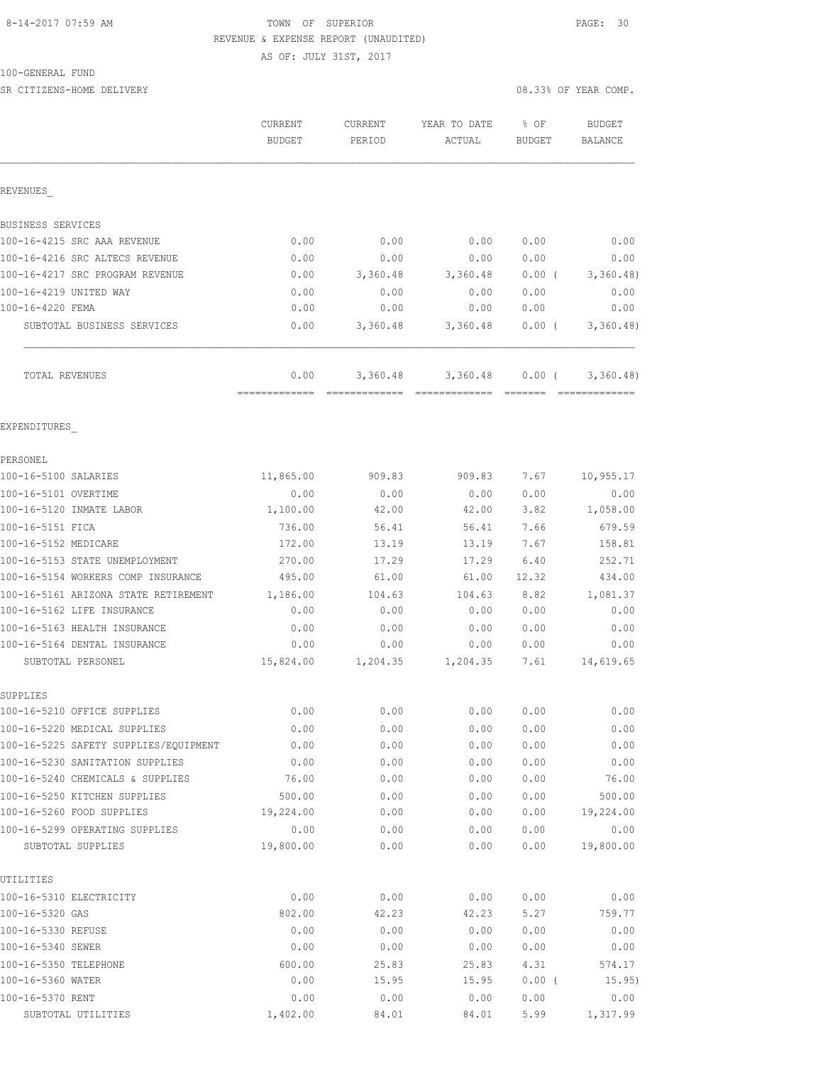TOWN OF SUPERIOR

REVENUE & EXPENSE REPORT (UNAUDITED)

AS OF: JULY 31ST, 2017

100-GENERAL FUND

SR CITIZENS-HOME DELIVERY

08.33% OF YEAR COMP.

| | CURRENT BUDGET | CURRENT PERIOD | YEAR TO DATE ACTUAL | % OF BUDGET | BUDGET BALANCE |
|---|---|---|---|---|---|
| REVENUES_ | | | | | |
| BUSINESS SERVICES | | | | | |
| 100-16-4215 SRC AAA REVENUE | 0.00 | 0.00 | 0.00 | 0.00 | 0.00 |
| 100-16-4216 SRC ALTECS REVENUE | 0.00 | 0.00 | 0.00 | 0.00 | 0.00 |
| 100-16-4217 SRC PROGRAM REVENUE | 0.00 | 3,360.48 | 3,360.48 | 0.00 ( | 3,360.48) |
| 100-16-4219 UNITED WAY | 0.00 | 0.00 | 0.00 | 0.00 | 0.00 |
| 100-16-4220 FEMA | 0.00 | 0.00 | 0.00 | 0.00 | 0.00 |
| SUBTOTAL BUSINESS SERVICES | 0.00 | 3,360.48 | 3,360.48 | 0.00 ( | 3,360.48) |
| TOTAL REVENUES | 0.00 | 3,360.48 | 3,360.48 | 0.00 ( | 3,360.48) |
| EXPENDITURES_ | | | | | |
| PERSONEL | | | | | |
| 100-16-5100 SALARIES | 11,865.00 | 909.83 | 909.83 | 7.67 | 10,955.17 |
| 100-16-5101 OVERTIME | 0.00 | 0.00 | 0.00 | 0.00 | 0.00 |
| 100-16-5120 INMATE LABOR | 1,100.00 | 42.00 | 42.00 | 3.82 | 1,058.00 |
| 100-16-5151 FICA | 736.00 | 56.41 | 56.41 | 7.66 | 679.59 |
| 100-16-5152 MEDICARE | 172.00 | 13.19 | 13.19 | 7.67 | 158.81 |
| 100-16-5153 STATE UNEMPLOYMENT | 270.00 | 17.29 | 17.29 | 6.40 | 252.71 |
| 100-16-5154 WORKERS COMP INSURANCE | 495.00 | 61.00 | 61.00 | 12.32 | 434.00 |
| 100-16-5161 ARIZONA STATE RETIREMENT | 1,186.00 | 104.63 | 104.63 | 8.82 | 1,081.37 |
| 100-16-5162 LIFE INSURANCE | 0.00 | 0.00 | 0.00 | 0.00 | 0.00 |
| 100-16-5163 HEALTH INSURANCE | 0.00 | 0.00 | 0.00 | 0.00 | 0.00 |
| 100-16-5164 DENTAL INSURANCE | 0.00 | 0.00 | 0.00 | 0.00 | 0.00 |
| SUBTOTAL PERSONEL | 15,824.00 | 1,204.35 | 1,204.35 | 7.61 | 14,619.65 |
| SUPPLIES | | | | | |
| 100-16-5210 OFFICE SUPPLIES | 0.00 | 0.00 | 0.00 | 0.00 | 0.00 |
| 100-16-5220 MEDICAL SUPPLIES | 0.00 | 0.00 | 0.00 | 0.00 | 0.00 |
| 100-16-5225 SAFETY SUPPLIES/EQUIPMENT | 0.00 | 0.00 | 0.00 | 0.00 | 0.00 |
| 100-16-5230 SANITATION SUPPLIES | 0.00 | 0.00 | 0.00 | 0.00 | 0.00 |
| 100-16-5240 CHEMICALS & SUPPLIES | 76.00 | 0.00 | 0.00 | 0.00 | 76.00 |
| 100-16-5250 KITCHEN SUPPLIES | 500.00 | 0.00 | 0.00 | 0.00 | 500.00 |
| 100-16-5260 FOOD SUPPLIES | 19,224.00 | 0.00 | 0.00 | 0.00 | 19,224.00 |
| 100-16-5299 OPERATING SUPPLIES | 0.00 | 0.00 | 0.00 | 0.00 | 0.00 |
| SUBTOTAL SUPPLIES | 19,800.00 | 0.00 | 0.00 | 0.00 | 19,800.00 |
| UTILITIES | | | | | |
| 100-16-5310 ELECTRICITY | 0.00 | 0.00 | 0.00 | 0.00 | 0.00 |
| 100-16-5320 GAS | 802.00 | 42.23 | 42.23 | 5.27 | 759.77 |
| 100-16-5330 REFUSE | 0.00 | 0.00 | 0.00 | 0.00 | 0.00 |
| 100-16-5340 SEWER | 0.00 | 0.00 | 0.00 | 0.00 | 0.00 |
| 100-16-5350 TELEPHONE | 600.00 | 25.83 | 25.83 | 4.31 | 574.17 |
| 100-16-5360 WATER | 0.00 | 15.95 | 15.95 | 0.00 ( | 15.95) |
| 100-16-5370 RENT | 0.00 | 0.00 | 0.00 | 0.00 | 0.00 |
| SUBTOTAL UTILITIES | 1,402.00 | 84.01 | 84.01 | 5.99 | 1,317.99 |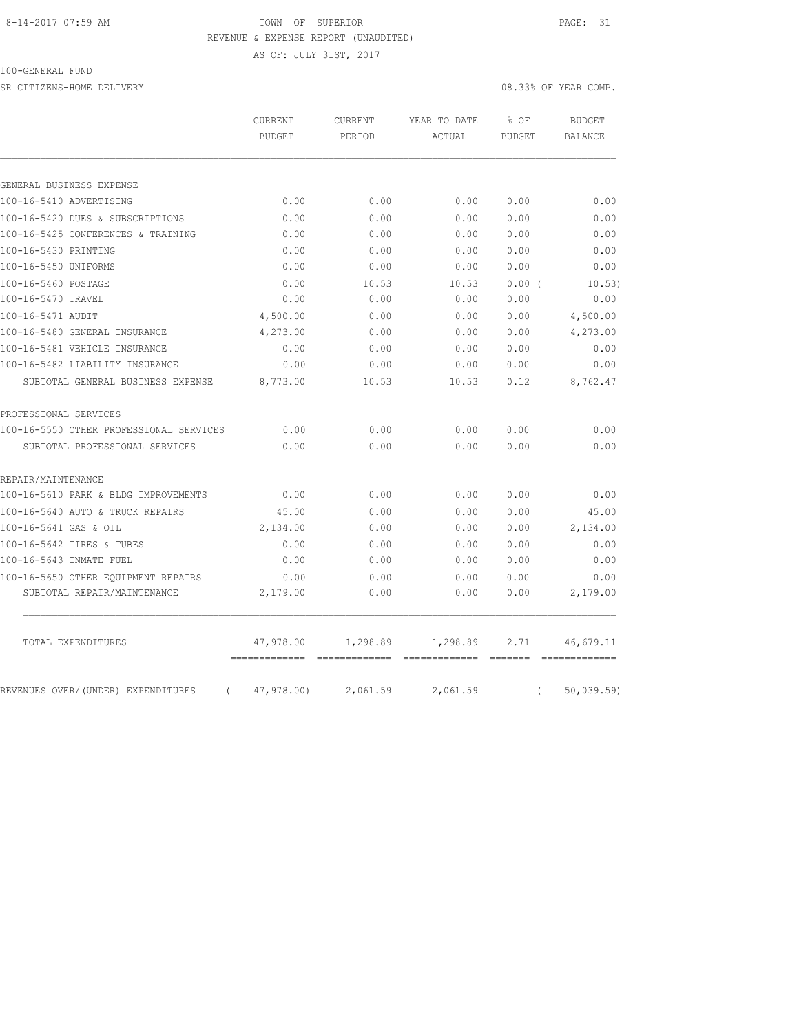8-14-2017 07:59 AM TOWN OF SUPERIOR

REVENUE & EXPENSE REPORT (UNAUDITED)

AS OF: JULY 31ST, 2017

100-GENERAL FUND

SR CITIZENS-HOME DELIVERY 08.33% OF YEAR COMP.

| | CURRENT BUDGET | CURRENT PERIOD | YEAR TO DATE ACTUAL | % OF BUDGET | BUDGET BALANCE |
|---|---|---|---|---|---|
| GENERAL BUSINESS EXPENSE | | | | | |
| 100-16-5410 ADVERTISING | 0.00 | 0.00 | 0.00 | 0.00 | 0.00 |
| 100-16-5420 DUES & SUBSCRIPTIONS | 0.00 | 0.00 | 0.00 | 0.00 | 0.00 |
| 100-16-5425 CONFERENCES & TRAINING | 0.00 | 0.00 | 0.00 | 0.00 | 0.00 |
| 100-16-5430 PRINTING | 0.00 | 0.00 | 0.00 | 0.00 | 0.00 |
| 100-16-5450 UNIFORMS | 0.00 | 0.00 | 0.00 | 0.00 | 0.00 |
| 100-16-5460 POSTAGE | 0.00 | 10.53 | 10.53 | 0.00 ( | 10.53) |
| 100-16-5470 TRAVEL | 0.00 | 0.00 | 0.00 | 0.00 | 0.00 |
| 100-16-5471 AUDIT | 4,500.00 | 0.00 | 0.00 | 0.00 | 4,500.00 |
| 100-16-5480 GENERAL INSURANCE | 4,273.00 | 0.00 | 0.00 | 0.00 | 4,273.00 |
| 100-16-5481 VEHICLE INSURANCE | 0.00 | 0.00 | 0.00 | 0.00 | 0.00 |
| 100-16-5482 LIABILITY INSURANCE | 0.00 | 0.00 | 0.00 | 0.00 | 0.00 |
| SUBTOTAL GENERAL BUSINESS EXPENSE | 8,773.00 | 10.53 | 10.53 | 0.12 | 8,762.47 |
| PROFESSIONAL SERVICES | | | | | |
| 100-16-5550 OTHER PROFESSIONAL SERVICES | 0.00 | 0.00 | 0.00 | 0.00 | 0.00 |
| SUBTOTAL PROFESSIONAL SERVICES | 0.00 | 0.00 | 0.00 | 0.00 | 0.00 |
| REPAIR/MAINTENANCE | | | | | |
| 100-16-5610 PARK & BLDG IMPROVEMENTS | 0.00 | 0.00 | 0.00 | 0.00 | 0.00 |
| 100-16-5640 AUTO & TRUCK REPAIRS | 45.00 | 0.00 | 0.00 | 0.00 | 45.00 |
| 100-16-5641 GAS & OIL | 2,134.00 | 0.00 | 0.00 | 0.00 | 2,134.00 |
| 100-16-5642 TIRES & TUBES | 0.00 | 0.00 | 0.00 | 0.00 | 0.00 |
| 100-16-5643 INMATE FUEL | 0.00 | 0.00 | 0.00 | 0.00 | 0.00 |
| 100-16-5650 OTHER EQUIPMENT REPAIRS | 0.00 | 0.00 | 0.00 | 0.00 | 0.00 |
| SUBTOTAL REPAIR/MAINTENANCE | 2,179.00 | 0.00 | 0.00 | 0.00 | 2,179.00 |
| TOTAL EXPENDITURES | 47,978.00 | 1,298.89 | 1,298.89 | 2.71 | 46,679.11 |
| REVENUES OVER/(UNDER) EXPENDITURES | ( 47,978.00) | 2,061.59 | 2,061.59 | | ( 50,039.59) |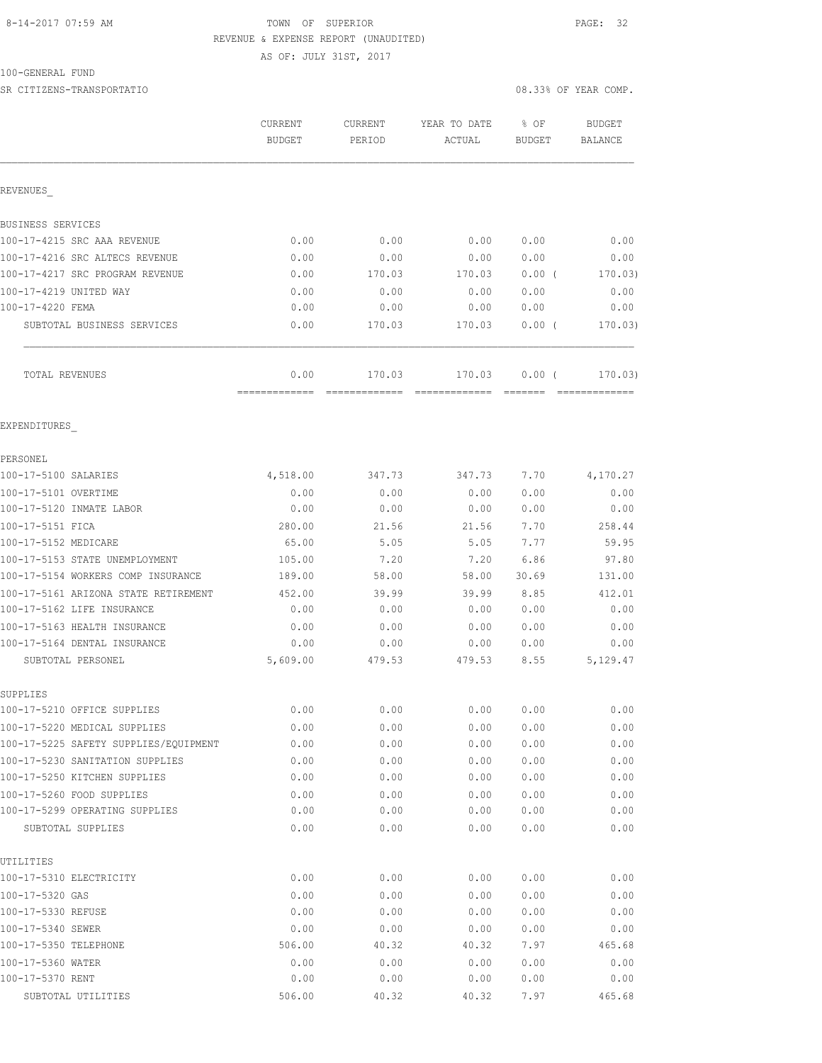8-14-2017 07:59 AM

TOWN OF SUPERIOR
REVENUE & EXPENSE REPORT (UNAUDITED)
AS OF: JULY 31ST, 2017

100-GENERAL FUND
SR CITIZENS-TRANSPORTATIO

08.33% OF YEAR COMP.

| | CURRENT BUDGET | CURRENT PERIOD | YEAR TO DATE ACTUAL | % OF BUDGET | BUDGET BALANCE |
|---|---|---|---|---|---|
| **REVENUES** | | | | | |
| BUSINESS SERVICES | | | | | |
| 100-17-4215 SRC AAA REVENUE | 0.00 | 0.00 | 0.00 | 0.00 | 0.00 |
| 100-17-4216 SRC ALTECS REVENUE | 0.00 | 0.00 | 0.00 | 0.00 | 0.00 |
| 100-17-4217 SRC PROGRAM REVENUE | 0.00 | 170.03 | 170.03 | 0.00 ( | 170.03) |
| 100-17-4219 UNITED WAY | 0.00 | 0.00 | 0.00 | 0.00 | 0.00 |
| 100-17-4220 FEMA | 0.00 | 0.00 | 0.00 | 0.00 | 0.00 |
| SUBTOTAL BUSINESS SERVICES | 0.00 | 170.03 | 170.03 | 0.00 ( | 170.03) |
| TOTAL REVENUES | 0.00 | 170.03 | 170.03 | 0.00 ( | 170.03) |
| **EXPENDITURES** | | | | | |
| PERSONEL | | | | | |
| 100-17-5100 SALARIES | 4,518.00 | 347.73 | 347.73 | 7.70 | 4,170.27 |
| 100-17-5101 OVERTIME | 0.00 | 0.00 | 0.00 | 0.00 | 0.00 |
| 100-17-5120 INMATE LABOR | 0.00 | 0.00 | 0.00 | 0.00 | 0.00 |
| 100-17-5151 FICA | 280.00 | 21.56 | 21.56 | 7.70 | 258.44 |
| 100-17-5152 MEDICARE | 65.00 | 5.05 | 5.05 | 7.77 | 59.95 |
| 100-17-5153 STATE UNEMPLOYMENT | 105.00 | 7.20 | 7.20 | 6.86 | 97.80 |
| 100-17-5154 WORKERS COMP INSURANCE | 189.00 | 58.00 | 58.00 | 30.69 | 131.00 |
| 100-17-5161 ARIZONA STATE RETIREMENT | 452.00 | 39.99 | 39.99 | 8.85 | 412.01 |
| 100-17-5162 LIFE INSURANCE | 0.00 | 0.00 | 0.00 | 0.00 | 0.00 |
| 100-17-5163 HEALTH INSURANCE | 0.00 | 0.00 | 0.00 | 0.00 | 0.00 |
| 100-17-5164 DENTAL INSURANCE | 0.00 | 0.00 | 0.00 | 0.00 | 0.00 |
| SUBTOTAL PERSONEL | 5,609.00 | 479.53 | 479.53 | 8.55 | 5,129.47 |
| SUPPLIES | | | | | |
| 100-17-5210 OFFICE SUPPLIES | 0.00 | 0.00 | 0.00 | 0.00 | 0.00 |
| 100-17-5220 MEDICAL SUPPLIES | 0.00 | 0.00 | 0.00 | 0.00 | 0.00 |
| 100-17-5225 SAFETY SUPPLIES/EQUIPMENT | 0.00 | 0.00 | 0.00 | 0.00 | 0.00 |
| 100-17-5230 SANITATION SUPPLIES | 0.00 | 0.00 | 0.00 | 0.00 | 0.00 |
| 100-17-5250 KITCHEN SUPPLIES | 0.00 | 0.00 | 0.00 | 0.00 | 0.00 |
| 100-17-5260 FOOD SUPPLIES | 0.00 | 0.00 | 0.00 | 0.00 | 0.00 |
| 100-17-5299 OPERATING SUPPLIES | 0.00 | 0.00 | 0.00 | 0.00 | 0.00 |
| SUBTOTAL SUPPLIES | 0.00 | 0.00 | 0.00 | 0.00 | 0.00 |
| UTILITIES | | | | | |
| 100-17-5310 ELECTRICITY | 0.00 | 0.00 | 0.00 | 0.00 | 0.00 |
| 100-17-5320 GAS | 0.00 | 0.00 | 0.00 | 0.00 | 0.00 |
| 100-17-5330 REFUSE | 0.00 | 0.00 | 0.00 | 0.00 | 0.00 |
| 100-17-5340 SEWER | 0.00 | 0.00 | 0.00 | 0.00 | 0.00 |
| 100-17-5350 TELEPHONE | 506.00 | 40.32 | 40.32 | 7.97 | 465.68 |
| 100-17-5360 WATER | 0.00 | 0.00 | 0.00 | 0.00 | 0.00 |
| 100-17-5370 RENT | 0.00 | 0.00 | 0.00 | 0.00 | 0.00 |
| SUBTOTAL UTILITIES | 506.00 | 40.32 | 40.32 | 7.97 | 465.68 |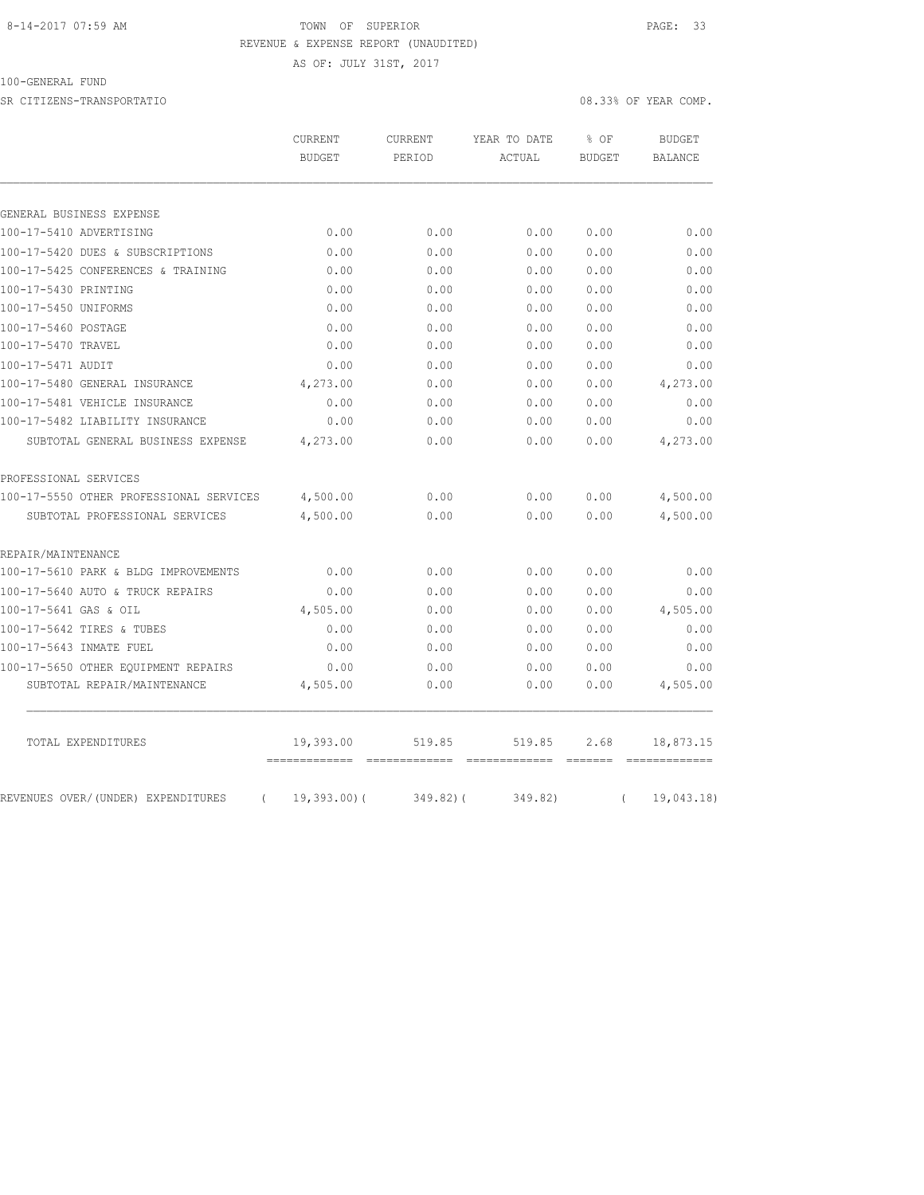8-14-2017 07:59 AM TOWN OF SUPERIOR

REVENUE & EXPENSE REPORT (UNAUDITED)

AS OF: JULY 31ST, 2017

100-GENERAL FUND

SR CITIZENS-TRANSPORTATIO 08.33% OF YEAR COMP.

| | CURRENT BUDGET | CURRENT PERIOD | YEAR TO DATE ACTUAL | % OF BUDGET | BUDGET BALANCE |
|---|---|---|---|---|---|
| GENERAL BUSINESS EXPENSE | | | | | |
| 100-17-5410 ADVERTISING | 0.00 | 0.00 | 0.00 | 0.00 | 0.00 |
| 100-17-5420 DUES & SUBSCRIPTIONS | 0.00 | 0.00 | 0.00 | 0.00 | 0.00 |
| 100-17-5425 CONFERENCES & TRAINING | 0.00 | 0.00 | 0.00 | 0.00 | 0.00 |
| 100-17-5430 PRINTING | 0.00 | 0.00 | 0.00 | 0.00 | 0.00 |
| 100-17-5450 UNIFORMS | 0.00 | 0.00 | 0.00 | 0.00 | 0.00 |
| 100-17-5460 POSTAGE | 0.00 | 0.00 | 0.00 | 0.00 | 0.00 |
| 100-17-5470 TRAVEL | 0.00 | 0.00 | 0.00 | 0.00 | 0.00 |
| 100-17-5471 AUDIT | 0.00 | 0.00 | 0.00 | 0.00 | 0.00 |
| 100-17-5480 GENERAL INSURANCE | 4,273.00 | 0.00 | 0.00 | 0.00 | 4,273.00 |
| 100-17-5481 VEHICLE INSURANCE | 0.00 | 0.00 | 0.00 | 0.00 | 0.00 |
| 100-17-5482 LIABILITY INSURANCE | 0.00 | 0.00 | 0.00 | 0.00 | 0.00 |
| SUBTOTAL GENERAL BUSINESS EXPENSE | 4,273.00 | 0.00 | 0.00 | 0.00 | 4,273.00 |
| PROFESSIONAL SERVICES | | | | | |
| 100-17-5550 OTHER PROFESSIONAL SERVICES | 4,500.00 | 0.00 | 0.00 | 0.00 | 4,500.00 |
| SUBTOTAL PROFESSIONAL SERVICES | 4,500.00 | 0.00 | 0.00 | 0.00 | 4,500.00 |
| REPAIR/MAINTENANCE | | | | | |
| 100-17-5610 PARK & BLDG IMPROVEMENTS | 0.00 | 0.00 | 0.00 | 0.00 | 0.00 |
| 100-17-5640 AUTO & TRUCK REPAIRS | 0.00 | 0.00 | 0.00 | 0.00 | 0.00 |
| 100-17-5641 GAS & OIL | 4,505.00 | 0.00 | 0.00 | 0.00 | 4,505.00 |
| 100-17-5642 TIRES & TUBES | 0.00 | 0.00 | 0.00 | 0.00 | 0.00 |
| 100-17-5643 INMATE FUEL | 0.00 | 0.00 | 0.00 | 0.00 | 0.00 |
| 100-17-5650 OTHER EQUIPMENT REPAIRS | 0.00 | 0.00 | 0.00 | 0.00 | 0.00 |
| SUBTOTAL REPAIR/MAINTENANCE | 4,505.00 | 0.00 | 0.00 | 0.00 | 4,505.00 |
| TOTAL EXPENDITURES | 19,393.00 | 519.85 | 519.85 | 2.68 | 18,873.15 |
| REVENUES OVER/(UNDER) EXPENDITURES | ( 19,393.00) | ( 349.82) | ( 349.82) | | ( 19,043.18) |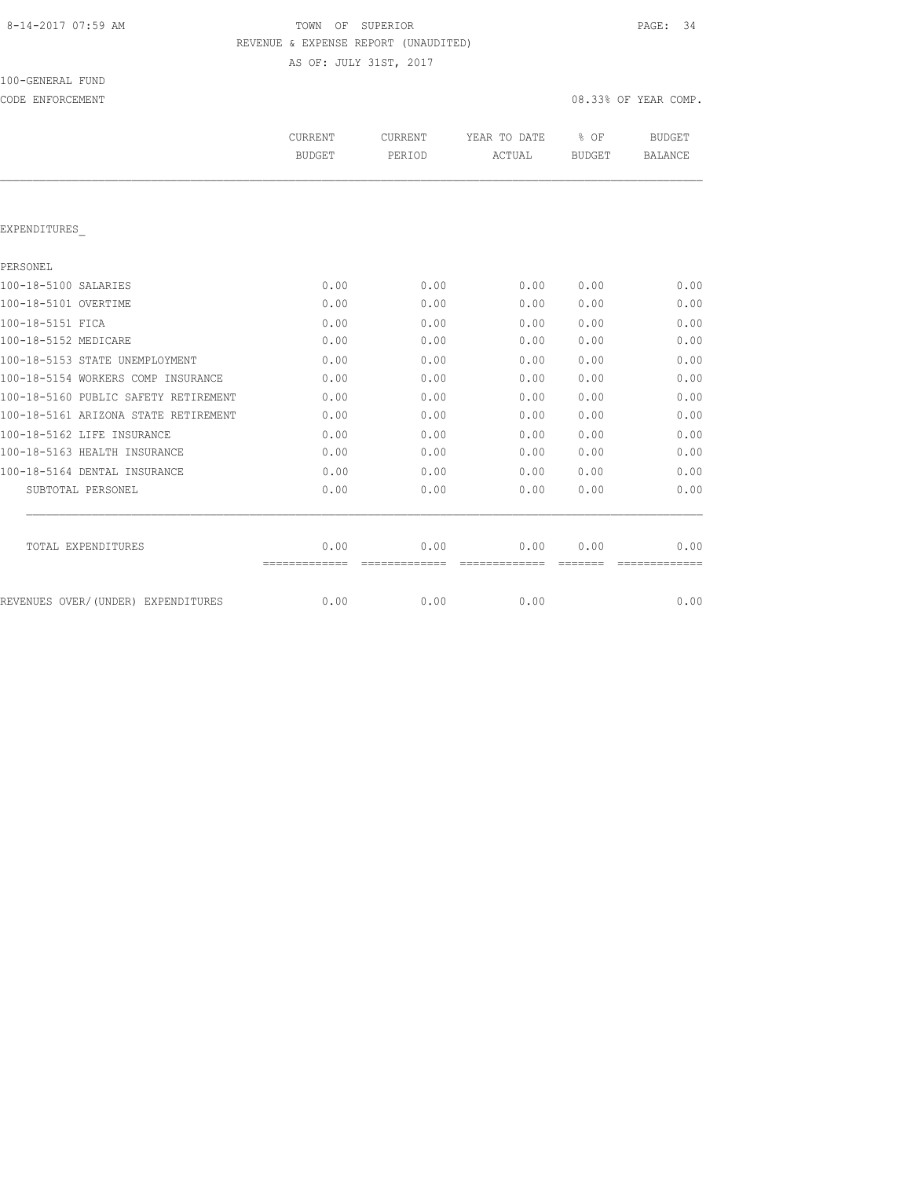8-14-2017 07:59 AM

# TOWN OF SUPERIOR

REVENUE & EXPENSE REPORT (UNAUDITED)

AS OF: JULY 31ST, 2017

100-GENERAL FUND

CODE ENFORCEMENT

08.33% OF YEAR COMP.

| | CURRENT BUDGET | CURRENT PERIOD | YEAR TO DATE ACTUAL | % OF BUDGET | BUDGET BALANCE |
|---|---|---|---|---|---|
| EXPENDITURES_ | | | | | |
| PERSONEL | | | | | |
| 100-18-5100 SALARIES | 0.00 | 0.00 | 0.00 | 0.00 | 0.00 |
| 100-18-5101 OVERTIME | 0.00 | 0.00 | 0.00 | 0.00 | 0.00 |
| 100-18-5151 FICA | 0.00 | 0.00 | 0.00 | 0.00 | 0.00 |
| 100-18-5152 MEDICARE | 0.00 | 0.00 | 0.00 | 0.00 | 0.00 |
| 100-18-5153 STATE UNEMPLOYMENT | 0.00 | 0.00 | 0.00 | 0.00 | 0.00 |
| 100-18-5154 WORKERS COMP INSURANCE | 0.00 | 0.00 | 0.00 | 0.00 | 0.00 |
| 100-18-5160 PUBLIC SAFETY RETIREMENT | 0.00 | 0.00 | 0.00 | 0.00 | 0.00 |
| 100-18-5161 ARIZONA STATE RETIREMENT | 0.00 | 0.00 | 0.00 | 0.00 | 0.00 |
| 100-18-5162 LIFE INSURANCE | 0.00 | 0.00 | 0.00 | 0.00 | 0.00 |
| 100-18-5163 HEALTH INSURANCE | 0.00 | 0.00 | 0.00 | 0.00 | 0.00 |
| 100-18-5164 DENTAL INSURANCE | 0.00 | 0.00 | 0.00 | 0.00 | 0.00 |
| SUBTOTAL PERSONEL | 0.00 | 0.00 | 0.00 | 0.00 | 0.00 |
| TOTAL EXPENDITURES | 0.00 | 0.00 | 0.00 | 0.00 | 0.00 |
| REVENUES OVER/(UNDER) EXPENDITURES | 0.00 | 0.00 | 0.00 | | 0.00 |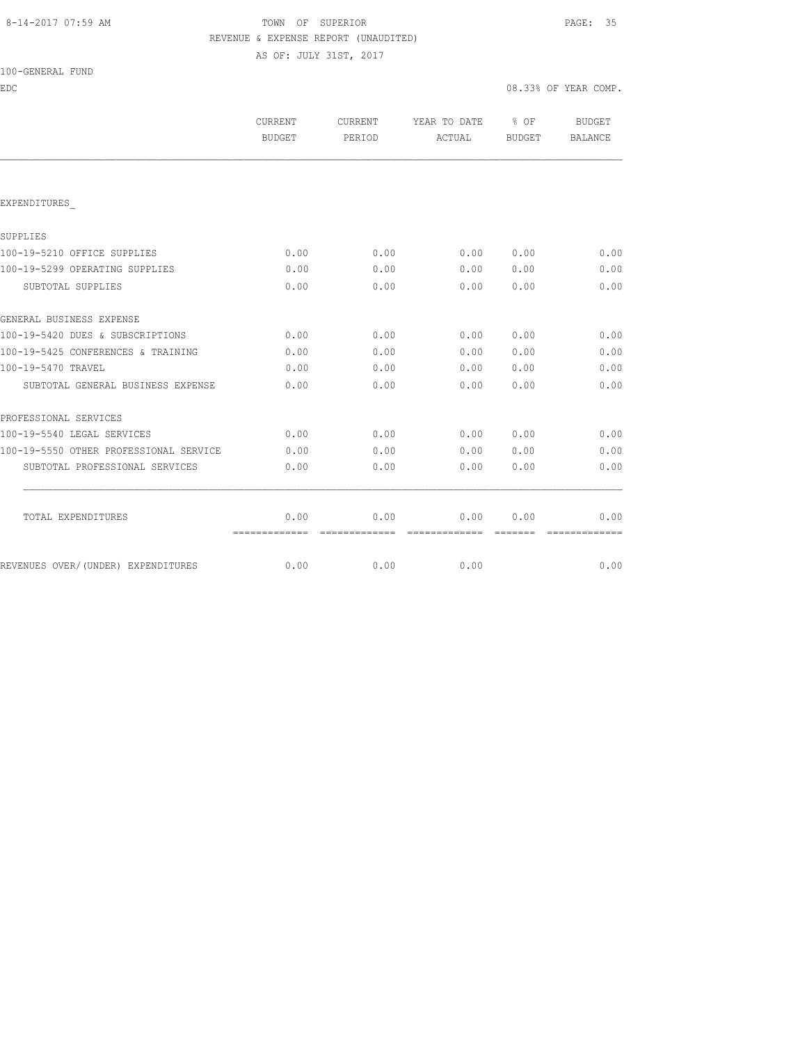TOWN OF SUPERIOR
REVENUE & EXPENSE REPORT (UNAUDITED)
AS OF: JULY 31ST, 2017

100-GENERAL FUND

EDC — 08.33% OF YEAR COMP.

| | CURRENT BUDGET | CURRENT PERIOD | YEAR TO DATE ACTUAL | % OF BUDGET | BUDGET BALANCE |
|---|---|---|---|---|---|
| EXPENDITURES_ | | | | | |
| SUPPLIES | | | | | |
| 100-19-5210 OFFICE SUPPLIES | 0.00 | 0.00 | 0.00 | 0.00 | 0.00 |
| 100-19-5299 OPERATING SUPPLIES | 0.00 | 0.00 | 0.00 | 0.00 | 0.00 |
| SUBTOTAL SUPPLIES | 0.00 | 0.00 | 0.00 | 0.00 | 0.00 |
| GENERAL BUSINESS EXPENSE | | | | | |
| 100-19-5420 DUES & SUBSCRIPTIONS | 0.00 | 0.00 | 0.00 | 0.00 | 0.00 |
| 100-19-5425 CONFERENCES & TRAINING | 0.00 | 0.00 | 0.00 | 0.00 | 0.00 |
| 100-19-5470 TRAVEL | 0.00 | 0.00 | 0.00 | 0.00 | 0.00 |
| SUBTOTAL GENERAL BUSINESS EXPENSE | 0.00 | 0.00 | 0.00 | 0.00 | 0.00 |
| PROFESSIONAL SERVICES | | | | | |
| 100-19-5540 LEGAL SERVICES | 0.00 | 0.00 | 0.00 | 0.00 | 0.00 |
| 100-19-5550 OTHER PROFESSIONAL SERVICE | 0.00 | 0.00 | 0.00 | 0.00 | 0.00 |
| SUBTOTAL PROFESSIONAL SERVICES | 0.00 | 0.00 | 0.00 | 0.00 | 0.00 |
| TOTAL EXPENDITURES | 0.00 | 0.00 | 0.00 | 0.00 | 0.00 |
| REVENUES OVER/(UNDER) EXPENDITURES | 0.00 | 0.00 | 0.00 | | 0.00 |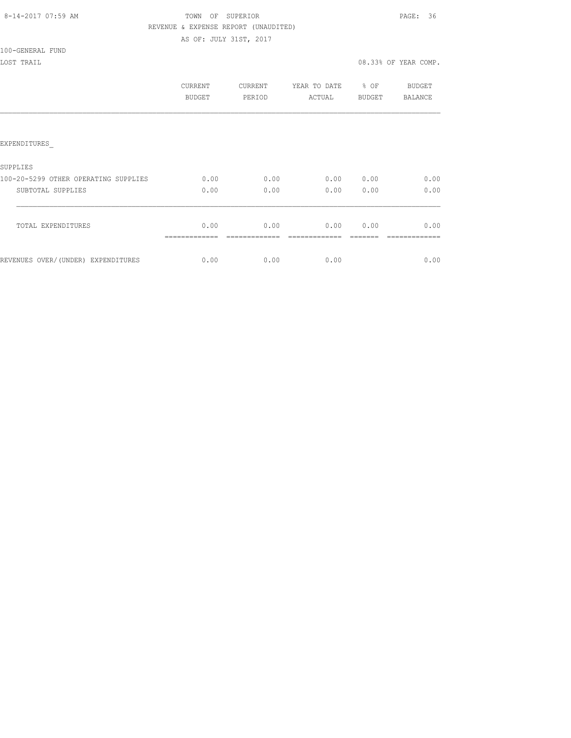TOWN OF SUPERIOR

REVENUE & EXPENSE REPORT (UNAUDITED)

AS OF: JULY 31ST, 2017

100-GENERAL FUND

LOST TRAIL

08.33% OF YEAR COMP.

| | CURRENT BUDGET | CURRENT PERIOD | YEAR TO DATE ACTUAL | % OF BUDGET | BUDGET BALANCE |
|---|---|---|---|---|---|
| EXPENDITURES_ | | | | | |
| SUPPLIES | | | | | |
| 100-20-5299 OTHER OPERATING SUPPLIES | 0.00 | 0.00 | 0.00 | 0.00 | 0.00 |
| SUBTOTAL SUPPLIES | 0.00 | 0.00 | 0.00 | 0.00 | 0.00 |
| TOTAL EXPENDITURES | 0.00 | 0.00 | 0.00 | 0.00 | 0.00 |
| REVENUES OVER/(UNDER) EXPENDITURES | 0.00 | 0.00 | 0.00 | | 0.00 |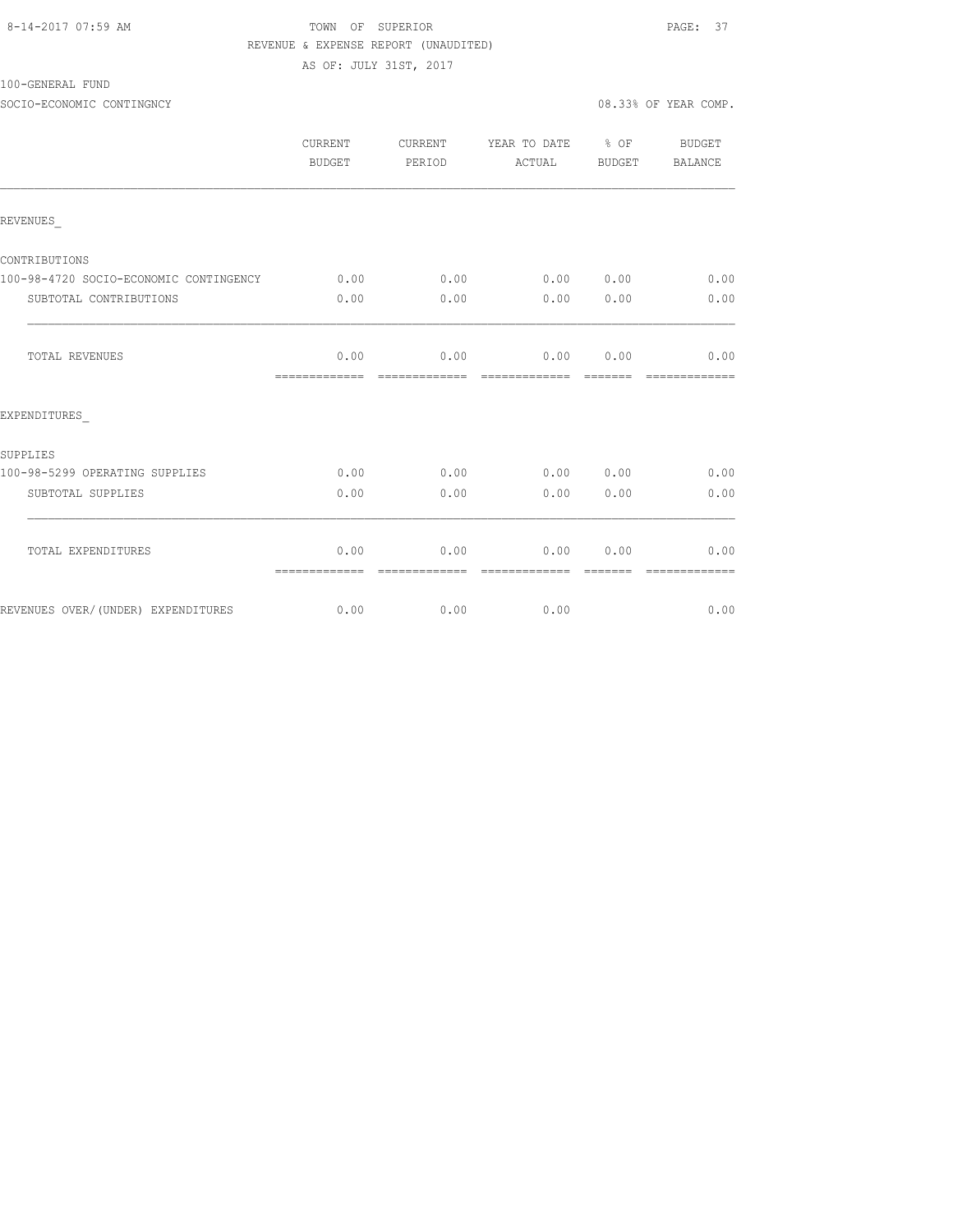TOWN OF SUPERIOR
REVENUE & EXPENSE REPORT (UNAUDITED)
AS OF: JULY 31ST, 2017

100-GENERAL FUND
SOCIO-ECONOMIC CONTINGNCY 08.33% OF YEAR COMP.

| | CURRENT BUDGET | CURRENT PERIOD | YEAR TO DATE ACTUAL | % OF BUDGET | BUDGET BALANCE |
|---|---|---|---|---|---|
| REVENUES_ | | | | | |
| CONTRIBUTIONS | | | | | |
| 100-98-4720 SOCIO-ECONOMIC CONTINGENCY | 0.00 | 0.00 | 0.00 | 0.00 | 0.00 |
| SUBTOTAL CONTRIBUTIONS | 0.00 | 0.00 | 0.00 | 0.00 | 0.00 |
| TOTAL REVENUES | 0.00 | 0.00 | 0.00 | 0.00 | 0.00 |
| EXPENDITURES_ | | | | | |
| SUPPLIES | | | | | |
| 100-98-5299 OPERATING SUPPLIES | 0.00 | 0.00 | 0.00 | 0.00 | 0.00 |
| SUBTOTAL SUPPLIES | 0.00 | 0.00 | 0.00 | 0.00 | 0.00 |
| TOTAL EXPENDITURES | 0.00 | 0.00 | 0.00 | 0.00 | 0.00 |
| REVENUES OVER/(UNDER) EXPENDITURES | 0.00 | 0.00 | 0.00 | | 0.00 |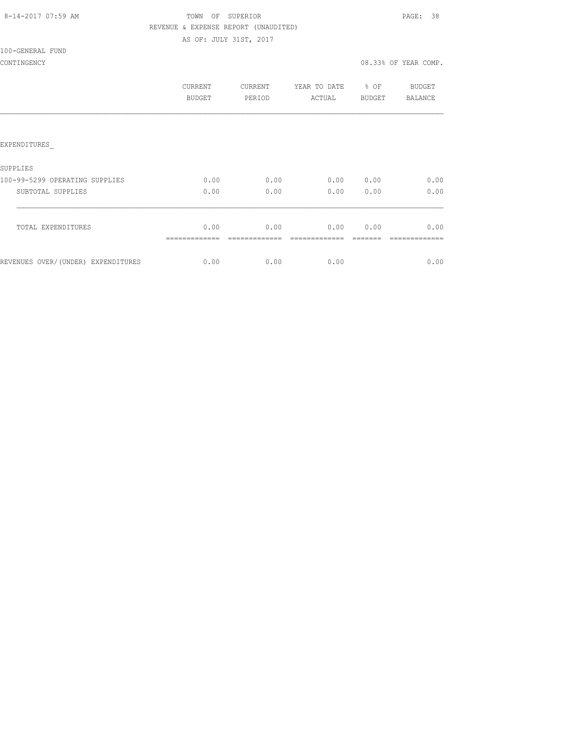8-14-2017 07:59 AM

TOWN OF SUPERIOR

REVENUE & EXPENSE REPORT (UNAUDITED)

AS OF: JULY 31ST, 2017

100-GENERAL FUND

CONTINGENCY

08.33% OF YEAR COMP.

| | CURRENT BUDGET | CURRENT PERIOD | YEAR TO DATE ACTUAL | % OF BUDGET | BUDGET BALANCE |
|---|---|---|---|---|---|
| EXPENDITURES_ | | | | | |
| SUPPLIES | | | | | |
| 100-99-5299 OPERATING SUPPLIES | 0.00 | 0.00 | 0.00 | 0.00 | 0.00 |
| SUBTOTAL SUPPLIES | 0.00 | 0.00 | 0.00 | 0.00 | 0.00 |
| TOTAL EXPENDITURES | 0.00 | 0.00 | 0.00 | 0.00 | 0.00 |
| REVENUES OVER/(UNDER) EXPENDITURES | 0.00 | 0.00 | 0.00 | | 0.00 |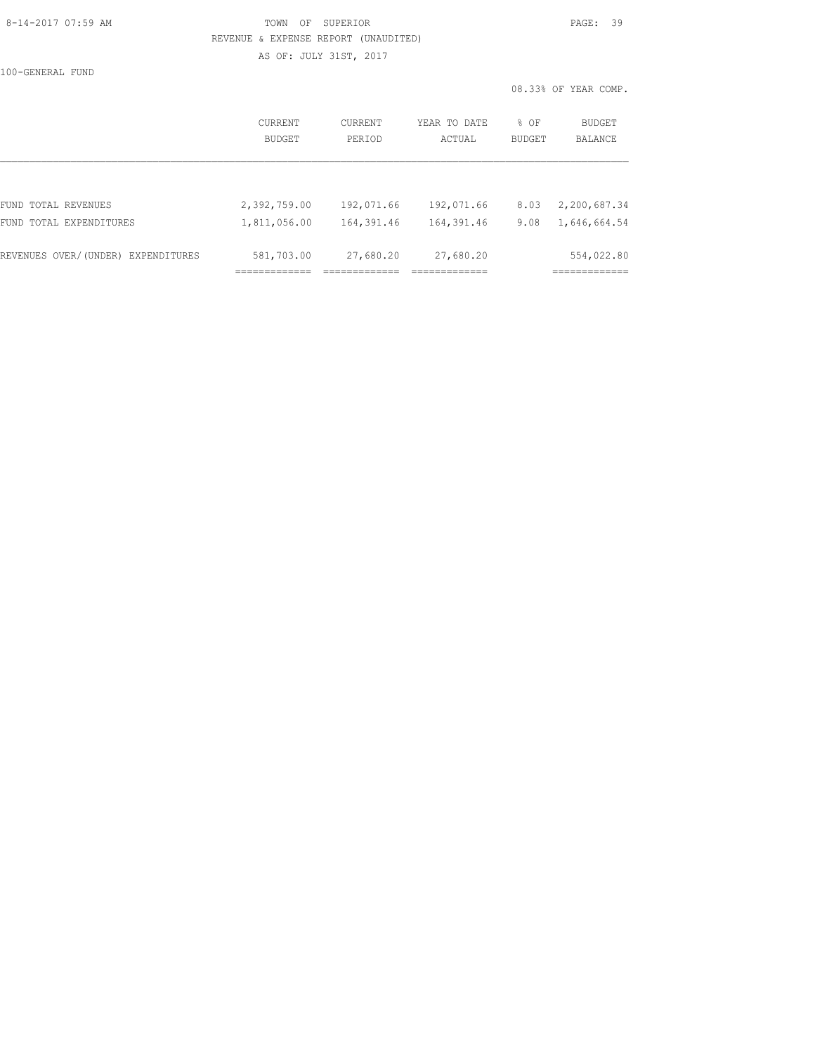TOWN OF SUPERIOR

REVENUE & EXPENSE REPORT (UNAUDITED)

AS OF: JULY 31ST, 2017

100-GENERAL FUND

08.33% OF YEAR COMP.

| | CURRENT BUDGET | CURRENT PERIOD | YEAR TO DATE ACTUAL | % OF BUDGET | BUDGET BALANCE |
|---|---|---|---|---|---|
| FUND TOTAL REVENUES | 2,392,759.00 | 192,071.66 | 192,071.66 | 8.03 | 2,200,687.34 |
| FUND TOTAL EXPENDITURES | 1,811,056.00 | 164,391.46 | 164,391.46 | 9.08 | 1,646,664.54 |
| REVENUES OVER/(UNDER) EXPENDITURES | 581,703.00 | 27,680.20 | 27,680.20 | | 554,022.80 |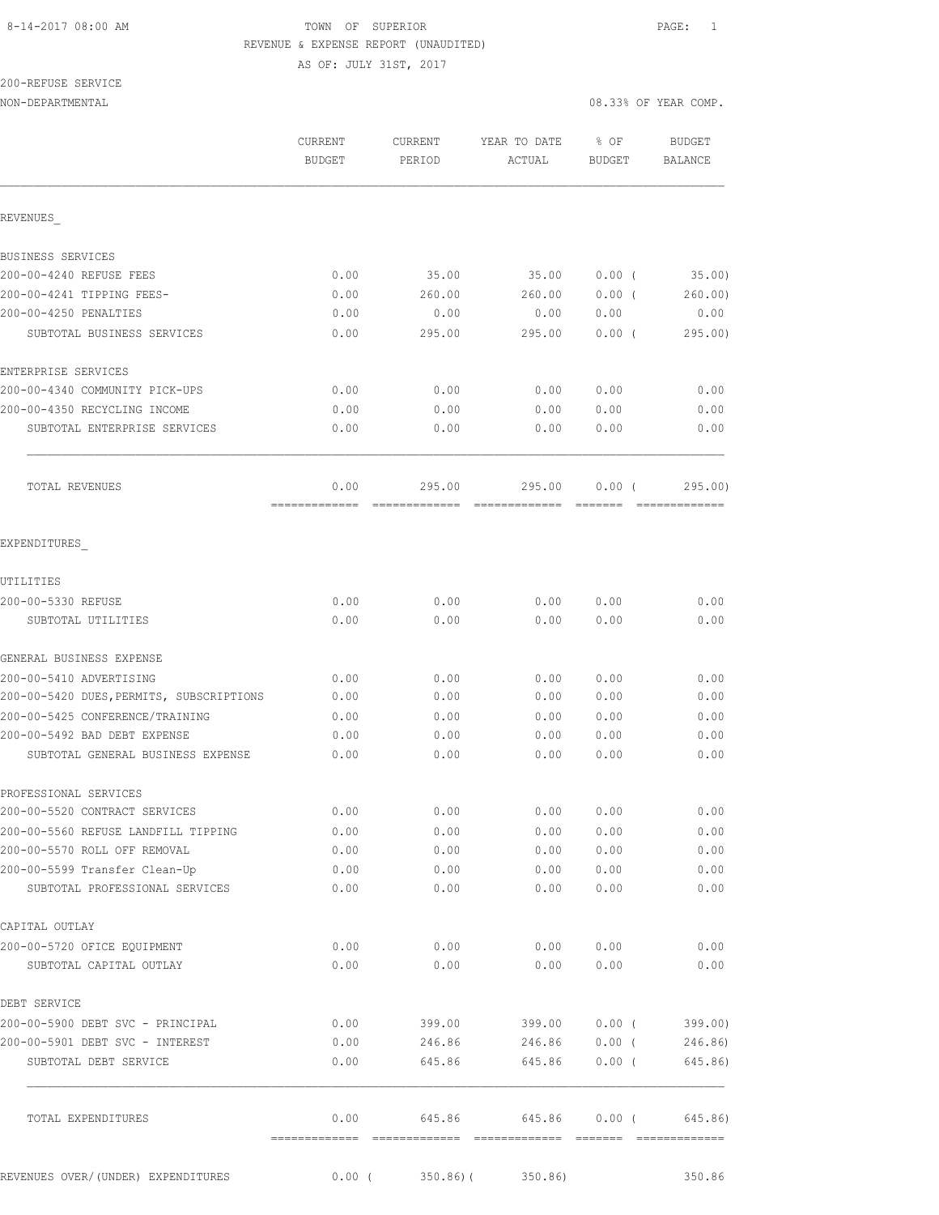8-14-2017 08:00 AM TOWN OF SUPERIOR

REVENUE & EXPENSE REPORT (UNAUDITED)

AS OF: JULY 31ST, 2017

200-REFUSE SERVICE

NON-DEPARTMENTAL 08.33% OF YEAR COMP.

| | CURRENT BUDGET | CURRENT PERIOD | YEAR TO DATE ACTUAL | % OF BUDGET | BUDGET BALANCE |
|---|---|---|---|---|---|
| **REVENUES** | | | | | |
| BUSINESS SERVICES | | | | | |
| 200-00-4240 REFUSE FEES | 0.00 | 35.00 | 35.00 | 0.00 ( | 35.00) |
| 200-00-4241 TIPPING FEES- | 0.00 | 260.00 | 260.00 | 0.00 ( | 260.00) |
| 200-00-4250 PENALTIES | 0.00 | 0.00 | 0.00 | 0.00 | 0.00 |
| SUBTOTAL BUSINESS SERVICES | 0.00 | 295.00 | 295.00 | 0.00 ( | 295.00) |
| ENTERPRISE SERVICES | | | | | |
| 200-00-4340 COMMUNITY PICK-UPS | 0.00 | 0.00 | 0.00 | 0.00 | 0.00 |
| 200-00-4350 RECYCLING INCOME | 0.00 | 0.00 | 0.00 | 0.00 | 0.00 |
| SUBTOTAL ENTERPRISE SERVICES | 0.00 | 0.00 | 0.00 | 0.00 | 0.00 |
| TOTAL REVENUES | 0.00 | 295.00 | 295.00 | 0.00 ( | 295.00) |
| **EXPENDITURES** | | | | | |
| UTILITIES | | | | | |
| 200-00-5330 REFUSE | 0.00 | 0.00 | 0.00 | 0.00 | 0.00 |
| SUBTOTAL UTILITIES | 0.00 | 0.00 | 0.00 | 0.00 | 0.00 |
| GENERAL BUSINESS EXPENSE | | | | | |
| 200-00-5410 ADVERTISING | 0.00 | 0.00 | 0.00 | 0.00 | 0.00 |
| 200-00-5420 DUES,PERMITS, SUBSCRIPTIONS | 0.00 | 0.00 | 0.00 | 0.00 | 0.00 |
| 200-00-5425 CONFERENCE/TRAINING | 0.00 | 0.00 | 0.00 | 0.00 | 0.00 |
| 200-00-5492 BAD DEBT EXPENSE | 0.00 | 0.00 | 0.00 | 0.00 | 0.00 |
| SUBTOTAL GENERAL BUSINESS EXPENSE | 0.00 | 0.00 | 0.00 | 0.00 | 0.00 |
| PROFESSIONAL SERVICES | | | | | |
| 200-00-5520 CONTRACT SERVICES | 0.00 | 0.00 | 0.00 | 0.00 | 0.00 |
| 200-00-5560 REFUSE LANDFILL TIPPING | 0.00 | 0.00 | 0.00 | 0.00 | 0.00 |
| 200-00-5570 ROLL OFF REMOVAL | 0.00 | 0.00 | 0.00 | 0.00 | 0.00 |
| 200-00-5599 Transfer Clean-Up | 0.00 | 0.00 | 0.00 | 0.00 | 0.00 |
| SUBTOTAL PROFESSIONAL SERVICES | 0.00 | 0.00 | 0.00 | 0.00 | 0.00 |
| CAPITAL OUTLAY | | | | | |
| 200-00-5720 OFICE EQUIPMENT | 0.00 | 0.00 | 0.00 | 0.00 | 0.00 |
| SUBTOTAL CAPITAL OUTLAY | 0.00 | 0.00 | 0.00 | 0.00 | 0.00 |
| DEBT SERVICE | | | | | |
| 200-00-5900 DEBT SVC - PRINCIPAL | 0.00 | 399.00 | 399.00 | 0.00 ( | 399.00) |
| 200-00-5901 DEBT SVC - INTEREST | 0.00 | 246.86 | 246.86 | 0.00 ( | 246.86) |
| SUBTOTAL DEBT SERVICE | 0.00 | 645.86 | 645.86 | 0.00 ( | 645.86) |
| TOTAL EXPENDITURES | 0.00 | 645.86 | 645.86 | 0.00 ( | 645.86) |
| REVENUES OVER/(UNDER) EXPENDITURES | 0.00 ( | 350.86)( | 350.86) | | 350.86 |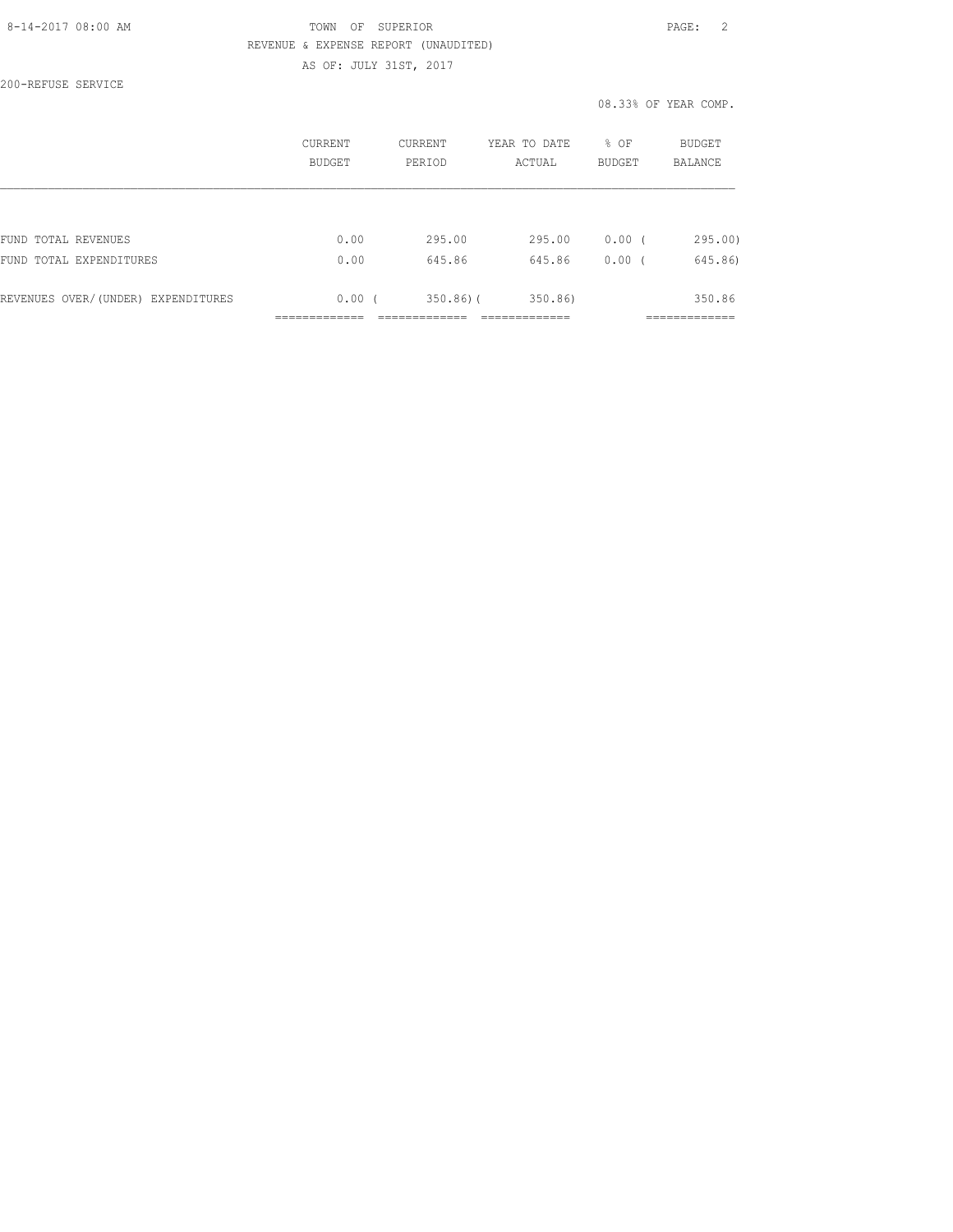TOWN OF SUPERIOR
REVENUE & EXPENSE REPORT (UNAUDITED)
AS OF: JULY 31ST, 2017

200-REFUSE SERVICE

08.33% OF YEAR COMP.

| | CURRENT BUDGET | CURRENT PERIOD | YEAR TO DATE ACTUAL | % OF BUDGET | BUDGET BALANCE |
|---|---|---|---|---|---|
| FUND TOTAL REVENUES | 0.00 | 295.00 | 295.00 | 0.00 | ( 295.00) |
| FUND TOTAL EXPENDITURES | 0.00 | 645.86 | 645.86 | 0.00 | ( 645.86) |
| REVENUES OVER/(UNDER) EXPENDITURES | 0.00 | ( 350.86) | ( 350.86) | | 350.86 |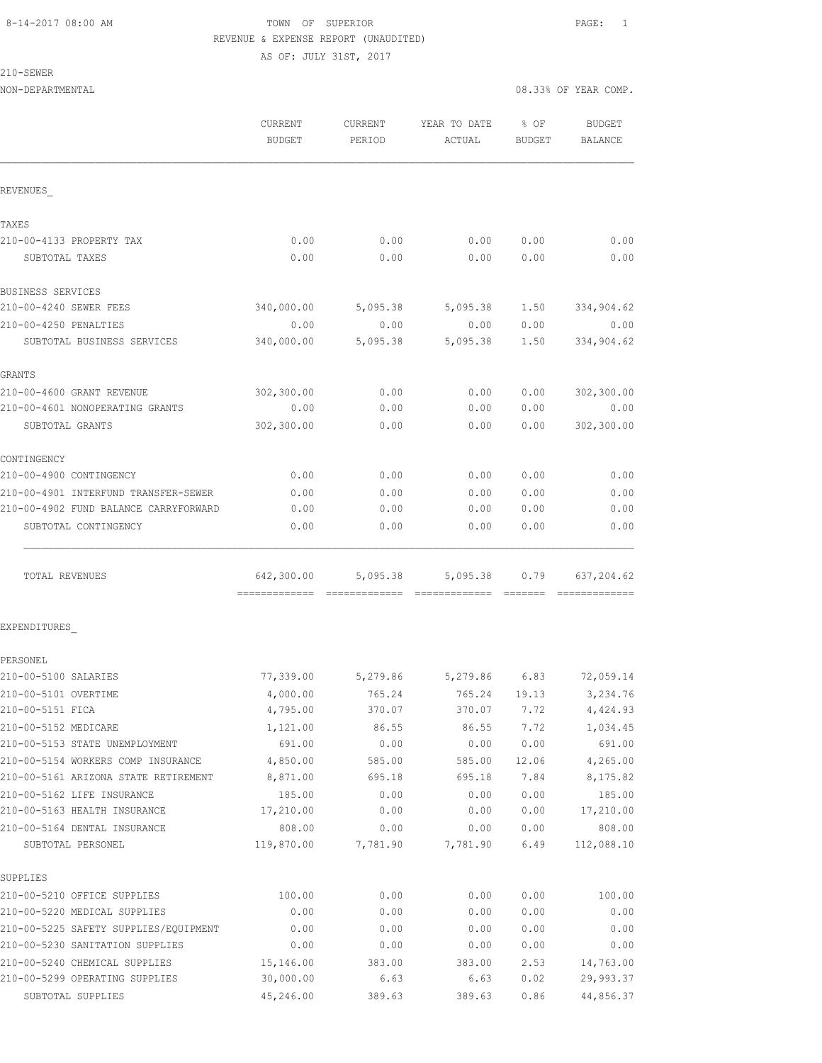TOWN OF SUPERIOR
REVENUE & EXPENSE REPORT (UNAUDITED)
AS OF: JULY 31ST, 2017

210-SEWER
NON-DEPARTMENTAL — 08.33% OF YEAR COMP.

| | CURRENT BUDGET | CURRENT PERIOD | YEAR TO DATE ACTUAL | % OF BUDGET | BUDGET BALANCE |
|---|---|---|---|---|---|
| **REVENUES** | | | | | |
| **TAXES** | | | | | |
| 210-00-4133 PROPERTY TAX | 0.00 | 0.00 | 0.00 | 0.00 | 0.00 |
| SUBTOTAL TAXES | 0.00 | 0.00 | 0.00 | 0.00 | 0.00 |
| **BUSINESS SERVICES** | | | | | |
| 210-00-4240 SEWER FEES | 340,000.00 | 5,095.38 | 5,095.38 | 1.50 | 334,904.62 |
| 210-00-4250 PENALTIES | 0.00 | 0.00 | 0.00 | 0.00 | 0.00 |
| SUBTOTAL BUSINESS SERVICES | 340,000.00 | 5,095.38 | 5,095.38 | 1.50 | 334,904.62 |
| **GRANTS** | | | | | |
| 210-00-4600 GRANT REVENUE | 302,300.00 | 0.00 | 0.00 | 0.00 | 302,300.00 |
| 210-00-4601 NONOPERATING GRANTS | 0.00 | 0.00 | 0.00 | 0.00 | 0.00 |
| SUBTOTAL GRANTS | 302,300.00 | 0.00 | 0.00 | 0.00 | 302,300.00 |
| **CONTINGENCY** | | | | | |
| 210-00-4900 CONTINGENCY | 0.00 | 0.00 | 0.00 | 0.00 | 0.00 |
| 210-00-4901 INTERFUND TRANSFER-SEWER | 0.00 | 0.00 | 0.00 | 0.00 | 0.00 |
| 210-00-4902 FUND BALANCE CARRYFORWARD | 0.00 | 0.00 | 0.00 | 0.00 | 0.00 |
| SUBTOTAL CONTINGENCY | 0.00 | 0.00 | 0.00 | 0.00 | 0.00 |
| TOTAL REVENUES | 642,300.00 | 5,095.38 | 5,095.38 | 0.79 | 637,204.62 |
| **EXPENDITURES** | | | | | |
| **PERSONEL** | | | | | |
| 210-00-5100 SALARIES | 77,339.00 | 5,279.86 | 5,279.86 | 6.83 | 72,059.14 |
| 210-00-5101 OVERTIME | 4,000.00 | 765.24 | 765.24 | 19.13 | 3,234.76 |
| 210-00-5151 FICA | 4,795.00 | 370.07 | 370.07 | 7.72 | 4,424.93 |
| 210-00-5152 MEDICARE | 1,121.00 | 86.55 | 86.55 | 7.72 | 1,034.45 |
| 210-00-5153 STATE UNEMPLOYMENT | 691.00 | 0.00 | 0.00 | 0.00 | 691.00 |
| 210-00-5154 WORKERS COMP INSURANCE | 4,850.00 | 585.00 | 585.00 | 12.06 | 4,265.00 |
| 210-00-5161 ARIZONA STATE RETIREMENT | 8,871.00 | 695.18 | 695.18 | 7.84 | 8,175.82 |
| 210-00-5162 LIFE INSURANCE | 185.00 | 0.00 | 0.00 | 0.00 | 185.00 |
| 210-00-5163 HEALTH INSURANCE | 17,210.00 | 0.00 | 0.00 | 0.00 | 17,210.00 |
| 210-00-5164 DENTAL INSURANCE | 808.00 | 0.00 | 0.00 | 0.00 | 808.00 |
| SUBTOTAL PERSONEL | 119,870.00 | 7,781.90 | 7,781.90 | 6.49 | 112,088.10 |
| **SUPPLIES** | | | | | |
| 210-00-5210 OFFICE SUPPLIES | 100.00 | 0.00 | 0.00 | 0.00 | 100.00 |
| 210-00-5220 MEDICAL SUPPLIES | 0.00 | 0.00 | 0.00 | 0.00 | 0.00 |
| 210-00-5225 SAFETY SUPPLIES/EQUIPMENT | 0.00 | 0.00 | 0.00 | 0.00 | 0.00 |
| 210-00-5230 SANITATION SUPPLIES | 0.00 | 0.00 | 0.00 | 0.00 | 0.00 |
| 210-00-5240 CHEMICAL SUPPLIES | 15,146.00 | 383.00 | 383.00 | 2.53 | 14,763.00 |
| 210-00-5299 OPERATING SUPPLIES | 30,000.00 | 6.63 | 6.63 | 0.02 | 29,993.37 |
| SUBTOTAL SUPPLIES | 45,246.00 | 389.63 | 389.63 | 0.86 | 44,856.37 |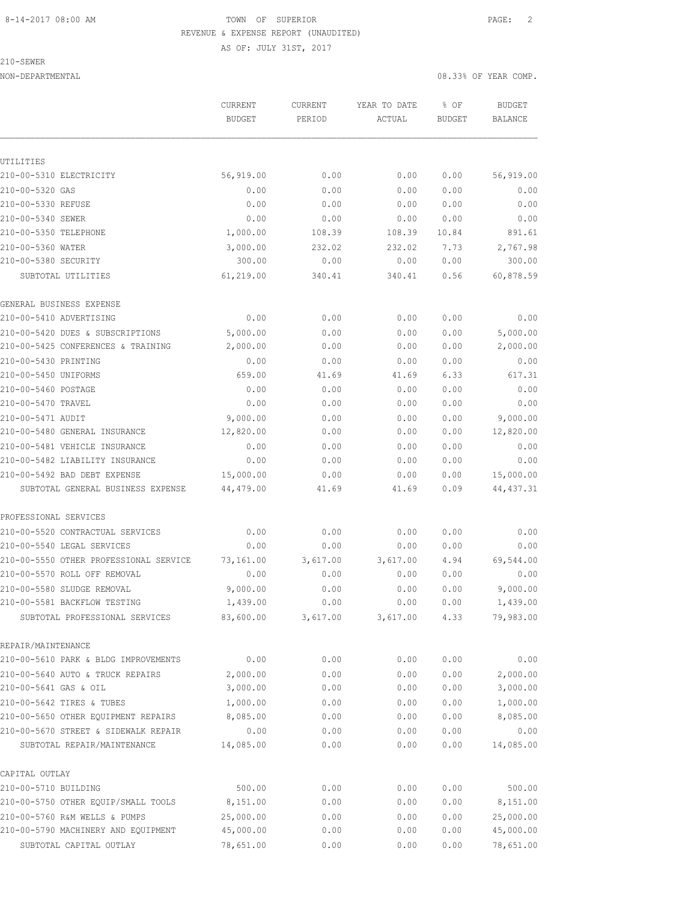TOWN OF SUPERIOR

REVENUE & EXPENSE REPORT (UNAUDITED)

AS OF: JULY 31ST, 2017

210-SEWER

NON-DEPARTMENTAL

08.33% OF YEAR COMP.

| | CURRENT BUDGET | CURRENT PERIOD | YEAR TO DATE ACTUAL | % OF BUDGET | BUDGET BALANCE |
|---|---|---|---|---|---|
| UTILITIES | | | | | |
| 210-00-5310 ELECTRICITY | 56,919.00 | 0.00 | 0.00 | 0.00 | 56,919.00 |
| 210-00-5320 GAS | 0.00 | 0.00 | 0.00 | 0.00 | 0.00 |
| 210-00-5330 REFUSE | 0.00 | 0.00 | 0.00 | 0.00 | 0.00 |
| 210-00-5340 SEWER | 0.00 | 0.00 | 0.00 | 0.00 | 0.00 |
| 210-00-5350 TELEPHONE | 1,000.00 | 108.39 | 108.39 | 10.84 | 891.61 |
| 210-00-5360 WATER | 3,000.00 | 232.02 | 232.02 | 7.73 | 2,767.98 |
| 210-00-5380 SECURITY | 300.00 | 0.00 | 0.00 | 0.00 | 300.00 |
| SUBTOTAL UTILITIES | 61,219.00 | 340.41 | 340.41 | 0.56 | 60,878.59 |
| GENERAL BUSINESS EXPENSE | | | | | |
| 210-00-5410 ADVERTISING | 0.00 | 0.00 | 0.00 | 0.00 | 0.00 |
| 210-00-5420 DUES & SUBSCRIPTIONS | 5,000.00 | 0.00 | 0.00 | 0.00 | 5,000.00 |
| 210-00-5425 CONFERENCES & TRAINING | 2,000.00 | 0.00 | 0.00 | 0.00 | 2,000.00 |
| 210-00-5430 PRINTING | 0.00 | 0.00 | 0.00 | 0.00 | 0.00 |
| 210-00-5450 UNIFORMS | 659.00 | 41.69 | 41.69 | 6.33 | 617.31 |
| 210-00-5460 POSTAGE | 0.00 | 0.00 | 0.00 | 0.00 | 0.00 |
| 210-00-5470 TRAVEL | 0.00 | 0.00 | 0.00 | 0.00 | 0.00 |
| 210-00-5471 AUDIT | 9,000.00 | 0.00 | 0.00 | 0.00 | 9,000.00 |
| 210-00-5480 GENERAL INSURANCE | 12,820.00 | 0.00 | 0.00 | 0.00 | 12,820.00 |
| 210-00-5481 VEHICLE INSURANCE | 0.00 | 0.00 | 0.00 | 0.00 | 0.00 |
| 210-00-5482 LIABILITY INSURANCE | 0.00 | 0.00 | 0.00 | 0.00 | 0.00 |
| 210-00-5492 BAD DEBT EXPENSE | 15,000.00 | 0.00 | 0.00 | 0.00 | 15,000.00 |
| SUBTOTAL GENERAL BUSINESS EXPENSE | 44,479.00 | 41.69 | 41.69 | 0.09 | 44,437.31 |
| PROFESSIONAL SERVICES | | | | | |
| 210-00-5520 CONTRACTUAL SERVICES | 0.00 | 0.00 | 0.00 | 0.00 | 0.00 |
| 210-00-5540 LEGAL SERVICES | 0.00 | 0.00 | 0.00 | 0.00 | 0.00 |
| 210-00-5550 OTHER PROFESSIONAL SERVICE | 73,161.00 | 3,617.00 | 3,617.00 | 4.94 | 69,544.00 |
| 210-00-5570 ROLL OFF REMOVAL | 0.00 | 0.00 | 0.00 | 0.00 | 0.00 |
| 210-00-5580 SLUDGE REMOVAL | 9,000.00 | 0.00 | 0.00 | 0.00 | 9,000.00 |
| 210-00-5581 BACKFLOW TESTING | 1,439.00 | 0.00 | 0.00 | 0.00 | 1,439.00 |
| SUBTOTAL PROFESSIONAL SERVICES | 83,600.00 | 3,617.00 | 3,617.00 | 4.33 | 79,983.00 |
| REPAIR/MAINTENANCE | | | | | |
| 210-00-5610 PARK & BLDG IMPROVEMENTS | 0.00 | 0.00 | 0.00 | 0.00 | 0.00 |
| 210-00-5640 AUTO & TRUCK REPAIRS | 2,000.00 | 0.00 | 0.00 | 0.00 | 2,000.00 |
| 210-00-5641 GAS & OIL | 3,000.00 | 0.00 | 0.00 | 0.00 | 3,000.00 |
| 210-00-5642 TIRES & TUBES | 1,000.00 | 0.00 | 0.00 | 0.00 | 1,000.00 |
| 210-00-5650 OTHER EQUIPMENT REPAIRS | 8,085.00 | 0.00 | 0.00 | 0.00 | 8,085.00 |
| 210-00-5670 STREET & SIDEWALK REPAIR | 0.00 | 0.00 | 0.00 | 0.00 | 0.00 |
| SUBTOTAL REPAIR/MAINTENANCE | 14,085.00 | 0.00 | 0.00 | 0.00 | 14,085.00 |
| CAPITAL OUTLAY | | | | | |
| 210-00-5710 BUILDING | 500.00 | 0.00 | 0.00 | 0.00 | 500.00 |
| 210-00-5750 OTHER EQUIP/SMALL TOOLS | 8,151.00 | 0.00 | 0.00 | 0.00 | 8,151.00 |
| 210-00-5760 R&M WELLS & PUMPS | 25,000.00 | 0.00 | 0.00 | 0.00 | 25,000.00 |
| 210-00-5790 MACHINERY AND EQUIPMENT | 45,000.00 | 0.00 | 0.00 | 0.00 | 45,000.00 |
| SUBTOTAL CAPITAL OUTLAY | 78,651.00 | 0.00 | 0.00 | 0.00 | 78,651.00 |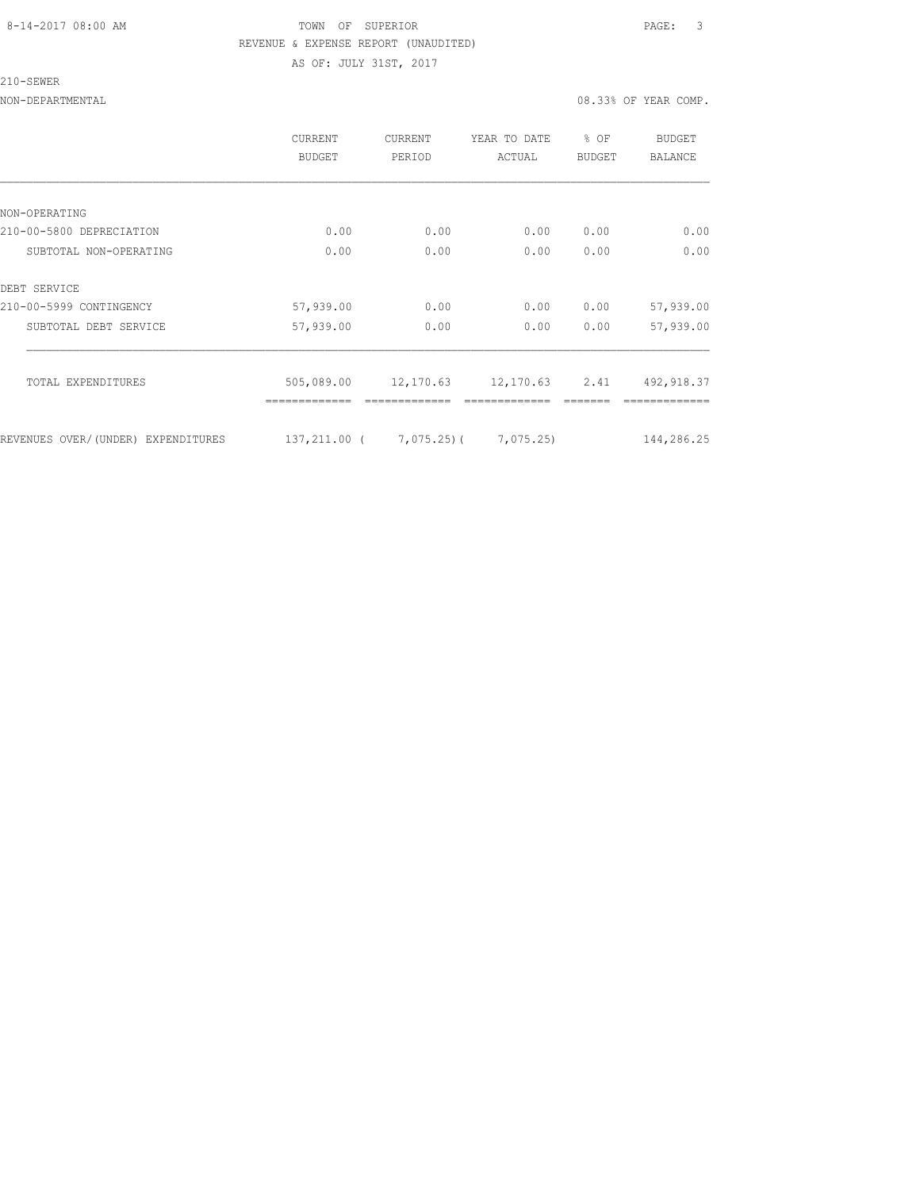TOWN OF SUPERIOR

REVENUE & EXPENSE REPORT (UNAUDITED)

AS OF: JULY 31ST, 2017

210-SEWER

NON-DEPARTMENTAL — 08.33% OF YEAR COMP.

| | CURRENT BUDGET | CURRENT PERIOD | YEAR TO DATE ACTUAL | % OF BUDGET | BUDGET BALANCE |
|---|---|---|---|---|---|
| NON-OPERATING | | | | | |
| 210-00-5800 DEPRECIATION | 0.00 | 0.00 | 0.00 | 0.00 | 0.00 |
| SUBTOTAL NON-OPERATING | 0.00 | 0.00 | 0.00 | 0.00 | 0.00 |
| DEBT SERVICE | | | | | |
| 210-00-5999 CONTINGENCY | 57,939.00 | 0.00 | 0.00 | 0.00 | 57,939.00 |
| SUBTOTAL DEBT SERVICE | 57,939.00 | 0.00 | 0.00 | 0.00 | 57,939.00 |
| TOTAL EXPENDITURES | 505,089.00 | 12,170.63 | 12,170.63 | 2.41 | 492,918.37 |
| REVENUES OVER/(UNDER) EXPENDITURES | 137,211.00 | ( 7,075.25) | ( 7,075.25) | | 144,286.25 |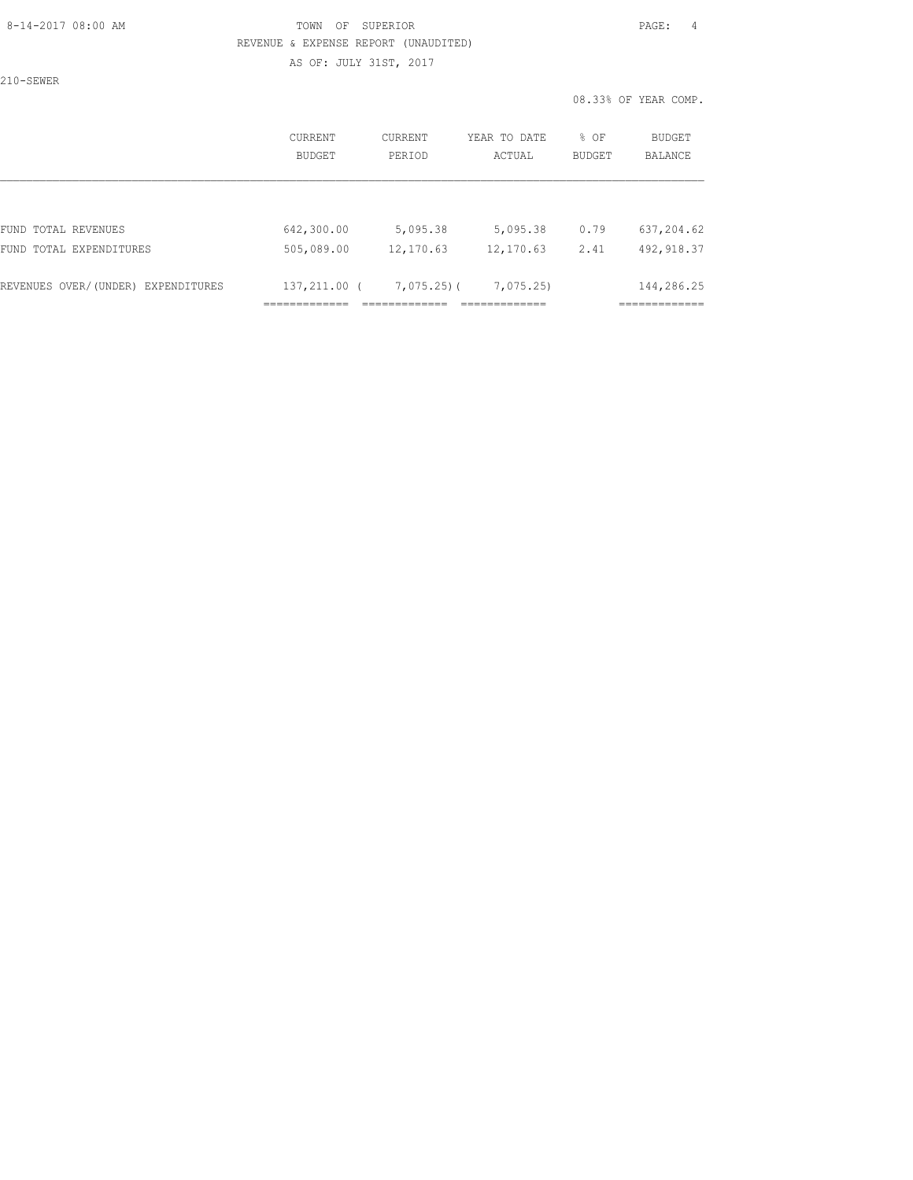TOWN OF SUPERIOR
REVENUE & EXPENSE REPORT (UNAUDITED)
AS OF: JULY 31ST, 2017

210-SEWER

08.33% OF YEAR COMP.

| | CURRENT BUDGET | CURRENT PERIOD | YEAR TO DATE ACTUAL | % OF BUDGET | BUDGET BALANCE |
|---|---|---|---|---|---|
| FUND TOTAL REVENUES | 642,300.00 | 5,095.38 | 5,095.38 | 0.79 | 637,204.62 |
| FUND TOTAL EXPENDITURES | 505,089.00 | 12,170.63 | 12,170.63 | 2.41 | 492,918.37 |
| REVENUES OVER/(UNDER) EXPENDITURES | 137,211.00 | ( 7,075.25) | ( 7,075.25) | | 144,286.25 |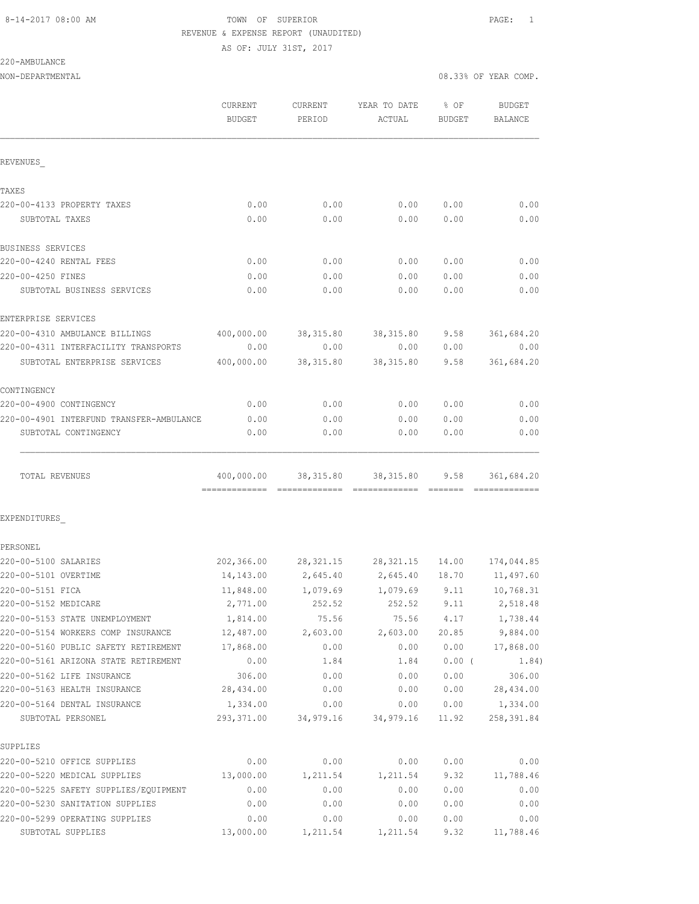TOWN OF SUPERIOR
REVENUE & EXPENSE REPORT (UNAUDITED)
AS OF: JULY 31ST, 2017

220-AMBULANCE
NON-DEPARTMENTAL

08.33% OF YEAR COMP.

| | CURRENT BUDGET | CURRENT PERIOD | YEAR TO DATE ACTUAL | % OF BUDGET | BUDGET BALANCE |
|---|---|---|---|---|---|
| REVENUES_ | | | | | |
| TAXES | | | | | |
| 220-00-4133 PROPERTY TAXES | 0.00 | 0.00 | 0.00 | 0.00 | 0.00 |
| SUBTOTAL TAXES | 0.00 | 0.00 | 0.00 | 0.00 | 0.00 |
| BUSINESS SERVICES | | | | | |
| 220-00-4240 RENTAL FEES | 0.00 | 0.00 | 0.00 | 0.00 | 0.00 |
| 220-00-4250 FINES | 0.00 | 0.00 | 0.00 | 0.00 | 0.00 |
| SUBTOTAL BUSINESS SERVICES | 0.00 | 0.00 | 0.00 | 0.00 | 0.00 |
| ENTERPRISE SERVICES | | | | | |
| 220-00-4310 AMBULANCE BILLINGS | 400,000.00 | 38,315.80 | 38,315.80 | 9.58 | 361,684.20 |
| 220-00-4311 INTERFACILITY TRANSPORTS | 0.00 | 0.00 | 0.00 | 0.00 | 0.00 |
| SUBTOTAL ENTERPRISE SERVICES | 400,000.00 | 38,315.80 | 38,315.80 | 9.58 | 361,684.20 |
| CONTINGENCY | | | | | |
| 220-00-4900 CONTINGENCY | 0.00 | 0.00 | 0.00 | 0.00 | 0.00 |
| 220-00-4901 INTERFUND TRANSFER-AMBULANCE | 0.00 | 0.00 | 0.00 | 0.00 | 0.00 |
| SUBTOTAL CONTINGENCY | 0.00 | 0.00 | 0.00 | 0.00 | 0.00 |
| TOTAL REVENUES | 400,000.00 | 38,315.80 | 38,315.80 | 9.58 | 361,684.20 |
| EXPENDITURES_ | | | | | |
| PERSONEL | | | | | |
| 220-00-5100 SALARIES | 202,366.00 | 28,321.15 | 28,321.15 | 14.00 | 174,044.85 |
| 220-00-5101 OVERTIME | 14,143.00 | 2,645.40 | 2,645.40 | 18.70 | 11,497.60 |
| 220-00-5151 FICA | 11,848.00 | 1,079.69 | 1,079.69 | 9.11 | 10,768.31 |
| 220-00-5152 MEDICARE | 2,771.00 | 252.52 | 252.52 | 9.11 | 2,518.48 |
| 220-00-5153 STATE UNEMPLOYMENT | 1,814.00 | 75.56 | 75.56 | 4.17 | 1,738.44 |
| 220-00-5154 WORKERS COMP INSURANCE | 12,487.00 | 2,603.00 | 2,603.00 | 20.85 | 9,884.00 |
| 220-00-5160 PUBLIC SAFETY RETIREMENT | 17,868.00 | 0.00 | 0.00 | 0.00 | 17,868.00 |
| 220-00-5161 ARIZONA STATE RETIREMENT | 0.00 | 1.84 | 1.84 | 0.00 ( | 1.84) |
| 220-00-5162 LIFE INSURANCE | 306.00 | 0.00 | 0.00 | 0.00 | 306.00 |
| 220-00-5163 HEALTH INSURANCE | 28,434.00 | 0.00 | 0.00 | 0.00 | 28,434.00 |
| 220-00-5164 DENTAL INSURANCE | 1,334.00 | 0.00 | 0.00 | 0.00 | 1,334.00 |
| SUBTOTAL PERSONEL | 293,371.00 | 34,979.16 | 34,979.16 | 11.92 | 258,391.84 |
| SUPPLIES | | | | | |
| 220-00-5210 OFFICE SUPPLIES | 0.00 | 0.00 | 0.00 | 0.00 | 0.00 |
| 220-00-5220 MEDICAL SUPPLIES | 13,000.00 | 1,211.54 | 1,211.54 | 9.32 | 11,788.46 |
| 220-00-5225 SAFETY SUPPLIES/EQUIPMENT | 0.00 | 0.00 | 0.00 | 0.00 | 0.00 |
| 220-00-5230 SANITATION SUPPLIES | 0.00 | 0.00 | 0.00 | 0.00 | 0.00 |
| 220-00-5299 OPERATING SUPPLIES | 0.00 | 0.00 | 0.00 | 0.00 | 0.00 |
| SUBTOTAL SUPPLIES | 13,000.00 | 1,211.54 | 1,211.54 | 9.32 | 11,788.46 |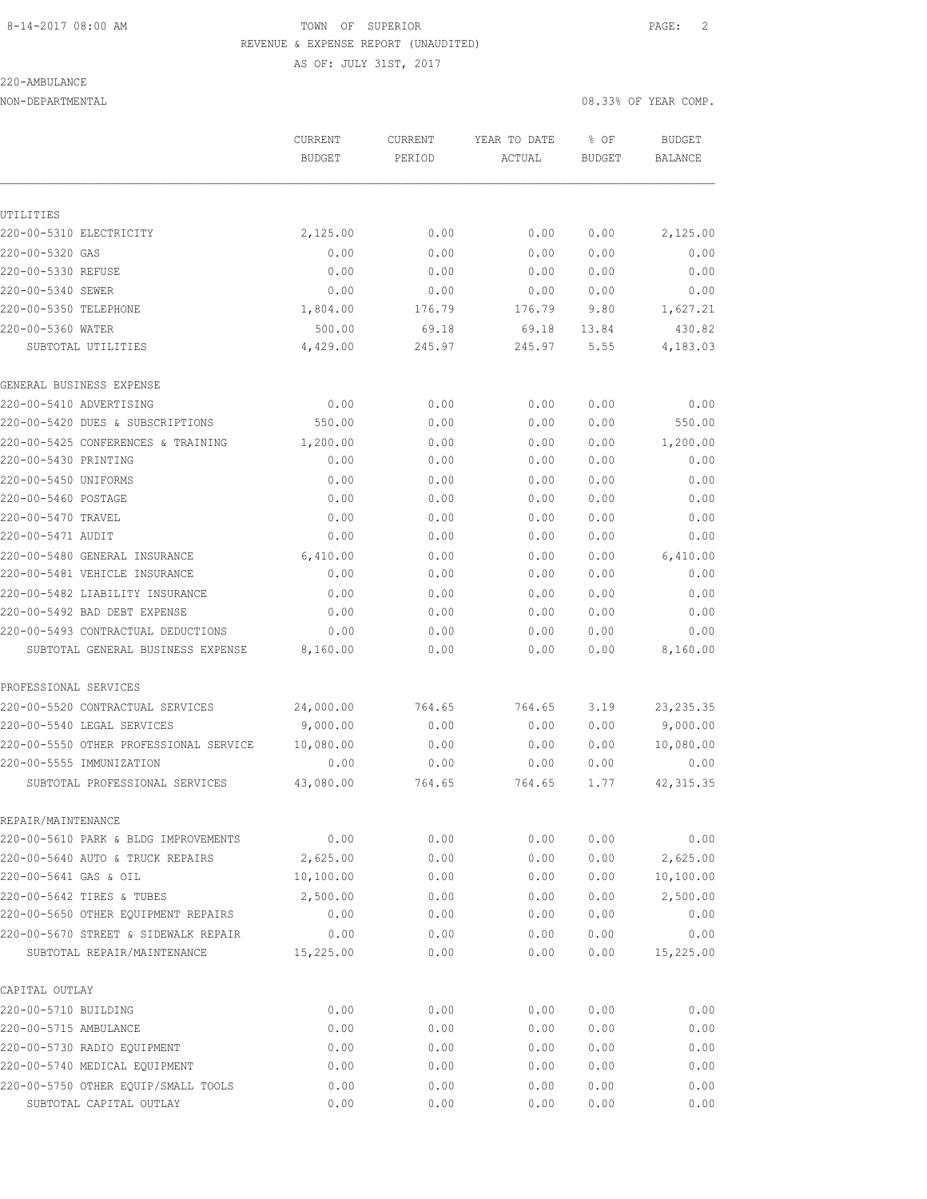8-14-2017 08:00 AM TOWN OF SUPERIOR

REVENUE & EXPENSE REPORT (UNAUDITED)

AS OF: JULY 31ST, 2017

220-AMBULANCE

NON-DEPARTMENTAL 08.33% OF YEAR COMP.

| | CURRENT BUDGET | CURRENT PERIOD | YEAR TO DATE ACTUAL | % OF BUDGET | BUDGET BALANCE |
|---|---|---|---|---|---|
| **UTILITIES** | | | | | |
| 220-00-5310 ELECTRICITY | 2,125.00 | 0.00 | 0.00 | 0.00 | 2,125.00 |
| 220-00-5320 GAS | 0.00 | 0.00 | 0.00 | 0.00 | 0.00 |
| 220-00-5330 REFUSE | 0.00 | 0.00 | 0.00 | 0.00 | 0.00 |
| 220-00-5340 SEWER | 0.00 | 0.00 | 0.00 | 0.00 | 0.00 |
| 220-00-5350 TELEPHONE | 1,804.00 | 176.79 | 176.79 | 9.80 | 1,627.21 |
| 220-00-5360 WATER | 500.00 | 69.18 | 69.18 | 13.84 | 430.82 |
| SUBTOTAL UTILITIES | 4,429.00 | 245.97 | 245.97 | 5.55 | 4,183.03 |
| **GENERAL BUSINESS EXPENSE** | | | | | |
| 220-00-5410 ADVERTISING | 0.00 | 0.00 | 0.00 | 0.00 | 0.00 |
| 220-00-5420 DUES & SUBSCRIPTIONS | 550.00 | 0.00 | 0.00 | 0.00 | 550.00 |
| 220-00-5425 CONFERENCES & TRAINING | 1,200.00 | 0.00 | 0.00 | 0.00 | 1,200.00 |
| 220-00-5430 PRINTING | 0.00 | 0.00 | 0.00 | 0.00 | 0.00 |
| 220-00-5450 UNIFORMS | 0.00 | 0.00 | 0.00 | 0.00 | 0.00 |
| 220-00-5460 POSTAGE | 0.00 | 0.00 | 0.00 | 0.00 | 0.00 |
| 220-00-5470 TRAVEL | 0.00 | 0.00 | 0.00 | 0.00 | 0.00 |
| 220-00-5471 AUDIT | 0.00 | 0.00 | 0.00 | 0.00 | 0.00 |
| 220-00-5480 GENERAL INSURANCE | 6,410.00 | 0.00 | 0.00 | 0.00 | 6,410.00 |
| 220-00-5481 VEHICLE INSURANCE | 0.00 | 0.00 | 0.00 | 0.00 | 0.00 |
| 220-00-5482 LIABILITY INSURANCE | 0.00 | 0.00 | 0.00 | 0.00 | 0.00 |
| 220-00-5492 BAD DEBT EXPENSE | 0.00 | 0.00 | 0.00 | 0.00 | 0.00 |
| 220-00-5493 CONTRACTUAL DEDUCTIONS | 0.00 | 0.00 | 0.00 | 0.00 | 0.00 |
| SUBTOTAL GENERAL BUSINESS EXPENSE | 8,160.00 | 0.00 | 0.00 | 0.00 | 8,160.00 |
| **PROFESSIONAL SERVICES** | | | | | |
| 220-00-5520 CONTRACTUAL SERVICES | 24,000.00 | 764.65 | 764.65 | 3.19 | 23,235.35 |
| 220-00-5540 LEGAL SERVICES | 9,000.00 | 0.00 | 0.00 | 0.00 | 9,000.00 |
| 220-00-5550 OTHER PROFESSIONAL SERVICE | 10,080.00 | 0.00 | 0.00 | 0.00 | 10,080.00 |
| 220-00-5555 IMMUNIZATION | 0.00 | 0.00 | 0.00 | 0.00 | 0.00 |
| SUBTOTAL PROFESSIONAL SERVICES | 43,080.00 | 764.65 | 764.65 | 1.77 | 42,315.35 |
| **REPAIR/MAINTENANCE** | | | | | |
| 220-00-5610 PARK & BLDG IMPROVEMENTS | 0.00 | 0.00 | 0.00 | 0.00 | 0.00 |
| 220-00-5640 AUTO & TRUCK REPAIRS | 2,625.00 | 0.00 | 0.00 | 0.00 | 2,625.00 |
| 220-00-5641 GAS & OIL | 10,100.00 | 0.00 | 0.00 | 0.00 | 10,100.00 |
| 220-00-5642 TIRES & TUBES | 2,500.00 | 0.00 | 0.00 | 0.00 | 2,500.00 |
| 220-00-5650 OTHER EQUIPMENT REPAIRS | 0.00 | 0.00 | 0.00 | 0.00 | 0.00 |
| 220-00-5670 STREET & SIDEWALK REPAIR | 0.00 | 0.00 | 0.00 | 0.00 | 0.00 |
| SUBTOTAL REPAIR/MAINTENANCE | 15,225.00 | 0.00 | 0.00 | 0.00 | 15,225.00 |
| **CAPITAL OUTLAY** | | | | | |
| 220-00-5710 BUILDING | 0.00 | 0.00 | 0.00 | 0.00 | 0.00 |
| 220-00-5715 AMBULANCE | 0.00 | 0.00 | 0.00 | 0.00 | 0.00 |
| 220-00-5730 RADIO EQUIPMENT | 0.00 | 0.00 | 0.00 | 0.00 | 0.00 |
| 220-00-5740 MEDICAL EQUIPMENT | 0.00 | 0.00 | 0.00 | 0.00 | 0.00 |
| 220-00-5750 OTHER EQUIP/SMALL TOOLS | 0.00 | 0.00 | 0.00 | 0.00 | 0.00 |
| SUBTOTAL CAPITAL OUTLAY | 0.00 | 0.00 | 0.00 | 0.00 | 0.00 |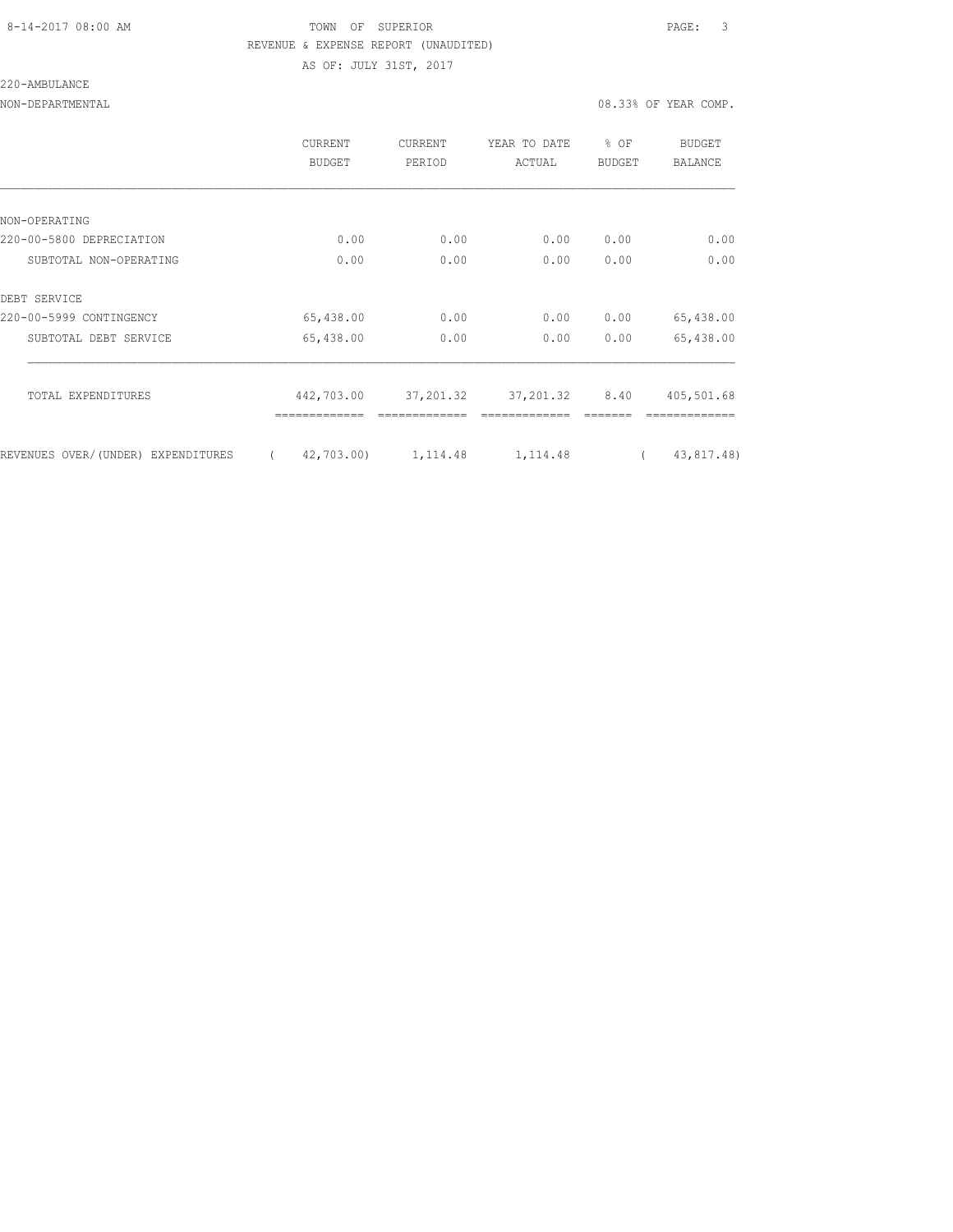TOWN OF SUPERIOR
REVENUE & EXPENSE REPORT (UNAUDITED)
AS OF: JULY 31ST, 2017

220-AMBULANCE

NON-DEPARTMENTAL — 08.33% OF YEAR COMP.

| | CURRENT BUDGET | CURRENT PERIOD | YEAR TO DATE ACTUAL | % OF BUDGET | BUDGET BALANCE |
|---|---|---|---|---|---|
| NON-OPERATING | | | | | |
| 220-00-5800 DEPRECIATION | 0.00 | 0.00 | 0.00 | 0.00 | 0.00 |
| SUBTOTAL NON-OPERATING | 0.00 | 0.00 | 0.00 | 0.00 | 0.00 |
| DEBT SERVICE | | | | | |
| 220-00-5999 CONTINGENCY | 65,438.00 | 0.00 | 0.00 | 0.00 | 65,438.00 |
| SUBTOTAL DEBT SERVICE | 65,438.00 | 0.00 | 0.00 | 0.00 | 65,438.00 |
| TOTAL EXPENDITURES | 442,703.00 | 37,201.32 | 37,201.32 | 8.40 | 405,501.68 |
| REVENUES OVER/(UNDER) EXPENDITURES | ( 42,703.00) | 1,114.48 | 1,114.48 | | ( 43,817.48) |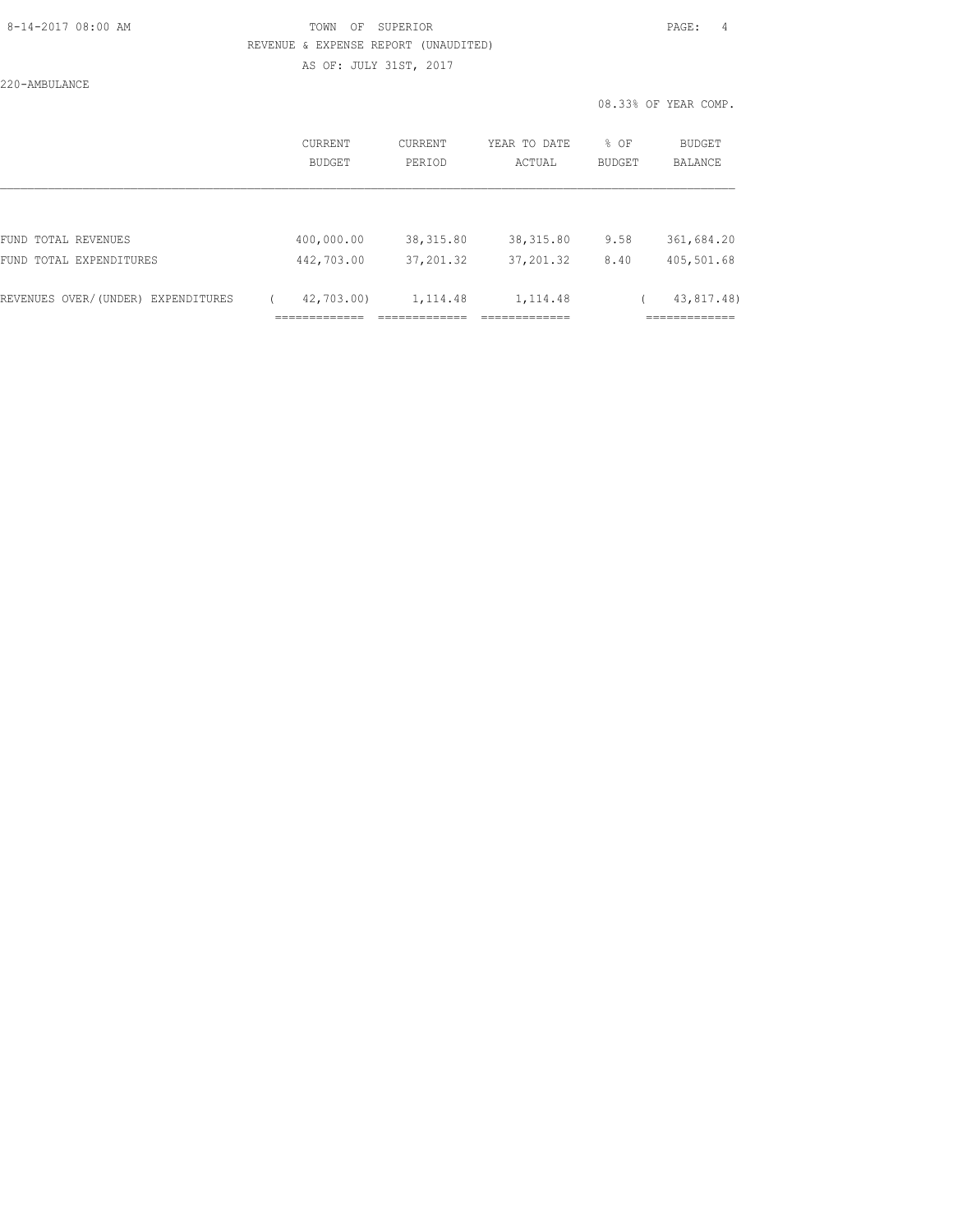TOWN OF SUPERIOR

REVENUE & EXPENSE REPORT (UNAUDITED)

AS OF: JULY 31ST, 2017

220-AMBULANCE

08.33% OF YEAR COMP.

| | CURRENT BUDGET | CURRENT PERIOD | YEAR TO DATE ACTUAL | % OF BUDGET | BUDGET BALANCE |
|---|---|---|---|---|---|
| FUND TOTAL REVENUES | 400,000.00 | 38,315.80 | 38,315.80 | 9.58 | 361,684.20 |
| FUND TOTAL EXPENDITURES | 442,703.00 | 37,201.32 | 37,201.32 | 8.40 | 405,501.68 |
| REVENUES OVER/(UNDER) EXPENDITURES | ( 42,703.00) | 1,114.48 | 1,114.48 | | ( 43,817.48) |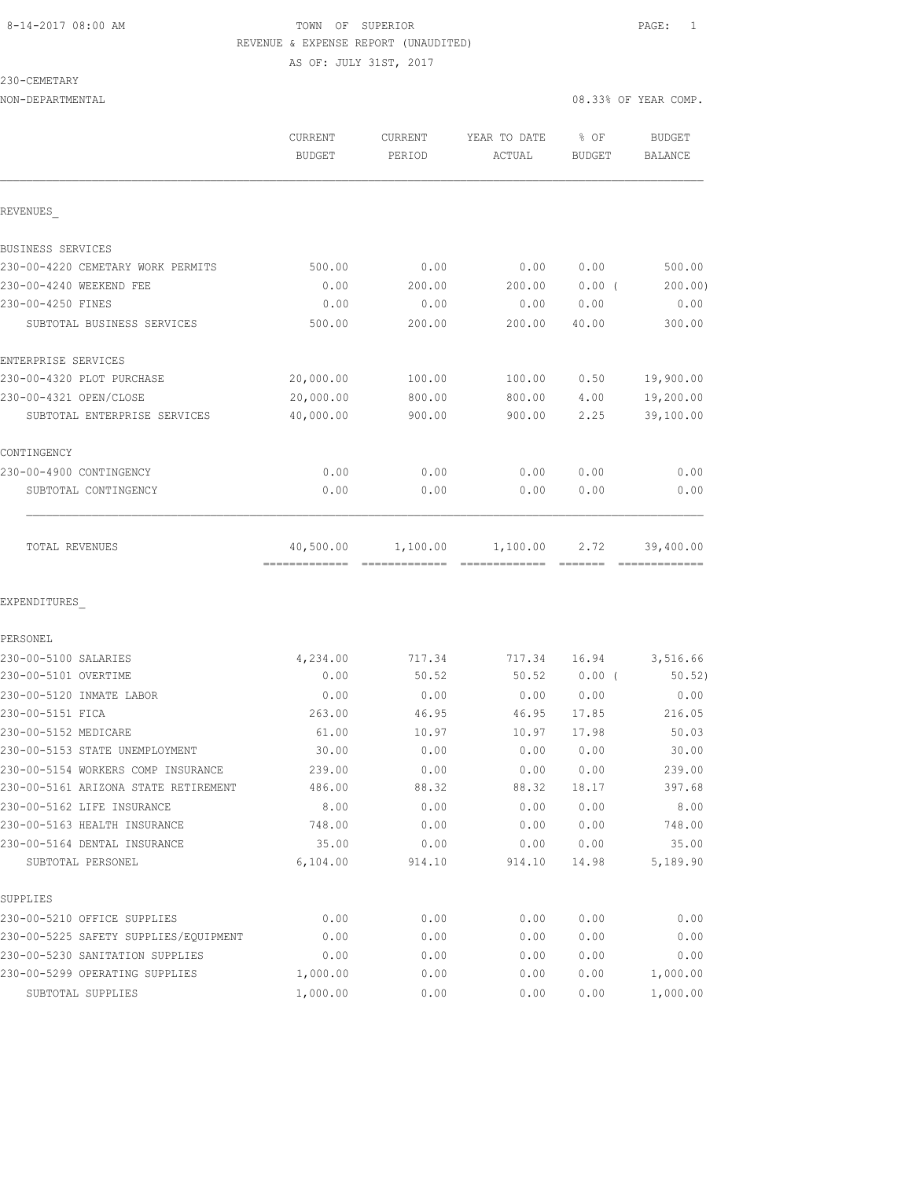8-14-2017 08:00 AM TOWN OF SUPERIOR

REVENUE & EXPENSE REPORT (UNAUDITED)

AS OF: JULY 31ST, 2017

230-CEMETARY

NON-DEPARTMENTAL 08.33% OF YEAR COMP.

| | CURRENT BUDGET | CURRENT PERIOD | YEAR TO DATE ACTUAL | % OF BUDGET | BUDGET BALANCE |
|---|---|---|---|---|---|
| REVENUES_ | | | | | |
| BUSINESS SERVICES | | | | | |
| 230-00-4220 CEMETARY WORK PERMITS | 500.00 | 0.00 | 0.00 | 0.00 | 500.00 |
| 230-00-4240 WEEKEND FEE | 0.00 | 200.00 | 200.00 | 0.00 ( | 200.00) |
| 230-00-4250 FINES | 0.00 | 0.00 | 0.00 | 0.00 | 0.00 |
| SUBTOTAL BUSINESS SERVICES | 500.00 | 200.00 | 200.00 | 40.00 | 300.00 |
| ENTERPRISE SERVICES | | | | | |
| 230-00-4320 PLOT PURCHASE | 20,000.00 | 100.00 | 100.00 | 0.50 | 19,900.00 |
| 230-00-4321 OPEN/CLOSE | 20,000.00 | 800.00 | 800.00 | 4.00 | 19,200.00 |
| SUBTOTAL ENTERPRISE SERVICES | 40,000.00 | 900.00 | 900.00 | 2.25 | 39,100.00 |
| CONTINGENCY | | | | | |
| 230-00-4900 CONTINGENCY | 0.00 | 0.00 | 0.00 | 0.00 | 0.00 |
| SUBTOTAL CONTINGENCY | 0.00 | 0.00 | 0.00 | 0.00 | 0.00 |
| TOTAL REVENUES | 40,500.00 | 1,100.00 | 1,100.00 | 2.72 | 39,400.00 |
| EXPENDITURES_ | | | | | |
| PERSONEL | | | | | |
| 230-00-5100 SALARIES | 4,234.00 | 717.34 | 717.34 | 16.94 | 3,516.66 |
| 230-00-5101 OVERTIME | 0.00 | 50.52 | 50.52 | 0.00 ( | 50.52) |
| 230-00-5120 INMATE LABOR | 0.00 | 0.00 | 0.00 | 0.00 | 0.00 |
| 230-00-5151 FICA | 263.00 | 46.95 | 46.95 | 17.85 | 216.05 |
| 230-00-5152 MEDICARE | 61.00 | 10.97 | 10.97 | 17.98 | 50.03 |
| 230-00-5153 STATE UNEMPLOYMENT | 30.00 | 0.00 | 0.00 | 0.00 | 30.00 |
| 230-00-5154 WORKERS COMP INSURANCE | 239.00 | 0.00 | 0.00 | 0.00 | 239.00 |
| 230-00-5161 ARIZONA STATE RETIREMENT | 486.00 | 88.32 | 88.32 | 18.17 | 397.68 |
| 230-00-5162 LIFE INSURANCE | 8.00 | 0.00 | 0.00 | 0.00 | 8.00 |
| 230-00-5163 HEALTH INSURANCE | 748.00 | 0.00 | 0.00 | 0.00 | 748.00 |
| 230-00-5164 DENTAL INSURANCE | 35.00 | 0.00 | 0.00 | 0.00 | 35.00 |
| SUBTOTAL PERSONEL | 6,104.00 | 914.10 | 914.10 | 14.98 | 5,189.90 |
| SUPPLIES | | | | | |
| 230-00-5210 OFFICE SUPPLIES | 0.00 | 0.00 | 0.00 | 0.00 | 0.00 |
| 230-00-5225 SAFETY SUPPLIES/EQUIPMENT | 0.00 | 0.00 | 0.00 | 0.00 | 0.00 |
| 230-00-5230 SANITATION SUPPLIES | 0.00 | 0.00 | 0.00 | 0.00 | 0.00 |
| 230-00-5299 OPERATING SUPPLIES | 1,000.00 | 0.00 | 0.00 | 0.00 | 1,000.00 |
| SUBTOTAL SUPPLIES | 1,000.00 | 0.00 | 0.00 | 0.00 | 1,000.00 |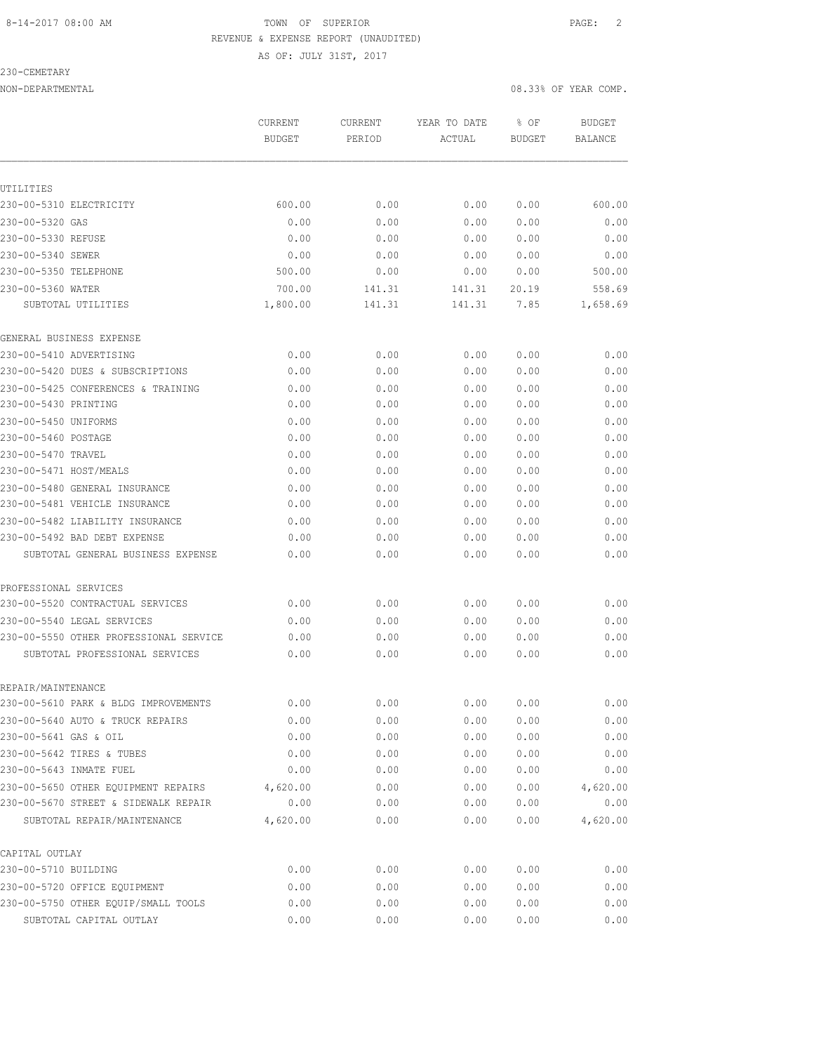8-14-2017 08:00 AM TOWN OF SUPERIOR

REVENUE & EXPENSE REPORT (UNAUDITED)

AS OF: JULY 31ST, 2017

230-CEMETARY

NON-DEPARTMENTAL 08.33% OF YEAR COMP.

| | CURRENT BUDGET | CURRENT PERIOD | YEAR TO DATE ACTUAL | % OF BUDGET | BUDGET BALANCE |
|---|---|---|---|---|---|
| **UTILITIES** | | | | | |
| 230-00-5310 ELECTRICITY | 600.00 | 0.00 | 0.00 | 0.00 | 600.00 |
| 230-00-5320 GAS | 0.00 | 0.00 | 0.00 | 0.00 | 0.00 |
| 230-00-5330 REFUSE | 0.00 | 0.00 | 0.00 | 0.00 | 0.00 |
| 230-00-5340 SEWER | 0.00 | 0.00 | 0.00 | 0.00 | 0.00 |
| 230-00-5350 TELEPHONE | 500.00 | 0.00 | 0.00 | 0.00 | 500.00 |
| 230-00-5360 WATER | 700.00 | 141.31 | 141.31 | 20.19 | 558.69 |
| SUBTOTAL UTILITIES | 1,800.00 | 141.31 | 141.31 | 7.85 | 1,658.69 |
| **GENERAL BUSINESS EXPENSE** | | | | | |
| 230-00-5410 ADVERTISING | 0.00 | 0.00 | 0.00 | 0.00 | 0.00 |
| 230-00-5420 DUES & SUBSCRIPTIONS | 0.00 | 0.00 | 0.00 | 0.00 | 0.00 |
| 230-00-5425 CONFERENCES & TRAINING | 0.00 | 0.00 | 0.00 | 0.00 | 0.00 |
| 230-00-5430 PRINTING | 0.00 | 0.00 | 0.00 | 0.00 | 0.00 |
| 230-00-5450 UNIFORMS | 0.00 | 0.00 | 0.00 | 0.00 | 0.00 |
| 230-00-5460 POSTAGE | 0.00 | 0.00 | 0.00 | 0.00 | 0.00 |
| 230-00-5470 TRAVEL | 0.00 | 0.00 | 0.00 | 0.00 | 0.00 |
| 230-00-5471 HOST/MEALS | 0.00 | 0.00 | 0.00 | 0.00 | 0.00 |
| 230-00-5480 GENERAL INSURANCE | 0.00 | 0.00 | 0.00 | 0.00 | 0.00 |
| 230-00-5481 VEHICLE INSURANCE | 0.00 | 0.00 | 0.00 | 0.00 | 0.00 |
| 230-00-5482 LIABILITY INSURANCE | 0.00 | 0.00 | 0.00 | 0.00 | 0.00 |
| 230-00-5492 BAD DEBT EXPENSE | 0.00 | 0.00 | 0.00 | 0.00 | 0.00 |
| SUBTOTAL GENERAL BUSINESS EXPENSE | 0.00 | 0.00 | 0.00 | 0.00 | 0.00 |
| **PROFESSIONAL SERVICES** | | | | | |
| 230-00-5520 CONTRACTUAL SERVICES | 0.00 | 0.00 | 0.00 | 0.00 | 0.00 |
| 230-00-5540 LEGAL SERVICES | 0.00 | 0.00 | 0.00 | 0.00 | 0.00 |
| 230-00-5550 OTHER PROFESSIONAL SERVICE | 0.00 | 0.00 | 0.00 | 0.00 | 0.00 |
| SUBTOTAL PROFESSIONAL SERVICES | 0.00 | 0.00 | 0.00 | 0.00 | 0.00 |
| **REPAIR/MAINTENANCE** | | | | | |
| 230-00-5610 PARK & BLDG IMPROVEMENTS | 0.00 | 0.00 | 0.00 | 0.00 | 0.00 |
| 230-00-5640 AUTO & TRUCK REPAIRS | 0.00 | 0.00 | 0.00 | 0.00 | 0.00 |
| 230-00-5641 GAS & OIL | 0.00 | 0.00 | 0.00 | 0.00 | 0.00 |
| 230-00-5642 TIRES & TUBES | 0.00 | 0.00 | 0.00 | 0.00 | 0.00 |
| 230-00-5643 INMATE FUEL | 0.00 | 0.00 | 0.00 | 0.00 | 0.00 |
| 230-00-5650 OTHER EQUIPMENT REPAIRS | 4,620.00 | 0.00 | 0.00 | 0.00 | 4,620.00 |
| 230-00-5670 STREET & SIDEWALK REPAIR | 0.00 | 0.00 | 0.00 | 0.00 | 0.00 |
| SUBTOTAL REPAIR/MAINTENANCE | 4,620.00 | 0.00 | 0.00 | 0.00 | 4,620.00 |
| **CAPITAL OUTLAY** | | | | | |
| 230-00-5710 BUILDING | 0.00 | 0.00 | 0.00 | 0.00 | 0.00 |
| 230-00-5720 OFFICE EQUIPMENT | 0.00 | 0.00 | 0.00 | 0.00 | 0.00 |
| 230-00-5750 OTHER EQUIP/SMALL TOOLS | 0.00 | 0.00 | 0.00 | 0.00 | 0.00 |
| SUBTOTAL CAPITAL OUTLAY | 0.00 | 0.00 | 0.00 | 0.00 | 0.00 |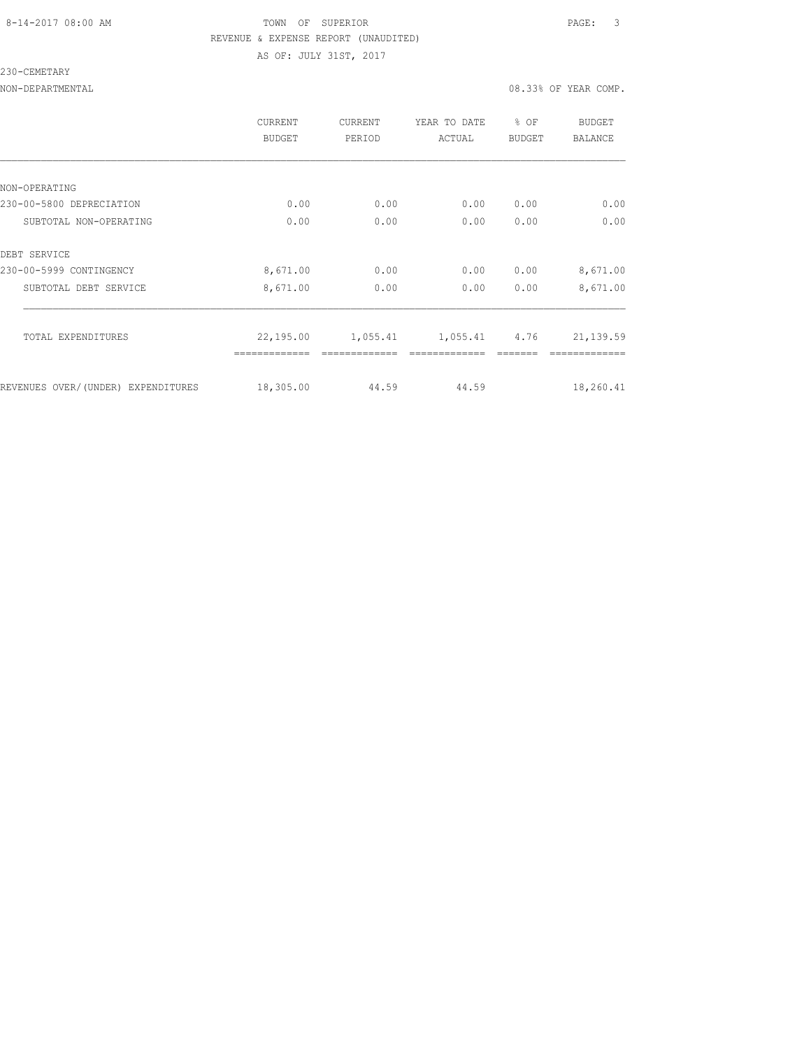8-14-2017 08:00 AM TOWN OF SUPERIOR

REVENUE & EXPENSE REPORT (UNAUDITED)

AS OF: JULY 31ST, 2017

230-CEMETARY

NON-DEPARTMENTAL 08.33% OF YEAR COMP.

| | CURRENT BUDGET | CURRENT PERIOD | YEAR TO DATE ACTUAL | % OF BUDGET | BUDGET BALANCE |
|---|---|---|---|---|---|
| NON-OPERATING | | | | | |
| 230-00-5800 DEPRECIATION | 0.00 | 0.00 | 0.00 | 0.00 | 0.00 |
| SUBTOTAL NON-OPERATING | 0.00 | 0.00 | 0.00 | 0.00 | 0.00 |
| DEBT SERVICE | | | | | |
| 230-00-5999 CONTINGENCY | 8,671.00 | 0.00 | 0.00 | 0.00 | 8,671.00 |
| SUBTOTAL DEBT SERVICE | 8,671.00 | 0.00 | 0.00 | 0.00 | 8,671.00 |
| TOTAL EXPENDITURES | 22,195.00 | 1,055.41 | 1,055.41 | 4.76 | 21,139.59 |
| REVENUES OVER/(UNDER) EXPENDITURES | 18,305.00 | 44.59 | 44.59 | | 18,260.41 |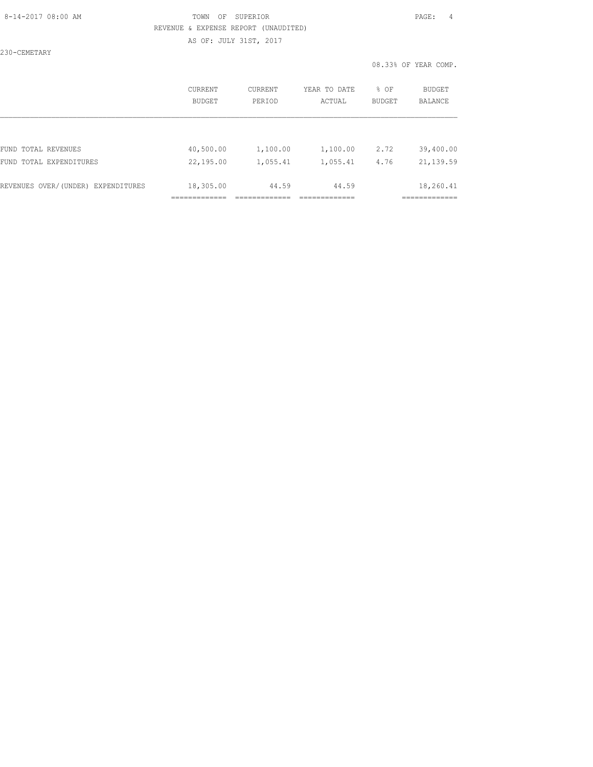TOWN OF SUPERIOR

REVENUE & EXPENSE REPORT (UNAUDITED)

AS OF: JULY 31ST, 2017

230-CEMETARY

08.33% OF YEAR COMP.

| | CURRENT BUDGET | CURRENT PERIOD | YEAR TO DATE ACTUAL | % OF BUDGET | BUDGET BALANCE |
|---|---|---|---|---|---|
| FUND TOTAL REVENUES | 40,500.00 | 1,100.00 | 1,100.00 | 2.72 | 39,400.00 |
| FUND TOTAL EXPENDITURES | 22,195.00 | 1,055.41 | 1,055.41 | 4.76 | 21,139.59 |
| REVENUES OVER/(UNDER) EXPENDITURES | 18,305.00 | 44.59 | 44.59 | | 18,260.41 |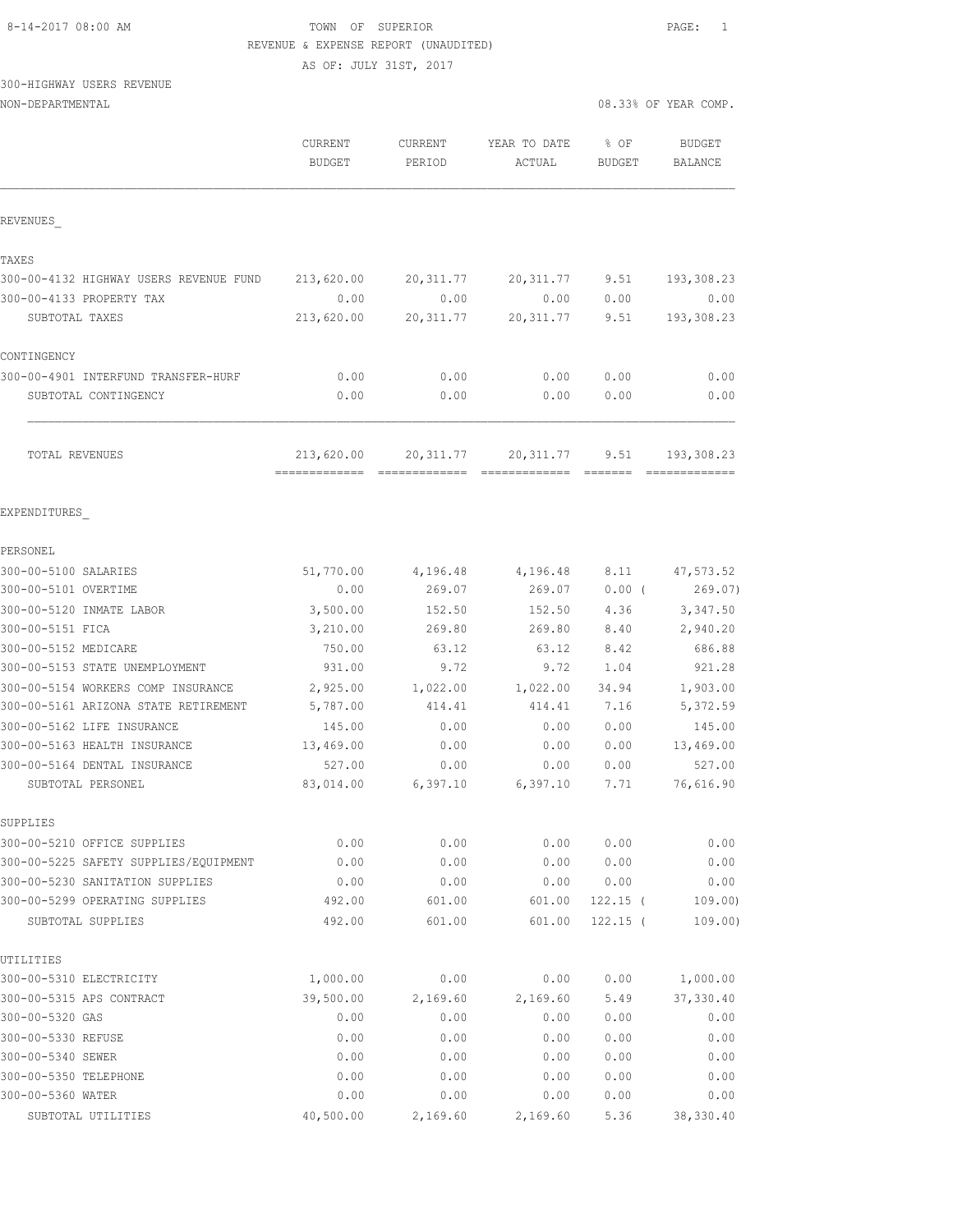8-14-2017 08:00 AM TOWN OF SUPERIOR

REVENUE & EXPENSE REPORT (UNAUDITED)

AS OF: JULY 31ST, 2017

300-HIGHWAY USERS REVENUE

NON-DEPARTMENTAL 08.33% OF YEAR COMP.

| | CURRENT BUDGET | CURRENT PERIOD | YEAR TO DATE ACTUAL | % OF BUDGET | BUDGET BALANCE |
|---|---|---|---|---|---|
| REVENUES_ | | | | | |
| TAXES | | | | | |
| 300-00-4132 HIGHWAY USERS REVENUE FUND | 213,620.00 | 20,311.77 | 20,311.77 | 9.51 | 193,308.23 |
| 300-00-4133 PROPERTY TAX | 0.00 | 0.00 | 0.00 | 0.00 | 0.00 |
| SUBTOTAL TAXES | 213,620.00 | 20,311.77 | 20,311.77 | 9.51 | 193,308.23 |
| CONTINGENCY | | | | | |
| 300-00-4901 INTERFUND TRANSFER-HURF | 0.00 | 0.00 | 0.00 | 0.00 | 0.00 |
| SUBTOTAL CONTINGENCY | 0.00 | 0.00 | 0.00 | 0.00 | 0.00 |
| TOTAL REVENUES | 213,620.00 | 20,311.77 | 20,311.77 | 9.51 | 193,308.23 |
| EXPENDITURES_ | | | | | |
| PERSONEL | | | | | |
| 300-00-5100 SALARIES | 51,770.00 | 4,196.48 | 4,196.48 | 8.11 | 47,573.52 |
| 300-00-5101 OVERTIME | 0.00 | 269.07 | 269.07 | 0.00 ( | 269.07) |
| 300-00-5120 INMATE LABOR | 3,500.00 | 152.50 | 152.50 | 4.36 | 3,347.50 |
| 300-00-5151 FICA | 3,210.00 | 269.80 | 269.80 | 8.40 | 2,940.20 |
| 300-00-5152 MEDICARE | 750.00 | 63.12 | 63.12 | 8.42 | 686.88 |
| 300-00-5153 STATE UNEMPLOYMENT | 931.00 | 9.72 | 9.72 | 1.04 | 921.28 |
| 300-00-5154 WORKERS COMP INSURANCE | 2,925.00 | 1,022.00 | 1,022.00 | 34.94 | 1,903.00 |
| 300-00-5161 ARIZONA STATE RETIREMENT | 5,787.00 | 414.41 | 414.41 | 7.16 | 5,372.59 |
| 300-00-5162 LIFE INSURANCE | 145.00 | 0.00 | 0.00 | 0.00 | 145.00 |
| 300-00-5163 HEALTH INSURANCE | 13,469.00 | 0.00 | 0.00 | 0.00 | 13,469.00 |
| 300-00-5164 DENTAL INSURANCE | 527.00 | 0.00 | 0.00 | 0.00 | 527.00 |
| SUBTOTAL PERSONEL | 83,014.00 | 6,397.10 | 6,397.10 | 7.71 | 76,616.90 |
| SUPPLIES | | | | | |
| 300-00-5210 OFFICE SUPPLIES | 0.00 | 0.00 | 0.00 | 0.00 | 0.00 |
| 300-00-5225 SAFETY SUPPLIES/EQUIPMENT | 0.00 | 0.00 | 0.00 | 0.00 | 0.00 |
| 300-00-5230 SANITATION SUPPLIES | 0.00 | 0.00 | 0.00 | 0.00 | 0.00 |
| 300-00-5299 OPERATING SUPPLIES | 492.00 | 601.00 | 601.00 | 122.15 ( | 109.00) |
| SUBTOTAL SUPPLIES | 492.00 | 601.00 | 601.00 | 122.15 ( | 109.00) |
| UTILITIES | | | | | |
| 300-00-5310 ELECTRICITY | 1,000.00 | 0.00 | 0.00 | 0.00 | 1,000.00 |
| 300-00-5315 APS CONTRACT | 39,500.00 | 2,169.60 | 2,169.60 | 5.49 | 37,330.40 |
| 300-00-5320 GAS | 0.00 | 0.00 | 0.00 | 0.00 | 0.00 |
| 300-00-5330 REFUSE | 0.00 | 0.00 | 0.00 | 0.00 | 0.00 |
| 300-00-5340 SEWER | 0.00 | 0.00 | 0.00 | 0.00 | 0.00 |
| 300-00-5350 TELEPHONE | 0.00 | 0.00 | 0.00 | 0.00 | 0.00 |
| 300-00-5360 WATER | 0.00 | 0.00 | 0.00 | 0.00 | 0.00 |
| SUBTOTAL UTILITIES | 40,500.00 | 2,169.60 | 2,169.60 | 5.36 | 38,330.40 |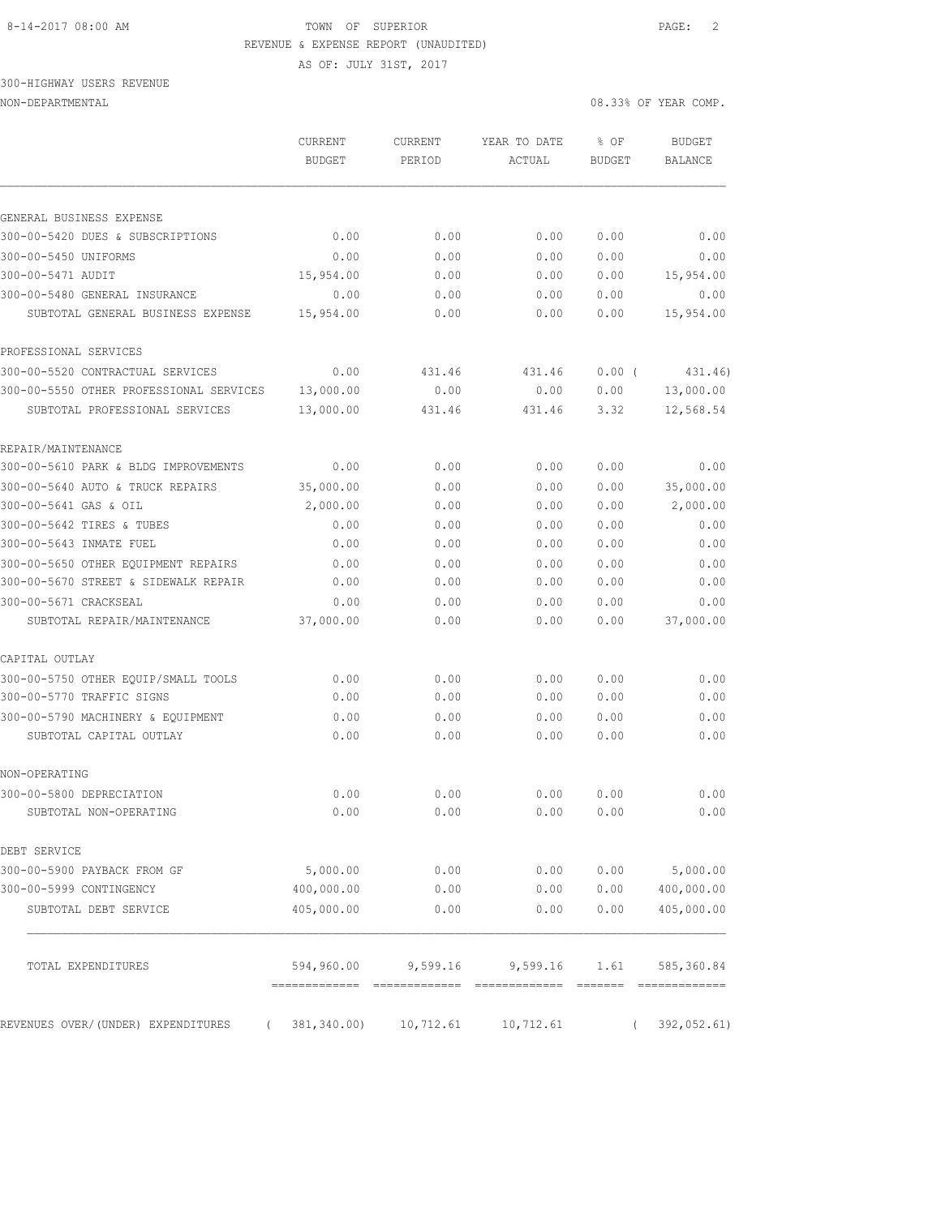TOWN OF SUPERIOR
REVENUE & EXPENSE REPORT (UNAUDITED)
AS OF: JULY 31ST, 2017

300-HIGHWAY USERS REVENUE
NON-DEPARTMENTAL

08.33% OF YEAR COMP.

| | CURRENT BUDGET | CURRENT PERIOD | YEAR TO DATE ACTUAL | % OF BUDGET | BUDGET BALANCE |
|---|---|---|---|---|---|
| GENERAL BUSINESS EXPENSE | | | | | |
| 300-00-5420 DUES & SUBSCRIPTIONS | 0.00 | 0.00 | 0.00 | 0.00 | 0.00 |
| 300-00-5450 UNIFORMS | 0.00 | 0.00 | 0.00 | 0.00 | 0.00 |
| 300-00-5471 AUDIT | 15,954.00 | 0.00 | 0.00 | 0.00 | 15,954.00 |
| 300-00-5480 GENERAL INSURANCE | 0.00 | 0.00 | 0.00 | 0.00 | 0.00 |
| SUBTOTAL GENERAL BUSINESS EXPENSE | 15,954.00 | 0.00 | 0.00 | 0.00 | 15,954.00 |
| PROFESSIONAL SERVICES | | | | | |
| 300-00-5520 CONTRACTUAL SERVICES | 0.00 | 431.46 | 431.46 | 0.00 ( | 431.46) |
| 300-00-5550 OTHER PROFESSIONAL SERVICES | 13,000.00 | 0.00 | 0.00 | 0.00 | 13,000.00 |
| SUBTOTAL PROFESSIONAL SERVICES | 13,000.00 | 431.46 | 431.46 | 3.32 | 12,568.54 |
| REPAIR/MAINTENANCE | | | | | |
| 300-00-5610 PARK & BLDG IMPROVEMENTS | 0.00 | 0.00 | 0.00 | 0.00 | 0.00 |
| 300-00-5640 AUTO & TRUCK REPAIRS | 35,000.00 | 0.00 | 0.00 | 0.00 | 35,000.00 |
| 300-00-5641 GAS & OIL | 2,000.00 | 0.00 | 0.00 | 0.00 | 2,000.00 |
| 300-00-5642 TIRES & TUBES | 0.00 | 0.00 | 0.00 | 0.00 | 0.00 |
| 300-00-5643 INMATE FUEL | 0.00 | 0.00 | 0.00 | 0.00 | 0.00 |
| 300-00-5650 OTHER EQUIPMENT REPAIRS | 0.00 | 0.00 | 0.00 | 0.00 | 0.00 |
| 300-00-5670 STREET & SIDEWALK REPAIR | 0.00 | 0.00 | 0.00 | 0.00 | 0.00 |
| 300-00-5671 CRACKSEAL | 0.00 | 0.00 | 0.00 | 0.00 | 0.00 |
| SUBTOTAL REPAIR/MAINTENANCE | 37,000.00 | 0.00 | 0.00 | 0.00 | 37,000.00 |
| CAPITAL OUTLAY | | | | | |
| 300-00-5750 OTHER EQUIP/SMALL TOOLS | 0.00 | 0.00 | 0.00 | 0.00 | 0.00 |
| 300-00-5770 TRAFFIC SIGNS | 0.00 | 0.00 | 0.00 | 0.00 | 0.00 |
| 300-00-5790 MACHINERY & EQUIPMENT | 0.00 | 0.00 | 0.00 | 0.00 | 0.00 |
| SUBTOTAL CAPITAL OUTLAY | 0.00 | 0.00 | 0.00 | 0.00 | 0.00 |
| NON-OPERATING | | | | | |
| 300-00-5800 DEPRECIATION | 0.00 | 0.00 | 0.00 | 0.00 | 0.00 |
| SUBTOTAL NON-OPERATING | 0.00 | 0.00 | 0.00 | 0.00 | 0.00 |
| DEBT SERVICE | | | | | |
| 300-00-5900 PAYBACK FROM GF | 5,000.00 | 0.00 | 0.00 | 0.00 | 5,000.00 |
| 300-00-5999 CONTINGENCY | 400,000.00 | 0.00 | 0.00 | 0.00 | 400,000.00 |
| SUBTOTAL DEBT SERVICE | 405,000.00 | 0.00 | 0.00 | 0.00 | 405,000.00 |
| TOTAL EXPENDITURES | 594,960.00 | 9,599.16 | 9,599.16 | 1.61 | 585,360.84 |
| REVENUES OVER/(UNDER) EXPENDITURES | ( 381,340.00) | 10,712.61 | 10,712.61 | | ( 392,052.61) |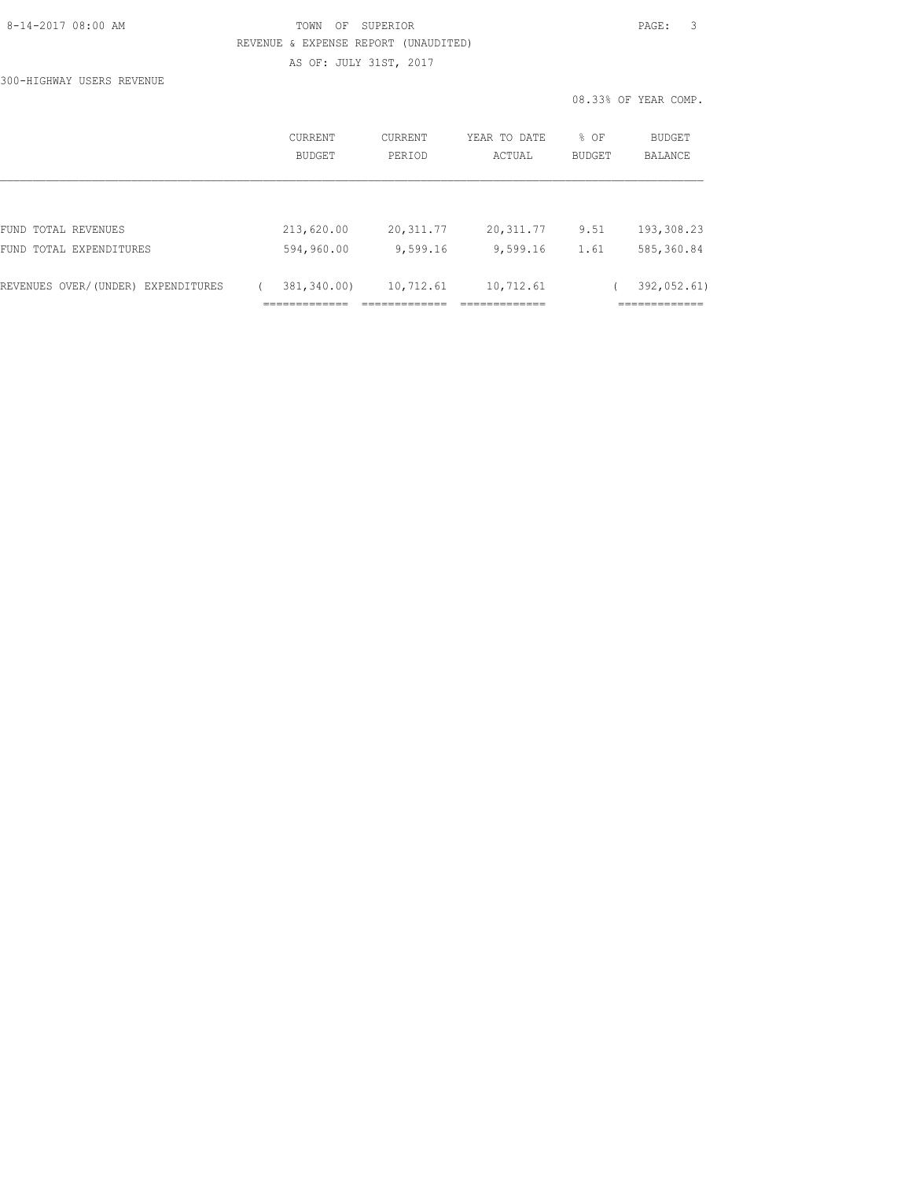TOWN OF SUPERIOR

REVENUE & EXPENSE REPORT (UNAUDITED)

AS OF: JULY 31ST, 2017

300-HIGHWAY USERS REVENUE

08.33% OF YEAR COMP.

| | CURRENT BUDGET | CURRENT PERIOD | YEAR TO DATE ACTUAL | % OF BUDGET | BUDGET BALANCE |
|---|---|---|---|---|---|
| FUND TOTAL REVENUES | 213,620.00 | 20,311.77 | 20,311.77 | 9.51 | 193,308.23 |
| FUND TOTAL EXPENDITURES | 594,960.00 | 9,599.16 | 9,599.16 | 1.61 | 585,360.84 |
| REVENUES OVER/(UNDER) EXPENDITURES | ( 381,340.00) | 10,712.61 | 10,712.61 | | ( 392,052.61) |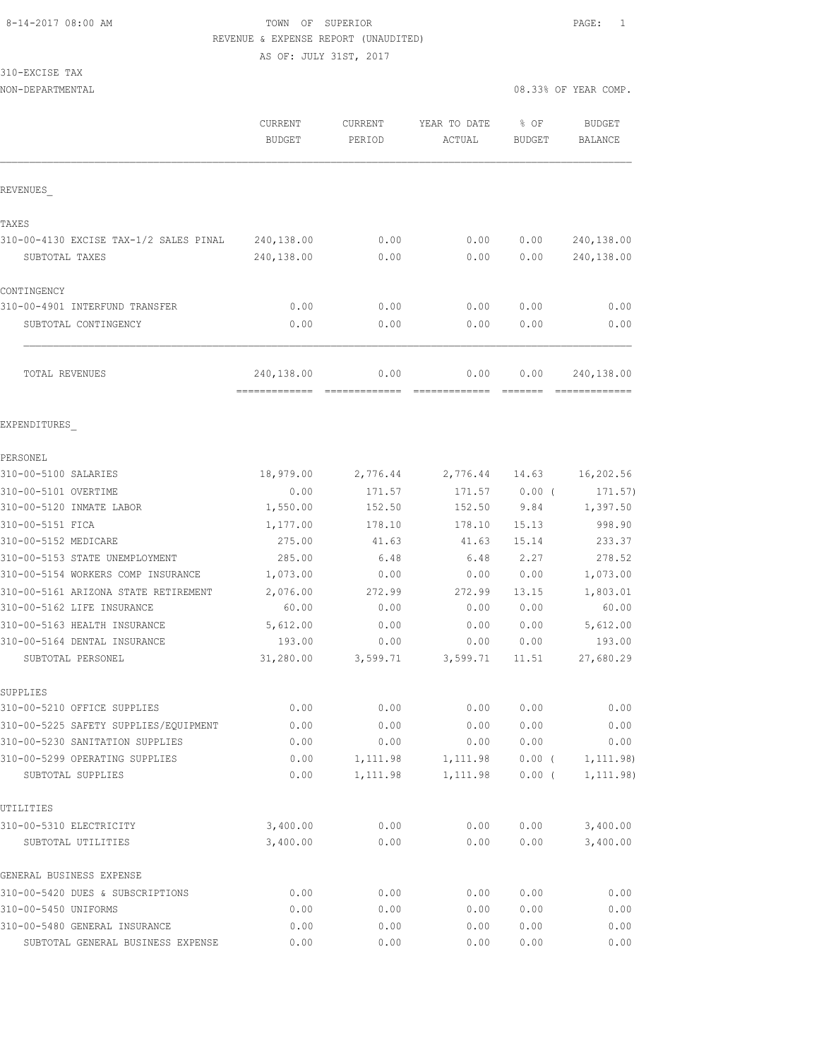8-14-2017 08:00 AM TOWN OF SUPERIOR PAGE: 1

REVENUE & EXPENSE REPORT (UNAUDITED)

AS OF: JULY 31ST, 2017

310-EXCISE TAX

NON-DEPARTMENTAL 08.33% OF YEAR COMP.

| | CURRENT BUDGET | CURRENT PERIOD | YEAR TO DATE ACTUAL | % OF BUDGET | BUDGET BALANCE |
|---|---|---|---|---|---|
| REVENUES_ | | | | | |
| TAXES | | | | | |
| 310-00-4130 EXCISE TAX-1/2 SALES PINAL | 240,138.00 | 0.00 | 0.00 | 0.00 | 240,138.00 |
| SUBTOTAL TAXES | 240,138.00 | 0.00 | 0.00 | 0.00 | 240,138.00 |
| CONTINGENCY | | | | | |
| 310-00-4901 INTERFUND TRANSFER | 0.00 | 0.00 | 0.00 | 0.00 | 0.00 |
| SUBTOTAL CONTINGENCY | 0.00 | 0.00 | 0.00 | 0.00 | 0.00 |
| TOTAL REVENUES | 240,138.00 | 0.00 | 0.00 | 0.00 | 240,138.00 |
| EXPENDITURES_ | | | | | |
| PERSONEL | | | | | |
| 310-00-5100 SALARIES | 18,979.00 | 2,776.44 | 2,776.44 | 14.63 | 16,202.56 |
| 310-00-5101 OVERTIME | 0.00 | 171.57 | 171.57 | 0.00 ( | 171.57) |
| 310-00-5120 INMATE LABOR | 1,550.00 | 152.50 | 152.50 | 9.84 | 1,397.50 |
| 310-00-5151 FICA | 1,177.00 | 178.10 | 178.10 | 15.13 | 998.90 |
| 310-00-5152 MEDICARE | 275.00 | 41.63 | 41.63 | 15.14 | 233.37 |
| 310-00-5153 STATE UNEMPLOYMENT | 285.00 | 6.48 | 6.48 | 2.27 | 278.52 |
| 310-00-5154 WORKERS COMP INSURANCE | 1,073.00 | 0.00 | 0.00 | 0.00 | 1,073.00 |
| 310-00-5161 ARIZONA STATE RETIREMENT | 2,076.00 | 272.99 | 272.99 | 13.15 | 1,803.01 |
| 310-00-5162 LIFE INSURANCE | 60.00 | 0.00 | 0.00 | 0.00 | 60.00 |
| 310-00-5163 HEALTH INSURANCE | 5,612.00 | 0.00 | 0.00 | 0.00 | 5,612.00 |
| 310-00-5164 DENTAL INSURANCE | 193.00 | 0.00 | 0.00 | 0.00 | 193.00 |
| SUBTOTAL PERSONEL | 31,280.00 | 3,599.71 | 3,599.71 | 11.51 | 27,680.29 |
| SUPPLIES | | | | | |
| 310-00-5210 OFFICE SUPPLIES | 0.00 | 0.00 | 0.00 | 0.00 | 0.00 |
| 310-00-5225 SAFETY SUPPLIES/EQUIPMENT | 0.00 | 0.00 | 0.00 | 0.00 | 0.00 |
| 310-00-5230 SANITATION SUPPLIES | 0.00 | 0.00 | 0.00 | 0.00 | 0.00 |
| 310-00-5299 OPERATING SUPPLIES | 0.00 | 1,111.98 | 1,111.98 | 0.00 ( | 1,111.98) |
| SUBTOTAL SUPPLIES | 0.00 | 1,111.98 | 1,111.98 | 0.00 ( | 1,111.98) |
| UTILITIES | | | | | |
| 310-00-5310 ELECTRICITY | 3,400.00 | 0.00 | 0.00 | 0.00 | 3,400.00 |
| SUBTOTAL UTILITIES | 3,400.00 | 0.00 | 0.00 | 0.00 | 3,400.00 |
| GENERAL BUSINESS EXPENSE | | | | | |
| 310-00-5420 DUES & SUBSCRIPTIONS | 0.00 | 0.00 | 0.00 | 0.00 | 0.00 |
| 310-00-5450 UNIFORMS | 0.00 | 0.00 | 0.00 | 0.00 | 0.00 |
| 310-00-5480 GENERAL INSURANCE | 0.00 | 0.00 | 0.00 | 0.00 | 0.00 |
| SUBTOTAL GENERAL BUSINESS EXPENSE | 0.00 | 0.00 | 0.00 | 0.00 | 0.00 |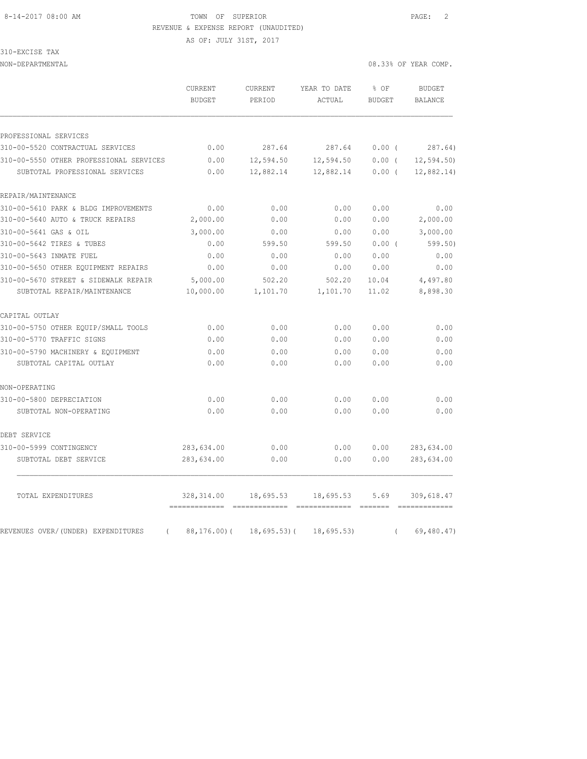TOWN OF SUPERIOR
REVENUE & EXPENSE REPORT (UNAUDITED)
AS OF: JULY 31ST, 2017

310-EXCISE TAX
NON-DEPARTMENTAL

08.33% OF YEAR COMP.

| | CURRENT BUDGET | CURRENT PERIOD | YEAR TO DATE ACTUAL | % OF BUDGET | BUDGET BALANCE |
|---|---|---|---|---|---|
| PROFESSIONAL SERVICES | | | | | |
| 310-00-5520 CONTRACTUAL SERVICES | 0.00 | 287.64 | 287.64 | 0.00 ( | 287.64) |
| 310-00-5550 OTHER PROFESSIONAL SERVICES | 0.00 | 12,594.50 | 12,594.50 | 0.00 ( | 12,594.50) |
| SUBTOTAL PROFESSIONAL SERVICES | 0.00 | 12,882.14 | 12,882.14 | 0.00 ( | 12,882.14) |
| REPAIR/MAINTENANCE | | | | | |
| 310-00-5610 PARK & BLDG IMPROVEMENTS | 0.00 | 0.00 | 0.00 | 0.00 | 0.00 |
| 310-00-5640 AUTO & TRUCK REPAIRS | 2,000.00 | 0.00 | 0.00 | 0.00 | 2,000.00 |
| 310-00-5641 GAS & OIL | 3,000.00 | 0.00 | 0.00 | 0.00 | 3,000.00 |
| 310-00-5642 TIRES & TUBES | 0.00 | 599.50 | 599.50 | 0.00 ( | 599.50) |
| 310-00-5643 INMATE FUEL | 0.00 | 0.00 | 0.00 | 0.00 | 0.00 |
| 310-00-5650 OTHER EQUIPMENT REPAIRS | 0.00 | 0.00 | 0.00 | 0.00 | 0.00 |
| 310-00-5670 STREET & SIDEWALK REPAIR | 5,000.00 | 502.20 | 502.20 | 10.04 | 4,497.80 |
| SUBTOTAL REPAIR/MAINTENANCE | 10,000.00 | 1,101.70 | 1,101.70 | 11.02 | 8,898.30 |
| CAPITAL OUTLAY | | | | | |
| 310-00-5750 OTHER EQUIP/SMALL TOOLS | 0.00 | 0.00 | 0.00 | 0.00 | 0.00 |
| 310-00-5770 TRAFFIC SIGNS | 0.00 | 0.00 | 0.00 | 0.00 | 0.00 |
| 310-00-5790 MACHINERY & EQUIPMENT | 0.00 | 0.00 | 0.00 | 0.00 | 0.00 |
| SUBTOTAL CAPITAL OUTLAY | 0.00 | 0.00 | 0.00 | 0.00 | 0.00 |
| NON-OPERATING | | | | | |
| 310-00-5800 DEPRECIATION | 0.00 | 0.00 | 0.00 | 0.00 | 0.00 |
| SUBTOTAL NON-OPERATING | 0.00 | 0.00 | 0.00 | 0.00 | 0.00 |
| DEBT SERVICE | | | | | |
| 310-00-5999 CONTINGENCY | 283,634.00 | 0.00 | 0.00 | 0.00 | 283,634.00 |
| SUBTOTAL DEBT SERVICE | 283,634.00 | 0.00 | 0.00 | 0.00 | 283,634.00 |
| TOTAL EXPENDITURES | 328,314.00 | 18,695.53 | 18,695.53 | 5.69 | 309,618.47 |
| REVENUES OVER/(UNDER) EXPENDITURES | ( 88,176.00) | ( 18,695.53) | ( 18,695.53) | | ( 69,480.47) |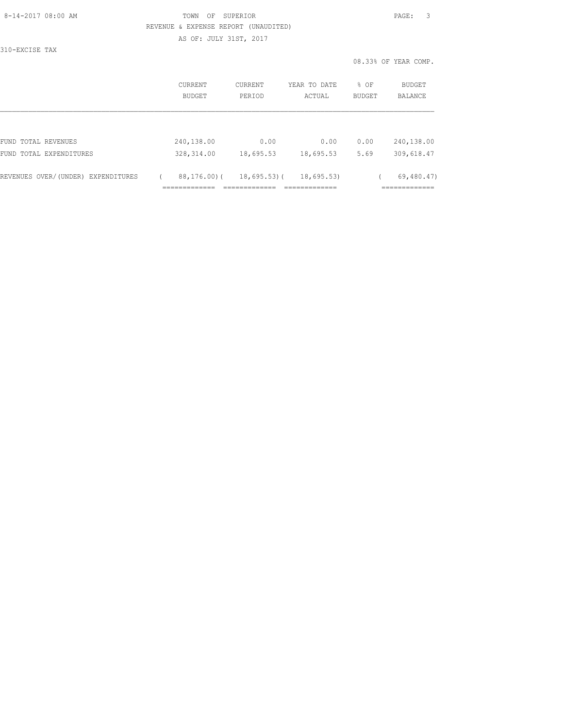TOWN OF SUPERIOR

REVENUE & EXPENSE REPORT (UNAUDITED)

AS OF: JULY 31ST, 2017

310-EXCISE TAX

08.33% OF YEAR COMP.

| | CURRENT BUDGET | CURRENT PERIOD | YEAR TO DATE ACTUAL | % OF BUDGET | BUDGET BALANCE |
|---|---|---|---|---|---|
| FUND TOTAL REVENUES | 240,138.00 | 0.00 | 0.00 | 0.00 | 240,138.00 |
| FUND TOTAL EXPENDITURES | 328,314.00 | 18,695.53 | 18,695.53 | 5.69 | 309,618.47 |
| REVENUES OVER/(UNDER) EXPENDITURES | ( 88,176.00) | ( 18,695.53) | ( 18,695.53) | | ( 69,480.47) |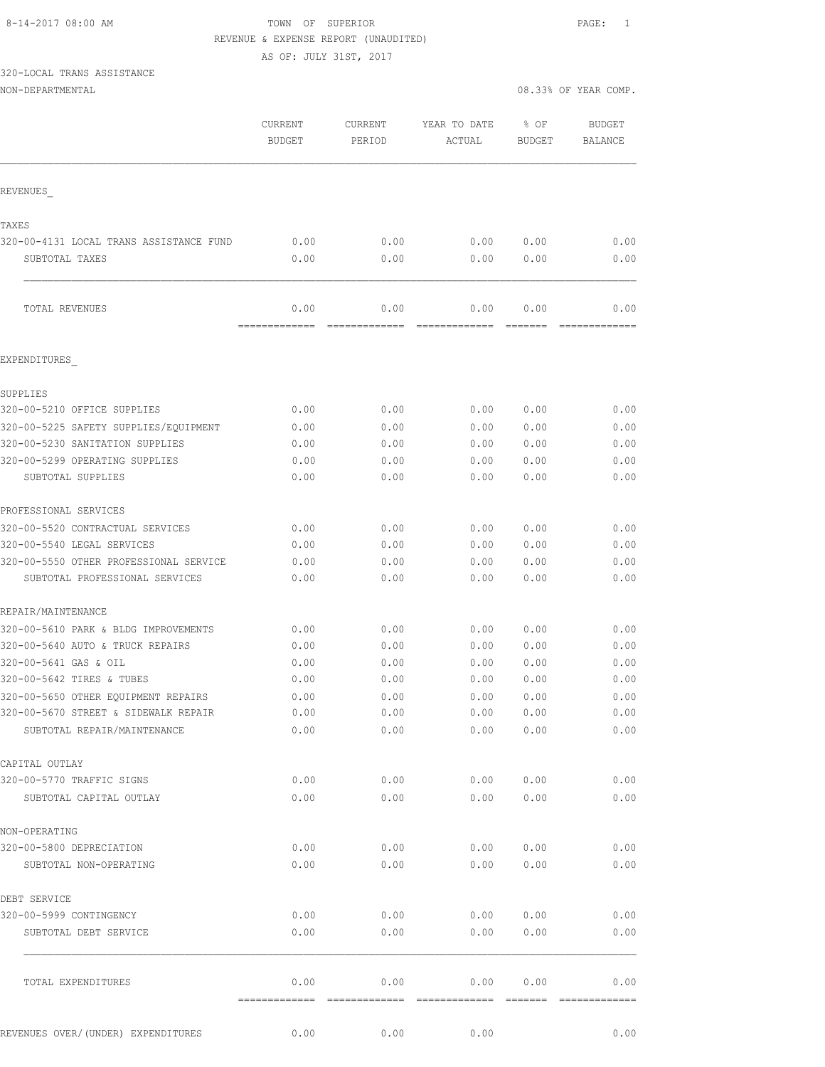8-14-2017 08:00 AM TOWN OF SUPERIOR

REVENUE & EXPENSE REPORT (UNAUDITED)

AS OF: JULY 31ST, 2017

320-LOCAL TRANS ASSISTANCE

NON-DEPARTMENTAL 08.33% OF YEAR COMP.

| | CURRENT BUDGET | CURRENT PERIOD | YEAR TO DATE ACTUAL | % OF BUDGET | BUDGET BALANCE |
|---|---|---|---|---|---|
| REVENUES_ | | | | | |
| TAXES | | | | | |
| 320-00-4131 LOCAL TRANS ASSISTANCE FUND | 0.00 | 0.00 | 0.00 | 0.00 | 0.00 |
| SUBTOTAL TAXES | 0.00 | 0.00 | 0.00 | 0.00 | 0.00 |
| TOTAL REVENUES | 0.00 | 0.00 | 0.00 | 0.00 | 0.00 |
| EXPENDITURES_ | | | | | |
| SUPPLIES | | | | | |
| 320-00-5210 OFFICE SUPPLIES | 0.00 | 0.00 | 0.00 | 0.00 | 0.00 |
| 320-00-5225 SAFETY SUPPLIES/EQUIPMENT | 0.00 | 0.00 | 0.00 | 0.00 | 0.00 |
| 320-00-5230 SANITATION SUPPLIES | 0.00 | 0.00 | 0.00 | 0.00 | 0.00 |
| 320-00-5299 OPERATING SUPPLIES | 0.00 | 0.00 | 0.00 | 0.00 | 0.00 |
| SUBTOTAL SUPPLIES | 0.00 | 0.00 | 0.00 | 0.00 | 0.00 |
| PROFESSIONAL SERVICES | | | | | |
| 320-00-5520 CONTRACTUAL SERVICES | 0.00 | 0.00 | 0.00 | 0.00 | 0.00 |
| 320-00-5540 LEGAL SERVICES | 0.00 | 0.00 | 0.00 | 0.00 | 0.00 |
| 320-00-5550 OTHER PROFESSIONAL SERVICE | 0.00 | 0.00 | 0.00 | 0.00 | 0.00 |
| SUBTOTAL PROFESSIONAL SERVICES | 0.00 | 0.00 | 0.00 | 0.00 | 0.00 |
| REPAIR/MAINTENANCE | | | | | |
| 320-00-5610 PARK & BLDG IMPROVEMENTS | 0.00 | 0.00 | 0.00 | 0.00 | 0.00 |
| 320-00-5640 AUTO & TRUCK REPAIRS | 0.00 | 0.00 | 0.00 | 0.00 | 0.00 |
| 320-00-5641 GAS & OIL | 0.00 | 0.00 | 0.00 | 0.00 | 0.00 |
| 320-00-5642 TIRES & TUBES | 0.00 | 0.00 | 0.00 | 0.00 | 0.00 |
| 320-00-5650 OTHER EQUIPMENT REPAIRS | 0.00 | 0.00 | 0.00 | 0.00 | 0.00 |
| 320-00-5670 STREET & SIDEWALK REPAIR | 0.00 | 0.00 | 0.00 | 0.00 | 0.00 |
| SUBTOTAL REPAIR/MAINTENANCE | 0.00 | 0.00 | 0.00 | 0.00 | 0.00 |
| CAPITAL OUTLAY | | | | | |
| 320-00-5770 TRAFFIC SIGNS | 0.00 | 0.00 | 0.00 | 0.00 | 0.00 |
| SUBTOTAL CAPITAL OUTLAY | 0.00 | 0.00 | 0.00 | 0.00 | 0.00 |
| NON-OPERATING | | | | | |
| 320-00-5800 DEPRECIATION | 0.00 | 0.00 | 0.00 | 0.00 | 0.00 |
| SUBTOTAL NON-OPERATING | 0.00 | 0.00 | 0.00 | 0.00 | 0.00 |
| DEBT SERVICE | | | | | |
| 320-00-5999 CONTINGENCY | 0.00 | 0.00 | 0.00 | 0.00 | 0.00 |
| SUBTOTAL DEBT SERVICE | 0.00 | 0.00 | 0.00 | 0.00 | 0.00 |
| TOTAL EXPENDITURES | 0.00 | 0.00 | 0.00 | 0.00 | 0.00 |
| REVENUES OVER/(UNDER) EXPENDITURES | 0.00 | 0.00 | 0.00 | | 0.00 |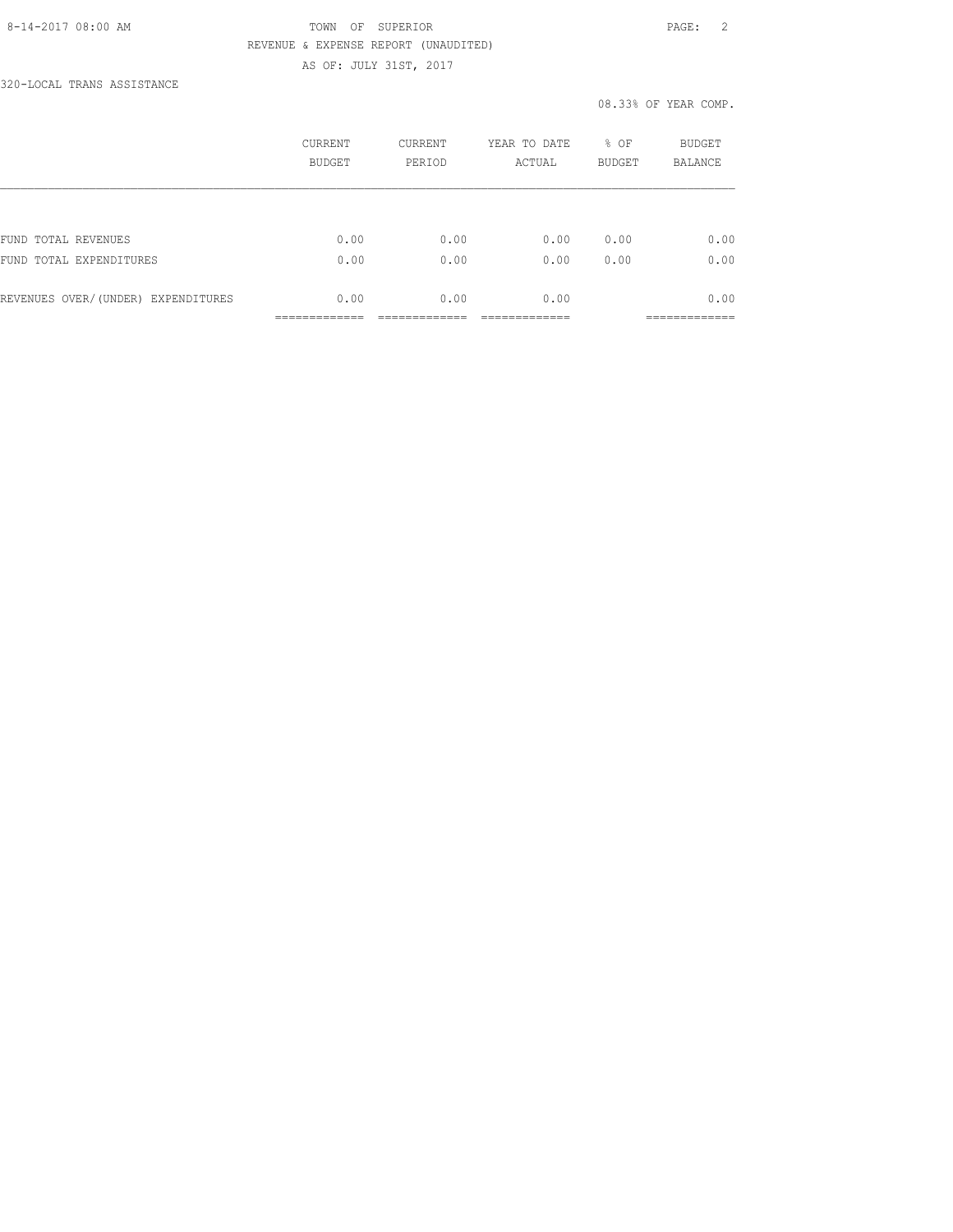TOWN OF SUPERIOR

REVENUE & EXPENSE REPORT (UNAUDITED)

AS OF: JULY 31ST, 2017

320-LOCAL TRANS ASSISTANCE

08.33% OF YEAR COMP.

| | CURRENT BUDGET | CURRENT PERIOD | YEAR TO DATE ACTUAL | % OF BUDGET | BUDGET BALANCE |
|---|---|---|---|---|---|
| FUND TOTAL REVENUES | 0.00 | 0.00 | 0.00 | 0.00 | 0.00 |
| FUND TOTAL EXPENDITURES | 0.00 | 0.00 | 0.00 | 0.00 | 0.00 |
| REVENUES OVER/(UNDER) EXPENDITURES | 0.00 | 0.00 | 0.00 | | 0.00 |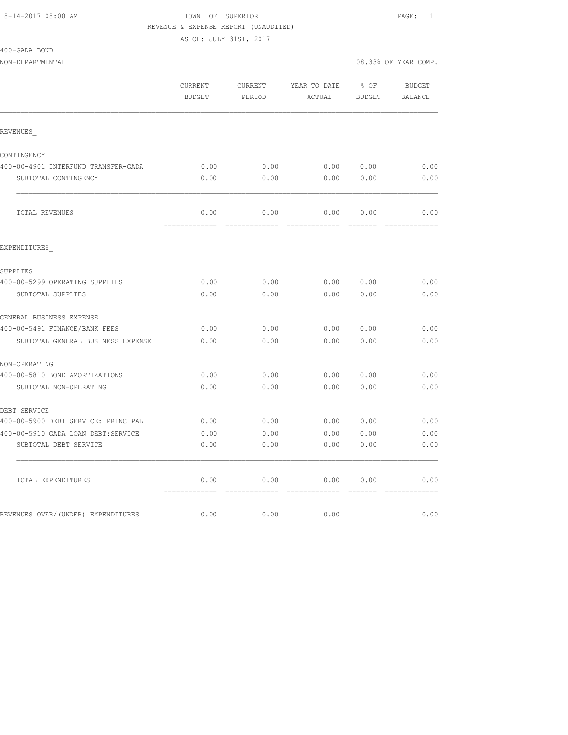8-14-2017 08:00 AM TOWN OF SUPERIOR

REVENUE & EXPENSE REPORT (UNAUDITED)

AS OF: JULY 31ST, 2017

400-GADA BOND

NON-DEPARTMENTAL 08.33% OF YEAR COMP.

| | CURRENT BUDGET | CURRENT PERIOD | YEAR TO DATE ACTUAL | % OF BUDGET | BUDGET BALANCE |
|---|---|---|---|---|---|
| REVENUES_ | | | | | |
| CONTINGENCY | | | | | |
| 400-00-4901 INTERFUND TRANSFER-GADA | 0.00 | 0.00 | 0.00 | 0.00 | 0.00 |
| SUBTOTAL CONTINGENCY | 0.00 | 0.00 | 0.00 | 0.00 | 0.00 |
| TOTAL REVENUES | 0.00 | 0.00 | 0.00 | 0.00 | 0.00 |
| EXPENDITURES_ | | | | | |
| SUPPLIES | | | | | |
| 400-00-5299 OPERATING SUPPLIES | 0.00 | 0.00 | 0.00 | 0.00 | 0.00 |
| SUBTOTAL SUPPLIES | 0.00 | 0.00 | 0.00 | 0.00 | 0.00 |
| GENERAL BUSINESS EXPENSE | | | | | |
| 400-00-5491 FINANCE/BANK FEES | 0.00 | 0.00 | 0.00 | 0.00 | 0.00 |
| SUBTOTAL GENERAL BUSINESS EXPENSE | 0.00 | 0.00 | 0.00 | 0.00 | 0.00 |
| NON-OPERATING | | | | | |
| 400-00-5810 BOND AMORTIZATIONS | 0.00 | 0.00 | 0.00 | 0.00 | 0.00 |
| SUBTOTAL NON-OPERATING | 0.00 | 0.00 | 0.00 | 0.00 | 0.00 |
| DEBT SERVICE | | | | | |
| 400-00-5900 DEBT SERVICE: PRINCIPAL | 0.00 | 0.00 | 0.00 | 0.00 | 0.00 |
| 400-00-5910 GADA LOAN DEBT:SERVICE | 0.00 | 0.00 | 0.00 | 0.00 | 0.00 |
| SUBTOTAL DEBT SERVICE | 0.00 | 0.00 | 0.00 | 0.00 | 0.00 |
| TOTAL EXPENDITURES | 0.00 | 0.00 | 0.00 | 0.00 | 0.00 |
| REVENUES OVER/(UNDER) EXPENDITURES | 0.00 | 0.00 | 0.00 | | 0.00 |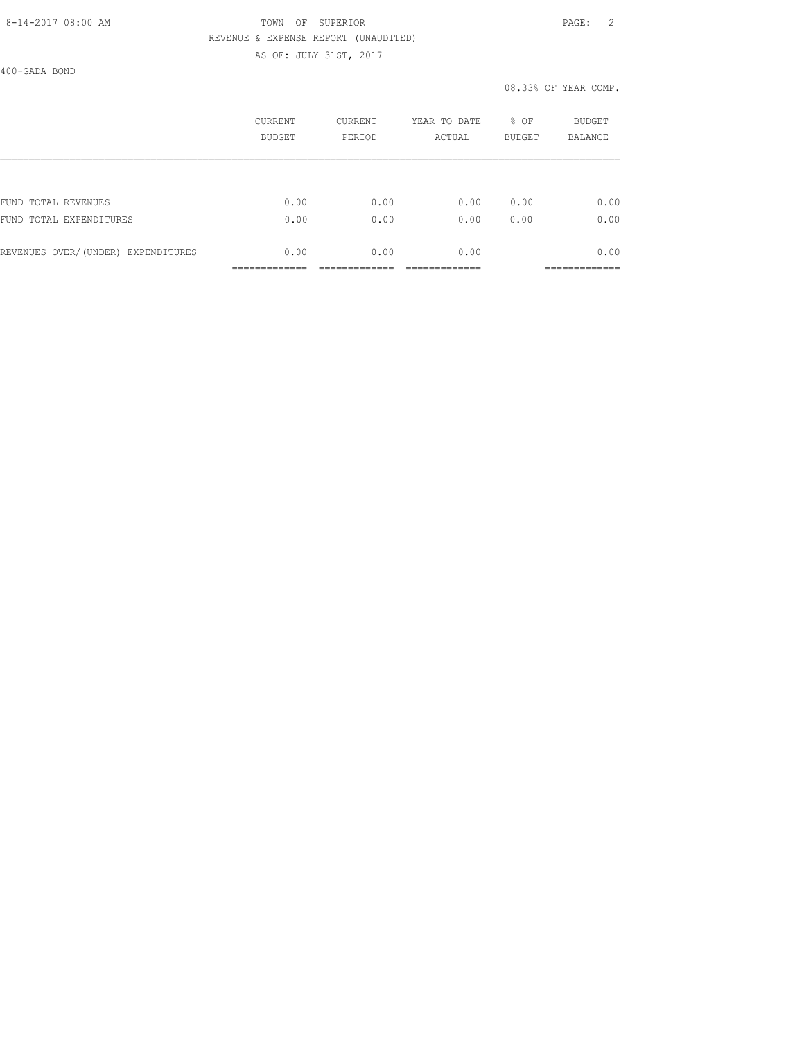TOWN OF SUPERIOR

REVENUE & EXPENSE REPORT (UNAUDITED)

AS OF: JULY 31ST, 2017

400-GADA BOND

08.33% OF YEAR COMP.

| | CURRENT BUDGET | CURRENT PERIOD | YEAR TO DATE ACTUAL | % OF BUDGET | BUDGET BALANCE |
|---|---|---|---|---|---|
| FUND TOTAL REVENUES | 0.00 | 0.00 | 0.00 | 0.00 | 0.00 |
| FUND TOTAL EXPENDITURES | 0.00 | 0.00 | 0.00 | 0.00 | 0.00 |
| REVENUES OVER/(UNDER) EXPENDITURES | 0.00 | 0.00 | 0.00 | | 0.00 |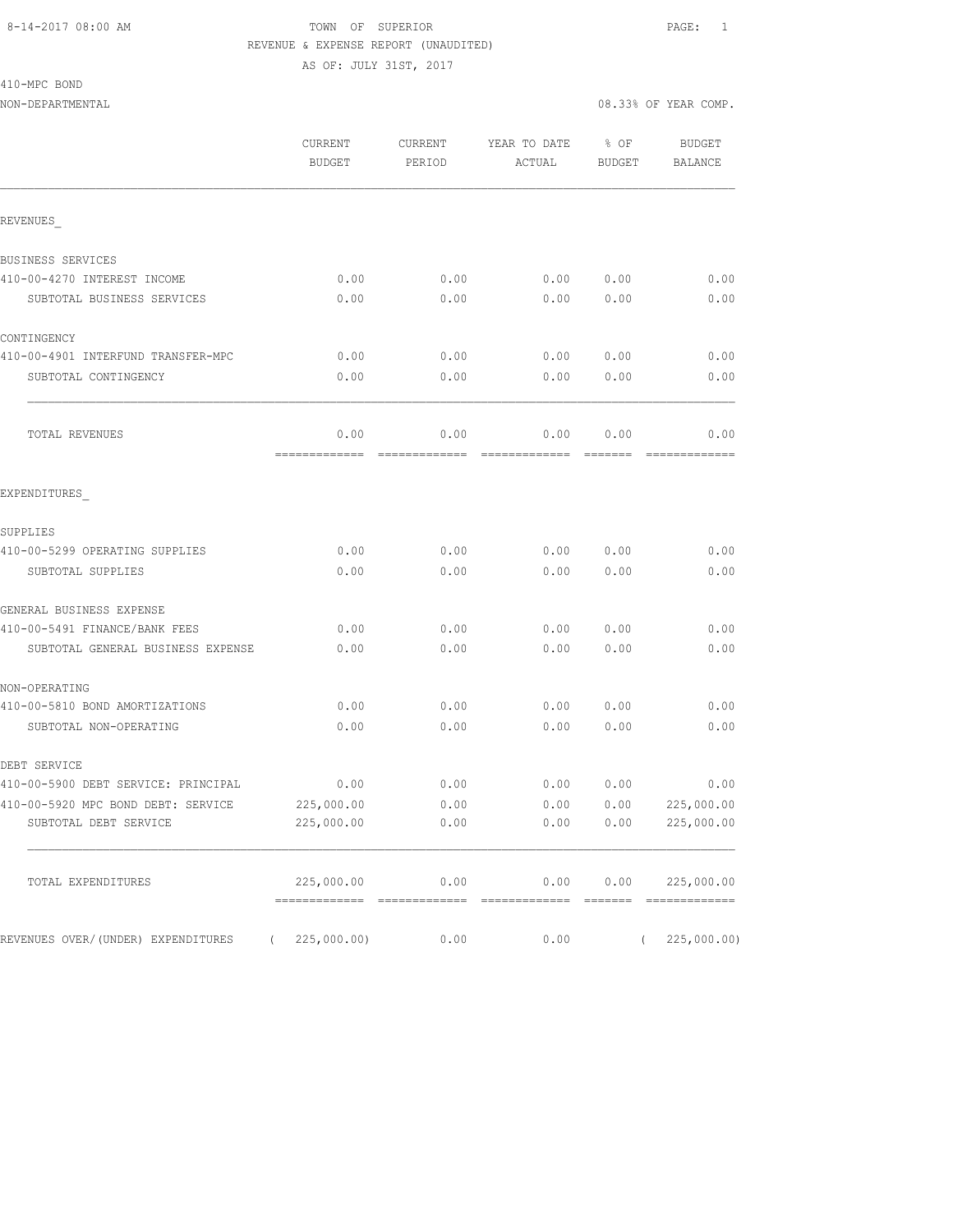8-14-2017 08:00 AM TOWN OF SUPERIOR PAGE: 1

REVENUE & EXPENSE REPORT (UNAUDITED)

AS OF: JULY 31ST, 2017

410-MPC BOND

NON-DEPARTMENTAL 08.33% OF YEAR COMP.

| | CURRENT BUDGET | CURRENT PERIOD | YEAR TO DATE ACTUAL | % OF BUDGET | BUDGET BALANCE |
|---|---|---|---|---|---|
| REVENUES_ | | | | | |
| BUSINESS SERVICES | | | | | |
| 410-00-4270 INTEREST INCOME | 0.00 | 0.00 | 0.00 | 0.00 | 0.00 |
| SUBTOTAL BUSINESS SERVICES | 0.00 | 0.00 | 0.00 | 0.00 | 0.00 |
| CONTINGENCY | | | | | |
| 410-00-4901 INTERFUND TRANSFER-MPC | 0.00 | 0.00 | 0.00 | 0.00 | 0.00 |
| SUBTOTAL CONTINGENCY | 0.00 | 0.00 | 0.00 | 0.00 | 0.00 |
| TOTAL REVENUES | 0.00 | 0.00 | 0.00 | 0.00 | 0.00 |
| EXPENDITURES_ | | | | | |
| SUPPLIES | | | | | |
| 410-00-5299 OPERATING SUPPLIES | 0.00 | 0.00 | 0.00 | 0.00 | 0.00 |
| SUBTOTAL SUPPLIES | 0.00 | 0.00 | 0.00 | 0.00 | 0.00 |
| GENERAL BUSINESS EXPENSE | | | | | |
| 410-00-5491 FINANCE/BANK FEES | 0.00 | 0.00 | 0.00 | 0.00 | 0.00 |
| SUBTOTAL GENERAL BUSINESS EXPENSE | 0.00 | 0.00 | 0.00 | 0.00 | 0.00 |
| NON-OPERATING | | | | | |
| 410-00-5810 BOND AMORTIZATIONS | 0.00 | 0.00 | 0.00 | 0.00 | 0.00 |
| SUBTOTAL NON-OPERATING | 0.00 | 0.00 | 0.00 | 0.00 | 0.00 |
| DEBT SERVICE | | | | | |
| 410-00-5900 DEBT SERVICE: PRINCIPAL | 0.00 | 0.00 | 0.00 | 0.00 | 0.00 |
| 410-00-5920 MPC BOND DEBT: SERVICE | 225,000.00 | 0.00 | 0.00 | 0.00 | 225,000.00 |
| SUBTOTAL DEBT SERVICE | 225,000.00 | 0.00 | 0.00 | 0.00 | 225,000.00 |
| TOTAL EXPENDITURES | 225,000.00 | 0.00 | 0.00 | 0.00 | 225,000.00 |
| REVENUES OVER/(UNDER) EXPENDITURES | ( 225,000.00) | 0.00 | 0.00 | | ( 225,000.00) |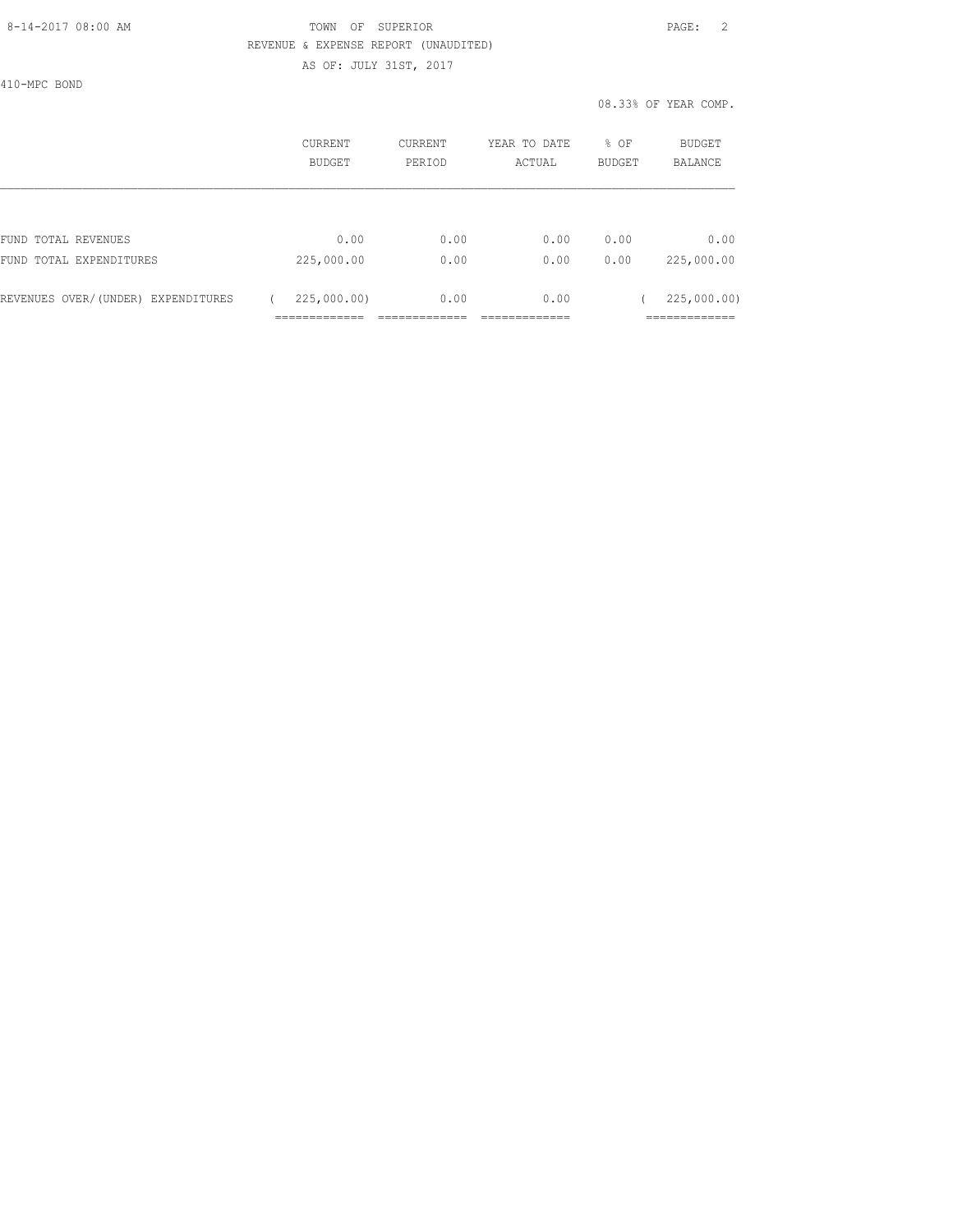TOWN OF SUPERIOR
REVENUE & EXPENSE REPORT (UNAUDITED)
AS OF: JULY 31ST, 2017

410-MPC BOND

08.33% OF YEAR COMP.

| | CURRENT BUDGET | CURRENT PERIOD | YEAR TO DATE ACTUAL | % OF BUDGET | BUDGET BALANCE |
|---|---|---|---|---|---|
| FUND TOTAL REVENUES | 0.00 | 0.00 | 0.00 | 0.00 | 0.00 |
| FUND TOTAL EXPENDITURES | 225,000.00 | 0.00 | 0.00 | 0.00 | 225,000.00 |
| REVENUES OVER/(UNDER) EXPENDITURES | ( 225,000.00) | 0.00 | 0.00 | | ( 225,000.00) |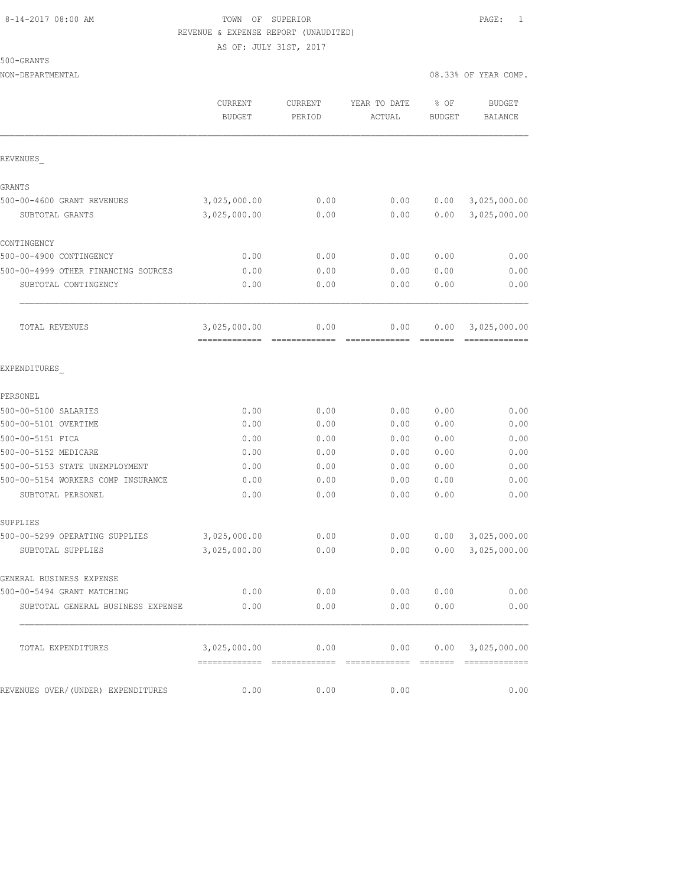TOWN OF SUPERIOR
REVENUE & EXPENSE REPORT (UNAUDITED)
AS OF: JULY 31ST, 2017

500-GRANTS
NON-DEPARTMENTAL

08.33% OF YEAR COMP.

| | CURRENT BUDGET | CURRENT PERIOD | YEAR TO DATE ACTUAL | % OF BUDGET | BUDGET BALANCE |
|---|---|---|---|---|---|
| REVENUES_ | | | | | |
| GRANTS | | | | | |
| 500-00-4600 GRANT REVENUES | 3,025,000.00 | 0.00 | 0.00 | 0.00 | 3,025,000.00 |
| SUBTOTAL GRANTS | 3,025,000.00 | 0.00 | 0.00 | 0.00 | 3,025,000.00 |
| CONTINGENCY | | | | | |
| 500-00-4900 CONTINGENCY | 0.00 | 0.00 | 0.00 | 0.00 | 0.00 |
| 500-00-4999 OTHER FINANCING SOURCES | 0.00 | 0.00 | 0.00 | 0.00 | 0.00 |
| SUBTOTAL CONTINGENCY | 0.00 | 0.00 | 0.00 | 0.00 | 0.00 |
| TOTAL REVENUES | 3,025,000.00 | 0.00 | 0.00 | 0.00 | 3,025,000.00 |
| EXPENDITURES_ | | | | | |
| PERSONEL | | | | | |
| 500-00-5100 SALARIES | 0.00 | 0.00 | 0.00 | 0.00 | 0.00 |
| 500-00-5101 OVERTIME | 0.00 | 0.00 | 0.00 | 0.00 | 0.00 |
| 500-00-5151 FICA | 0.00 | 0.00 | 0.00 | 0.00 | 0.00 |
| 500-00-5152 MEDICARE | 0.00 | 0.00 | 0.00 | 0.00 | 0.00 |
| 500-00-5153 STATE UNEMPLOYMENT | 0.00 | 0.00 | 0.00 | 0.00 | 0.00 |
| 500-00-5154 WORKERS COMP INSURANCE | 0.00 | 0.00 | 0.00 | 0.00 | 0.00 |
| SUBTOTAL PERSONEL | 0.00 | 0.00 | 0.00 | 0.00 | 0.00 |
| SUPPLIES | | | | | |
| 500-00-5299 OPERATING SUPPLIES | 3,025,000.00 | 0.00 | 0.00 | 0.00 | 3,025,000.00 |
| SUBTOTAL SUPPLIES | 3,025,000.00 | 0.00 | 0.00 | 0.00 | 3,025,000.00 |
| GENERAL BUSINESS EXPENSE | | | | | |
| 500-00-5494 GRANT MATCHING | 0.00 | 0.00 | 0.00 | 0.00 | 0.00 |
| SUBTOTAL GENERAL BUSINESS EXPENSE | 0.00 | 0.00 | 0.00 | 0.00 | 0.00 |
| TOTAL EXPENDITURES | 3,025,000.00 | 0.00 | 0.00 | 0.00 | 3,025,000.00 |
| REVENUES OVER/(UNDER) EXPENDITURES | 0.00 | 0.00 | 0.00 | | 0.00 |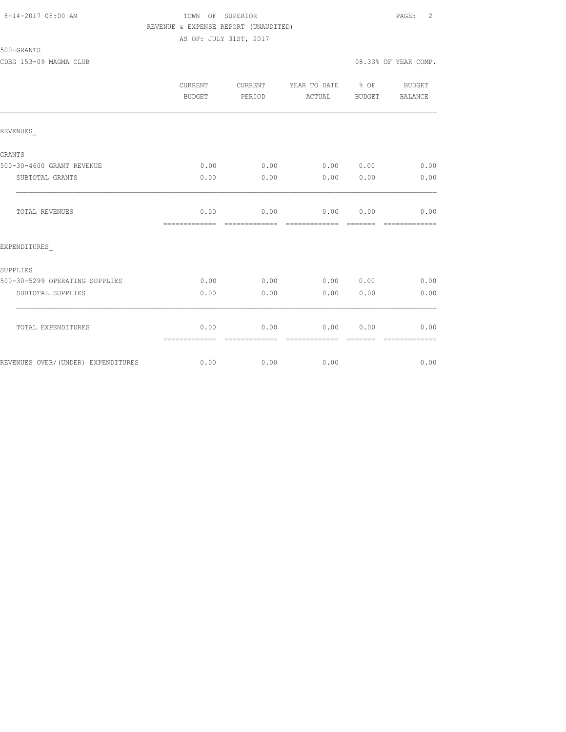TOWN OF SUPERIOR

REVENUE & EXPENSE REPORT (UNAUDITED)

AS OF: JULY 31ST, 2017

500-GRANTS

CDBG 153-09 MAGMA CLUB

08.33% OF YEAR COMP.

| | CURRENT BUDGET | CURRENT PERIOD | YEAR TO DATE ACTUAL | % OF BUDGET | BUDGET BALANCE |
|---|---|---|---|---|---|
| **REVENUES** | | | | | |
| GRANTS | | | | | |
| 500-30-4600 GRANT REVENUE | 0.00 | 0.00 | 0.00 | 0.00 | 0.00 |
| SUBTOTAL GRANTS | 0.00 | 0.00 | 0.00 | 0.00 | 0.00 |
| TOTAL REVENUES | 0.00 | 0.00 | 0.00 | 0.00 | 0.00 |
| **EXPENDITURES** | | | | | |
| SUPPLIES | | | | | |
| 500-30-5299 OPERATING SUPPLIES | 0.00 | 0.00 | 0.00 | 0.00 | 0.00 |
| SUBTOTAL SUPPLIES | 0.00 | 0.00 | 0.00 | 0.00 | 0.00 |
| TOTAL EXPENDITURES | 0.00 | 0.00 | 0.00 | 0.00 | 0.00 |
| REVENUES OVER/(UNDER) EXPENDITURES | 0.00 | 0.00 | 0.00 | | 0.00 |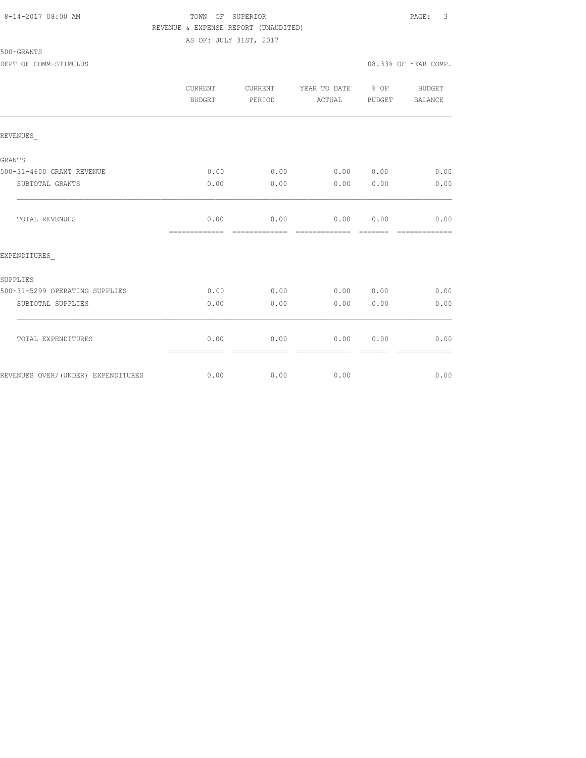TOWN OF SUPERIOR

REVENUE & EXPENSE REPORT (UNAUDITED)

AS OF: JULY 31ST, 2017

500-GRANTS

DEPT OF COMM-STIMULUS — 08.33% OF YEAR COMP.

| | CURRENT BUDGET | CURRENT PERIOD | YEAR TO DATE ACTUAL | % OF BUDGET | BUDGET BALANCE |
|---|---|---|---|---|---|
| **REVENUES_** | | | | | |
| GRANTS | | | | | |
| 500-31-4600 GRANT REVENUE | 0.00 | 0.00 | 0.00 | 0.00 | 0.00 |
| SUBTOTAL GRANTS | 0.00 | 0.00 | 0.00 | 0.00 | 0.00 |
| TOTAL REVENUES | 0.00 | 0.00 | 0.00 | 0.00 | 0.00 |
| **EXPENDITURES_** | | | | | |
| SUPPLIES | | | | | |
| 500-31-5299 OPERATING SUPPLIES | 0.00 | 0.00 | 0.00 | 0.00 | 0.00 |
| SUBTOTAL SUPPLIES | 0.00 | 0.00 | 0.00 | 0.00 | 0.00 |
| TOTAL EXPENDITURES | 0.00 | 0.00 | 0.00 | 0.00 | 0.00 |
| REVENUES OVER/(UNDER) EXPENDITURES | 0.00 | 0.00 | 0.00 | | 0.00 |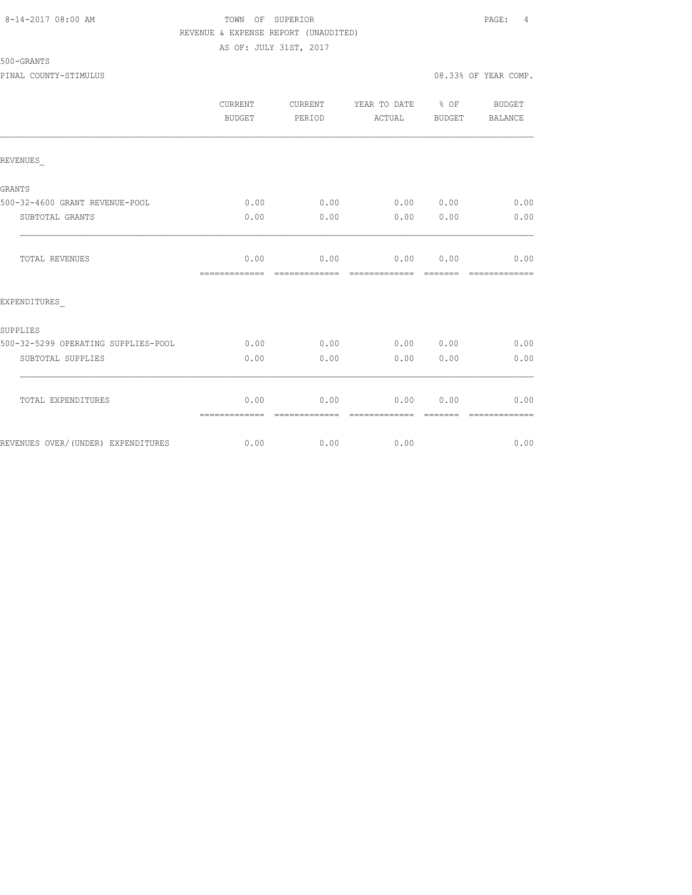8-14-2017 08:00 AM TOWN OF SUPERIOR

REVENUE & EXPENSE REPORT (UNAUDITED)

AS OF: JULY 31ST, 2017

500-GRANTS

PINAL COUNTY-STIMULUS 08.33% OF YEAR COMP.

| | CURRENT BUDGET | CURRENT PERIOD | YEAR TO DATE ACTUAL | % OF BUDGET | BUDGET BALANCE |
|---|---|---|---|---|---|
| REVENUES_ | | | | | |
| GRANTS | | | | | |
| 500-32-4600 GRANT REVENUE-POOL | 0.00 | 0.00 | 0.00 | 0.00 | 0.00 |
| SUBTOTAL GRANTS | 0.00 | 0.00 | 0.00 | 0.00 | 0.00 |
| TOTAL REVENUES | 0.00 | 0.00 | 0.00 | 0.00 | 0.00 |
| EXPENDITURES_ | | | | | |
| SUPPLIES | | | | | |
| 500-32-5299 OPERATING SUPPLIES-POOL | 0.00 | 0.00 | 0.00 | 0.00 | 0.00 |
| SUBTOTAL SUPPLIES | 0.00 | 0.00 | 0.00 | 0.00 | 0.00 |
| TOTAL EXPENDITURES | 0.00 | 0.00 | 0.00 | 0.00 | 0.00 |
| REVENUES OVER/(UNDER) EXPENDITURES | 0.00 | 0.00 | 0.00 | | 0.00 |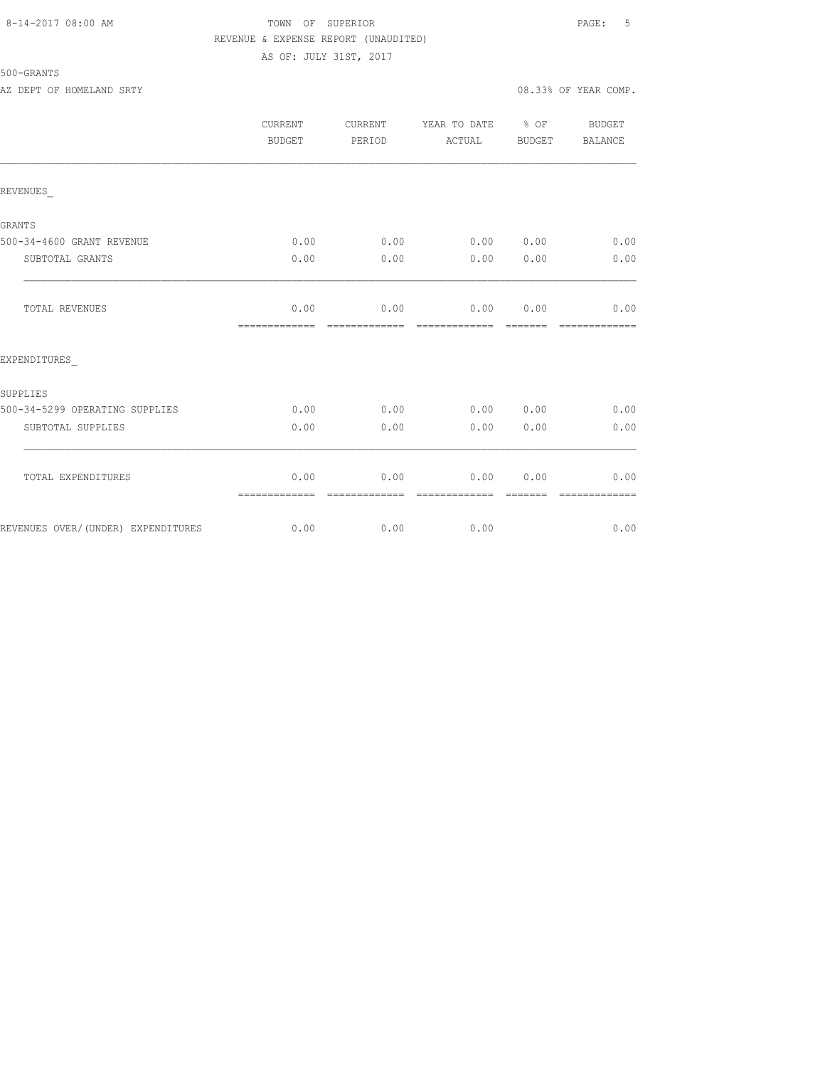TOWN OF SUPERIOR
REVENUE & EXPENSE REPORT (UNAUDITED)
AS OF: JULY 31ST, 2017

500-GRANTS

AZ DEPT OF HOMELAND SRTY

08.33% OF YEAR COMP.

| | CURRENT BUDGET | CURRENT PERIOD | YEAR TO DATE ACTUAL | % OF BUDGET | BUDGET BALANCE |
|---|---|---|---|---|---|
| REVENUES_ | | | | | |
| GRANTS | | | | | |
| 500-34-4600 GRANT REVENUE | 0.00 | 0.00 | 0.00 | 0.00 | 0.00 |
| SUBTOTAL GRANTS | 0.00 | 0.00 | 0.00 | 0.00 | 0.00 |
| TOTAL REVENUES | 0.00 | 0.00 | 0.00 | 0.00 | 0.00 |
| EXPENDITURES_ | | | | | |
| SUPPLIES | | | | | |
| 500-34-5299 OPERATING SUPPLIES | 0.00 | 0.00 | 0.00 | 0.00 | 0.00 |
| SUBTOTAL SUPPLIES | 0.00 | 0.00 | 0.00 | 0.00 | 0.00 |
| TOTAL EXPENDITURES | 0.00 | 0.00 | 0.00 | 0.00 | 0.00 |
| REVENUES OVER/(UNDER) EXPENDITURES | 0.00 | 0.00 | 0.00 | | 0.00 |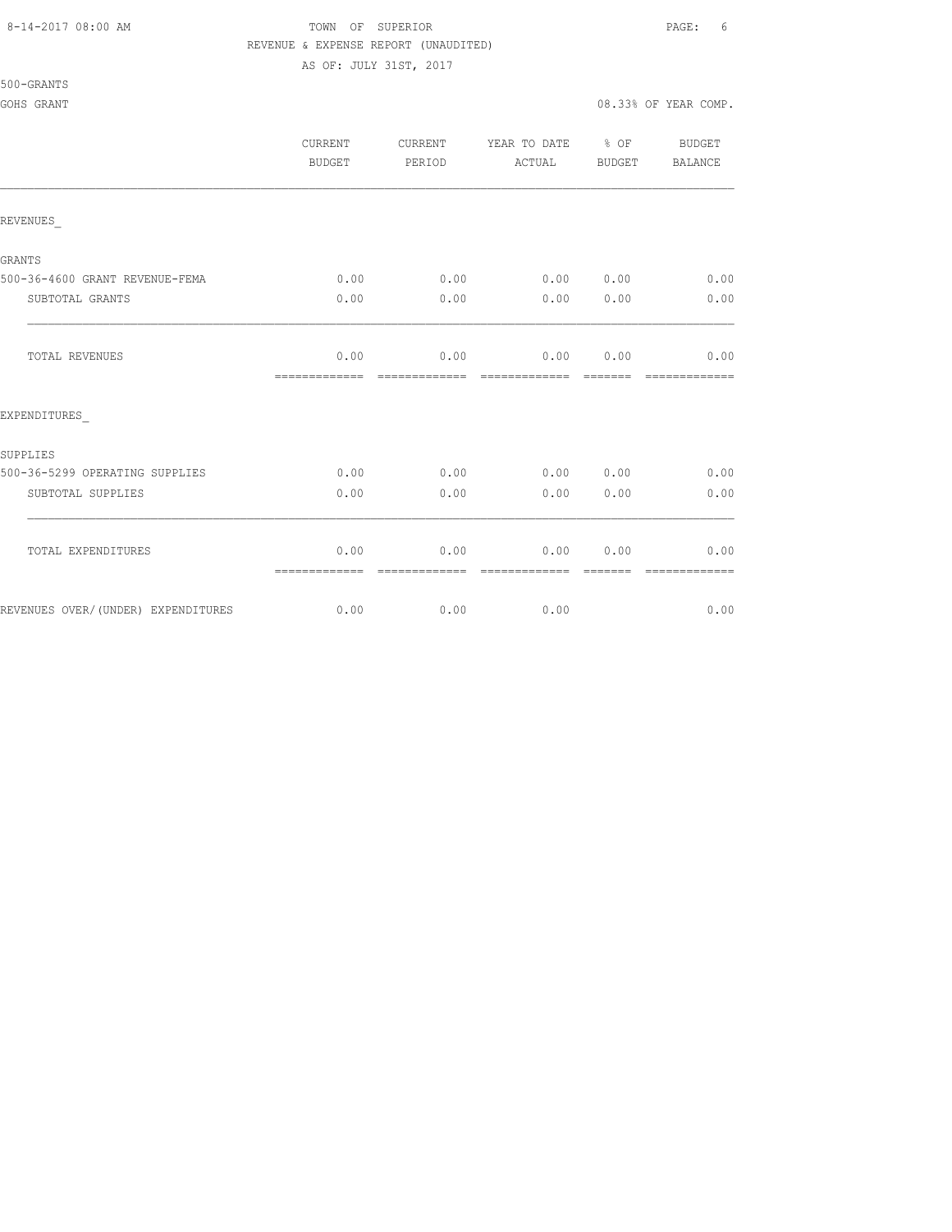TOWN OF SUPERIOR
REVENUE & EXPENSE REPORT (UNAUDITED)
AS OF: JULY 31ST, 2017

500-GRANTS

GOHS GRANT — 08.33% OF YEAR COMP.

| | CURRENT BUDGET | CURRENT PERIOD | YEAR TO DATE ACTUAL | % OF BUDGET | BUDGET BALANCE |
|---|---|---|---|---|---|
| REVENUES_ | | | | | |
| GRANTS | | | | | |
| 500-36-4600 GRANT REVENUE-FEMA | 0.00 | 0.00 | 0.00 | 0.00 | 0.00 |
| SUBTOTAL GRANTS | 0.00 | 0.00 | 0.00 | 0.00 | 0.00 |
| TOTAL REVENUES | 0.00 | 0.00 | 0.00 | 0.00 | 0.00 |
| EXPENDITURES_ | | | | | |
| SUPPLIES | | | | | |
| 500-36-5299 OPERATING SUPPLIES | 0.00 | 0.00 | 0.00 | 0.00 | 0.00 |
| SUBTOTAL SUPPLIES | 0.00 | 0.00 | 0.00 | 0.00 | 0.00 |
| TOTAL EXPENDITURES | 0.00 | 0.00 | 0.00 | 0.00 | 0.00 |
| REVENUES OVER/(UNDER) EXPENDITURES | 0.00 | 0.00 | 0.00 | | 0.00 |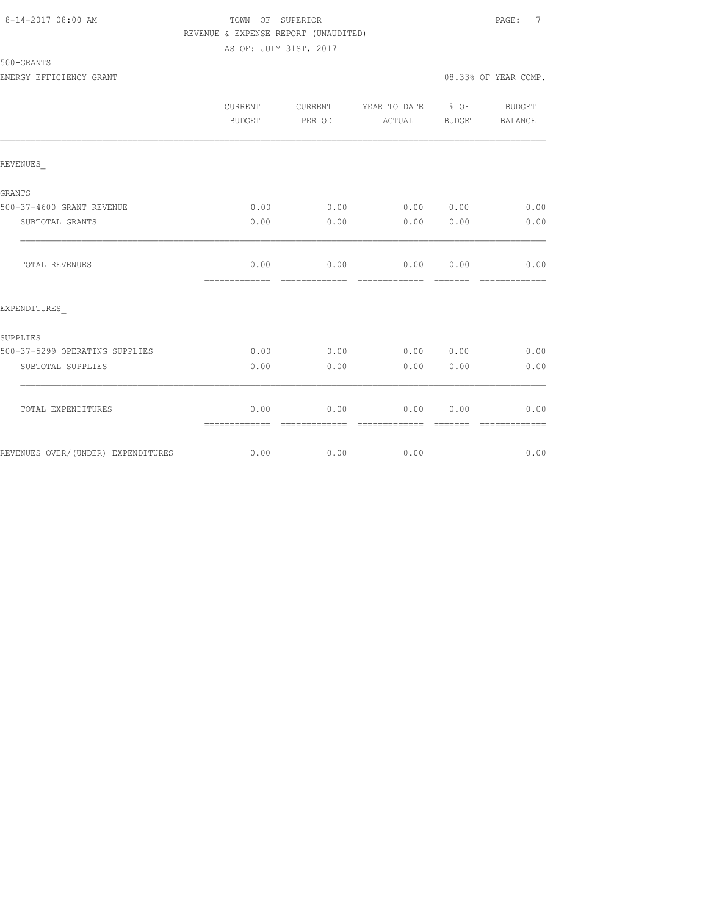TOWN OF SUPERIOR
REVENUE & EXPENSE REPORT (UNAUDITED)
AS OF: JULY 31ST, 2017

500-GRANTS

ENERGY EFFICIENCY GRANT — 08.33% OF YEAR COMP.

| | CURRENT BUDGET | CURRENT PERIOD | YEAR TO DATE ACTUAL | % OF BUDGET | BUDGET BALANCE |
|---|---|---|---|---|---|
| REVENUES_ | | | | | |
| GRANTS | | | | | |
| 500-37-4600 GRANT REVENUE | 0.00 | 0.00 | 0.00 | 0.00 | 0.00 |
| SUBTOTAL GRANTS | 0.00 | 0.00 | 0.00 | 0.00 | 0.00 |
| TOTAL REVENUES | 0.00 | 0.00 | 0.00 | 0.00 | 0.00 |
| EXPENDITURES_ | | | | | |
| SUPPLIES | | | | | |
| 500-37-5299 OPERATING SUPPLIES | 0.00 | 0.00 | 0.00 | 0.00 | 0.00 |
| SUBTOTAL SUPPLIES | 0.00 | 0.00 | 0.00 | 0.00 | 0.00 |
| TOTAL EXPENDITURES | 0.00 | 0.00 | 0.00 | 0.00 | 0.00 |
| REVENUES OVER/(UNDER) EXPENDITURES | 0.00 | 0.00 | 0.00 | | 0.00 |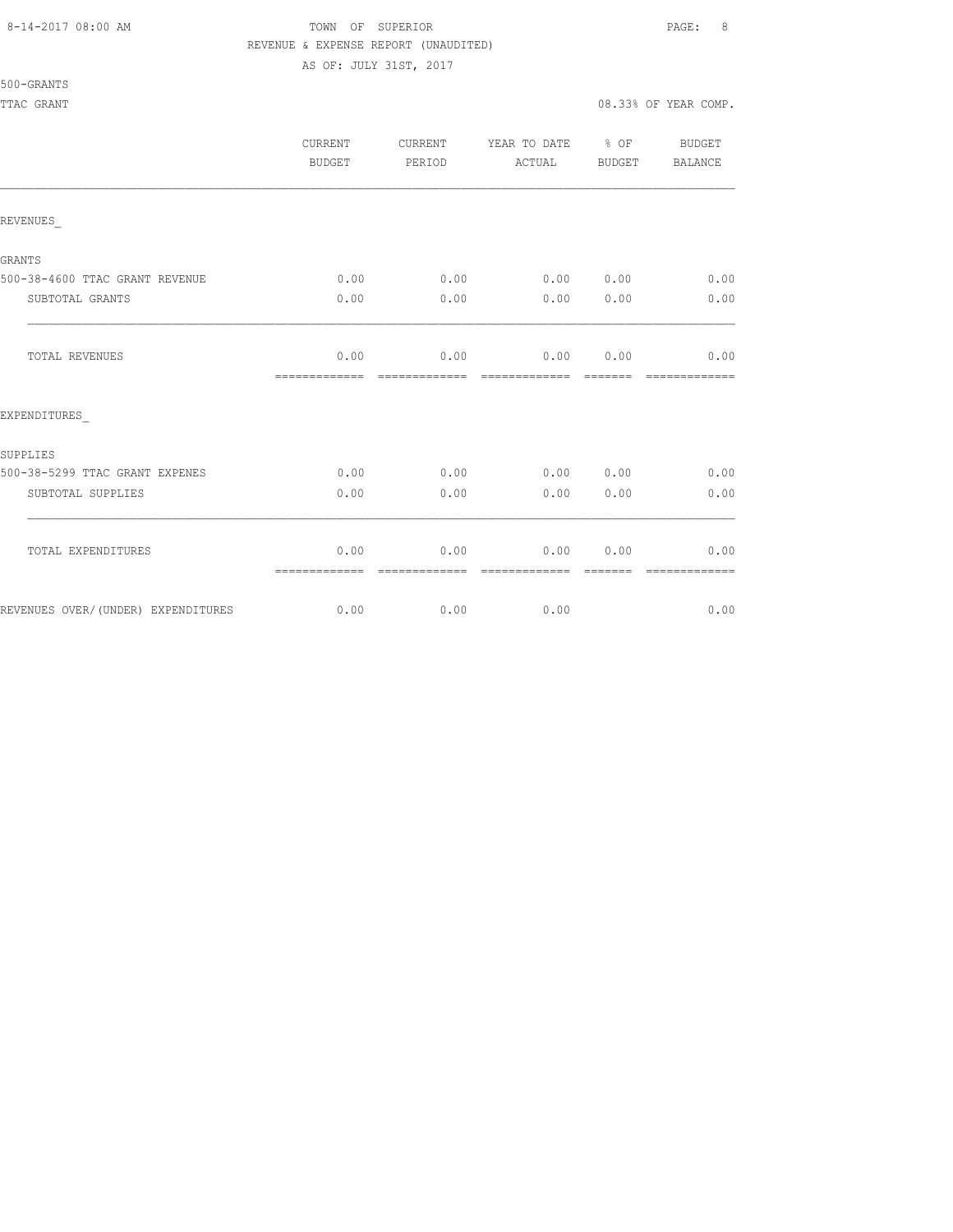TOWN OF SUPERIOR
REVENUE & EXPENSE REPORT (UNAUDITED)
AS OF: JULY 31ST, 2017

500-GRANTS
TTAC GRANT

08.33% OF YEAR COMP.

| | CURRENT BUDGET | CURRENT PERIOD | YEAR TO DATE ACTUAL | % OF BUDGET | BUDGET BALANCE |
|---|---|---|---|---|---|
| REVENUES_ | | | | | |
| GRANTS | | | | | |
| 500-38-4600 TTAC GRANT REVENUE | 0.00 | 0.00 | 0.00 | 0.00 | 0.00 |
| SUBTOTAL GRANTS | 0.00 | 0.00 | 0.00 | 0.00 | 0.00 |
| TOTAL REVENUES | 0.00 | 0.00 | 0.00 | 0.00 | 0.00 |
| EXPENDITURES_ | | | | | |
| SUPPLIES | | | | | |
| 500-38-5299 TTAC GRANT EXPENES | 0.00 | 0.00 | 0.00 | 0.00 | 0.00 |
| SUBTOTAL SUPPLIES | 0.00 | 0.00 | 0.00 | 0.00 | 0.00 |
| TOTAL EXPENDITURES | 0.00 | 0.00 | 0.00 | 0.00 | 0.00 |
| REVENUES OVER/(UNDER) EXPENDITURES | 0.00 | 0.00 | 0.00 | | 0.00 |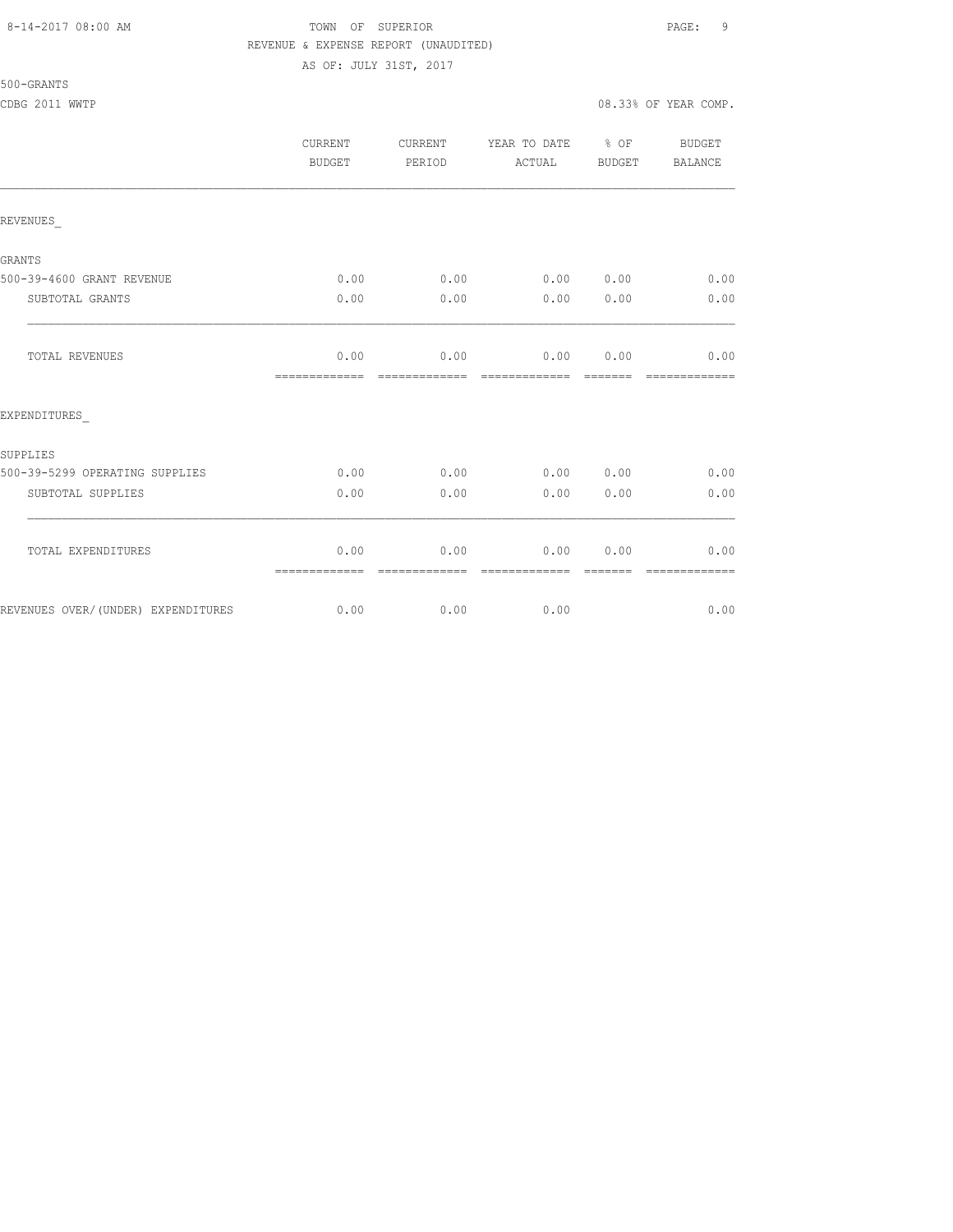TOWN OF SUPERIOR
REVENUE & EXPENSE REPORT (UNAUDITED)
AS OF: JULY 31ST, 2017

500-GRANTS
CDBG 2011 WWTP

08.33% OF YEAR COMP.

| | CURRENT BUDGET | CURRENT PERIOD | YEAR TO DATE ACTUAL | % OF BUDGET | BUDGET BALANCE |
|---|---|---|---|---|---|
| REVENUES_ | | | | | |
| GRANTS | | | | | |
| 500-39-4600 GRANT REVENUE | 0.00 | 0.00 | 0.00 | 0.00 | 0.00 |
| SUBTOTAL GRANTS | 0.00 | 0.00 | 0.00 | 0.00 | 0.00 |
| TOTAL REVENUES | 0.00 | 0.00 | 0.00 | 0.00 | 0.00 |
| EXPENDITURES_ | | | | | |
| SUPPLIES | | | | | |
| 500-39-5299 OPERATING SUPPLIES | 0.00 | 0.00 | 0.00 | 0.00 | 0.00 |
| SUBTOTAL SUPPLIES | 0.00 | 0.00 | 0.00 | 0.00 | 0.00 |
| TOTAL EXPENDITURES | 0.00 | 0.00 | 0.00 | 0.00 | 0.00 |
| REVENUES OVER/(UNDER) EXPENDITURES | 0.00 | 0.00 | 0.00 | | 0.00 |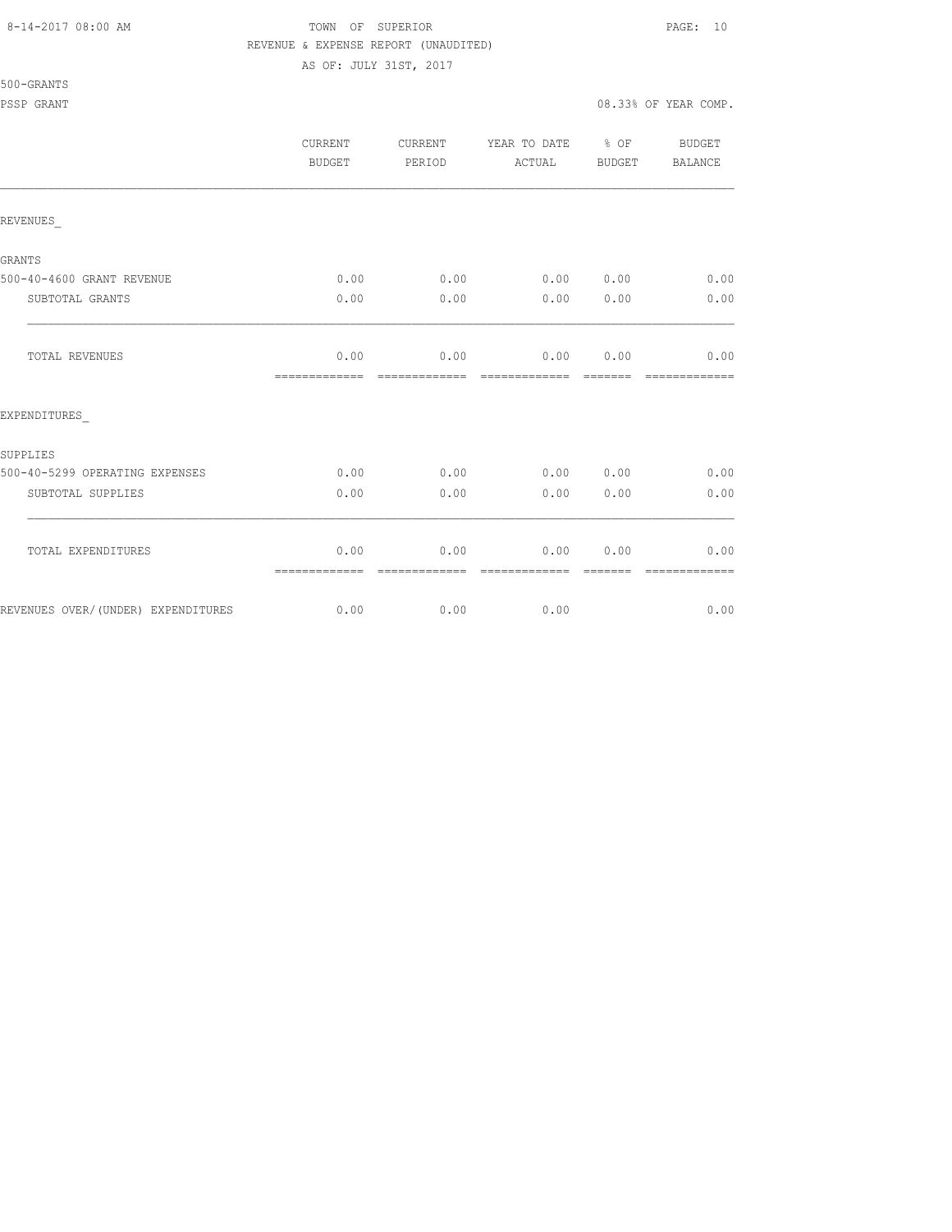TOWN OF SUPERIOR
REVENUE & EXPENSE REPORT (UNAUDITED)
AS OF: JULY 31ST, 2017

500-GRANTS

PSSP GRANT

08.33% OF YEAR COMP.

| | CURRENT BUDGET | CURRENT PERIOD | YEAR TO DATE ACTUAL | % OF BUDGET | BUDGET BALANCE |
|---|---|---|---|---|---|
| REVENUES_ | | | | | |
| GRANTS | | | | | |
| 500-40-4600 GRANT REVENUE | 0.00 | 0.00 | 0.00 | 0.00 | 0.00 |
| SUBTOTAL GRANTS | 0.00 | 0.00 | 0.00 | 0.00 | 0.00 |
| TOTAL REVENUES | 0.00 | 0.00 | 0.00 | 0.00 | 0.00 |
| EXPENDITURES_ | | | | | |
| SUPPLIES | | | | | |
| 500-40-5299 OPERATING EXPENSES | 0.00 | 0.00 | 0.00 | 0.00 | 0.00 |
| SUBTOTAL SUPPLIES | 0.00 | 0.00 | 0.00 | 0.00 | 0.00 |
| TOTAL EXPENDITURES | 0.00 | 0.00 | 0.00 | 0.00 | 0.00 |
| REVENUES OVER/(UNDER) EXPENDITURES | 0.00 | 0.00 | 0.00 | | 0.00 |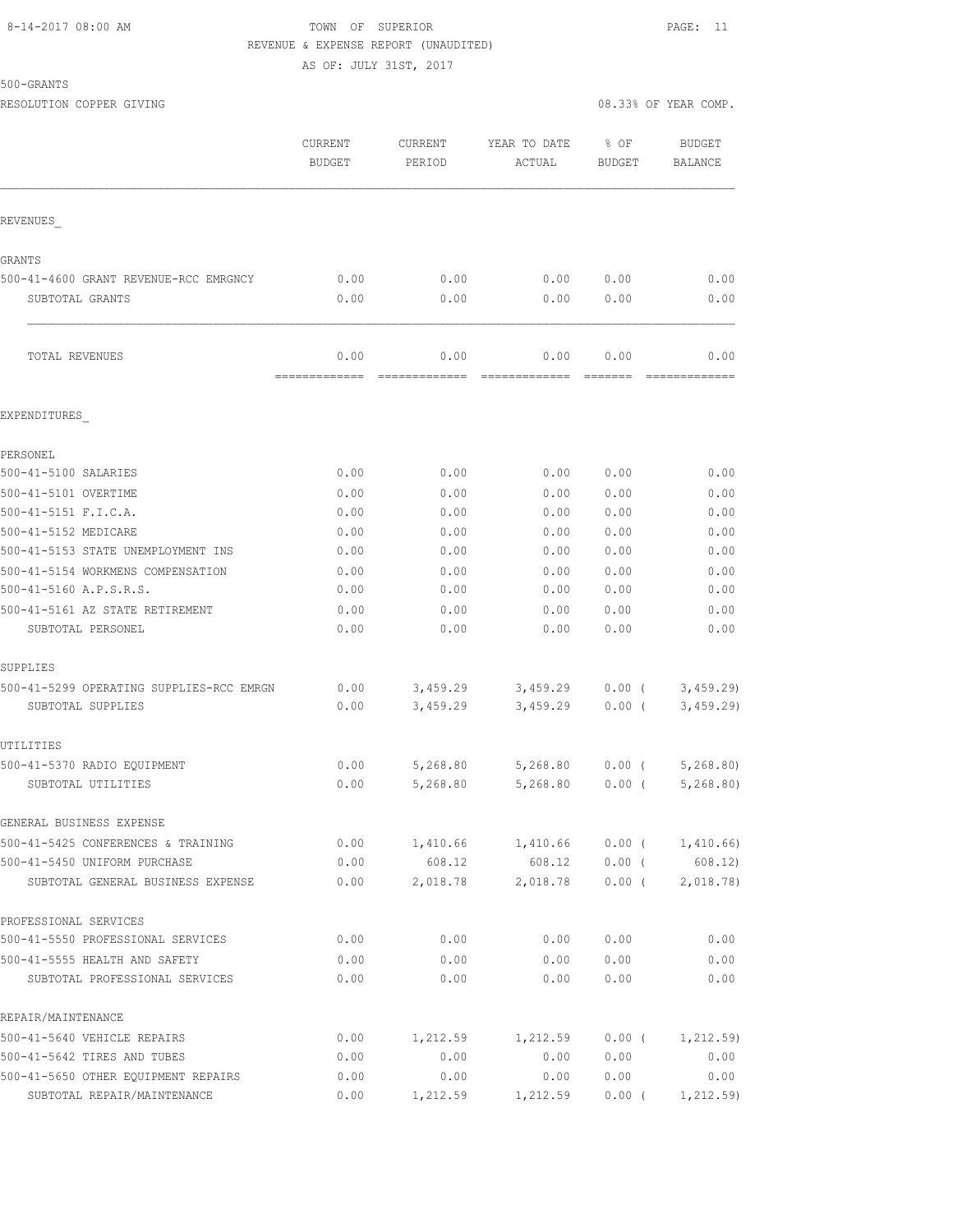8-14-2017 08:00 AM TOWN OF SUPERIOR

REVENUE & EXPENSE REPORT (UNAUDITED)

AS OF: JULY 31ST, 2017

500-GRANTS

RESOLUTION COPPER GIVING 08.33% OF YEAR COMP.

| | CURRENT BUDGET | CURRENT PERIOD | YEAR TO DATE ACTUAL | % OF BUDGET | BUDGET BALANCE |
|---|---|---|---|---|---|
| REVENUES_ | | | | | |
| GRANTS | | | | | |
| 500-41-4600 GRANT REVENUE-RCC EMRGNCY | 0.00 | 0.00 | 0.00 | 0.00 | 0.00 |
| SUBTOTAL GRANTS | 0.00 | 0.00 | 0.00 | 0.00 | 0.00 |
| TOTAL REVENUES | 0.00 | 0.00 | 0.00 | 0.00 | 0.00 |
| EXPENDITURES_ | | | | | |
| PERSONEL | | | | | |
| 500-41-5100 SALARIES | 0.00 | 0.00 | 0.00 | 0.00 | 0.00 |
| 500-41-5101 OVERTIME | 0.00 | 0.00 | 0.00 | 0.00 | 0.00 |
| 500-41-5151 F.I.C.A. | 0.00 | 0.00 | 0.00 | 0.00 | 0.00 |
| 500-41-5152 MEDICARE | 0.00 | 0.00 | 0.00 | 0.00 | 0.00 |
| 500-41-5153 STATE UNEMPLOYMENT INS | 0.00 | 0.00 | 0.00 | 0.00 | 0.00 |
| 500-41-5154 WORKMENS COMPENSATION | 0.00 | 0.00 | 0.00 | 0.00 | 0.00 |
| 500-41-5160 A.P.S.R.S. | 0.00 | 0.00 | 0.00 | 0.00 | 0.00 |
| 500-41-5161 AZ STATE RETIREMENT | 0.00 | 0.00 | 0.00 | 0.00 | 0.00 |
| SUBTOTAL PERSONEL | 0.00 | 0.00 | 0.00 | 0.00 | 0.00 |
| SUPPLIES | | | | | |
| 500-41-5299 OPERATING SUPPLIES-RCC EMRGN | 0.00 | 3,459.29 | 3,459.29 | 0.00 | ( 3,459.29) |
| SUBTOTAL SUPPLIES | 0.00 | 3,459.29 | 3,459.29 | 0.00 | ( 3,459.29) |
| UTILITIES | | | | | |
| 500-41-5370 RADIO EQUIPMENT | 0.00 | 5,268.80 | 5,268.80 | 0.00 | ( 5,268.80) |
| SUBTOTAL UTILITIES | 0.00 | 5,268.80 | 5,268.80 | 0.00 | ( 5,268.80) |
| GENERAL BUSINESS EXPENSE | | | | | |
| 500-41-5425 CONFERENCES & TRAINING | 0.00 | 1,410.66 | 1,410.66 | 0.00 | ( 1,410.66) |
| 500-41-5450 UNIFORM PURCHASE | 0.00 | 608.12 | 608.12 | 0.00 | ( 608.12) |
| SUBTOTAL GENERAL BUSINESS EXPENSE | 0.00 | 2,018.78 | 2,018.78 | 0.00 | ( 2,018.78) |
| PROFESSIONAL SERVICES | | | | | |
| 500-41-5550 PROFESSIONAL SERVICES | 0.00 | 0.00 | 0.00 | 0.00 | 0.00 |
| 500-41-5555 HEALTH AND SAFETY | 0.00 | 0.00 | 0.00 | 0.00 | 0.00 |
| SUBTOTAL PROFESSIONAL SERVICES | 0.00 | 0.00 | 0.00 | 0.00 | 0.00 |
| REPAIR/MAINTENANCE | | | | | |
| 500-41-5640 VEHICLE REPAIRS | 0.00 | 1,212.59 | 1,212.59 | 0.00 | ( 1,212.59) |
| 500-41-5642 TIRES AND TUBES | 0.00 | 0.00 | 0.00 | 0.00 | 0.00 |
| 500-41-5650 OTHER EQUIPMENT REPAIRS | 0.00 | 0.00 | 0.00 | 0.00 | 0.00 |
| SUBTOTAL REPAIR/MAINTENANCE | 0.00 | 1,212.59 | 1,212.59 | 0.00 | ( 1,212.59) |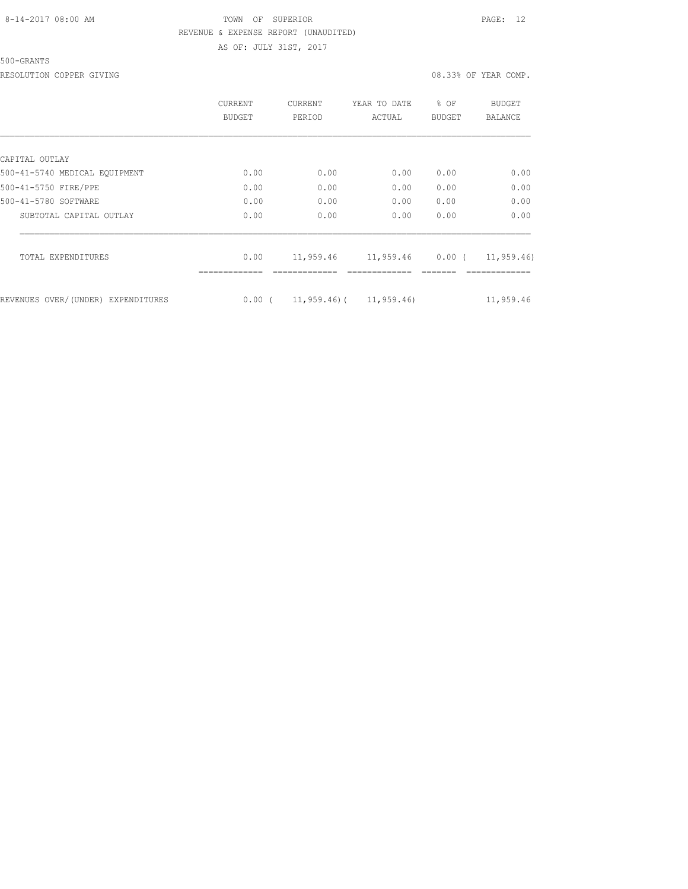TOWN OF SUPERIOR
REVENUE & EXPENSE REPORT (UNAUDITED)
AS OF: JULY 31ST, 2017

500-GRANTS

RESOLUTION COPPER GIVING — 08.33% OF YEAR COMP.

| | CURRENT BUDGET | CURRENT PERIOD | YEAR TO DATE ACTUAL | % OF BUDGET | BUDGET BALANCE |
|---|---|---|---|---|---|
| CAPITAL OUTLAY | | | | | |
| 500-41-5740 MEDICAL EQUIPMENT | 0.00 | 0.00 | 0.00 | 0.00 | 0.00 |
| 500-41-5750 FIRE/PPE | 0.00 | 0.00 | 0.00 | 0.00 | 0.00 |
| 500-41-5780 SOFTWARE | 0.00 | 0.00 | 0.00 | 0.00 | 0.00 |
| SUBTOTAL CAPITAL OUTLAY | 0.00 | 0.00 | 0.00 | 0.00 | 0.00 |
| TOTAL EXPENDITURES | 0.00 | 11,959.46 | 11,959.46 | 0.00 | ( 11,959.46) |
| REVENUES OVER/(UNDER) EXPENDITURES | 0.00 | ( 11,959.46) | ( 11,959.46) | | 11,959.46 |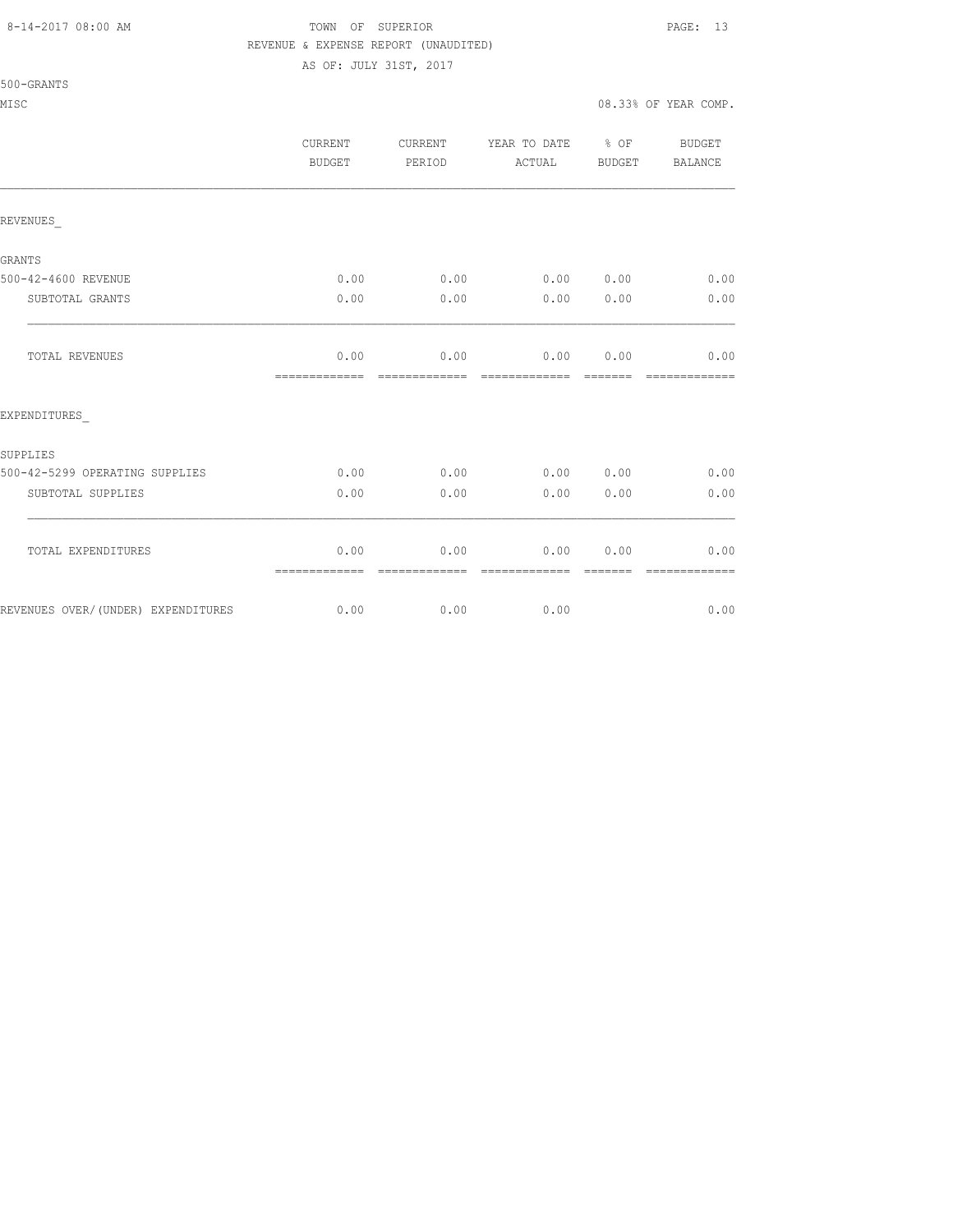TOWN OF SUPERIOR
REVENUE & EXPENSE REPORT (UNAUDITED)
AS OF: JULY 31ST, 2017

500-GRANTS
MISC — 08.33% OF YEAR COMP.

| | CURRENT BUDGET | CURRENT PERIOD | YEAR TO DATE ACTUAL | % OF BUDGET | BUDGET BALANCE |
|---|---|---|---|---|---|
| REVENUES_ | | | | | |
| GRANTS | | | | | |
| 500-42-4600 REVENUE | 0.00 | 0.00 | 0.00 | 0.00 | 0.00 |
| SUBTOTAL GRANTS | 0.00 | 0.00 | 0.00 | 0.00 | 0.00 |
| TOTAL REVENUES | 0.00 | 0.00 | 0.00 | 0.00 | 0.00 |
| EXPENDITURES_ | | | | | |
| SUPPLIES | | | | | |
| 500-42-5299 OPERATING SUPPLIES | 0.00 | 0.00 | 0.00 | 0.00 | 0.00 |
| SUBTOTAL SUPPLIES | 0.00 | 0.00 | 0.00 | 0.00 | 0.00 |
| TOTAL EXPENDITURES | 0.00 | 0.00 | 0.00 | 0.00 | 0.00 |
| REVENUES OVER/(UNDER) EXPENDITURES | 0.00 | 0.00 | 0.00 | | 0.00 |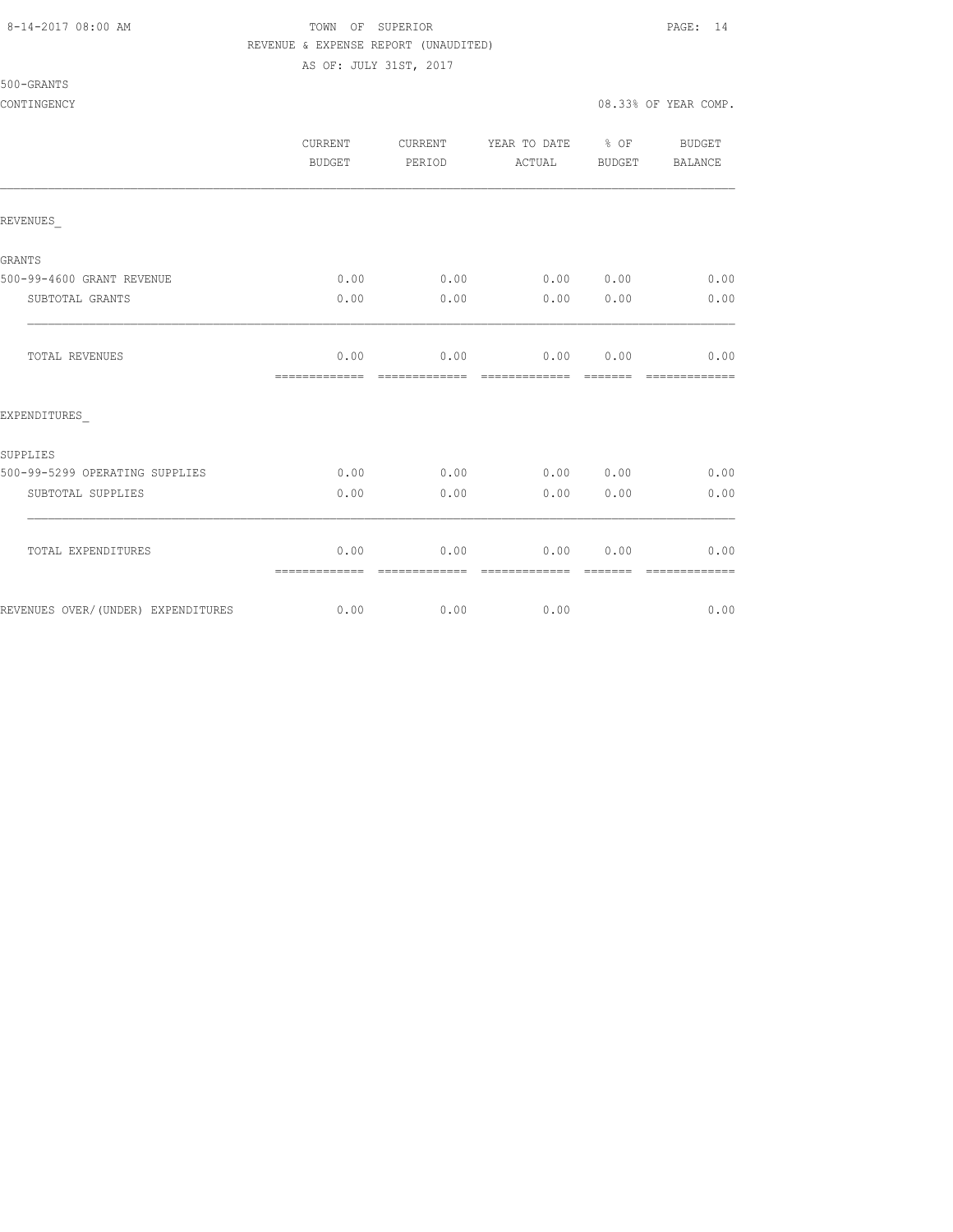TOWN OF SUPERIOR

REVENUE & EXPENSE REPORT (UNAUDITED)

AS OF: JULY 31ST, 2017

500-GRANTS

CONTINGENCY — 08.33% OF YEAR COMP.

| | CURRENT BUDGET | CURRENT PERIOD | YEAR TO DATE ACTUAL | % OF BUDGET | BUDGET BALANCE |
|---|---|---|---|---|---|
| REVENUES_ | | | | | |
| GRANTS | | | | | |
| 500-99-4600 GRANT REVENUE | 0.00 | 0.00 | 0.00 | 0.00 | 0.00 |
| SUBTOTAL GRANTS | 0.00 | 0.00 | 0.00 | 0.00 | 0.00 |
| TOTAL REVENUES | 0.00 | 0.00 | 0.00 | 0.00 | 0.00 |
| EXPENDITURES_ | | | | | |
| SUPPLIES | | | | | |
| 500-99-5299 OPERATING SUPPLIES | 0.00 | 0.00 | 0.00 | 0.00 | 0.00 |
| SUBTOTAL SUPPLIES | 0.00 | 0.00 | 0.00 | 0.00 | 0.00 |
| TOTAL EXPENDITURES | 0.00 | 0.00 | 0.00 | 0.00 | 0.00 |
| REVENUES OVER/(UNDER) EXPENDITURES | 0.00 | 0.00 | 0.00 | | 0.00 |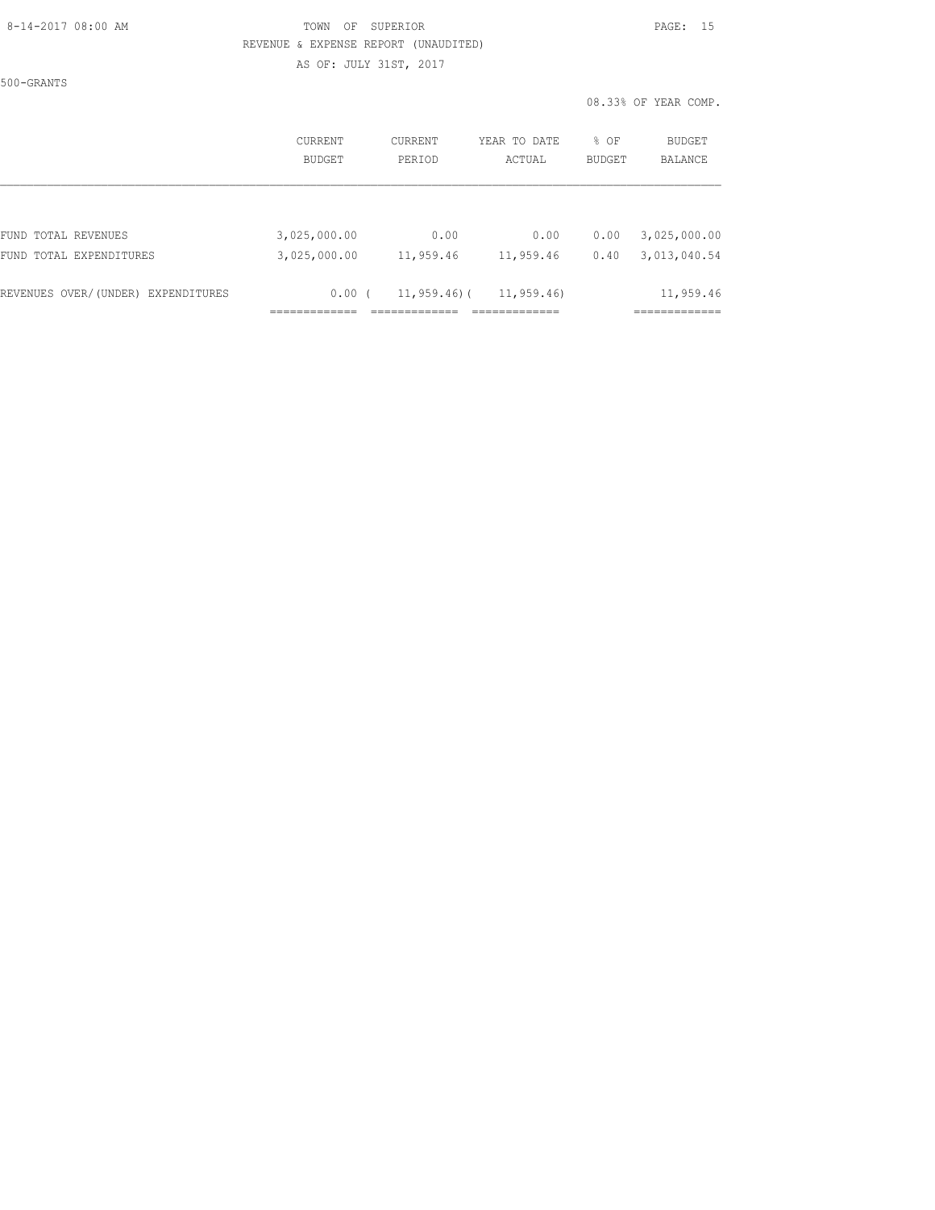TOWN OF SUPERIOR

REVENUE & EXPENSE REPORT (UNAUDITED)

AS OF: JULY 31ST, 2017

500-GRANTS

08.33% OF YEAR COMP.

| | CURRENT BUDGET | CURRENT PERIOD | YEAR TO DATE ACTUAL | % OF BUDGET | BUDGET BALANCE |
|---|---|---|---|---|---|
| FUND TOTAL REVENUES | 3,025,000.00 | 0.00 | 0.00 | 0.00 | 3,025,000.00 |
| FUND TOTAL EXPENDITURES | 3,025,000.00 | 11,959.46 | 11,959.46 | 0.40 | 3,013,040.54 |
| REVENUES OVER/(UNDER) EXPENDITURES | 0.00 | ( 11,959.46) | ( 11,959.46) | | 11,959.46 |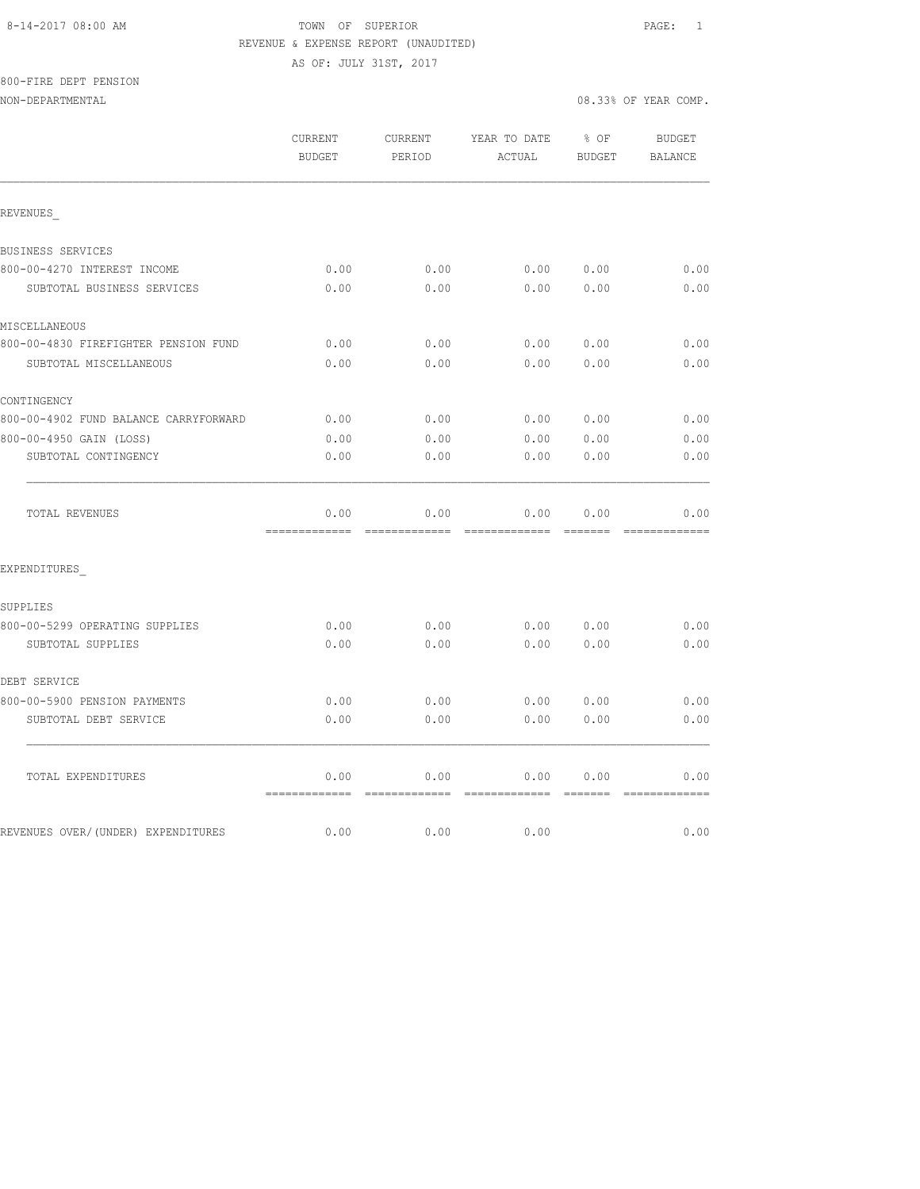TOWN OF SUPERIOR
REVENUE & EXPENSE REPORT (UNAUDITED)
AS OF: JULY 31ST, 2017

8-14-2017 08:00 AM

800-FIRE DEPT PENSION
NON-DEPARTMENTAL

08.33% OF YEAR COMP.

| | CURRENT BUDGET | CURRENT PERIOD | YEAR TO DATE ACTUAL | % OF BUDGET | BUDGET BALANCE |
|---|---|---|---|---|---|
| REVENUES_ | | | | | |
| BUSINESS SERVICES | | | | | |
| 800-00-4270 INTEREST INCOME | 0.00 | 0.00 | 0.00 | 0.00 | 0.00 |
| SUBTOTAL BUSINESS SERVICES | 0.00 | 0.00 | 0.00 | 0.00 | 0.00 |
| MISCELLANEOUS | | | | | |
| 800-00-4830 FIREFIGHTER PENSION FUND | 0.00 | 0.00 | 0.00 | 0.00 | 0.00 |
| SUBTOTAL MISCELLANEOUS | 0.00 | 0.00 | 0.00 | 0.00 | 0.00 |
| CONTINGENCY | | | | | |
| 800-00-4902 FUND BALANCE CARRYFORWARD | 0.00 | 0.00 | 0.00 | 0.00 | 0.00 |
| 800-00-4950 GAIN (LOSS) | 0.00 | 0.00 | 0.00 | 0.00 | 0.00 |
| SUBTOTAL CONTINGENCY | 0.00 | 0.00 | 0.00 | 0.00 | 0.00 |
| TOTAL REVENUES | 0.00 | 0.00 | 0.00 | 0.00 | 0.00 |
| EXPENDITURES_ | | | | | |
| SUPPLIES | | | | | |
| 800-00-5299 OPERATING SUPPLIES | 0.00 | 0.00 | 0.00 | 0.00 | 0.00 |
| SUBTOTAL SUPPLIES | 0.00 | 0.00 | 0.00 | 0.00 | 0.00 |
| DEBT SERVICE | | | | | |
| 800-00-5900 PENSION PAYMENTS | 0.00 | 0.00 | 0.00 | 0.00 | 0.00 |
| SUBTOTAL DEBT SERVICE | 0.00 | 0.00 | 0.00 | 0.00 | 0.00 |
| TOTAL EXPENDITURES | 0.00 | 0.00 | 0.00 | 0.00 | 0.00 |
| REVENUES OVER/(UNDER) EXPENDITURES | 0.00 | 0.00 | 0.00 | | 0.00 |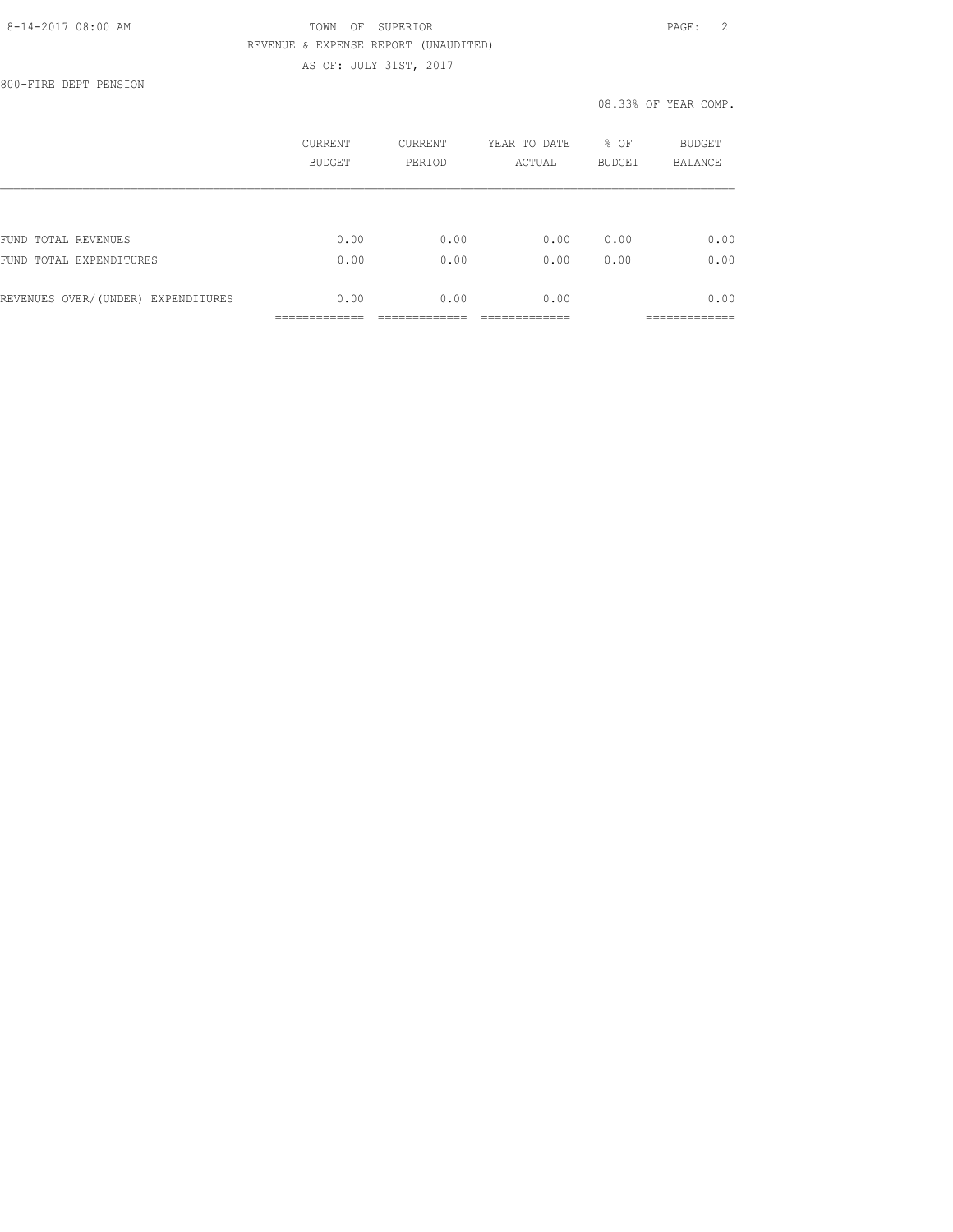TOWN OF SUPERIOR

REVENUE & EXPENSE REPORT (UNAUDITED)

AS OF: JULY 31ST, 2017

800-FIRE DEPT PENSION

08.33% OF YEAR COMP.

| | CURRENT BUDGET | CURRENT PERIOD | YEAR TO DATE ACTUAL | % OF BUDGET | BUDGET BALANCE |
|---|---|---|---|---|---|
| FUND TOTAL REVENUES | 0.00 | 0.00 | 0.00 | 0.00 | 0.00 |
| FUND TOTAL EXPENDITURES | 0.00 | 0.00 | 0.00 | 0.00 | 0.00 |
| REVENUES OVER/(UNDER) EXPENDITURES | 0.00 | 0.00 | 0.00 | | 0.00 |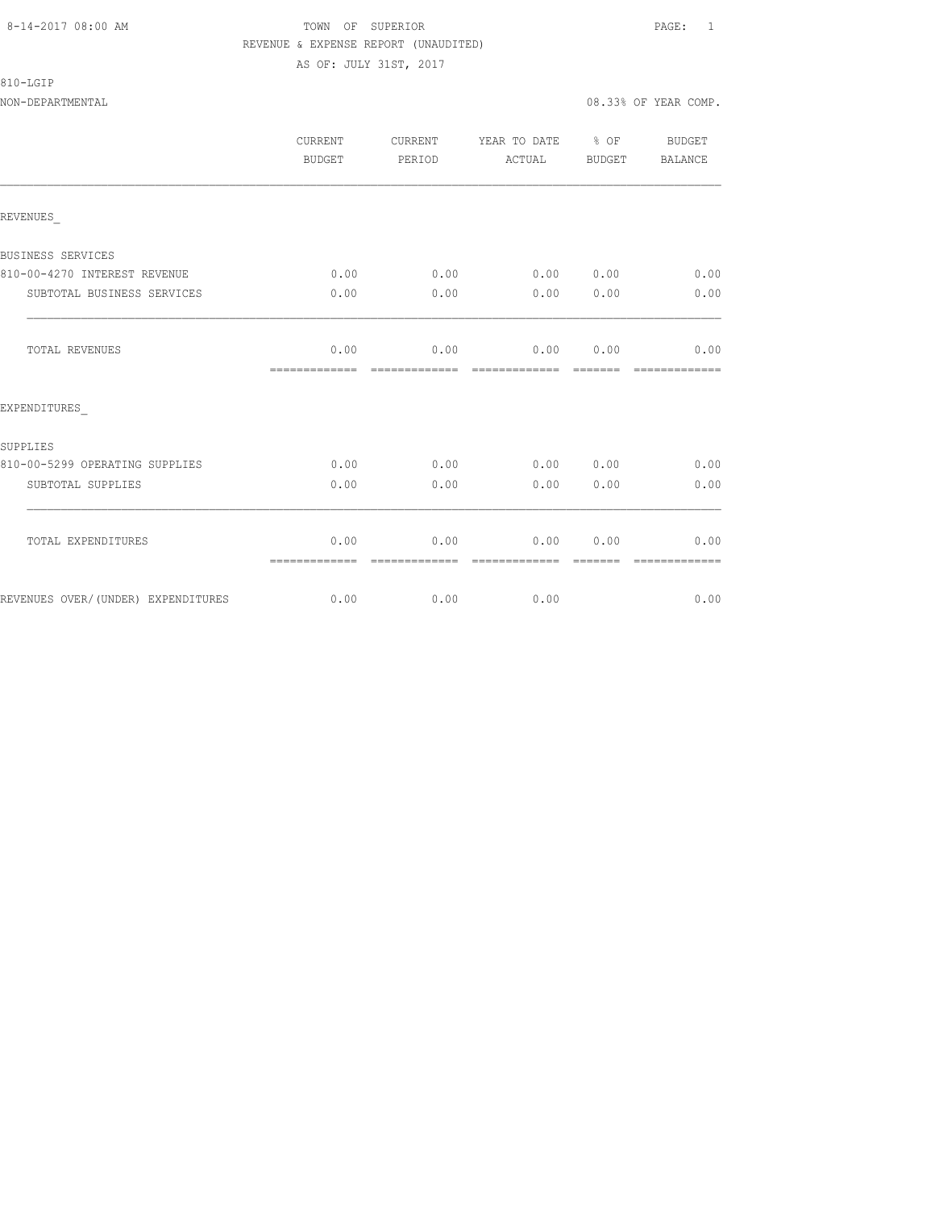8-14-2017 08:00 AM

TOWN OF SUPERIOR

REVENUE & EXPENSE REPORT (UNAUDITED)

AS OF: JULY 31ST, 2017

810-LGIP

NON-DEPARTMENTAL

08.33% OF YEAR COMP.

| | CURRENT BUDGET | CURRENT PERIOD | YEAR TO DATE ACTUAL | % OF BUDGET | BUDGET BALANCE |
|---|---|---|---|---|---|
| REVENUES_ | | | | | |
| BUSINESS SERVICES | | | | | |
| 810-00-4270 INTEREST REVENUE | 0.00 | 0.00 | 0.00 | 0.00 | 0.00 |
| SUBTOTAL BUSINESS SERVICES | 0.00 | 0.00 | 0.00 | 0.00 | 0.00 |
| TOTAL REVENUES | 0.00 | 0.00 | 0.00 | 0.00 | 0.00 |
| EXPENDITURES_ | | | | | |
| SUPPLIES | | | | | |
| 810-00-5299 OPERATING SUPPLIES | 0.00 | 0.00 | 0.00 | 0.00 | 0.00 |
| SUBTOTAL SUPPLIES | 0.00 | 0.00 | 0.00 | 0.00 | 0.00 |
| TOTAL EXPENDITURES | 0.00 | 0.00 | 0.00 | 0.00 | 0.00 |
| REVENUES OVER/(UNDER) EXPENDITURES | 0.00 | 0.00 | 0.00 | | 0.00 |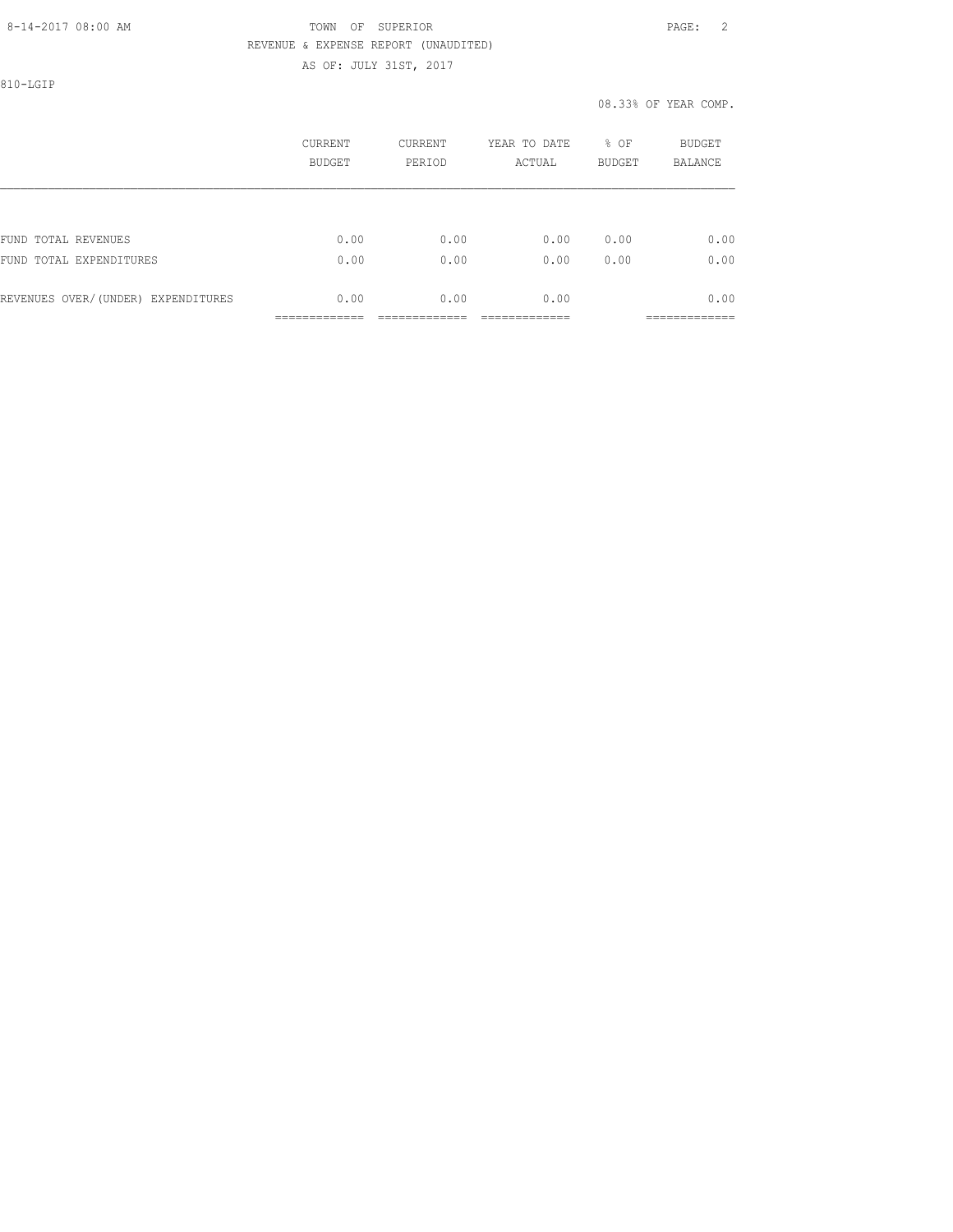TOWN OF SUPERIOR

REVENUE & EXPENSE REPORT (UNAUDITED)

AS OF: JULY 31ST, 2017

810-LGIP

08.33% OF YEAR COMP.

| | CURRENT BUDGET | CURRENT PERIOD | YEAR TO DATE ACTUAL | % OF BUDGET | BUDGET BALANCE |
|---|---|---|---|---|---|
| FUND TOTAL REVENUES | 0.00 | 0.00 | 0.00 | 0.00 | 0.00 |
| FUND TOTAL EXPENDITURES | 0.00 | 0.00 | 0.00 | 0.00 | 0.00 |
| REVENUES OVER/(UNDER) EXPENDITURES | 0.00 | 0.00 | 0.00 | | 0.00 |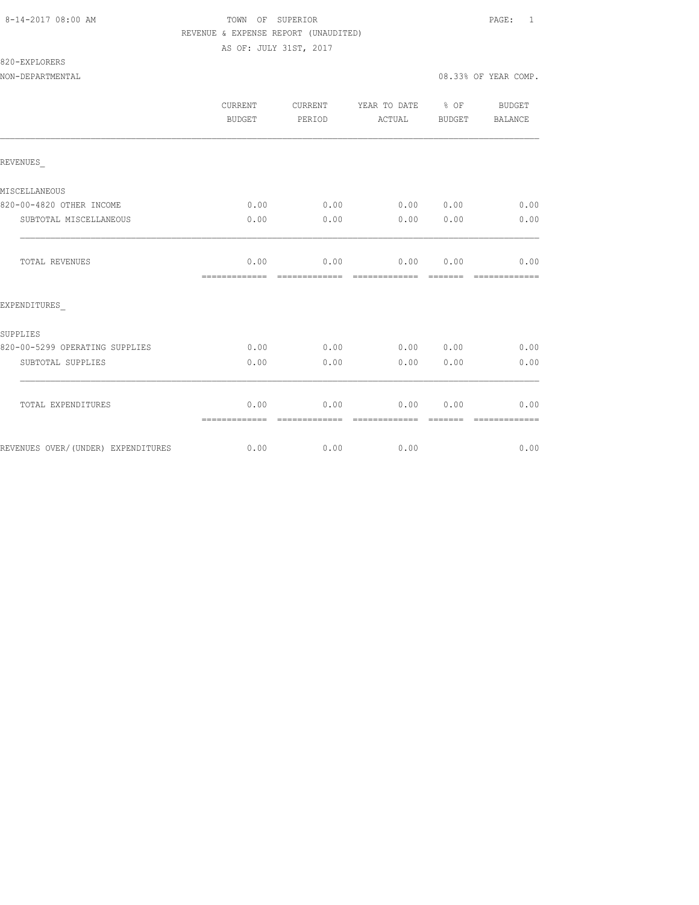8-14-2017 08:00 AM TOWN OF SUPERIOR PAGE: 1

REVENUE & EXPENSE REPORT (UNAUDITED)

AS OF: JULY 31ST, 2017

820-EXPLORERS

NON-DEPARTMENTAL 08.33% OF YEAR COMP.

| | CURRENT BUDGET | CURRENT PERIOD | YEAR TO DATE ACTUAL | % OF BUDGET | BUDGET BALANCE |
|---|---|---|---|---|---|
| REVENUES_ | | | | | |
| MISCELLANEOUS | | | | | |
| 820-00-4820 OTHER INCOME | 0.00 | 0.00 | 0.00 | 0.00 | 0.00 |
| SUBTOTAL MISCELLANEOUS | 0.00 | 0.00 | 0.00 | 0.00 | 0.00 |
| TOTAL REVENUES | 0.00 | 0.00 | 0.00 | 0.00 | 0.00 |
| EXPENDITURES_ | | | | | |
| SUPPLIES | | | | | |
| 820-00-5299 OPERATING SUPPLIES | 0.00 | 0.00 | 0.00 | 0.00 | 0.00 |
| SUBTOTAL SUPPLIES | 0.00 | 0.00 | 0.00 | 0.00 | 0.00 |
| TOTAL EXPENDITURES | 0.00 | 0.00 | 0.00 | 0.00 | 0.00 |
| REVENUES OVER/(UNDER) EXPENDITURES | 0.00 | 0.00 | 0.00 | | 0.00 |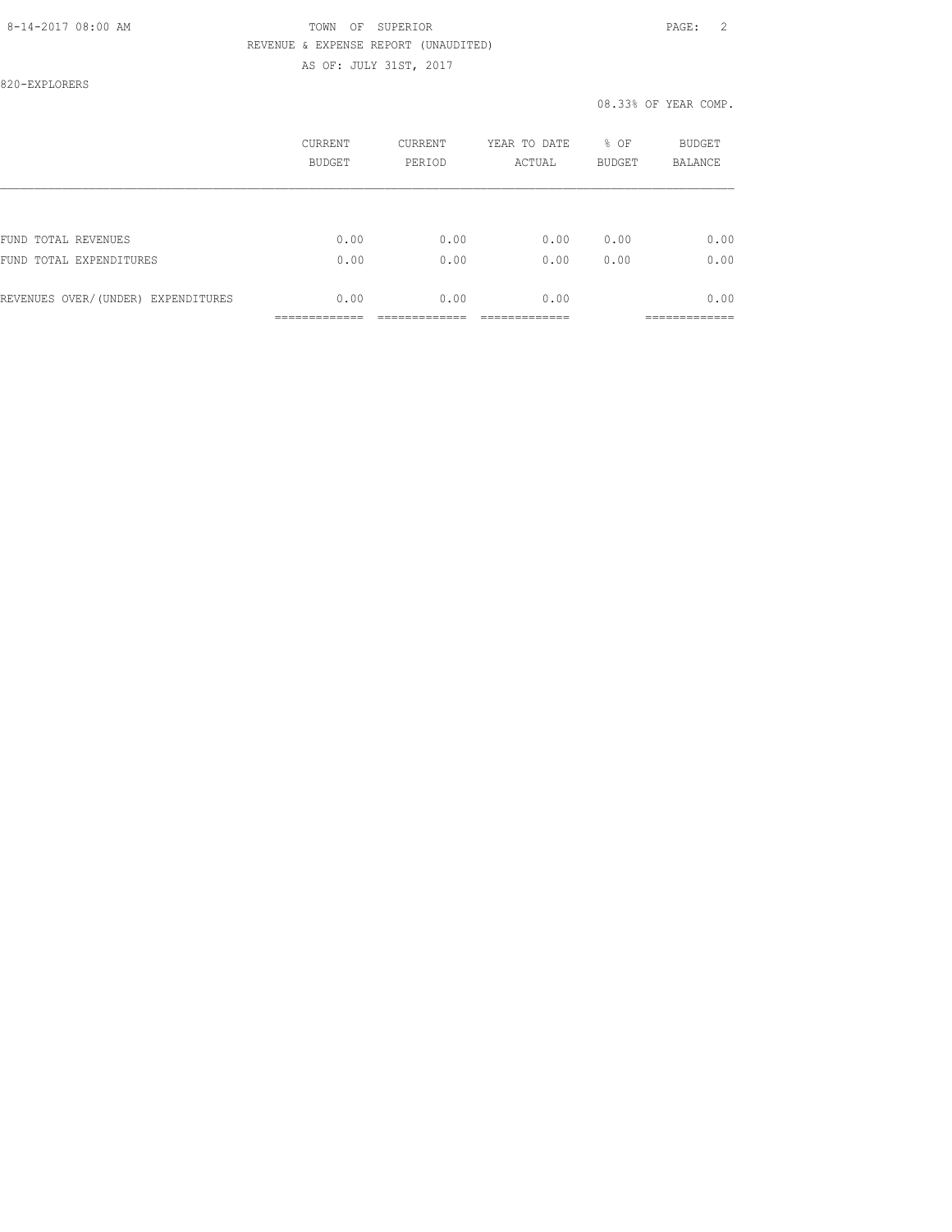TOWN OF SUPERIOR
REVENUE & EXPENSE REPORT (UNAUDITED)
AS OF: JULY 31ST, 2017

820-EXPLORERS

08.33% OF YEAR COMP.

| | CURRENT BUDGET | CURRENT PERIOD | YEAR TO DATE ACTUAL | % OF BUDGET | BUDGET BALANCE |
|---|---|---|---|---|---|
| FUND TOTAL REVENUES | 0.00 | 0.00 | 0.00 | 0.00 | 0.00 |
| FUND TOTAL EXPENDITURES | 0.00 | 0.00 | 0.00 | 0.00 | 0.00 |
| REVENUES OVER/(UNDER) EXPENDITURES | 0.00 | 0.00 | 0.00 | | 0.00 |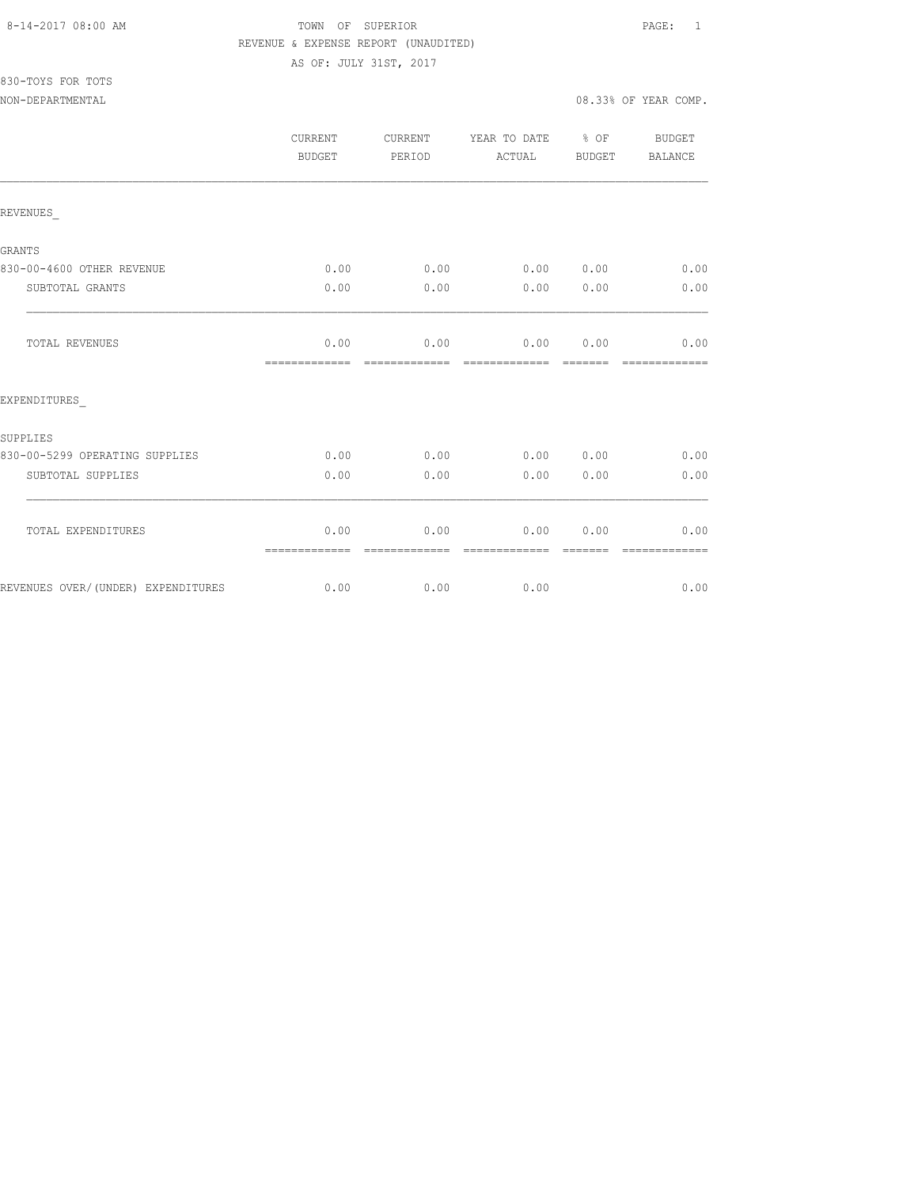TOWN OF SUPERIOR
REVENUE & EXPENSE REPORT (UNAUDITED)
AS OF: JULY 31ST, 2017

830-TOYS FOR TOTS
NON-DEPARTMENTAL

08.33% OF YEAR COMP.

| | CURRENT BUDGET | CURRENT PERIOD | YEAR TO DATE ACTUAL | % OF BUDGET | BUDGET BALANCE |
|---|---|---|---|---|---|
| REVENUES_ | | | | | |
| GRANTS | | | | | |
| 830-00-4600 OTHER REVENUE | 0.00 | 0.00 | 0.00 | 0.00 | 0.00 |
| SUBTOTAL GRANTS | 0.00 | 0.00 | 0.00 | 0.00 | 0.00 |
| TOTAL REVENUES | 0.00 | 0.00 | 0.00 | 0.00 | 0.00 |
| EXPENDITURES_ | | | | | |
| SUPPLIES | | | | | |
| 830-00-5299 OPERATING SUPPLIES | 0.00 | 0.00 | 0.00 | 0.00 | 0.00 |
| SUBTOTAL SUPPLIES | 0.00 | 0.00 | 0.00 | 0.00 | 0.00 |
| TOTAL EXPENDITURES | 0.00 | 0.00 | 0.00 | 0.00 | 0.00 |
| REVENUES OVER/(UNDER) EXPENDITURES | 0.00 | 0.00 | 0.00 | | 0.00 |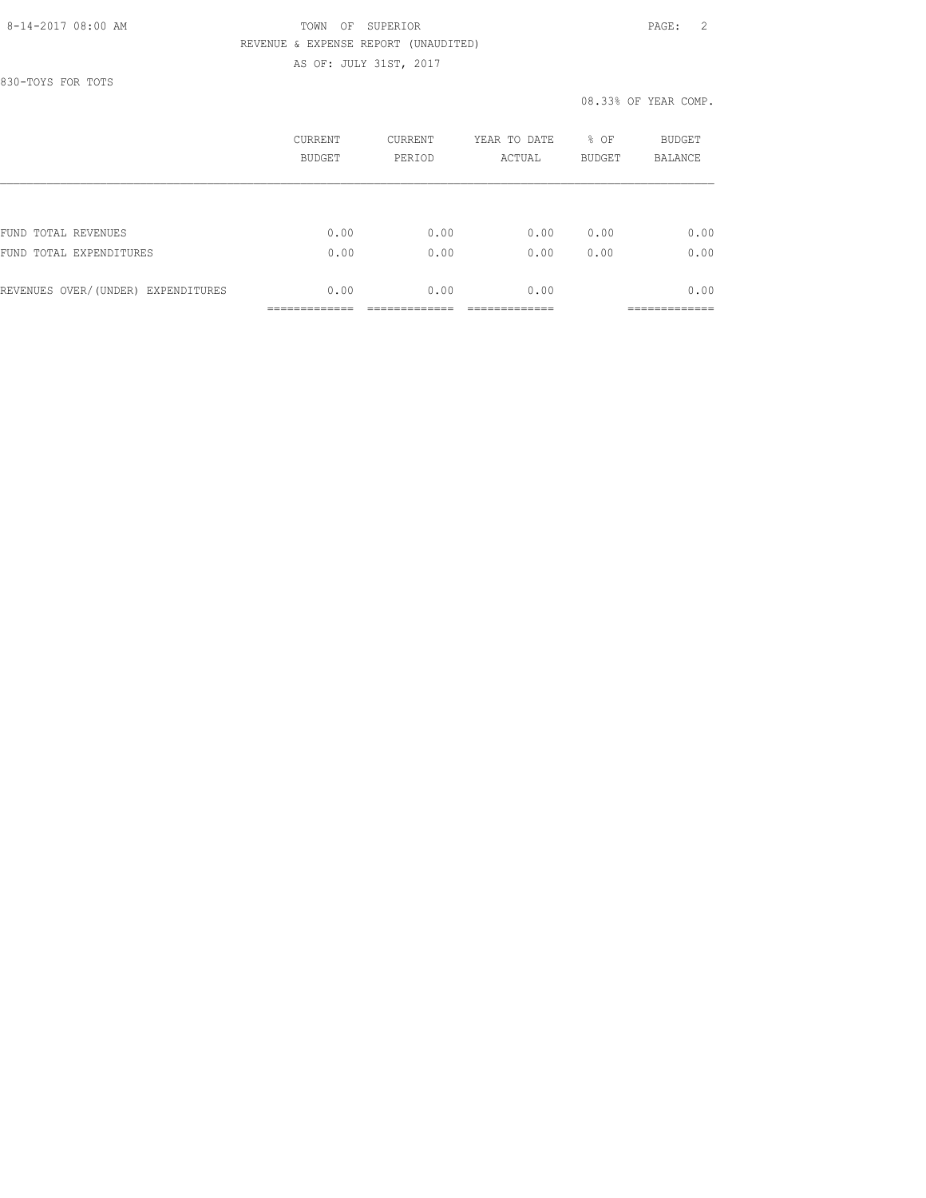TOWN OF SUPERIOR

REVENUE & EXPENSE REPORT (UNAUDITED)

AS OF: JULY 31ST, 2017

830-TOYS FOR TOTS

08.33% OF YEAR COMP.

| | CURRENT BUDGET | CURRENT PERIOD | YEAR TO DATE ACTUAL | % OF BUDGET | BUDGET BALANCE |
|---|---|---|---|---|---|
| FUND TOTAL REVENUES | 0.00 | 0.00 | 0.00 | 0.00 | 0.00 |
| FUND TOTAL EXPENDITURES | 0.00 | 0.00 | 0.00 | 0.00 | 0.00 |
| REVENUES OVER/(UNDER) EXPENDITURES | 0.00 | 0.00 | 0.00 | | 0.00 |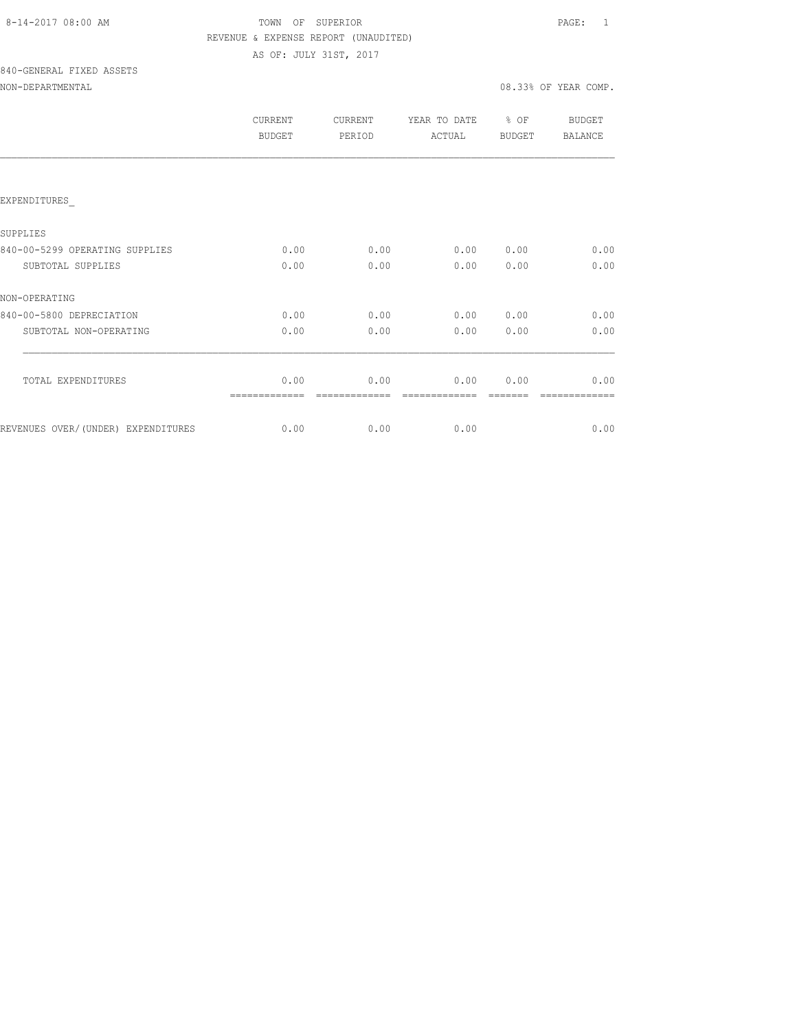8-14-2017 08:00 AM TOWN OF SUPERIOR PAGE: 1

REVENUE & EXPENSE REPORT (UNAUDITED)

AS OF: JULY 31ST, 2017

840-GENERAL FIXED ASSETS

NON-DEPARTMENTAL 08.33% OF YEAR COMP.

| | CURRENT BUDGET | CURRENT PERIOD | YEAR TO DATE ACTUAL | % OF BUDGET | BUDGET BALANCE |
|---|---|---|---|---|---|
| EXPENDITURES_ | | | | | |
| SUPPLIES | | | | | |
| 840-00-5299 OPERATING SUPPLIES | 0.00 | 0.00 | 0.00 | 0.00 | 0.00 |
| SUBTOTAL SUPPLIES | 0.00 | 0.00 | 0.00 | 0.00 | 0.00 |
| NON-OPERATING | | | | | |
| 840-00-5800 DEPRECIATION | 0.00 | 0.00 | 0.00 | 0.00 | 0.00 |
| SUBTOTAL NON-OPERATING | 0.00 | 0.00 | 0.00 | 0.00 | 0.00 |
| TOTAL EXPENDITURES | 0.00 | 0.00 | 0.00 | 0.00 | 0.00 |
| REVENUES OVER/(UNDER) EXPENDITURES | 0.00 | 0.00 | 0.00 | | 0.00 |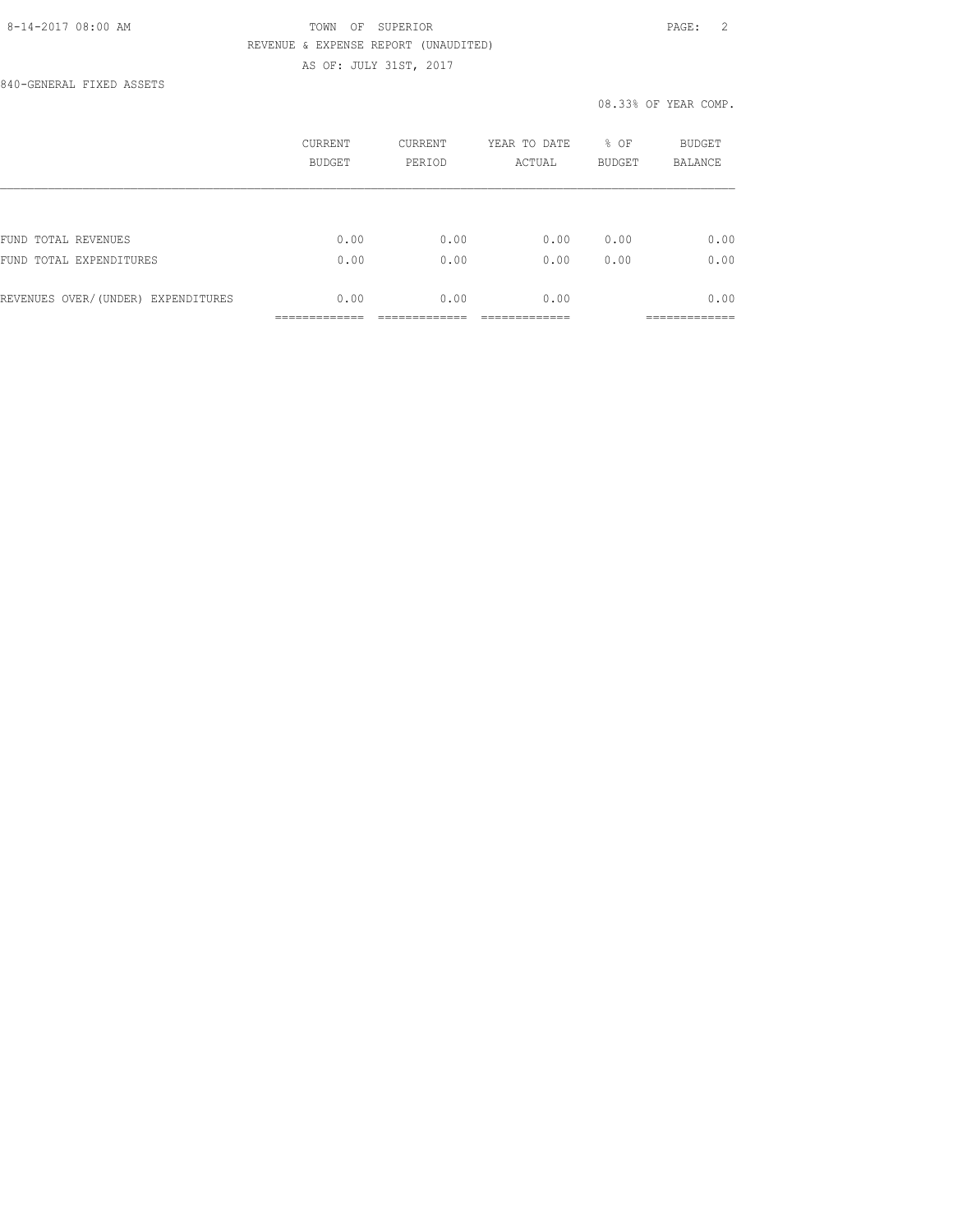TOWN OF SUPERIOR

REVENUE & EXPENSE REPORT (UNAUDITED)

AS OF: JULY 31ST, 2017

840-GENERAL FIXED ASSETS

08.33% OF YEAR COMP.

| | CURRENT BUDGET | CURRENT PERIOD | YEAR TO DATE ACTUAL | % OF BUDGET | BUDGET BALANCE |
|---|---|---|---|---|---|
| FUND TOTAL REVENUES | 0.00 | 0.00 | 0.00 | 0.00 | 0.00 |
| FUND TOTAL EXPENDITURES | 0.00 | 0.00 | 0.00 | 0.00 | 0.00 |
| REVENUES OVER/(UNDER) EXPENDITURES | 0.00 | 0.00 | 0.00 | | 0.00 |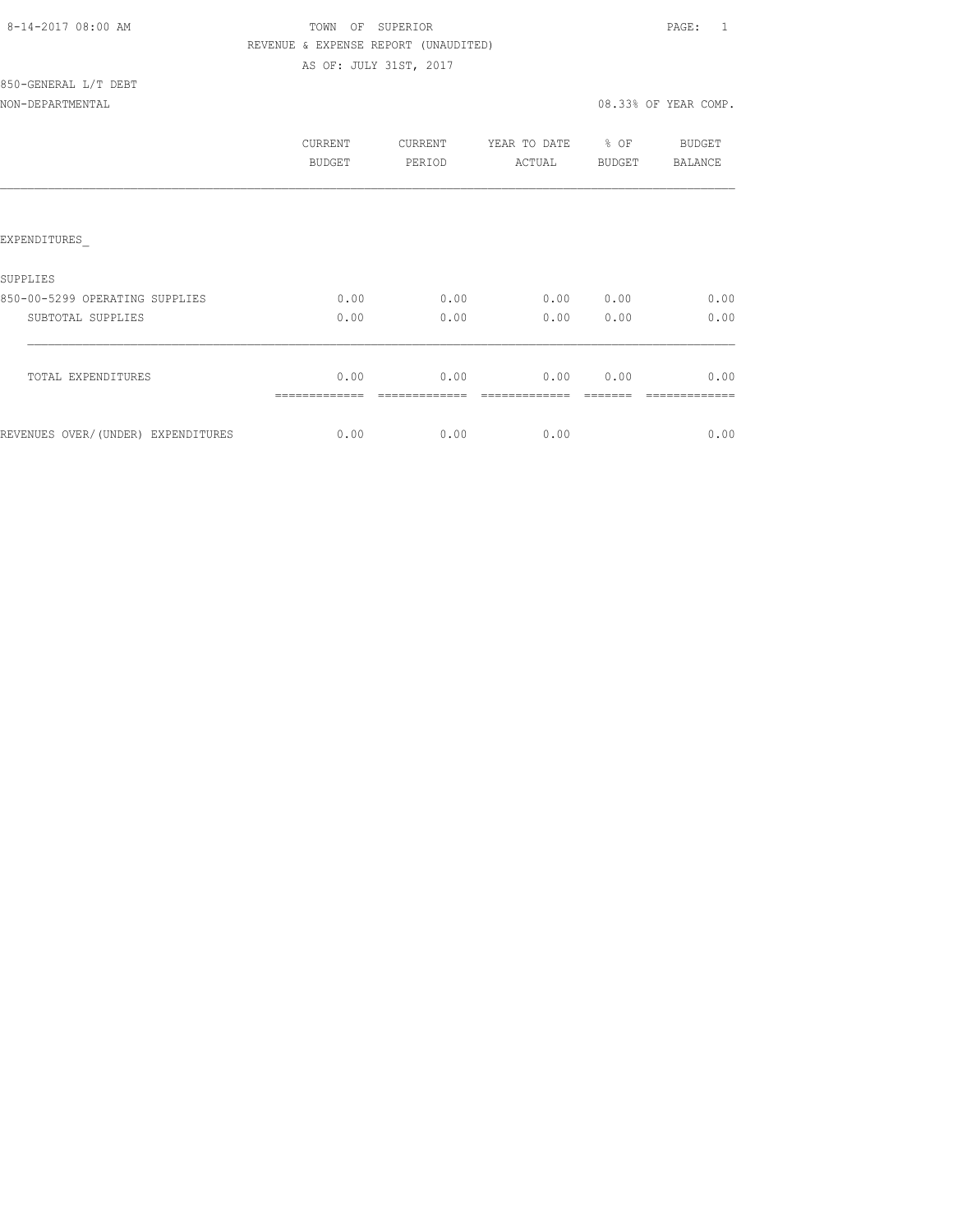TOWN OF SUPERIOR
REVENUE & EXPENSE REPORT (UNAUDITED)
AS OF: JULY 31ST, 2017

850-GENERAL L/T DEBT
NON-DEPARTMENTAL

08.33% OF YEAR COMP.

| | CURRENT BUDGET | CURRENT PERIOD | YEAR TO DATE ACTUAL | % OF BUDGET | BUDGET BALANCE |
|---|---|---|---|---|---|
| EXPENDITURES_ | | | | | |
| SUPPLIES | | | | | |
| 850-00-5299 OPERATING SUPPLIES | 0.00 | 0.00 | 0.00 | 0.00 | 0.00 |
| SUBTOTAL SUPPLIES | 0.00 | 0.00 | 0.00 | 0.00 | 0.00 |
| TOTAL EXPENDITURES | 0.00 | 0.00 | 0.00 | 0.00 | 0.00 |
| REVENUES OVER/(UNDER) EXPENDITURES | 0.00 | 0.00 | 0.00 | | 0.00 |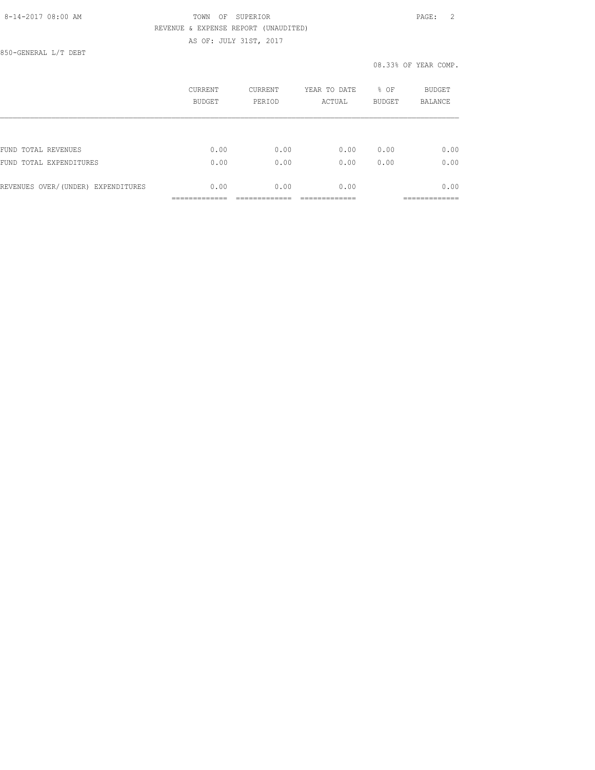TOWN OF SUPERIOR

REVENUE & EXPENSE REPORT (UNAUDITED)

AS OF: JULY 31ST, 2017

850-GENERAL L/T DEBT

08.33% OF YEAR COMP.

| | CURRENT BUDGET | CURRENT PERIOD | YEAR TO DATE ACTUAL | % OF BUDGET | BUDGET BALANCE |
|---|---|---|---|---|---|
| FUND TOTAL REVENUES | 0.00 | 0.00 | 0.00 | 0.00 | 0.00 |
| FUND TOTAL EXPENDITURES | 0.00 | 0.00 | 0.00 | 0.00 | 0.00 |
| REVENUES OVER/(UNDER) EXPENDITURES | 0.00 | 0.00 | 0.00 | | 0.00 |